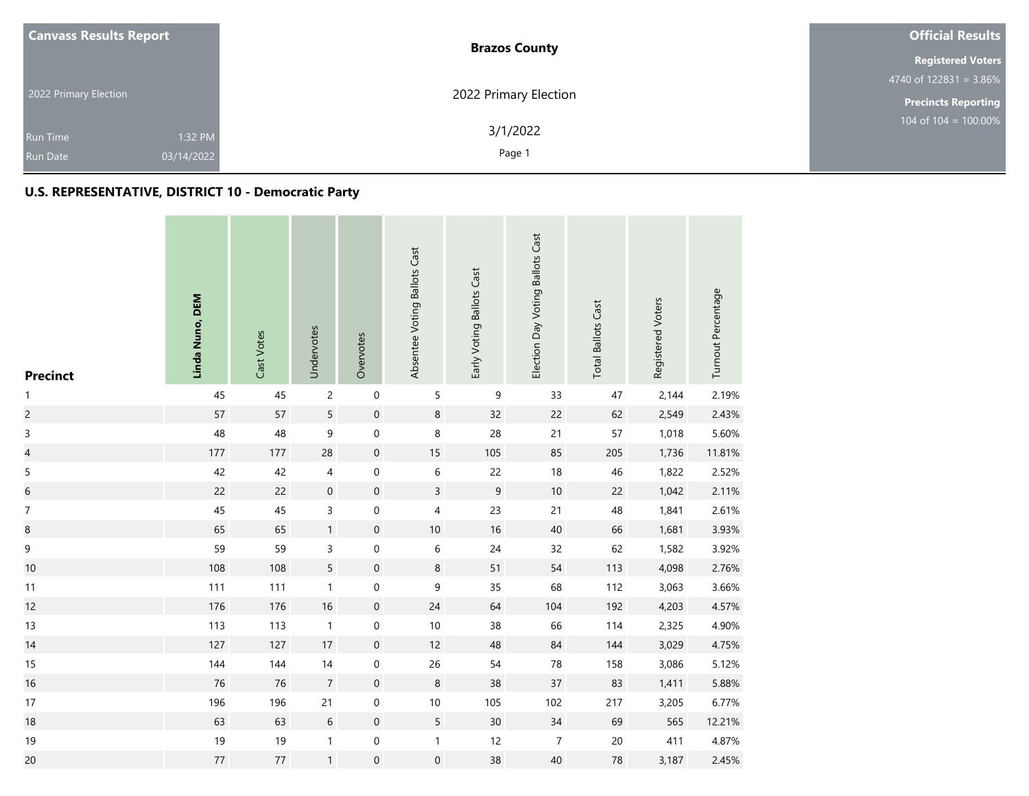**Canvass Results Report**

2022 Primary Election

Run Time 1:32 PM
Run Date 03/14/2022

**Brazos County**

2022 Primary Election

3/1/2022

**Official Results**

**Registered Voters**
4740 of 122831 = 3.86%

**Precincts Reporting**
104 of 104 = 100.00%

## U.S. REPRESENTATIVE, DISTRICT 10 - Democratic Party

| Precinct | Linda Nuno, DEM | Cast Votes | Undervotes | Overvotes | Absentee Voting Ballots Cast | Early Voting Ballots Cast | Election Day Voting Ballots Cast | Total Ballots Cast | Registered Voters | Turnout Percentage |
|---|---|---|---|---|---|---|---|---|---|---|
| 1 | 45 | 45 | 2 | 0 | 5 | 9 | 33 | 47 | 2,144 | 2.19% |
| 2 | 57 | 57 | 5 | 0 | 8 | 32 | 22 | 62 | 2,549 | 2.43% |
| 3 | 48 | 48 | 9 | 0 | 8 | 28 | 21 | 57 | 1,018 | 5.60% |
| 4 | 177 | 177 | 28 | 0 | 15 | 105 | 85 | 205 | 1,736 | 11.81% |
| 5 | 42 | 42 | 4 | 0 | 6 | 22 | 18 | 46 | 1,822 | 2.52% |
| 6 | 22 | 22 | 0 | 0 | 3 | 9 | 10 | 22 | 1,042 | 2.11% |
| 7 | 45 | 45 | 3 | 0 | 4 | 23 | 21 | 48 | 1,841 | 2.61% |
| 8 | 65 | 65 | 1 | 0 | 10 | 16 | 40 | 66 | 1,681 | 3.93% |
| 9 | 59 | 59 | 3 | 0 | 6 | 24 | 32 | 62 | 1,582 | 3.92% |
| 10 | 108 | 108 | 5 | 0 | 8 | 51 | 54 | 113 | 4,098 | 2.76% |
| 11 | 111 | 111 | 1 | 0 | 9 | 35 | 68 | 112 | 3,063 | 3.66% |
| 12 | 176 | 176 | 16 | 0 | 24 | 64 | 104 | 192 | 4,203 | 4.57% |
| 13 | 113 | 113 | 1 | 0 | 10 | 38 | 66 | 114 | 2,325 | 4.90% |
| 14 | 127 | 127 | 17 | 0 | 12 | 48 | 84 | 144 | 3,029 | 4.75% |
| 15 | 144 | 144 | 14 | 0 | 26 | 54 | 78 | 158 | 3,086 | 5.12% |
| 16 | 76 | 76 | 7 | 0 | 8 | 38 | 37 | 83 | 1,411 | 5.88% |
| 17 | 196 | 196 | 21 | 0 | 10 | 105 | 102 | 217 | 3,205 | 6.77% |
| 18 | 63 | 63 | 6 | 0 | 5 | 30 | 34 | 69 | 565 | 12.21% |
| 19 | 19 | 19 | 1 | 0 | 1 | 12 | 7 | 20 | 411 | 4.87% |
| 20 | 77 | 77 | 1 | 0 | 0 | 38 | 40 | 78 | 3,187 | 2.45% |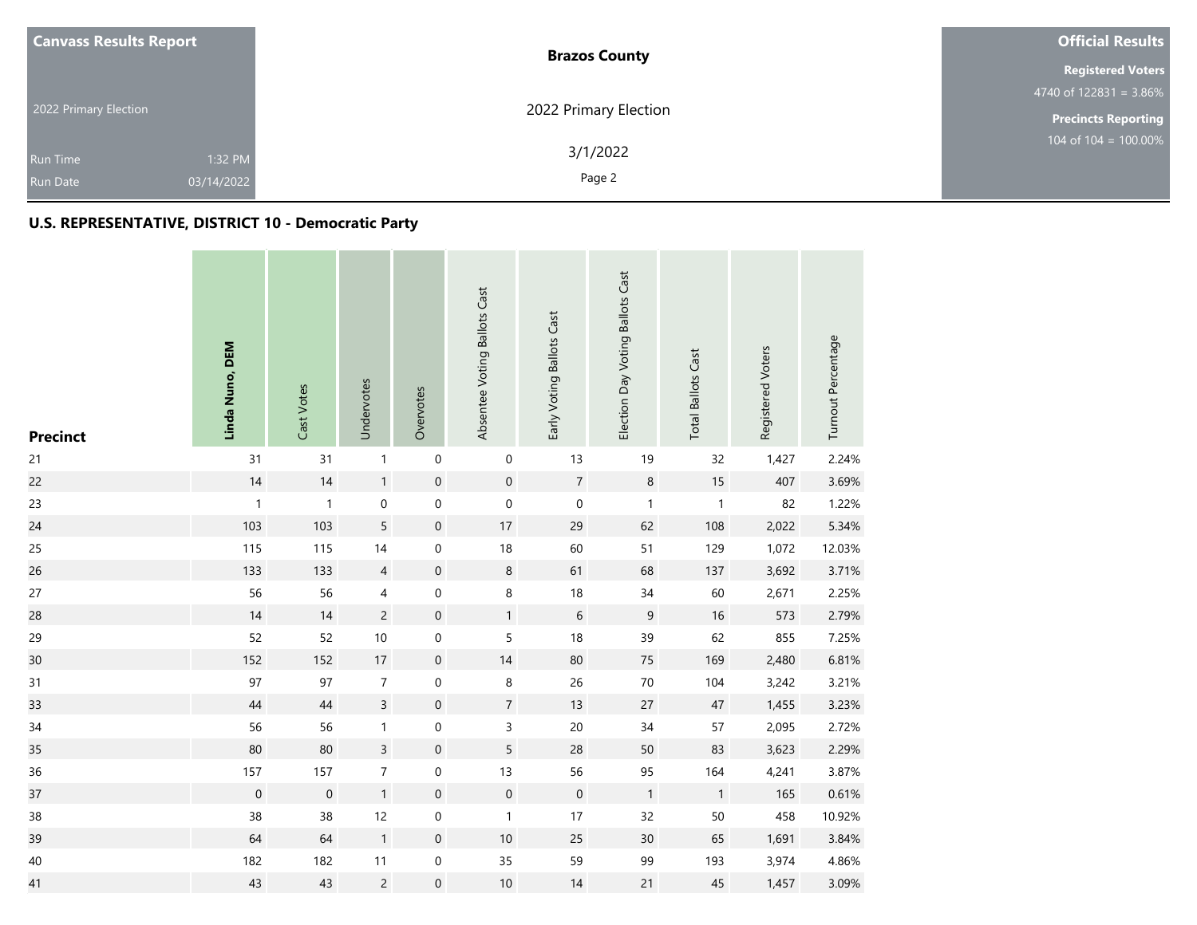## U.S. REPRESENTATIVE, DISTRICT 10 - Democratic Party

| Precinct | Linda Nuno, DEM | Cast Votes | Undervotes | Overvotes | Absentee Voting Ballots Cast | Early Voting Ballots Cast | Election Day Voting Ballots Cast | Total Ballots Cast | Registered Voters | Turnout Percentage |
|---|---|---|---|---|---|---|---|---|---|---|
| 21 | 31 | 31 | 1 | 0 | 0 | 13 | 19 | 32 | 1,427 | 2.24% |
| 22 | 14 | 14 | 1 | 0 | 0 | 7 | 8 | 15 | 407 | 3.69% |
| 23 | 1 | 1 | 0 | 0 | 0 | 0 | 1 | 1 | 82 | 1.22% |
| 24 | 103 | 103 | 5 | 0 | 17 | 29 | 62 | 108 | 2,022 | 5.34% |
| 25 | 115 | 115 | 14 | 0 | 18 | 60 | 51 | 129 | 1,072 | 12.03% |
| 26 | 133 | 133 | 4 | 0 | 8 | 61 | 68 | 137 | 3,692 | 3.71% |
| 27 | 56 | 56 | 4 | 0 | 8 | 18 | 34 | 60 | 2,671 | 2.25% |
| 28 | 14 | 14 | 2 | 0 | 1 | 6 | 9 | 16 | 573 | 2.79% |
| 29 | 52 | 52 | 10 | 0 | 5 | 18 | 39 | 62 | 855 | 7.25% |
| 30 | 152 | 152 | 17 | 0 | 14 | 80 | 75 | 169 | 2,480 | 6.81% |
| 31 | 97 | 97 | 7 | 0 | 8 | 26 | 70 | 104 | 3,242 | 3.21% |
| 33 | 44 | 44 | 3 | 0 | 7 | 13 | 27 | 47 | 1,455 | 3.23% |
| 34 | 56 | 56 | 1 | 0 | 3 | 20 | 34 | 57 | 2,095 | 2.72% |
| 35 | 80 | 80 | 3 | 0 | 5 | 28 | 50 | 83 | 3,623 | 2.29% |
| 36 | 157 | 157 | 7 | 0 | 13 | 56 | 95 | 164 | 4,241 | 3.87% |
| 37 | 0 | 0 | 1 | 0 | 0 | 0 | 1 | 1 | 165 | 0.61% |
| 38 | 38 | 38 | 12 | 0 | 1 | 17 | 32 | 50 | 458 | 10.92% |
| 39 | 64 | 64 | 1 | 0 | 10 | 25 | 30 | 65 | 1,691 | 3.84% |
| 40 | 182 | 182 | 11 | 0 | 35 | 59 | 99 | 193 | 3,974 | 4.86% |
| 41 | 43 | 43 | 2 | 0 | 10 | 14 | 21 | 45 | 1,457 | 3.09% |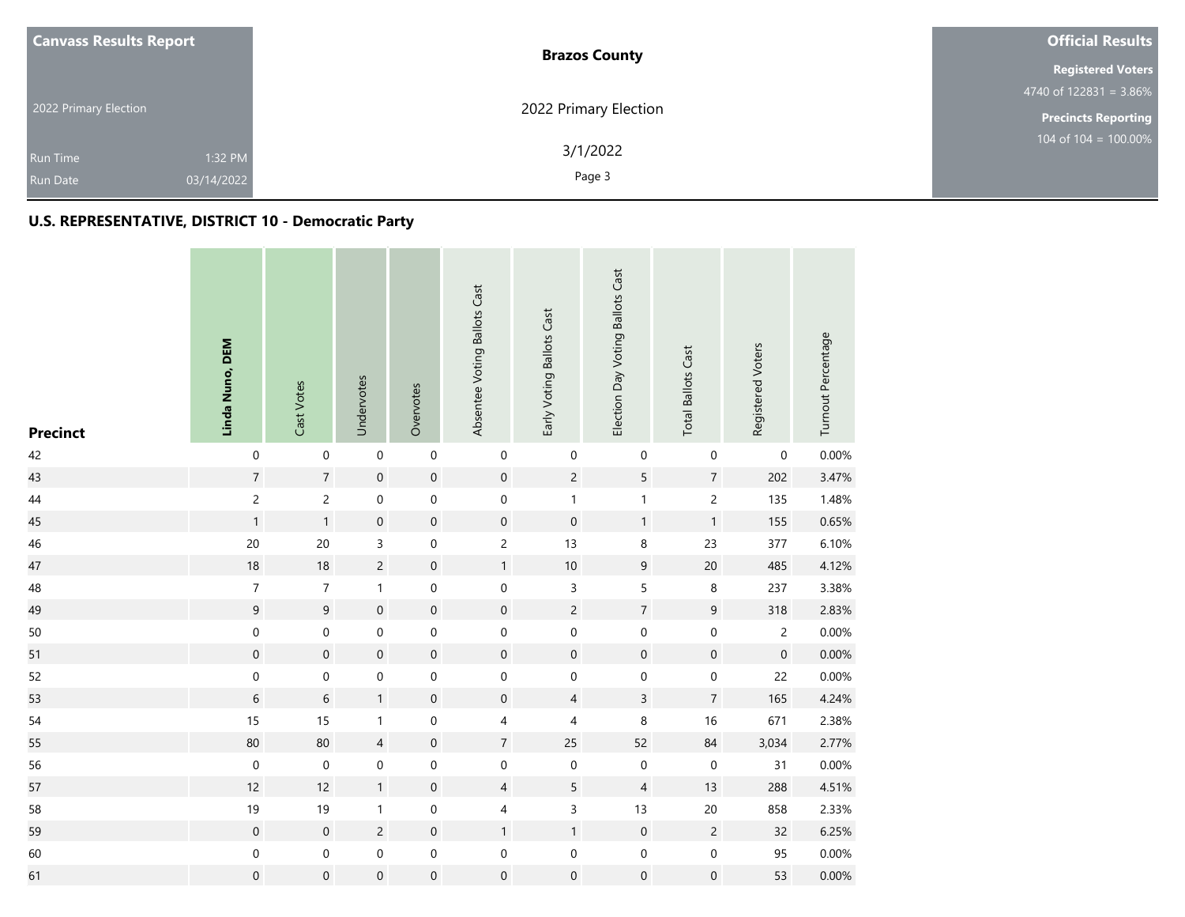| Canvass Results Report | | Brazos County | Official Results |
|---|---|---|---|
| 2022 Primary Election | | 2022 Primary Election | **Registered Voters** 4740 of 122831 = 3.86% |
| Run Time | 1:32 PM | 3/1/2022 | **Precincts Reporting** 104 of 104 = 100.00% |
| Run Date | 03/14/2022 | | |

## U.S. REPRESENTATIVE, DISTRICT 10 - Democratic Party

| Precinct | Linda Nuno, DEM | Cast Votes | Undervotes | Overvotes | Absentee Voting Ballots Cast | Early Voting Ballots Cast | Election Day Voting Ballots Cast | Total Ballots Cast | Registered Voters | Turnout Percentage |
|---|---|---|---|---|---|---|---|---|---|---|
| 42 | 0 | 0 | 0 | 0 | 0 | 0 | 0 | 0 | 0 | 0.00% |
| 43 | 7 | 7 | 0 | 0 | 0 | 2 | 5 | 7 | 202 | 3.47% |
| 44 | 2 | 2 | 0 | 0 | 0 | 1 | 1 | 2 | 135 | 1.48% |
| 45 | 1 | 1 | 0 | 0 | 0 | 0 | 1 | 1 | 155 | 0.65% |
| 46 | 20 | 20 | 3 | 0 | 2 | 13 | 8 | 23 | 377 | 6.10% |
| 47 | 18 | 18 | 2 | 0 | 1 | 10 | 9 | 20 | 485 | 4.12% |
| 48 | 7 | 7 | 1 | 0 | 0 | 3 | 5 | 8 | 237 | 3.38% |
| 49 | 9 | 9 | 0 | 0 | 0 | 2 | 7 | 9 | 318 | 2.83% |
| 50 | 0 | 0 | 0 | 0 | 0 | 0 | 0 | 0 | 2 | 0.00% |
| 51 | 0 | 0 | 0 | 0 | 0 | 0 | 0 | 0 | 0 | 0.00% |
| 52 | 0 | 0 | 0 | 0 | 0 | 0 | 0 | 0 | 22 | 0.00% |
| 53 | 6 | 6 | 1 | 0 | 0 | 4 | 3 | 7 | 165 | 4.24% |
| 54 | 15 | 15 | 1 | 0 | 4 | 4 | 8 | 16 | 671 | 2.38% |
| 55 | 80 | 80 | 4 | 0 | 7 | 25 | 52 | 84 | 3,034 | 2.77% |
| 56 | 0 | 0 | 0 | 0 | 0 | 0 | 0 | 0 | 31 | 0.00% |
| 57 | 12 | 12 | 1 | 0 | 4 | 5 | 4 | 13 | 288 | 4.51% |
| 58 | 19 | 19 | 1 | 0 | 4 | 3 | 13 | 20 | 858 | 2.33% |
| 59 | 0 | 0 | 2 | 0 | 1 | 1 | 0 | 2 | 32 | 6.25% |
| 60 | 0 | 0 | 0 | 0 | 0 | 0 | 0 | 0 | 95 | 0.00% |
| 61 | 0 | 0 | 0 | 0 | 0 | 0 | 0 | 0 | 53 | 0.00% |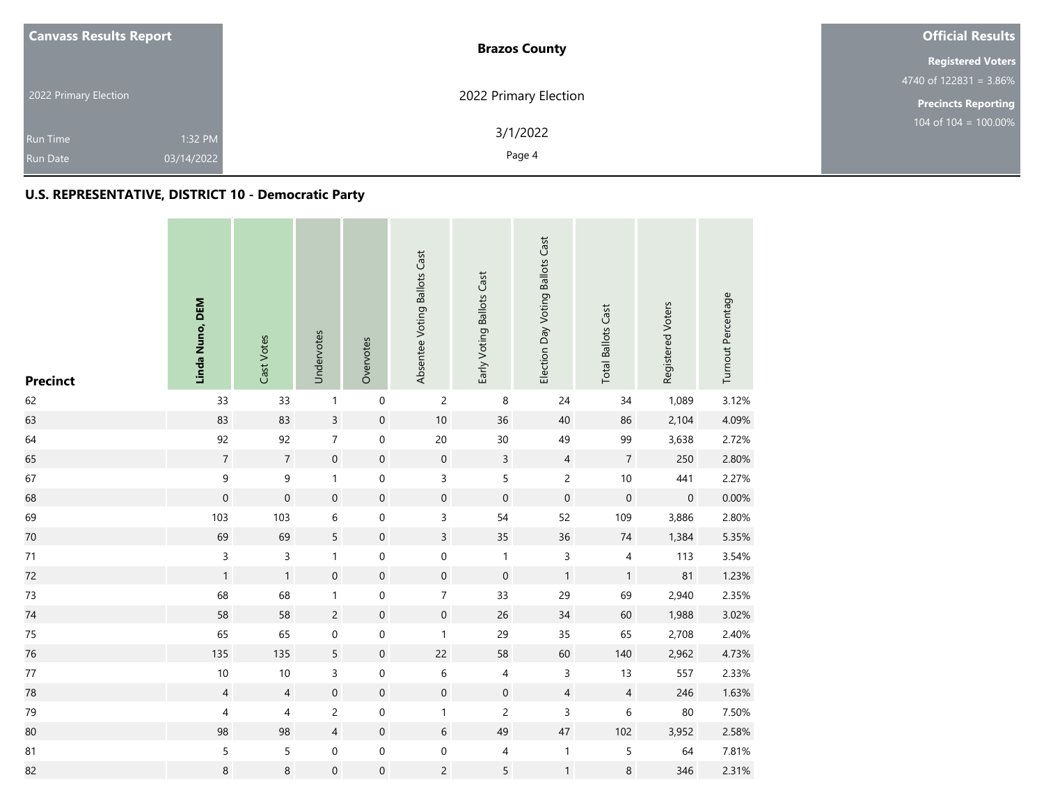## U.S. REPRESENTATIVE, DISTRICT 10 - Democratic Party

| Precinct | Linda Nuno, DEM | Cast Votes | Undervotes | Overvotes | Absentee Voting Ballots Cast | Early Voting Ballots Cast | Election Day Voting Ballots Cast | Total Ballots Cast | Registered Voters | Turnout Percentage |
|---|---|---|---|---|---|---|---|---|---|---|
| 62 | 33 | 33 | 1 | 0 | 2 | 8 | 24 | 34 | 1,089 | 3.12% |
| 63 | 83 | 83 | 3 | 0 | 10 | 36 | 40 | 86 | 2,104 | 4.09% |
| 64 | 92 | 92 | 7 | 0 | 20 | 30 | 49 | 99 | 3,638 | 2.72% |
| 65 | 7 | 7 | 0 | 0 | 0 | 3 | 4 | 7 | 250 | 2.80% |
| 67 | 9 | 9 | 1 | 0 | 3 | 5 | 2 | 10 | 441 | 2.27% |
| 68 | 0 | 0 | 0 | 0 | 0 | 0 | 0 | 0 | 0 | 0.00% |
| 69 | 103 | 103 | 6 | 0 | 3 | 54 | 52 | 109 | 3,886 | 2.80% |
| 70 | 69 | 69 | 5 | 0 | 3 | 35 | 36 | 74 | 1,384 | 5.35% |
| 71 | 3 | 3 | 1 | 0 | 0 | 1 | 3 | 4 | 113 | 3.54% |
| 72 | 1 | 1 | 0 | 0 | 0 | 0 | 1 | 1 | 81 | 1.23% |
| 73 | 68 | 68 | 1 | 0 | 7 | 33 | 29 | 69 | 2,940 | 2.35% |
| 74 | 58 | 58 | 2 | 0 | 0 | 26 | 34 | 60 | 1,988 | 3.02% |
| 75 | 65 | 65 | 0 | 0 | 1 | 29 | 35 | 65 | 2,708 | 2.40% |
| 76 | 135 | 135 | 5 | 0 | 22 | 58 | 60 | 140 | 2,962 | 4.73% |
| 77 | 10 | 10 | 3 | 0 | 6 | 4 | 3 | 13 | 557 | 2.33% |
| 78 | 4 | 4 | 0 | 0 | 0 | 0 | 4 | 4 | 246 | 1.63% |
| 79 | 4 | 4 | 2 | 0 | 1 | 2 | 3 | 6 | 80 | 7.50% |
| 80 | 98 | 98 | 4 | 0 | 6 | 49 | 47 | 102 | 3,952 | 2.58% |
| 81 | 5 | 5 | 0 | 0 | 0 | 4 | 1 | 5 | 64 | 7.81% |
| 82 | 8 | 8 | 0 | 0 | 2 | 5 | 1 | 8 | 346 | 2.31% |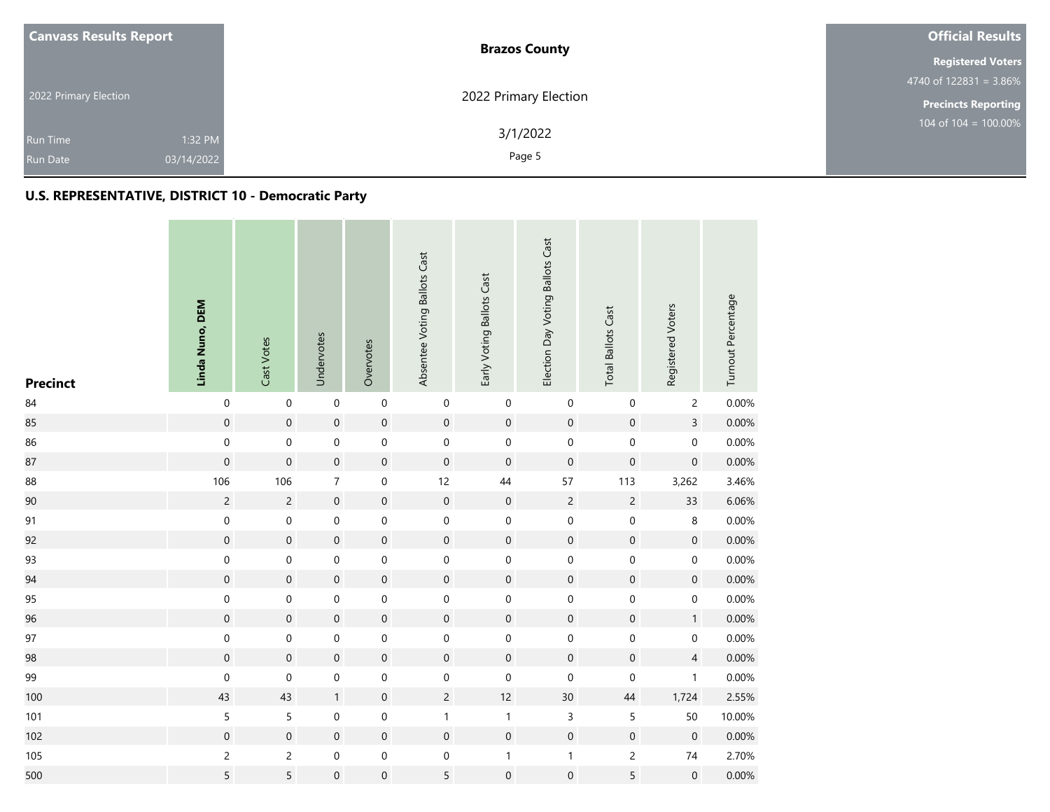| Canvass Results Report | Brazos County | Official Results |
|---|---|---|
| 2022 Primary Election | 2022 Primary Election | Registered Voters 4740 of 122831 = 3.86% |
| Run Time 1:32 PM | 3/1/2022 | Precincts Reporting 104 of 104 = 100.00% |
| Run Date 03/14/2022 | | |

## U.S. REPRESENTATIVE, DISTRICT 10 - Democratic Party

| Precinct | Linda Nuno, DEM | Cast Votes | Undervotes | Overvotes | Absentee Voting Ballots Cast | Early Voting Ballots Cast | Election Day Voting Ballots Cast | Total Ballots Cast | Registered Voters | Turnout Percentage |
|---|---|---|---|---|---|---|---|---|---|---|
| 84 | 0 | 0 | 0 | 0 | 0 | 0 | 0 | 0 | 2 | 0.00% |
| 85 | 0 | 0 | 0 | 0 | 0 | 0 | 0 | 0 | 3 | 0.00% |
| 86 | 0 | 0 | 0 | 0 | 0 | 0 | 0 | 0 | 0 | 0.00% |
| 87 | 0 | 0 | 0 | 0 | 0 | 0 | 0 | 0 | 0 | 0.00% |
| 88 | 106 | 106 | 7 | 0 | 12 | 44 | 57 | 113 | 3,262 | 3.46% |
| 90 | 2 | 2 | 0 | 0 | 0 | 0 | 2 | 2 | 33 | 6.06% |
| 91 | 0 | 0 | 0 | 0 | 0 | 0 | 0 | 0 | 8 | 0.00% |
| 92 | 0 | 0 | 0 | 0 | 0 | 0 | 0 | 0 | 0 | 0.00% |
| 93 | 0 | 0 | 0 | 0 | 0 | 0 | 0 | 0 | 0 | 0.00% |
| 94 | 0 | 0 | 0 | 0 | 0 | 0 | 0 | 0 | 0 | 0.00% |
| 95 | 0 | 0 | 0 | 0 | 0 | 0 | 0 | 0 | 0 | 0.00% |
| 96 | 0 | 0 | 0 | 0 | 0 | 0 | 0 | 0 | 1 | 0.00% |
| 97 | 0 | 0 | 0 | 0 | 0 | 0 | 0 | 0 | 0 | 0.00% |
| 98 | 0 | 0 | 0 | 0 | 0 | 0 | 0 | 0 | 4 | 0.00% |
| 99 | 0 | 0 | 0 | 0 | 0 | 0 | 0 | 0 | 1 | 0.00% |
| 100 | 43 | 43 | 1 | 0 | 2 | 12 | 30 | 44 | 1,724 | 2.55% |
| 101 | 5 | 5 | 0 | 0 | 1 | 1 | 3 | 5 | 50 | 10.00% |
| 102 | 0 | 0 | 0 | 0 | 0 | 0 | 0 | 0 | 0 | 0.00% |
| 105 | 2 | 2 | 0 | 0 | 0 | 1 | 1 | 2 | 74 | 2.70% |
| 500 | 5 | 5 | 0 | 0 | 5 | 0 | 0 | 5 | 0 | 0.00% |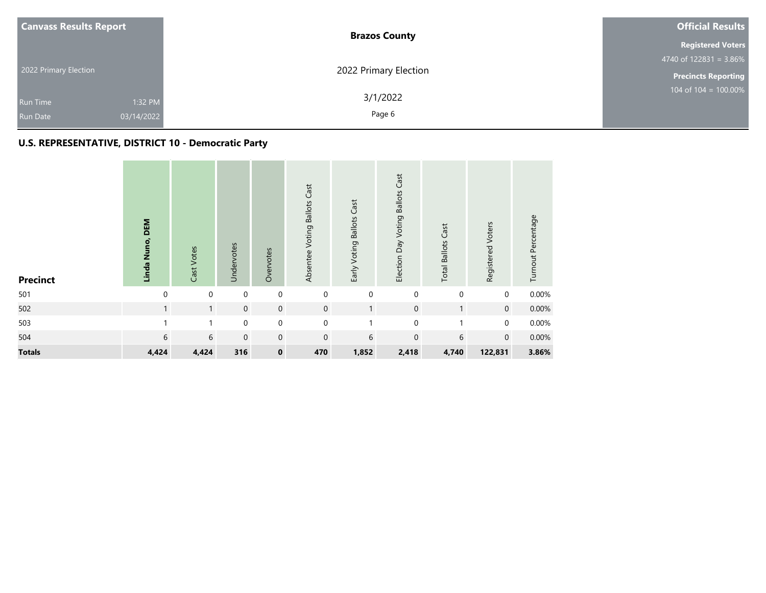**Canvass Results Report**

2022 Primary Election

Run Time 1:32 PM
Run Date 03/14/2022

**Brazos County**

2022 Primary Election

3/1/2022

**Official Results**

**Registered Voters**
4740 of 122831 = 3.86%

**Precincts Reporting**
104 of 104 = 100.00%

## U.S. REPRESENTATIVE, DISTRICT 10 - Democratic Party

| Precinct | Linda Nuno, DEM | Cast Votes | Undervotes | Overvotes | Absentee Voting Ballots Cast | Early Voting Ballots Cast | Election Day Voting Ballots Cast | Total Ballots Cast | Registered Voters | Turnout Percentage |
|---|---|---|---|---|---|---|---|---|---|---|
| 501 | 0 | 0 | 0 | 0 | 0 | 0 | 0 | 0 | 0 | 0.00% |
| 502 | 1 | 1 | 0 | 0 | 0 | 1 | 0 | 1 | 0 | 0.00% |
| 503 | 1 | 1 | 0 | 0 | 0 | 1 | 0 | 1 | 0 | 0.00% |
| 504 | 6 | 6 | 0 | 0 | 0 | 6 | 0 | 6 | 0 | 0.00% |
| **Totals** | **4,424** | **4,424** | **316** | **0** | **470** | **1,852** | **2,418** | **4,740** | **122,831** | **3.86%** |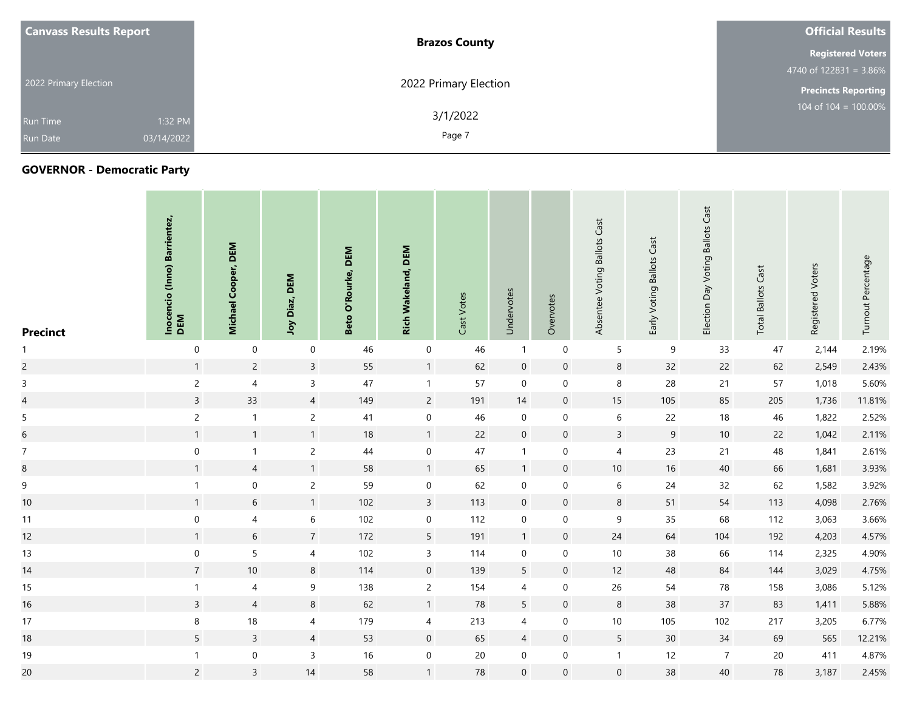| Canvass Results Report | Brazos County | Official Results |
| --- | --- | --- |
| 2022 Primary Election | 2022 Primary Election | Registered Voters 4740 of 122831 = 3.86% |
| Run Time 1:32 PM | 3/1/2022 | Precincts Reporting 104 of 104 = 100.00% |
| Run Date 03/14/2022 | | |

## GOVERNOR - Democratic Party

| Precinct | Inocencio (Inno) Barrientez, DEM | Michael Cooper, DEM | Joy Diaz, DEM | Beto O'Rourke, DEM | Rich Wakeland, DEM | Cast Votes | Undervotes | Overvotes | Absentee Voting Ballots Cast | Early Voting Ballots Cast | Election Day Voting Ballots Cast | Total Ballots Cast | Registered Voters | Turnout Percentage |
| --- | --- | --- | --- | --- | --- | --- | --- | --- | --- | --- | --- | --- | --- | --- |
| 1 | 0 | 0 | 0 | 46 | 0 | 46 | 1 | 0 | 5 | 9 | 33 | 47 | 2,144 | 2.19% |
| 2 | 1 | 2 | 3 | 55 | 1 | 62 | 0 | 0 | 8 | 32 | 22 | 62 | 2,549 | 2.43% |
| 3 | 2 | 4 | 3 | 47 | 1 | 57 | 0 | 0 | 8 | 28 | 21 | 57 | 1,018 | 5.60% |
| 4 | 3 | 33 | 4 | 149 | 2 | 191 | 14 | 0 | 15 | 105 | 85 | 205 | 1,736 | 11.81% |
| 5 | 2 | 1 | 2 | 41 | 0 | 46 | 0 | 0 | 6 | 22 | 18 | 46 | 1,822 | 2.52% |
| 6 | 1 | 1 | 1 | 18 | 1 | 22 | 0 | 0 | 3 | 9 | 10 | 22 | 1,042 | 2.11% |
| 7 | 0 | 1 | 2 | 44 | 0 | 47 | 1 | 0 | 4 | 23 | 21 | 48 | 1,841 | 2.61% |
| 8 | 1 | 4 | 1 | 58 | 1 | 65 | 1 | 0 | 10 | 16 | 40 | 66 | 1,681 | 3.93% |
| 9 | 1 | 0 | 2 | 59 | 0 | 62 | 0 | 0 | 6 | 24 | 32 | 62 | 1,582 | 3.92% |
| 10 | 1 | 6 | 1 | 102 | 3 | 113 | 0 | 0 | 8 | 51 | 54 | 113 | 4,098 | 2.76% |
| 11 | 0 | 4 | 6 | 102 | 0 | 112 | 0 | 0 | 9 | 35 | 68 | 112 | 3,063 | 3.66% |
| 12 | 1 | 6 | 7 | 172 | 5 | 191 | 1 | 0 | 24 | 64 | 104 | 192 | 4,203 | 4.57% |
| 13 | 0 | 5 | 4 | 102 | 3 | 114 | 0 | 0 | 10 | 38 | 66 | 114 | 2,325 | 4.90% |
| 14 | 7 | 10 | 8 | 114 | 0 | 139 | 5 | 0 | 12 | 48 | 84 | 144 | 3,029 | 4.75% |
| 15 | 1 | 4 | 9 | 138 | 2 | 154 | 4 | 0 | 26 | 54 | 78 | 158 | 3,086 | 5.12% |
| 16 | 3 | 4 | 8 | 62 | 1 | 78 | 5 | 0 | 8 | 38 | 37 | 83 | 1,411 | 5.88% |
| 17 | 8 | 18 | 4 | 179 | 4 | 213 | 4 | 0 | 10 | 105 | 102 | 217 | 3,205 | 6.77% |
| 18 | 5 | 3 | 4 | 53 | 0 | 65 | 4 | 0 | 5 | 30 | 34 | 69 | 565 | 12.21% |
| 19 | 1 | 0 | 3 | 16 | 0 | 20 | 0 | 0 | 1 | 12 | 7 | 20 | 411 | 4.87% |
| 20 | 2 | 3 | 14 | 58 | 1 | 78 | 0 | 0 | 0 | 38 | 40 | 78 | 3,187 | 2.45% |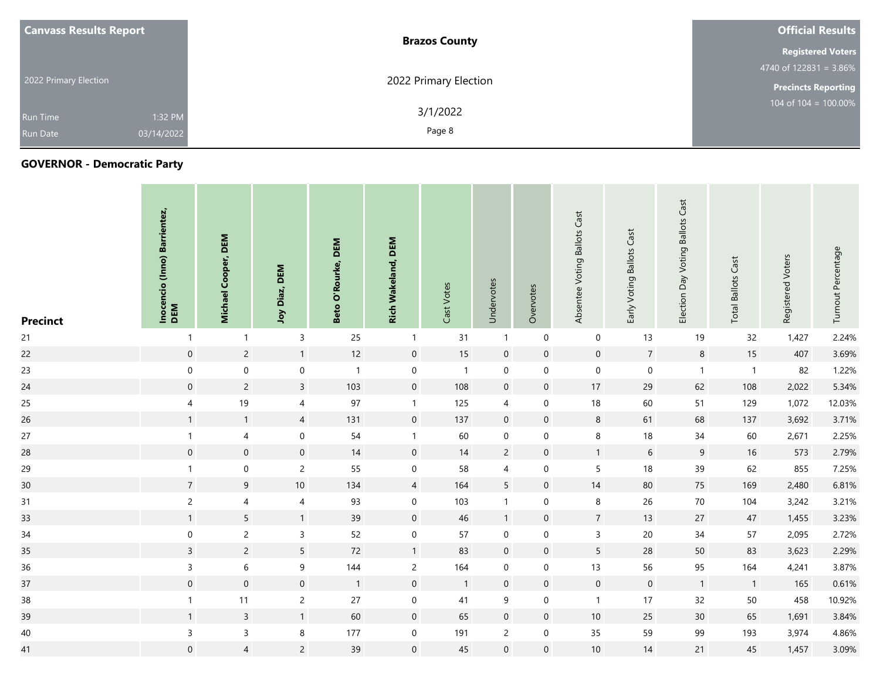**Canvass Results Report**

2022 Primary Election

Run Time 1:32 PM

Run Date 03/14/2022

**Brazos County**

2022 Primary Election

3/1/2022

**Official Results**

**Registered Voters**

4740 of 122831 = 3.86%

**Precincts Reporting**

104 of 104 = 100.00%

## GOVERNOR - Democratic Party

| Precinct | Inocencio (Inno) Barrientez, DEM | Michael Cooper, DEM | Joy Diaz, DEM | Beto O'Rourke, DEM | Rich Wakeland, DEM | Cast Votes | Undervotes | Overvotes | Absentee Voting Ballots Cast | Early Voting Ballots Cast | Election Day Voting Ballots Cast | Total Ballots Cast | Registered Voters | Turnout Percentage |
|---|---|---|---|---|---|---|---|---|---|---|---|---|---|---|
| 21 | 1 | 1 | 3 | 25 | 1 | 31 | 1 | 0 | 0 | 13 | 19 | 32 | 1,427 | 2.24% |
| 22 | 0 | 2 | 1 | 12 | 0 | 15 | 0 | 0 | 0 | 7 | 8 | 15 | 407 | 3.69% |
| 23 | 0 | 0 | 0 | 1 | 0 | 1 | 0 | 0 | 0 | 0 | 1 | 1 | 82 | 1.22% |
| 24 | 0 | 2 | 3 | 103 | 0 | 108 | 0 | 0 | 17 | 29 | 62 | 108 | 2,022 | 5.34% |
| 25 | 4 | 19 | 4 | 97 | 1 | 125 | 4 | 0 | 18 | 60 | 51 | 129 | 1,072 | 12.03% |
| 26 | 1 | 1 | 4 | 131 | 0 | 137 | 0 | 0 | 8 | 61 | 68 | 137 | 3,692 | 3.71% |
| 27 | 1 | 4 | 0 | 54 | 1 | 60 | 0 | 0 | 8 | 18 | 34 | 60 | 2,671 | 2.25% |
| 28 | 0 | 0 | 0 | 14 | 0 | 14 | 2 | 0 | 1 | 6 | 9 | 16 | 573 | 2.79% |
| 29 | 1 | 0 | 2 | 55 | 0 | 58 | 4 | 0 | 5 | 18 | 39 | 62 | 855 | 7.25% |
| 30 | 7 | 9 | 10 | 134 | 4 | 164 | 5 | 0 | 14 | 80 | 75 | 169 | 2,480 | 6.81% |
| 31 | 2 | 4 | 4 | 93 | 0 | 103 | 1 | 0 | 8 | 26 | 70 | 104 | 3,242 | 3.21% |
| 33 | 1 | 5 | 1 | 39 | 0 | 46 | 1 | 0 | 7 | 13 | 27 | 47 | 1,455 | 3.23% |
| 34 | 0 | 2 | 3 | 52 | 0 | 57 | 0 | 0 | 3 | 20 | 34 | 57 | 2,095 | 2.72% |
| 35 | 3 | 2 | 5 | 72 | 1 | 83 | 0 | 0 | 5 | 28 | 50 | 83 | 3,623 | 2.29% |
| 36 | 3 | 6 | 9 | 144 | 2 | 164 | 0 | 0 | 13 | 56 | 95 | 164 | 4,241 | 3.87% |
| 37 | 0 | 0 | 0 | 1 | 0 | 1 | 0 | 0 | 0 | 0 | 1 | 1 | 165 | 0.61% |
| 38 | 1 | 11 | 2 | 27 | 0 | 41 | 9 | 0 | 1 | 17 | 32 | 50 | 458 | 10.92% |
| 39 | 1 | 3 | 1 | 60 | 0 | 65 | 0 | 0 | 10 | 25 | 30 | 65 | 1,691 | 3.84% |
| 40 | 3 | 3 | 8 | 177 | 0 | 191 | 2 | 0 | 35 | 59 | 99 | 193 | 3,974 | 4.86% |
| 41 | 0 | 4 | 2 | 39 | 0 | 45 | 0 | 0 | 10 | 14 | 21 | 45 | 1,457 | 3.09% |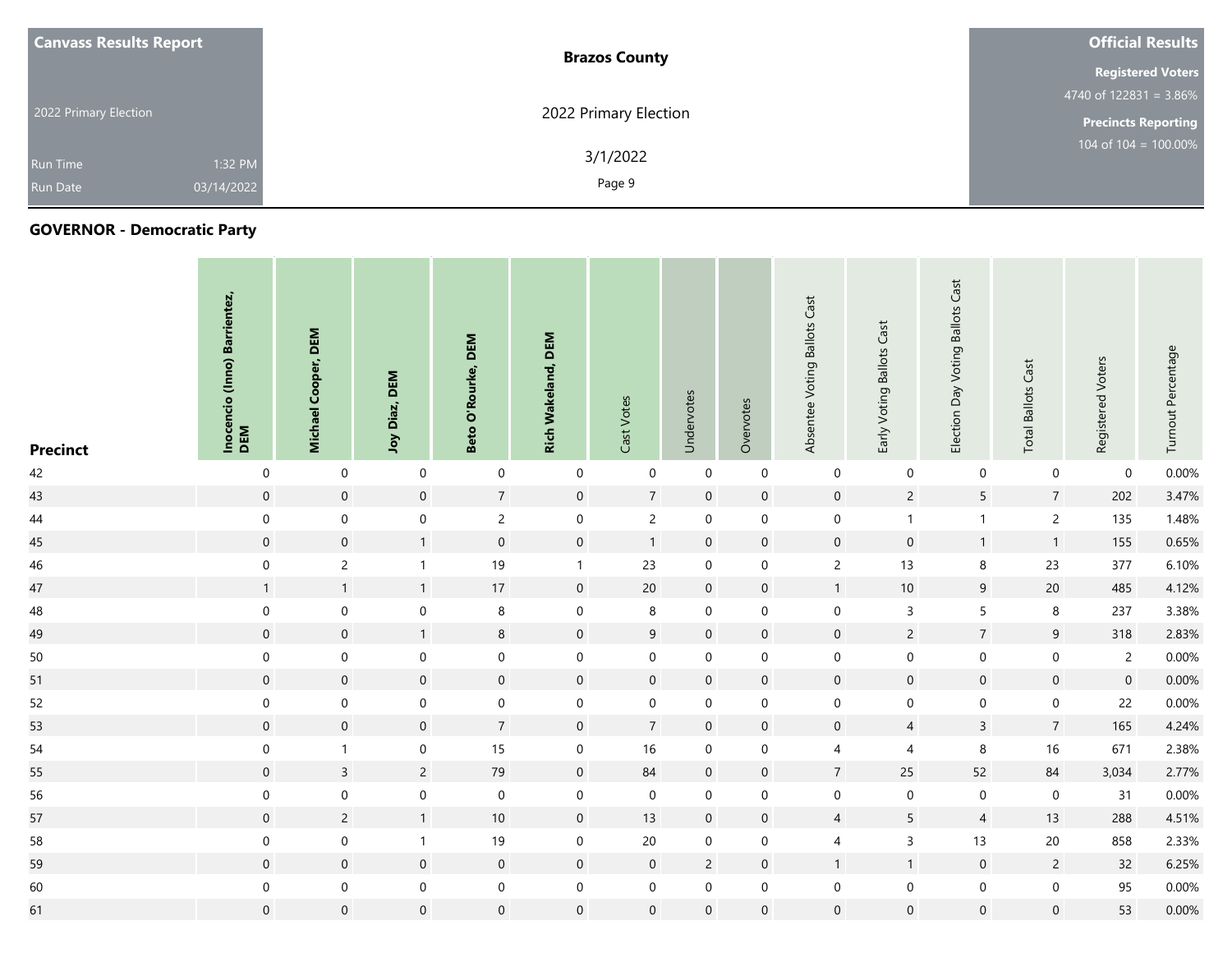**Canvass Results Report**

2022 Primary Election

Run Time 1:32 PM

Run Date 03/14/2022

**Brazos County**

2022 Primary Election

3/1/2022

**Official Results**

**Registered Voters**

4740 of 122831 = 3.86%

**Precincts Reporting**

104 of 104 = 100.00%

## GOVERNOR - Democratic Party

| Precinct | Inocencio (Inno) Barrientez, DEM | Michael Cooper, DEM | Joy Diaz, DEM | Beto O'Rourke, DEM | Rich Wakeland, DEM | Cast Votes | Undervotes | Overvotes | Absentee Voting Ballots Cast | Early Voting Ballots Cast | Election Day Voting Ballots Cast | Total Ballots Cast | Registered Voters | Turnout Percentage |
|---|---|---|---|---|---|---|---|---|---|---|---|---|---|---|
| 42 | 0 | 0 | 0 | 0 | 0 | 0 | 0 | 0 | 0 | 0 | 0 | 0 | 0 | 0.00% |
| 43 | 0 | 0 | 0 | 7 | 0 | 7 | 0 | 0 | 0 | 2 | 5 | 7 | 202 | 3.47% |
| 44 | 0 | 0 | 0 | 2 | 0 | 2 | 0 | 0 | 0 | 1 | 1 | 2 | 135 | 1.48% |
| 45 | 0 | 0 | 1 | 0 | 0 | 1 | 0 | 0 | 0 | 0 | 1 | 1 | 155 | 0.65% |
| 46 | 0 | 2 | 1 | 19 | 1 | 23 | 0 | 0 | 2 | 13 | 8 | 23 | 377 | 6.10% |
| 47 | 1 | 1 | 1 | 17 | 0 | 20 | 0 | 0 | 1 | 10 | 9 | 20 | 485 | 4.12% |
| 48 | 0 | 0 | 0 | 8 | 0 | 8 | 0 | 0 | 0 | 3 | 5 | 8 | 237 | 3.38% |
| 49 | 0 | 0 | 1 | 8 | 0 | 9 | 0 | 0 | 0 | 2 | 7 | 9 | 318 | 2.83% |
| 50 | 0 | 0 | 0 | 0 | 0 | 0 | 0 | 0 | 0 | 0 | 0 | 0 | 2 | 0.00% |
| 51 | 0 | 0 | 0 | 0 | 0 | 0 | 0 | 0 | 0 | 0 | 0 | 0 | 0 | 0.00% |
| 52 | 0 | 0 | 0 | 0 | 0 | 0 | 0 | 0 | 0 | 0 | 0 | 0 | 22 | 0.00% |
| 53 | 0 | 0 | 0 | 7 | 0 | 7 | 0 | 0 | 0 | 4 | 3 | 7 | 165 | 4.24% |
| 54 | 0 | 1 | 0 | 15 | 0 | 16 | 0 | 0 | 4 | 4 | 8 | 16 | 671 | 2.38% |
| 55 | 0 | 3 | 2 | 79 | 0 | 84 | 0 | 0 | 7 | 25 | 52 | 84 | 3,034 | 2.77% |
| 56 | 0 | 0 | 0 | 0 | 0 | 0 | 0 | 0 | 0 | 0 | 0 | 0 | 31 | 0.00% |
| 57 | 0 | 2 | 1 | 10 | 0 | 13 | 0 | 0 | 4 | 5 | 4 | 13 | 288 | 4.51% |
| 58 | 0 | 0 | 1 | 19 | 0 | 20 | 0 | 0 | 4 | 3 | 13 | 20 | 858 | 2.33% |
| 59 | 0 | 0 | 0 | 0 | 0 | 0 | 2 | 0 | 1 | 1 | 0 | 2 | 32 | 6.25% |
| 60 | 0 | 0 | 0 | 0 | 0 | 0 | 0 | 0 | 0 | 0 | 0 | 0 | 95 | 0.00% |
| 61 | 0 | 0 | 0 | 0 | 0 | 0 | 0 | 0 | 0 | 0 | 0 | 0 | 53 | 0.00% |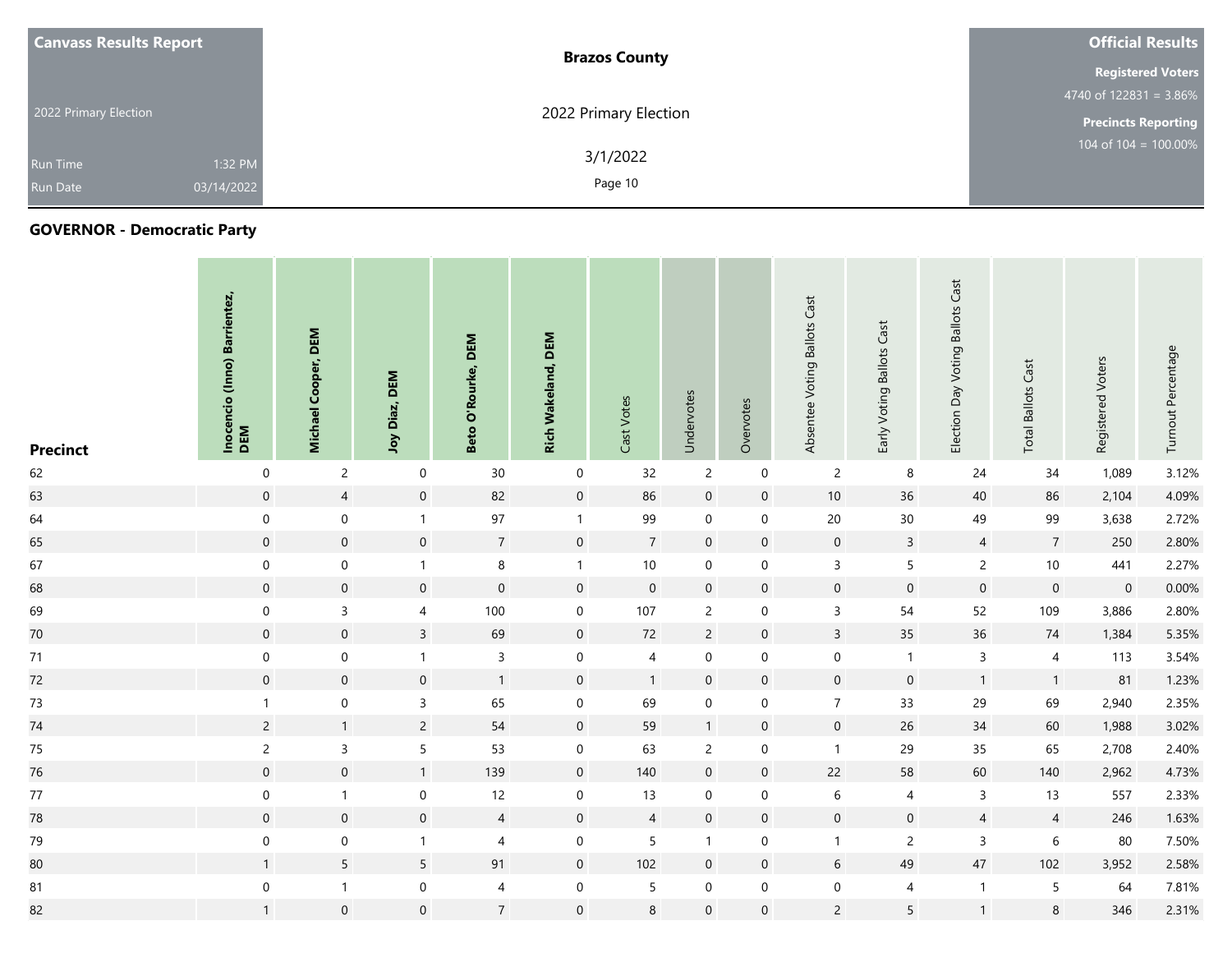**Canvass Results Report**

2022 Primary Election

Run Time 1:32 PM

Run Date 03/14/2022

**Brazos County**

2022 Primary Election

3/1/2022

**Official Results**

**Registered Voters**

4740 of 122831 = 3.86%

**Precincts Reporting**

104 of 104 = 100.00%

## GOVERNOR - Democratic Party

| Precinct | Inocencio (Inno) Barrientez, DEM | Michael Cooper, DEM | Joy Diaz, DEM | Beto O'Rourke, DEM | Rich Wakeland, DEM | Cast Votes | Undervotes | Overvotes | Absentee Voting Ballots Cast | Early Voting Ballots Cast | Election Day Voting Ballots Cast | Total Ballots Cast | Registered Voters | Turnout Percentage |
|---|---|---|---|---|---|---|---|---|---|---|---|---|---|---|
| 62 | 0 | 2 | 0 | 30 | 0 | 32 | 2 | 0 | 2 | 8 | 24 | 34 | 1,089 | 3.12% |
| 63 | 0 | 4 | 0 | 82 | 0 | 86 | 0 | 0 | 10 | 36 | 40 | 86 | 2,104 | 4.09% |
| 64 | 0 | 0 | 1 | 97 | 1 | 99 | 0 | 0 | 20 | 30 | 49 | 99 | 3,638 | 2.72% |
| 65 | 0 | 0 | 0 | 7 | 0 | 7 | 0 | 0 | 0 | 3 | 4 | 7 | 250 | 2.80% |
| 67 | 0 | 0 | 1 | 8 | 1 | 10 | 0 | 0 | 3 | 5 | 2 | 10 | 441 | 2.27% |
| 68 | 0 | 0 | 0 | 0 | 0 | 0 | 0 | 0 | 0 | 0 | 0 | 0 | 0 | 0.00% |
| 69 | 0 | 3 | 4 | 100 | 0 | 107 | 2 | 0 | 3 | 54 | 52 | 109 | 3,886 | 2.80% |
| 70 | 0 | 0 | 3 | 69 | 0 | 72 | 2 | 0 | 3 | 35 | 36 | 74 | 1,384 | 5.35% |
| 71 | 0 | 0 | 1 | 3 | 0 | 4 | 0 | 0 | 0 | 1 | 3 | 4 | 113 | 3.54% |
| 72 | 0 | 0 | 0 | 1 | 0 | 1 | 0 | 0 | 0 | 0 | 1 | 1 | 81 | 1.23% |
| 73 | 1 | 0 | 3 | 65 | 0 | 69 | 0 | 0 | 7 | 33 | 29 | 69 | 2,940 | 2.35% |
| 74 | 2 | 1 | 2 | 54 | 0 | 59 | 1 | 0 | 0 | 26 | 34 | 60 | 1,988 | 3.02% |
| 75 | 2 | 3 | 5 | 53 | 0 | 63 | 2 | 0 | 1 | 29 | 35 | 65 | 2,708 | 2.40% |
| 76 | 0 | 0 | 1 | 139 | 0 | 140 | 0 | 0 | 22 | 58 | 60 | 140 | 2,962 | 4.73% |
| 77 | 0 | 1 | 0 | 12 | 0 | 13 | 0 | 0 | 6 | 4 | 3 | 13 | 557 | 2.33% |
| 78 | 0 | 0 | 0 | 4 | 0 | 4 | 0 | 0 | 0 | 0 | 4 | 4 | 246 | 1.63% |
| 79 | 0 | 0 | 1 | 4 | 0 | 5 | 1 | 0 | 1 | 2 | 3 | 6 | 80 | 7.50% |
| 80 | 1 | 5 | 5 | 91 | 0 | 102 | 0 | 0 | 6 | 49 | 47 | 102 | 3,952 | 2.58% |
| 81 | 0 | 1 | 0 | 4 | 0 | 5 | 0 | 0 | 0 | 4 | 1 | 5 | 64 | 7.81% |
| 82 | 1 | 0 | 0 | 7 | 0 | 8 | 0 | 0 | 2 | 5 | 1 | 8 | 346 | 2.31% |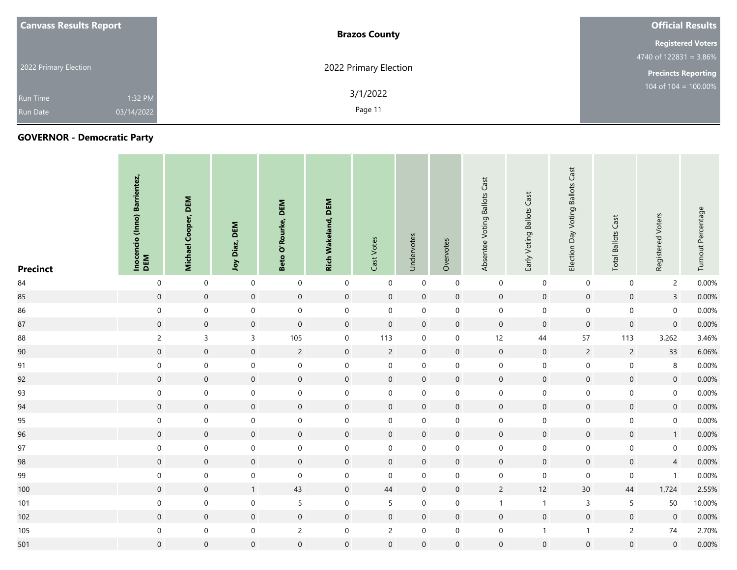**Canvass Results Report**

2022 Primary Election

Run Time 1:32 PM
Run Date 03/14/2022

**Brazos County**

2022 Primary Election

3/1/2022

**Official Results**

**Registered Voters**
4740 of 122831 = 3.86%

**Precincts Reporting**
104 of 104 = 100.00%

## GOVERNOR - Democratic Party

| Precinct | Inocencio (Inno) Barrientez, DEM | Michael Cooper, DEM | Joy Diaz, DEM | Beto O'Rourke, DEM | Rich Wakeland, DEM | Cast Votes | Undervotes | Overvotes | Absentee Voting Ballots Cast | Early Voting Ballots Cast | Election Day Voting Ballots Cast | Total Ballots Cast | Registered Voters | Turnout Percentage |
|---|---|---|---|---|---|---|---|---|---|---|---|---|---|---|
| 84 | 0 | 0 | 0 | 0 | 0 | 0 | 0 | 0 | 0 | 0 | 0 | 0 | 2 | 0.00% |
| 85 | 0 | 0 | 0 | 0 | 0 | 0 | 0 | 0 | 0 | 0 | 0 | 0 | 3 | 0.00% |
| 86 | 0 | 0 | 0 | 0 | 0 | 0 | 0 | 0 | 0 | 0 | 0 | 0 | 0 | 0.00% |
| 87 | 0 | 0 | 0 | 0 | 0 | 0 | 0 | 0 | 0 | 0 | 0 | 0 | 0 | 0.00% |
| 88 | 2 | 3 | 3 | 105 | 0 | 113 | 0 | 0 | 12 | 44 | 57 | 113 | 3,262 | 3.46% |
| 90 | 0 | 0 | 0 | 2 | 0 | 2 | 0 | 0 | 0 | 0 | 2 | 2 | 33 | 6.06% |
| 91 | 0 | 0 | 0 | 0 | 0 | 0 | 0 | 0 | 0 | 0 | 0 | 0 | 8 | 0.00% |
| 92 | 0 | 0 | 0 | 0 | 0 | 0 | 0 | 0 | 0 | 0 | 0 | 0 | 0 | 0.00% |
| 93 | 0 | 0 | 0 | 0 | 0 | 0 | 0 | 0 | 0 | 0 | 0 | 0 | 0 | 0.00% |
| 94 | 0 | 0 | 0 | 0 | 0 | 0 | 0 | 0 | 0 | 0 | 0 | 0 | 0 | 0.00% |
| 95 | 0 | 0 | 0 | 0 | 0 | 0 | 0 | 0 | 0 | 0 | 0 | 0 | 0 | 0.00% |
| 96 | 0 | 0 | 0 | 0 | 0 | 0 | 0 | 0 | 0 | 0 | 0 | 0 | 1 | 0.00% |
| 97 | 0 | 0 | 0 | 0 | 0 | 0 | 0 | 0 | 0 | 0 | 0 | 0 | 0 | 0.00% |
| 98 | 0 | 0 | 0 | 0 | 0 | 0 | 0 | 0 | 0 | 0 | 0 | 0 | 4 | 0.00% |
| 99 | 0 | 0 | 0 | 0 | 0 | 0 | 0 | 0 | 0 | 0 | 0 | 0 | 1 | 0.00% |
| 100 | 0 | 0 | 1 | 43 | 0 | 44 | 0 | 0 | 2 | 12 | 30 | 44 | 1,724 | 2.55% |
| 101 | 0 | 0 | 0 | 5 | 0 | 5 | 0 | 0 | 1 | 1 | 3 | 5 | 50 | 10.00% |
| 102 | 0 | 0 | 0 | 0 | 0 | 0 | 0 | 0 | 0 | 0 | 0 | 0 | 0 | 0.00% |
| 105 | 0 | 0 | 0 | 2 | 0 | 2 | 0 | 0 | 0 | 1 | 1 | 2 | 74 | 2.70% |
| 501 | 0 | 0 | 0 | 0 | 0 | 0 | 0 | 0 | 0 | 0 | 0 | 0 | 0 | 0.00% |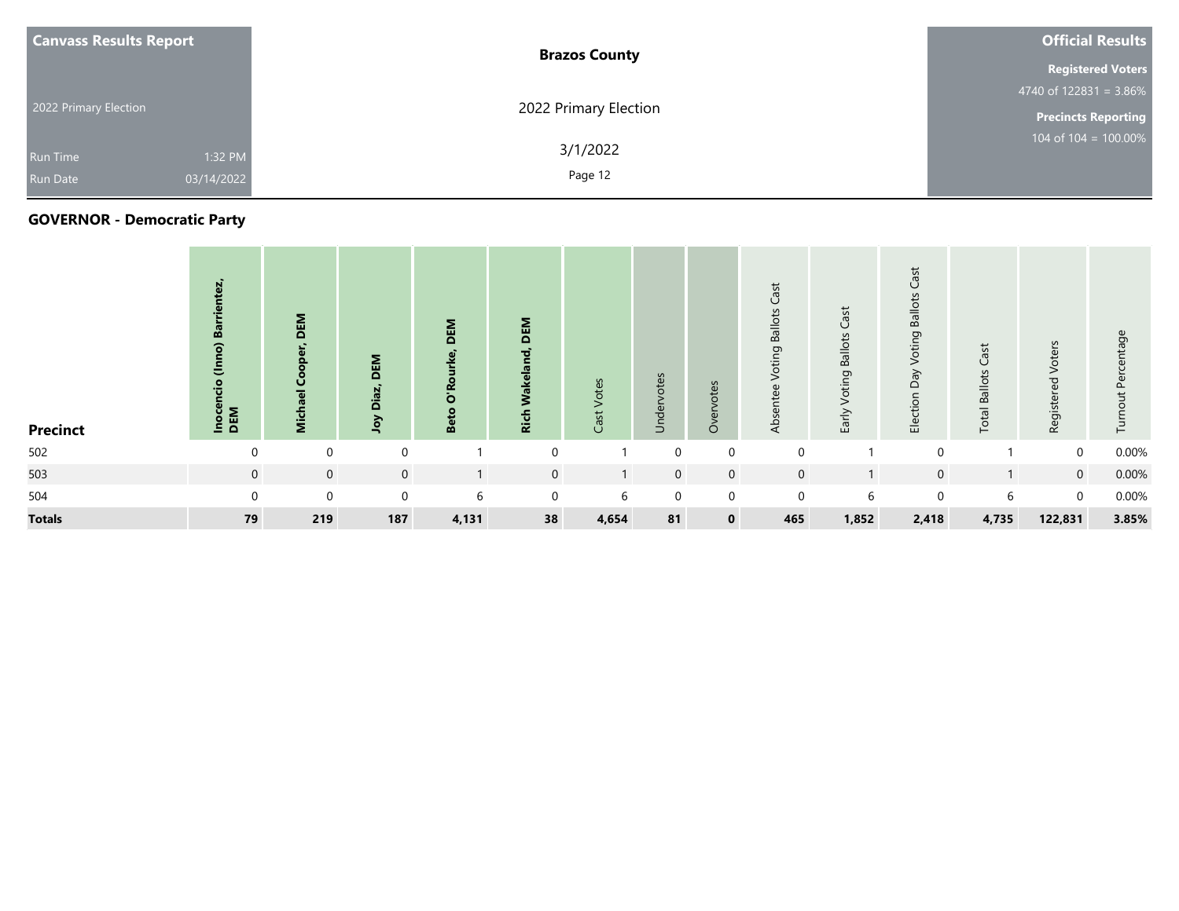| Canvass Results Report | Brazos County | Official Results |
|---|---|---|
| 2022 Primary Election | 2022 Primary Election | Registered Voters: 4740 of 122831 = 3.86% |
| Run Time 1:32 PM | 3/1/2022 | Precincts Reporting: 104 of 104 = 100.00% |
| Run Date 03/14/2022 | | |

## GOVERNOR - Democratic Party

| Precinct | Inocencio (Inno) Barrientez, DEM | Michael Cooper, DEM | Joy Diaz, DEM | Beto O'Rourke, DEM | Rich Wakeland, DEM | Cast Votes | Undervotes | Overvotes | Absentee Voting Ballots Cast | Early Voting Ballots Cast | Election Day Voting Ballots Cast | Total Ballots Cast | Registered Voters | Turnout Percentage |
|---|---|---|---|---|---|---|---|---|---|---|---|---|---|---|
| 502 | 0 | 0 | 0 | 1 | 0 | 1 | 0 | 0 | 0 | 1 | 0 | 1 | 0 | 0.00% |
| 503 | 0 | 0 | 0 | 1 | 0 | 1 | 0 | 0 | 0 | 1 | 0 | 1 | 0 | 0.00% |
| 504 | 0 | 0 | 0 | 6 | 0 | 6 | 0 | 0 | 0 | 6 | 0 | 6 | 0 | 0.00% |
| **Totals** | **79** | **219** | **187** | **4,131** | **38** | **4,654** | **81** | **0** | **465** | **1,852** | **2,418** | **4,735** | **122,831** | **3.85%** |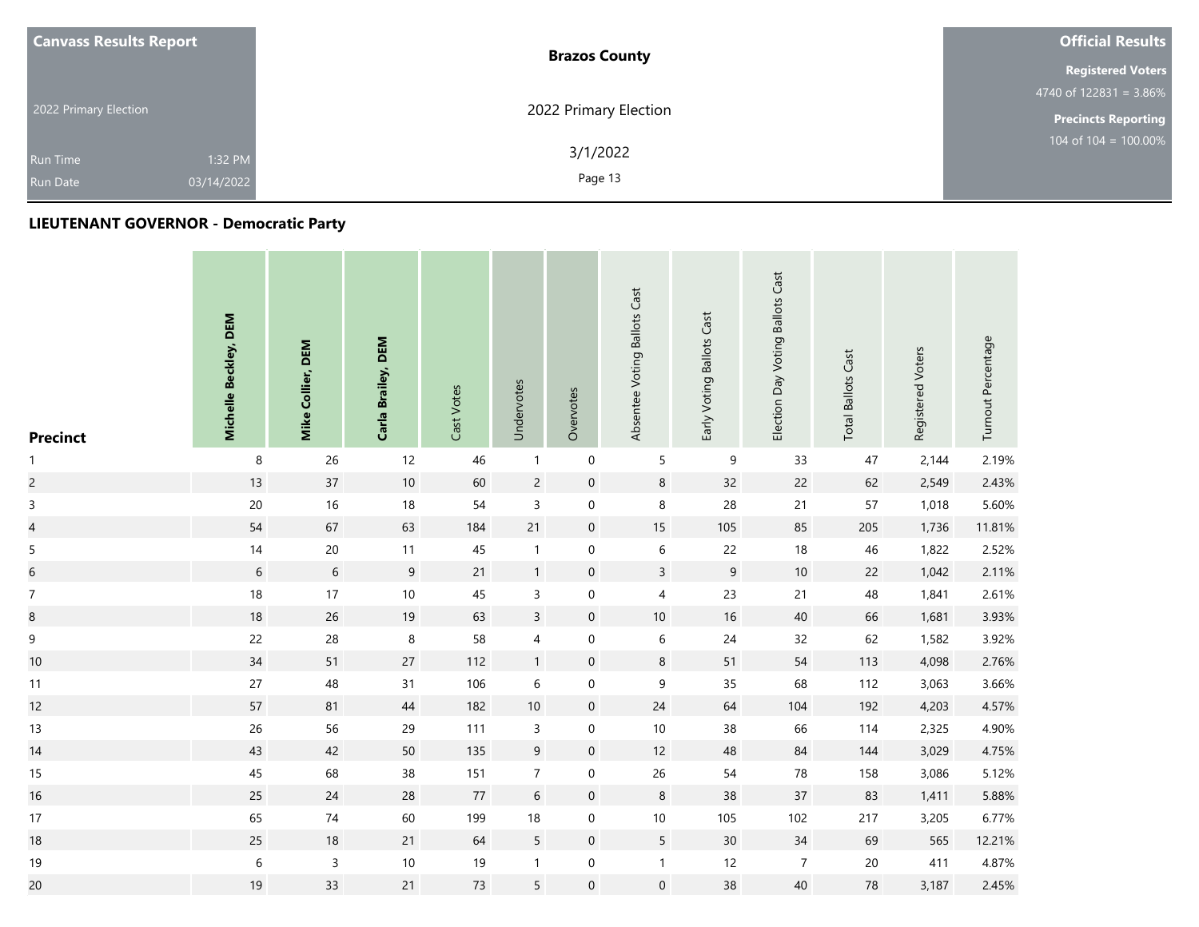**Canvass Results Report**

2022 Primary Election

Run Time 1:32 PM
Run Date 03/14/2022

**Brazos County**

2022 Primary Election

3/1/2022

**Official Results**

**Registered Voters**
4740 of 122831 = 3.86%

**Precincts Reporting**
104 of 104 = 100.00%

## LIEUTENANT GOVERNOR - Democratic Party

| Precinct | Michelle Beckley, DEM | Mike Collier, DEM | Carla Brailey, DEM | Cast Votes | Undervotes | Overvotes | Absentee Voting Ballots Cast | Early Voting Ballots Cast | Election Day Voting Ballots Cast | Total Ballots Cast | Registered Voters | Turnout Percentage |
|---|---|---|---|---|---|---|---|---|---|---|---|---|
| 1 | 8 | 26 | 12 | 46 | 1 | 0 | 5 | 9 | 33 | 47 | 2,144 | 2.19% |
| 2 | 13 | 37 | 10 | 60 | 2 | 0 | 8 | 32 | 22 | 62 | 2,549 | 2.43% |
| 3 | 20 | 16 | 18 | 54 | 3 | 0 | 8 | 28 | 21 | 57 | 1,018 | 5.60% |
| 4 | 54 | 67 | 63 | 184 | 21 | 0 | 15 | 105 | 85 | 205 | 1,736 | 11.81% |
| 5 | 14 | 20 | 11 | 45 | 1 | 0 | 6 | 22 | 18 | 46 | 1,822 | 2.52% |
| 6 | 6 | 6 | 9 | 21 | 1 | 0 | 3 | 9 | 10 | 22 | 1,042 | 2.11% |
| 7 | 18 | 17 | 10 | 45 | 3 | 0 | 4 | 23 | 21 | 48 | 1,841 | 2.61% |
| 8 | 18 | 26 | 19 | 63 | 3 | 0 | 10 | 16 | 40 | 66 | 1,681 | 3.93% |
| 9 | 22 | 28 | 8 | 58 | 4 | 0 | 6 | 24 | 32 | 62 | 1,582 | 3.92% |
| 10 | 34 | 51 | 27 | 112 | 1 | 0 | 8 | 51 | 54 | 113 | 4,098 | 2.76% |
| 11 | 27 | 48 | 31 | 106 | 6 | 0 | 9 | 35 | 68 | 112 | 3,063 | 3.66% |
| 12 | 57 | 81 | 44 | 182 | 10 | 0 | 24 | 64 | 104 | 192 | 4,203 | 4.57% |
| 13 | 26 | 56 | 29 | 111 | 3 | 0 | 10 | 38 | 66 | 114 | 2,325 | 4.90% |
| 14 | 43 | 42 | 50 | 135 | 9 | 0 | 12 | 48 | 84 | 144 | 3,029 | 4.75% |
| 15 | 45 | 68 | 38 | 151 | 7 | 0 | 26 | 54 | 78 | 158 | 3,086 | 5.12% |
| 16 | 25 | 24 | 28 | 77 | 6 | 0 | 8 | 38 | 37 | 83 | 1,411 | 5.88% |
| 17 | 65 | 74 | 60 | 199 | 18 | 0 | 10 | 105 | 102 | 217 | 3,205 | 6.77% |
| 18 | 25 | 18 | 21 | 64 | 5 | 0 | 5 | 30 | 34 | 69 | 565 | 12.21% |
| 19 | 6 | 3 | 10 | 19 | 1 | 0 | 1 | 12 | 7 | 20 | 411 | 4.87% |
| 20 | 19 | 33 | 21 | 73 | 5 | 0 | 0 | 38 | 40 | 78 | 3,187 | 2.45% |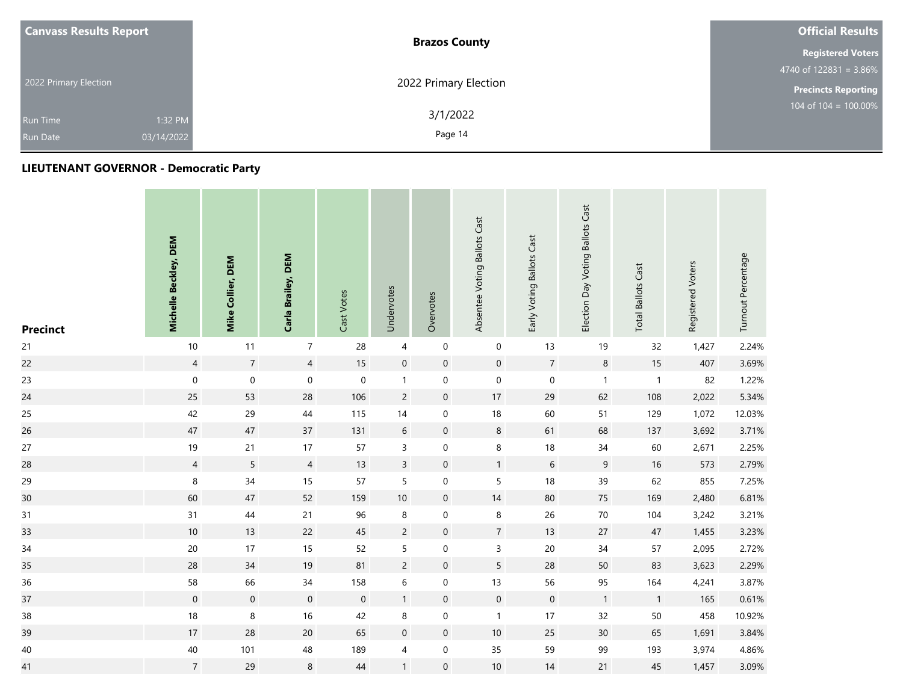**Canvass Results Report**

2022 Primary Election

Run Time 1:32 PM

Run Date 03/14/2022

**Brazos County**

2022 Primary Election

3/1/2022

**Official Results**

**Registered Voters**

4740 of 122831 = 3.86%

**Precincts Reporting**

104 of 104 = 100.00%

## LIEUTENANT GOVERNOR - Democratic Party

| Precinct | Michelle Beckley, DEM | Mike Collier, DEM | Carla Brailey, DEM | Cast Votes | Undervotes | Overvotes | Absentee Voting Ballots Cast | Early Voting Ballots Cast | Election Day Voting Ballots Cast | Total Ballots Cast | Registered Voters | Turnout Percentage |
|---|---|---|---|---|---|---|---|---|---|---|---|---|
| 21 | 10 | 11 | 7 | 28 | 4 | 0 | 0 | 13 | 19 | 32 | 1,427 | 2.24% |
| 22 | 4 | 7 | 4 | 15 | 0 | 0 | 0 | 7 | 8 | 15 | 407 | 3.69% |
| 23 | 0 | 0 | 0 | 0 | 1 | 0 | 0 | 0 | 1 | 1 | 82 | 1.22% |
| 24 | 25 | 53 | 28 | 106 | 2 | 0 | 17 | 29 | 62 | 108 | 2,022 | 5.34% |
| 25 | 42 | 29 | 44 | 115 | 14 | 0 | 18 | 60 | 51 | 129 | 1,072 | 12.03% |
| 26 | 47 | 47 | 37 | 131 | 6 | 0 | 8 | 61 | 68 | 137 | 3,692 | 3.71% |
| 27 | 19 | 21 | 17 | 57 | 3 | 0 | 8 | 18 | 34 | 60 | 2,671 | 2.25% |
| 28 | 4 | 5 | 4 | 13 | 3 | 0 | 1 | 6 | 9 | 16 | 573 | 2.79% |
| 29 | 8 | 34 | 15 | 57 | 5 | 0 | 5 | 18 | 39 | 62 | 855 | 7.25% |
| 30 | 60 | 47 | 52 | 159 | 10 | 0 | 14 | 80 | 75 | 169 | 2,480 | 6.81% |
| 31 | 31 | 44 | 21 | 96 | 8 | 0 | 8 | 26 | 70 | 104 | 3,242 | 3.21% |
| 33 | 10 | 13 | 22 | 45 | 2 | 0 | 7 | 13 | 27 | 47 | 1,455 | 3.23% |
| 34 | 20 | 17 | 15 | 52 | 5 | 0 | 3 | 20 | 34 | 57 | 2,095 | 2.72% |
| 35 | 28 | 34 | 19 | 81 | 2 | 0 | 5 | 28 | 50 | 83 | 3,623 | 2.29% |
| 36 | 58 | 66 | 34 | 158 | 6 | 0 | 13 | 56 | 95 | 164 | 4,241 | 3.87% |
| 37 | 0 | 0 | 0 | 0 | 1 | 0 | 0 | 0 | 1 | 1 | 165 | 0.61% |
| 38 | 18 | 8 | 16 | 42 | 8 | 0 | 1 | 17 | 32 | 50 | 458 | 10.92% |
| 39 | 17 | 28 | 20 | 65 | 0 | 0 | 10 | 25 | 30 | 65 | 1,691 | 3.84% |
| 40 | 40 | 101 | 48 | 189 | 4 | 0 | 35 | 59 | 99 | 193 | 3,974 | 4.86% |
| 41 | 7 | 29 | 8 | 44 | 1 | 0 | 10 | 14 | 21 | 45 | 1,457 | 3.09% |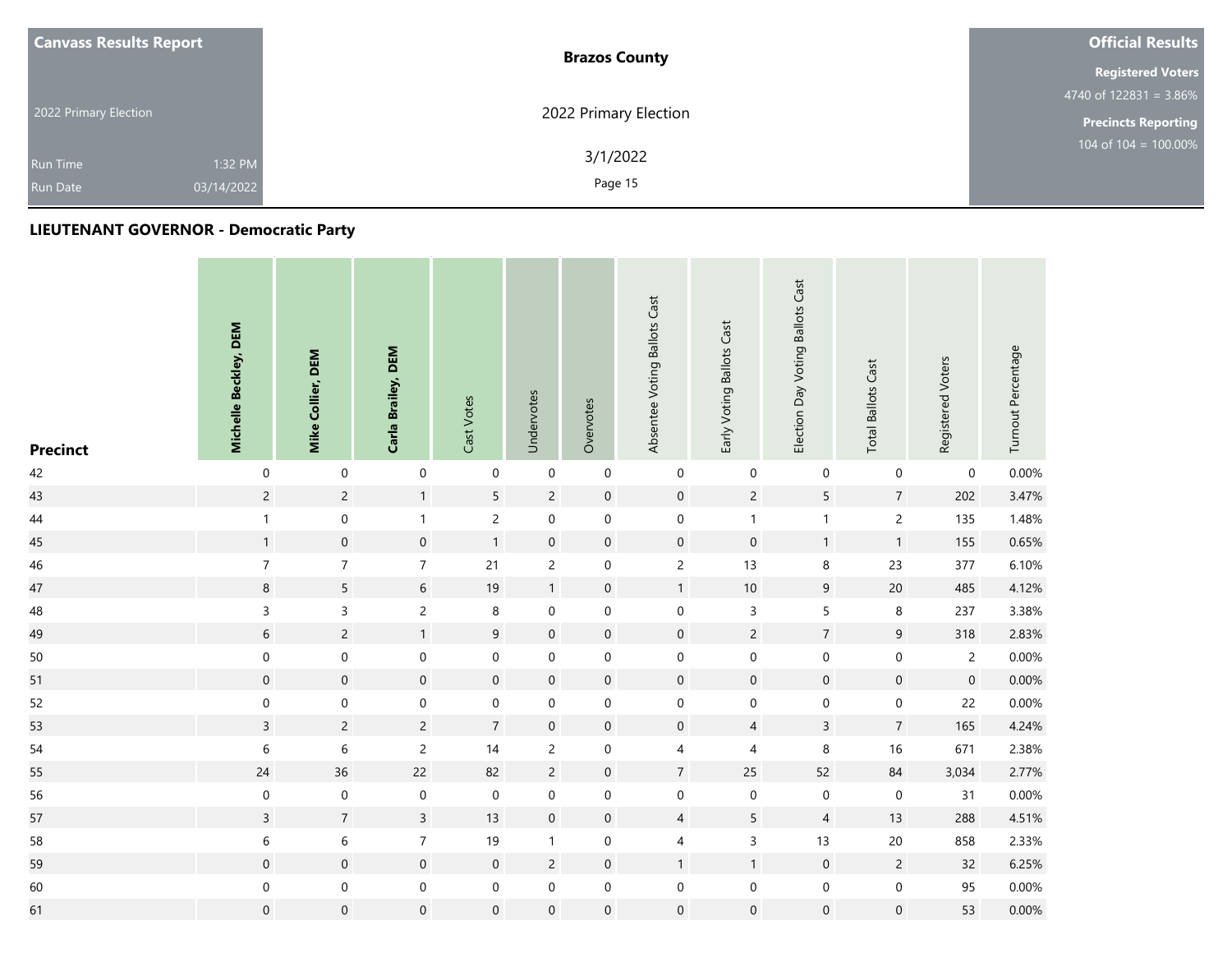| Canvass Results Report | Brazos County | Official Results |
|---|---|---|
| 2022 Primary Election | 2022 Primary Election | Registered Voters 4740 of 122831 = 3.86% |
| Run Time 1:32 PM | 3/1/2022 | Precincts Reporting 104 of 104 = 100.00% |
| Run Date 03/14/2022 | | |

## LIEUTENANT GOVERNOR - Democratic Party

| Precinct | Michelle Beckley, DEM | Mike Collier, DEM | Carla Brailey, DEM | Cast Votes | Undervotes | Overvotes | Absentee Voting Ballots Cast | Early Voting Ballots Cast | Election Day Voting Ballots Cast | Total Ballots Cast | Registered Voters | Turnout Percentage |
|---|---|---|---|---|---|---|---|---|---|---|---|---|
| 42 | 0 | 0 | 0 | 0 | 0 | 0 | 0 | 0 | 0 | 0 | 0 | 0.00% |
| 43 | 2 | 2 | 1 | 5 | 2 | 0 | 0 | 2 | 5 | 7 | 202 | 3.47% |
| 44 | 1 | 0 | 1 | 2 | 0 | 0 | 0 | 1 | 1 | 2 | 135 | 1.48% |
| 45 | 1 | 0 | 0 | 1 | 0 | 0 | 0 | 0 | 1 | 1 | 155 | 0.65% |
| 46 | 7 | 7 | 7 | 21 | 2 | 0 | 2 | 13 | 8 | 23 | 377 | 6.10% |
| 47 | 8 | 5 | 6 | 19 | 1 | 0 | 1 | 10 | 9 | 20 | 485 | 4.12% |
| 48 | 3 | 3 | 2 | 8 | 0 | 0 | 0 | 3 | 5 | 8 | 237 | 3.38% |
| 49 | 6 | 2 | 1 | 9 | 0 | 0 | 0 | 2 | 7 | 9 | 318 | 2.83% |
| 50 | 0 | 0 | 0 | 0 | 0 | 0 | 0 | 0 | 0 | 0 | 2 | 0.00% |
| 51 | 0 | 0 | 0 | 0 | 0 | 0 | 0 | 0 | 0 | 0 | 0 | 0.00% |
| 52 | 0 | 0 | 0 | 0 | 0 | 0 | 0 | 0 | 0 | 0 | 22 | 0.00% |
| 53 | 3 | 2 | 2 | 7 | 0 | 0 | 0 | 4 | 3 | 7 | 165 | 4.24% |
| 54 | 6 | 6 | 2 | 14 | 2 | 0 | 4 | 4 | 8 | 16 | 671 | 2.38% |
| 55 | 24 | 36 | 22 | 82 | 2 | 0 | 7 | 25 | 52 | 84 | 3,034 | 2.77% |
| 56 | 0 | 0 | 0 | 0 | 0 | 0 | 0 | 0 | 0 | 0 | 31 | 0.00% |
| 57 | 3 | 7 | 3 | 13 | 0 | 0 | 4 | 5 | 4 | 13 | 288 | 4.51% |
| 58 | 6 | 6 | 7 | 19 | 1 | 0 | 4 | 3 | 13 | 20 | 858 | 2.33% |
| 59 | 0 | 0 | 0 | 0 | 2 | 0 | 1 | 1 | 0 | 2 | 32 | 6.25% |
| 60 | 0 | 0 | 0 | 0 | 0 | 0 | 0 | 0 | 0 | 0 | 95 | 0.00% |
| 61 | 0 | 0 | 0 | 0 | 0 | 0 | 0 | 0 | 0 | 0 | 53 | 0.00% |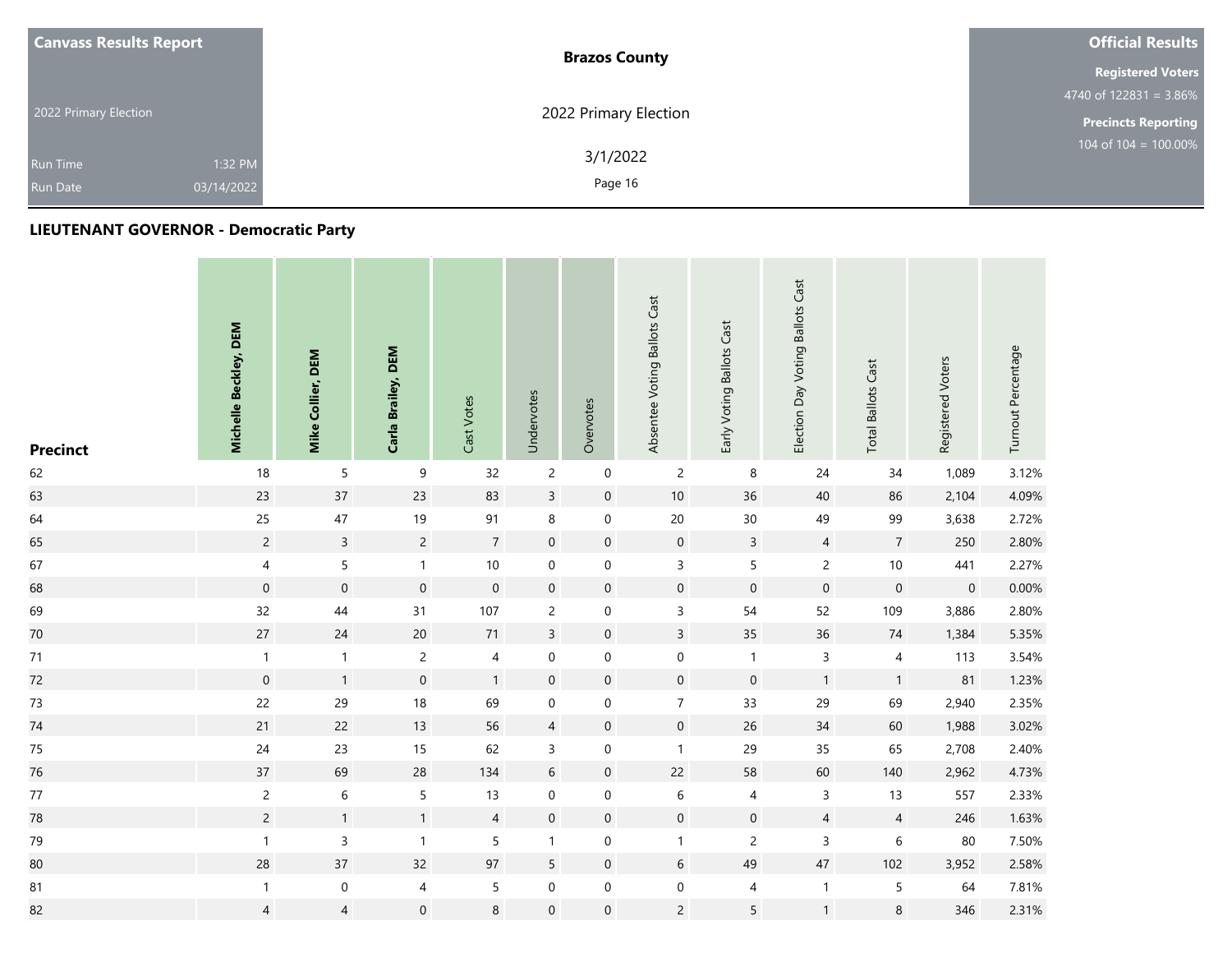**Canvass Results Report**

2022 Primary Election

Run Time 1:32 PM
Run Date 03/14/2022

**Brazos County**

2022 Primary Election

3/1/2022

**Official Results**

**Registered Voters**
4740 of 122831 = 3.86%

**Precincts Reporting**
104 of 104 = 100.00%

## LIEUTENANT GOVERNOR - Democratic Party

| Precinct | Michelle Beckley, DEM | Mike Collier, DEM | Carla Brailey, DEM | Cast Votes | Undervotes | Overvotes | Absentee Voting Ballots Cast | Early Voting Ballots Cast | Election Day Voting Ballots Cast | Total Ballots Cast | Registered Voters | Turnout Percentage |
|---|---|---|---|---|---|---|---|---|---|---|---|---|
| 62 | 18 | 5 | 9 | 32 | 2 | 0 | 2 | 8 | 24 | 34 | 1,089 | 3.12% |
| 63 | 23 | 37 | 23 | 83 | 3 | 0 | 10 | 36 | 40 | 86 | 2,104 | 4.09% |
| 64 | 25 | 47 | 19 | 91 | 8 | 0 | 20 | 30 | 49 | 99 | 3,638 | 2.72% |
| 65 | 2 | 3 | 2 | 7 | 0 | 0 | 0 | 3 | 4 | 7 | 250 | 2.80% |
| 67 | 4 | 5 | 1 | 10 | 0 | 0 | 3 | 5 | 2 | 10 | 441 | 2.27% |
| 68 | 0 | 0 | 0 | 0 | 0 | 0 | 0 | 0 | 0 | 0 | 0 | 0.00% |
| 69 | 32 | 44 | 31 | 107 | 2 | 0 | 3 | 54 | 52 | 109 | 3,886 | 2.80% |
| 70 | 27 | 24 | 20 | 71 | 3 | 0 | 3 | 35 | 36 | 74 | 1,384 | 5.35% |
| 71 | 1 | 1 | 2 | 4 | 0 | 0 | 0 | 1 | 3 | 4 | 113 | 3.54% |
| 72 | 0 | 1 | 0 | 1 | 0 | 0 | 0 | 0 | 1 | 1 | 81 | 1.23% |
| 73 | 22 | 29 | 18 | 69 | 0 | 0 | 7 | 33 | 29 | 69 | 2,940 | 2.35% |
| 74 | 21 | 22 | 13 | 56 | 4 | 0 | 0 | 26 | 34 | 60 | 1,988 | 3.02% |
| 75 | 24 | 23 | 15 | 62 | 3 | 0 | 1 | 29 | 35 | 65 | 2,708 | 2.40% |
| 76 | 37 | 69 | 28 | 134 | 6 | 0 | 22 | 58 | 60 | 140 | 2,962 | 4.73% |
| 77 | 2 | 6 | 5 | 13 | 0 | 0 | 6 | 4 | 3 | 13 | 557 | 2.33% |
| 78 | 2 | 1 | 1 | 4 | 0 | 0 | 0 | 0 | 4 | 4 | 246 | 1.63% |
| 79 | 1 | 3 | 1 | 5 | 1 | 0 | 1 | 2 | 3 | 6 | 80 | 7.50% |
| 80 | 28 | 37 | 32 | 97 | 5 | 0 | 6 | 49 | 47 | 102 | 3,952 | 2.58% |
| 81 | 1 | 0 | 4 | 5 | 0 | 0 | 0 | 4 | 1 | 5 | 64 | 7.81% |
| 82 | 4 | 4 | 0 | 8 | 0 | 0 | 2 | 5 | 1 | 8 | 346 | 2.31% |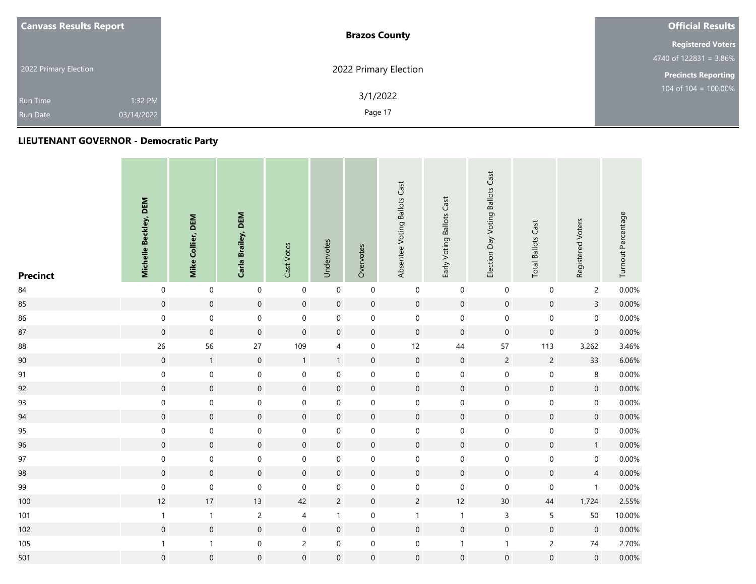| Canvass Results Report | Brazos County | Official Results |
|---|---|---|
| 2022 Primary Election | 2022 Primary Election | Registered Voters 4740 of 122831 = 3.86% |
| Run Time 1:32 PM | 3/1/2022 | Precincts Reporting 104 of 104 = 100.00% |
| Run Date 03/14/2022 | | |

## LIEUTENANT GOVERNOR - Democratic Party

| Precinct | Michelle Beckley, DEM | Mike Collier, DEM | Carla Brailey, DEM | Cast Votes | Undervotes | Overvotes | Absentee Voting Ballots Cast | Early Voting Ballots Cast | Election Day Voting Ballots Cast | Total Ballots Cast | Registered Voters | Turnout Percentage |
|---|---|---|---|---|---|---|---|---|---|---|---|---|
| 84 | 0 | 0 | 0 | 0 | 0 | 0 | 0 | 0 | 0 | 0 | 2 | 0.00% |
| 85 | 0 | 0 | 0 | 0 | 0 | 0 | 0 | 0 | 0 | 0 | 3 | 0.00% |
| 86 | 0 | 0 | 0 | 0 | 0 | 0 | 0 | 0 | 0 | 0 | 0 | 0.00% |
| 87 | 0 | 0 | 0 | 0 | 0 | 0 | 0 | 0 | 0 | 0 | 0 | 0.00% |
| 88 | 26 | 56 | 27 | 109 | 4 | 0 | 12 | 44 | 57 | 113 | 3,262 | 3.46% |
| 90 | 0 | 1 | 0 | 1 | 1 | 0 | 0 | 0 | 2 | 2 | 33 | 6.06% |
| 91 | 0 | 0 | 0 | 0 | 0 | 0 | 0 | 0 | 0 | 0 | 8 | 0.00% |
| 92 | 0 | 0 | 0 | 0 | 0 | 0 | 0 | 0 | 0 | 0 | 0 | 0.00% |
| 93 | 0 | 0 | 0 | 0 | 0 | 0 | 0 | 0 | 0 | 0 | 0 | 0.00% |
| 94 | 0 | 0 | 0 | 0 | 0 | 0 | 0 | 0 | 0 | 0 | 0 | 0.00% |
| 95 | 0 | 0 | 0 | 0 | 0 | 0 | 0 | 0 | 0 | 0 | 0 | 0.00% |
| 96 | 0 | 0 | 0 | 0 | 0 | 0 | 0 | 0 | 0 | 0 | 1 | 0.00% |
| 97 | 0 | 0 | 0 | 0 | 0 | 0 | 0 | 0 | 0 | 0 | 0 | 0.00% |
| 98 | 0 | 0 | 0 | 0 | 0 | 0 | 0 | 0 | 0 | 0 | 4 | 0.00% |
| 99 | 0 | 0 | 0 | 0 | 0 | 0 | 0 | 0 | 0 | 0 | 1 | 0.00% |
| 100 | 12 | 17 | 13 | 42 | 2 | 0 | 2 | 12 | 30 | 44 | 1,724 | 2.55% |
| 101 | 1 | 1 | 2 | 4 | 1 | 0 | 1 | 1 | 3 | 5 | 50 | 10.00% |
| 102 | 0 | 0 | 0 | 0 | 0 | 0 | 0 | 0 | 0 | 0 | 0 | 0.00% |
| 105 | 1 | 1 | 0 | 2 | 0 | 0 | 0 | 1 | 1 | 2 | 74 | 2.70% |
| 501 | 0 | 0 | 0 | 0 | 0 | 0 | 0 | 0 | 0 | 0 | 0 | 0.00% |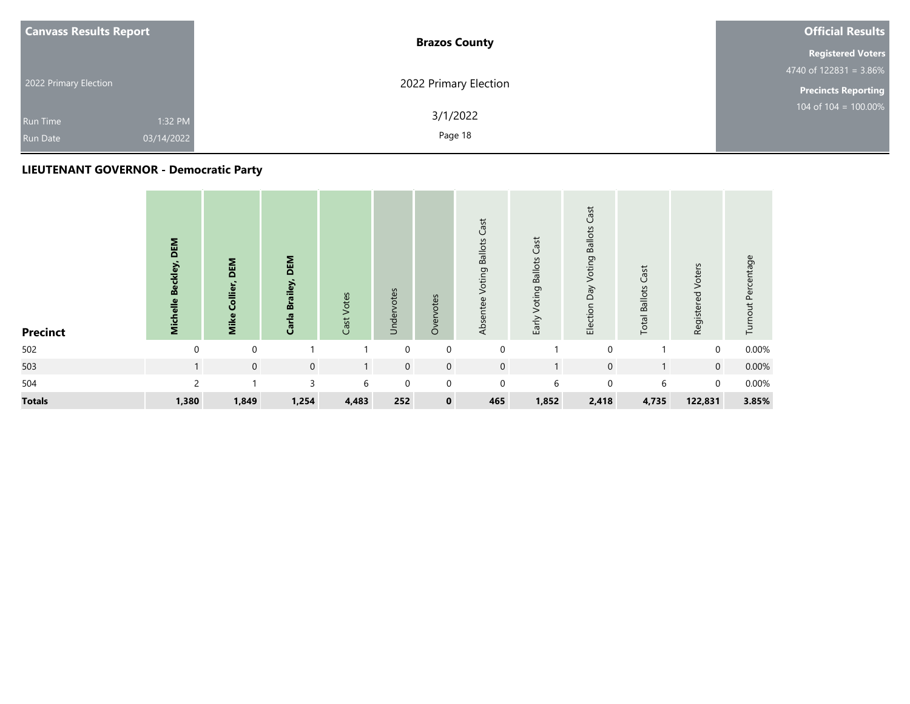| Canvass Results Report | Brazos County | Official Results |
|---|---|---|
| 2022 Primary Election | 2022 Primary Election | Registered Voters 4740 of 122831 = 3.86% |
| Run Time 1:32 PM | 3/1/2022 | Precincts Reporting 104 of 104 = 100.00% |
| Run Date 03/14/2022 | | |

## LIEUTENANT GOVERNOR - Democratic Party

| Precinct | **Michelle Beckley, DEM** | **Mike Collier, DEM** | **Carla Brailey, DEM** | Cast Votes | Undervotes | Overvotes | Absentee Voting Ballots Cast | Early Voting Ballots Cast | Election Day Voting Ballots Cast | Total Ballots Cast | Registered Voters | Turnout Percentage |
|---|---|---|---|---|---|---|---|---|---|---|---|---|
| 502 | 0 | 0 | 1 | 1 | 0 | 0 | 0 | 1 | 0 | 1 | 0 | 0.00% |
| 503 | 1 | 0 | 0 | 1 | 0 | 0 | 0 | 1 | 0 | 1 | 0 | 0.00% |
| 504 | 2 | 1 | 3 | 6 | 0 | 0 | 0 | 6 | 0 | 6 | 0 | 0.00% |
| **Totals** | **1,380** | **1,849** | **1,254** | **4,483** | **252** | **0** | **465** | **1,852** | **2,418** | **4,735** | **122,831** | **3.85%** |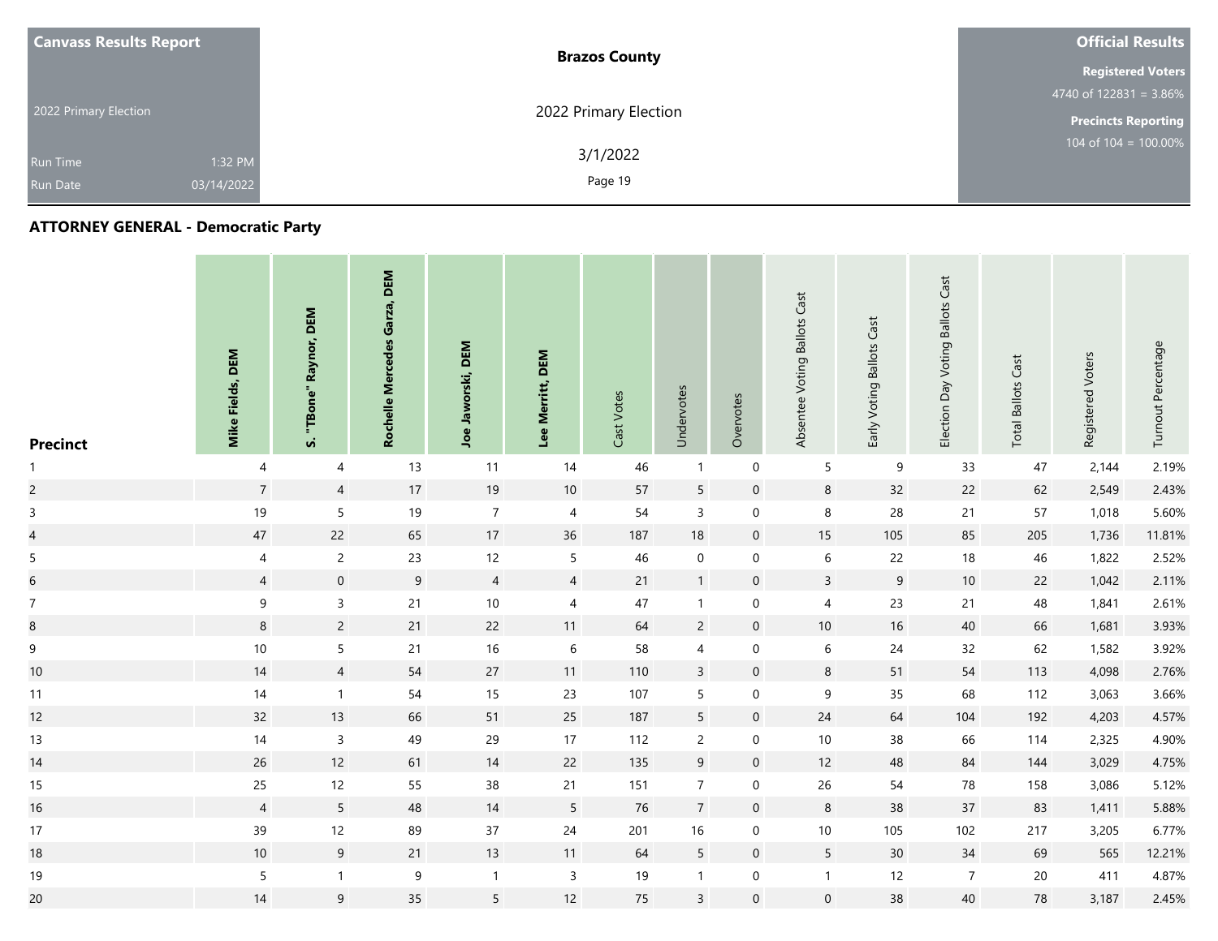| Canvass Results Report | Brazos County | Official Results |
|---|---|---|
| 2022 Primary Election | 2022 Primary Election | Registered Voters 4740 of 122831 = 3.86% |
| Run Time 1:32 PM | 3/1/2022 | Precincts Reporting 104 of 104 = 100.00% |
| Run Date 03/14/2022 | | |

## ATTORNEY GENERAL - Democratic Party

| Precinct | Mike Fields, DEM | S. "TBone" Raynor, DEM | Rochelle Mercedes Garza, DEM | Joe Jaworski, DEM | Lee Merritt, DEM | Cast Votes | Undervotes | Overvotes | Absentee Voting Ballots Cast | Early Voting Ballots Cast | Election Day Voting Ballots Cast | Total Ballots Cast | Registered Voters | Turnout Percentage |
|---|---|---|---|---|---|---|---|---|---|---|---|---|---|---|
| 1 | 4 | 4 | 13 | 11 | 14 | 46 | 1 | 0 | 5 | 9 | 33 | 47 | 2,144 | 2.19% |
| 2 | 7 | 4 | 17 | 19 | 10 | 57 | 5 | 0 | 8 | 32 | 22 | 62 | 2,549 | 2.43% |
| 3 | 19 | 5 | 19 | 7 | 4 | 54 | 3 | 0 | 8 | 28 | 21 | 57 | 1,018 | 5.60% |
| 4 | 47 | 22 | 65 | 17 | 36 | 187 | 18 | 0 | 15 | 105 | 85 | 205 | 1,736 | 11.81% |
| 5 | 4 | 2 | 23 | 12 | 5 | 46 | 0 | 0 | 6 | 22 | 18 | 46 | 1,822 | 2.52% |
| 6 | 4 | 0 | 9 | 4 | 4 | 21 | 1 | 0 | 3 | 9 | 10 | 22 | 1,042 | 2.11% |
| 7 | 9 | 3 | 21 | 10 | 4 | 47 | 1 | 0 | 4 | 23 | 21 | 48 | 1,841 | 2.61% |
| 8 | 8 | 2 | 21 | 22 | 11 | 64 | 2 | 0 | 10 | 16 | 40 | 66 | 1,681 | 3.93% |
| 9 | 10 | 5 | 21 | 16 | 6 | 58 | 4 | 0 | 6 | 24 | 32 | 62 | 1,582 | 3.92% |
| 10 | 14 | 4 | 54 | 27 | 11 | 110 | 3 | 0 | 8 | 51 | 54 | 113 | 4,098 | 2.76% |
| 11 | 14 | 1 | 54 | 15 | 23 | 107 | 5 | 0 | 9 | 35 | 68 | 112 | 3,063 | 3.66% |
| 12 | 32 | 13 | 66 | 51 | 25 | 187 | 5 | 0 | 24 | 64 | 104 | 192 | 4,203 | 4.57% |
| 13 | 14 | 3 | 49 | 29 | 17 | 112 | 2 | 0 | 10 | 38 | 66 | 114 | 2,325 | 4.90% |
| 14 | 26 | 12 | 61 | 14 | 22 | 135 | 9 | 0 | 12 | 48 | 84 | 144 | 3,029 | 4.75% |
| 15 | 25 | 12 | 55 | 38 | 21 | 151 | 7 | 0 | 26 | 54 | 78 | 158 | 3,086 | 5.12% |
| 16 | 4 | 5 | 48 | 14 | 5 | 76 | 7 | 0 | 8 | 38 | 37 | 83 | 1,411 | 5.88% |
| 17 | 39 | 12 | 89 | 37 | 24 | 201 | 16 | 0 | 10 | 105 | 102 | 217 | 3,205 | 6.77% |
| 18 | 10 | 9 | 21 | 13 | 11 | 64 | 5 | 0 | 5 | 30 | 34 | 69 | 565 | 12.21% |
| 19 | 5 | 1 | 9 | 1 | 3 | 19 | 1 | 0 | 1 | 12 | 7 | 20 | 411 | 4.87% |
| 20 | 14 | 9 | 35 | 5 | 12 | 75 | 3 | 0 | 0 | 38 | 40 | 78 | 3,187 | 2.45% |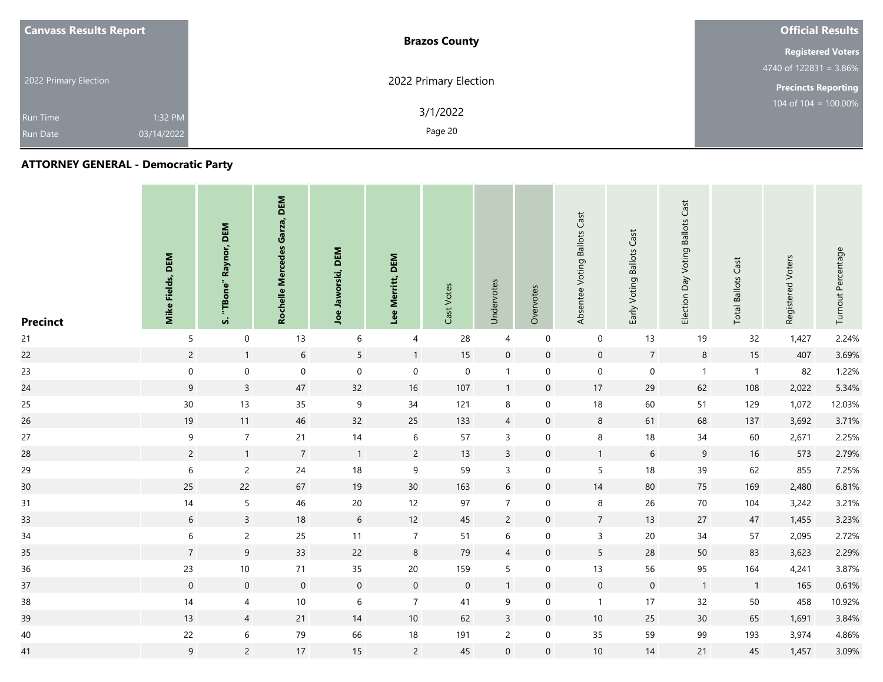| Canvass Results Report | Brazos County | Official Results |
|---|---|---|
| 2022 Primary Election | 2022 Primary Election | Registered Voters 4740 of 122831 = 3.86% |
| Run Time 1:32 PM | 3/1/2022 | Precincts Reporting 104 of 104 = 100.00% |
| Run Date 03/14/2022 | | |

## ATTORNEY GENERAL - Democratic Party

| Precinct | Mike Fields, DEM | S. "TBone" Raynor, DEM | Rochelle Mercedes Garza, DEM | Joe Jaworski, DEM | Lee Merritt, DEM | Cast Votes | Undervotes | Overvotes | Absentee Voting Ballots Cast | Early Voting Ballots Cast | Election Day Voting Ballots Cast | Total Ballots Cast | Registered Voters | Turnout Percentage |
|---|---|---|---|---|---|---|---|---|---|---|---|---|---|---|
| 21 | 5 | 0 | 13 | 6 | 4 | 28 | 4 | 0 | 0 | 13 | 19 | 32 | 1,427 | 2.24% |
| 22 | 2 | 1 | 6 | 5 | 1 | 15 | 0 | 0 | 0 | 7 | 8 | 15 | 407 | 3.69% |
| 23 | 0 | 0 | 0 | 0 | 0 | 0 | 1 | 0 | 0 | 0 | 1 | 1 | 82 | 1.22% |
| 24 | 9 | 3 | 47 | 32 | 16 | 107 | 1 | 0 | 17 | 29 | 62 | 108 | 2,022 | 5.34% |
| 25 | 30 | 13 | 35 | 9 | 34 | 121 | 8 | 0 | 18 | 60 | 51 | 129 | 1,072 | 12.03% |
| 26 | 19 | 11 | 46 | 32 | 25 | 133 | 4 | 0 | 8 | 61 | 68 | 137 | 3,692 | 3.71% |
| 27 | 9 | 7 | 21 | 14 | 6 | 57 | 3 | 0 | 8 | 18 | 34 | 60 | 2,671 | 2.25% |
| 28 | 2 | 1 | 7 | 1 | 2 | 13 | 3 | 0 | 1 | 6 | 9 | 16 | 573 | 2.79% |
| 29 | 6 | 2 | 24 | 18 | 9 | 59 | 3 | 0 | 5 | 18 | 39 | 62 | 855 | 7.25% |
| 30 | 25 | 22 | 67 | 19 | 30 | 163 | 6 | 0 | 14 | 80 | 75 | 169 | 2,480 | 6.81% |
| 31 | 14 | 5 | 46 | 20 | 12 | 97 | 7 | 0 | 8 | 26 | 70 | 104 | 3,242 | 3.21% |
| 33 | 6 | 3 | 18 | 6 | 12 | 45 | 2 | 0 | 7 | 13 | 27 | 47 | 1,455 | 3.23% |
| 34 | 6 | 2 | 25 | 11 | 7 | 51 | 6 | 0 | 3 | 20 | 34 | 57 | 2,095 | 2.72% |
| 35 | 7 | 9 | 33 | 22 | 8 | 79 | 4 | 0 | 5 | 28 | 50 | 83 | 3,623 | 2.29% |
| 36 | 23 | 10 | 71 | 35 | 20 | 159 | 5 | 0 | 13 | 56 | 95 | 164 | 4,241 | 3.87% |
| 37 | 0 | 0 | 0 | 0 | 0 | 0 | 1 | 0 | 0 | 0 | 1 | 1 | 165 | 0.61% |
| 38 | 14 | 4 | 10 | 6 | 7 | 41 | 9 | 0 | 1 | 17 | 32 | 50 | 458 | 10.92% |
| 39 | 13 | 4 | 21 | 14 | 10 | 62 | 3 | 0 | 10 | 25 | 30 | 65 | 1,691 | 3.84% |
| 40 | 22 | 6 | 79 | 66 | 18 | 191 | 2 | 0 | 35 | 59 | 99 | 193 | 3,974 | 4.86% |
| 41 | 9 | 2 | 17 | 15 | 2 | 45 | 0 | 0 | 10 | 14 | 21 | 45 | 1,457 | 3.09% |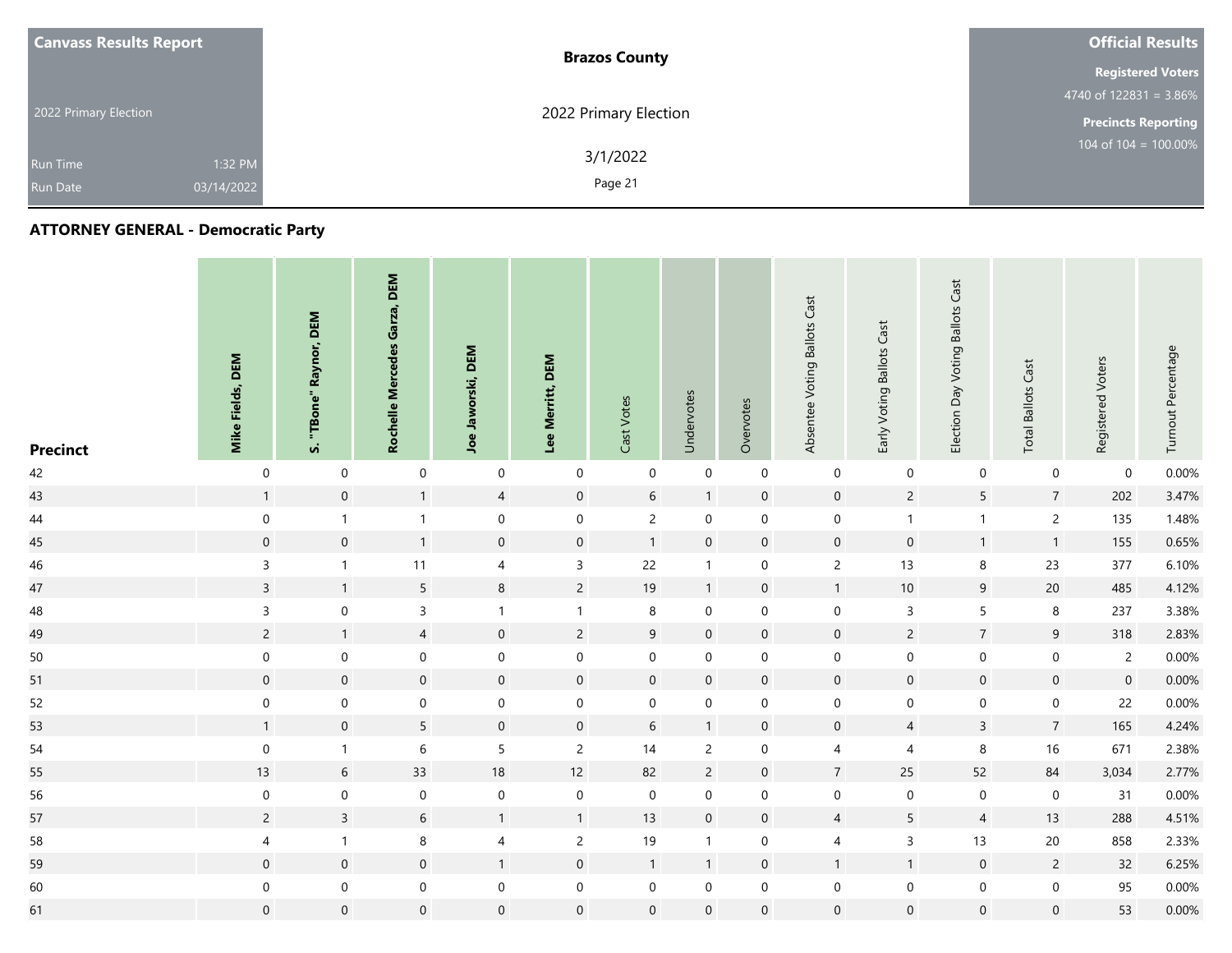| Canvass Results Report | Brazos County | Official Results |
|---|---|---|
| 2022 Primary Election | 2022 Primary Election | Registered Voters 4740 of 122831 = 3.86% |
| Run Time 1:32 PM | 3/1/2022 | Precincts Reporting 104 of 104 = 100.00% |
| Run Date 03/14/2022 | | |

## ATTORNEY GENERAL - Democratic Party

| Precinct | Mike Fields, DEM | S. "TBone" Raynor, DEM | Rochelle Mercedes Garza, DEM | Joe Jaworski, DEM | Lee Merritt, DEM | Cast Votes | Undervotes | Overvotes | Absentee Voting Ballots Cast | Early Voting Ballots Cast | Election Day Voting Ballots Cast | Total Ballots Cast | Registered Voters | Turnout Percentage |
|---|---|---|---|---|---|---|---|---|---|---|---|---|---|---|
| 42 | 0 | 0 | 0 | 0 | 0 | 0 | 0 | 0 | 0 | 0 | 0 | 0 | 0 | 0.00% |
| 43 | 1 | 0 | 1 | 4 | 0 | 6 | 1 | 0 | 0 | 2 | 5 | 7 | 202 | 3.47% |
| 44 | 0 | 1 | 1 | 0 | 0 | 2 | 0 | 0 | 0 | 1 | 1 | 2 | 135 | 1.48% |
| 45 | 0 | 0 | 1 | 0 | 0 | 1 | 0 | 0 | 0 | 0 | 1 | 1 | 155 | 0.65% |
| 46 | 3 | 1 | 11 | 4 | 3 | 22 | 1 | 0 | 2 | 13 | 8 | 23 | 377 | 6.10% |
| 47 | 3 | 1 | 5 | 8 | 2 | 19 | 1 | 0 | 1 | 10 | 9 | 20 | 485 | 4.12% |
| 48 | 3 | 0 | 3 | 1 | 1 | 8 | 0 | 0 | 0 | 3 | 5 | 8 | 237 | 3.38% |
| 49 | 2 | 1 | 4 | 0 | 2 | 9 | 0 | 0 | 0 | 2 | 7 | 9 | 318 | 2.83% |
| 50 | 0 | 0 | 0 | 0 | 0 | 0 | 0 | 0 | 0 | 0 | 0 | 0 | 2 | 0.00% |
| 51 | 0 | 0 | 0 | 0 | 0 | 0 | 0 | 0 | 0 | 0 | 0 | 0 | 0 | 0.00% |
| 52 | 0 | 0 | 0 | 0 | 0 | 0 | 0 | 0 | 0 | 0 | 0 | 0 | 22 | 0.00% |
| 53 | 1 | 0 | 5 | 0 | 0 | 6 | 1 | 0 | 0 | 4 | 3 | 7 | 165 | 4.24% |
| 54 | 0 | 1 | 6 | 5 | 2 | 14 | 2 | 0 | 4 | 4 | 8 | 16 | 671 | 2.38% |
| 55 | 13 | 6 | 33 | 18 | 12 | 82 | 2 | 0 | 7 | 25 | 52 | 84 | 3,034 | 2.77% |
| 56 | 0 | 0 | 0 | 0 | 0 | 0 | 0 | 0 | 0 | 0 | 0 | 0 | 31 | 0.00% |
| 57 | 2 | 3 | 6 | 1 | 1 | 13 | 0 | 0 | 4 | 5 | 4 | 13 | 288 | 4.51% |
| 58 | 4 | 1 | 8 | 4 | 2 | 19 | 1 | 0 | 4 | 3 | 13 | 20 | 858 | 2.33% |
| 59 | 0 | 0 | 0 | 1 | 0 | 1 | 1 | 0 | 1 | 1 | 0 | 2 | 32 | 6.25% |
| 60 | 0 | 0 | 0 | 0 | 0 | 0 | 0 | 0 | 0 | 0 | 0 | 0 | 95 | 0.00% |
| 61 | 0 | 0 | 0 | 0 | 0 | 0 | 0 | 0 | 0 | 0 | 0 | 0 | 53 | 0.00% |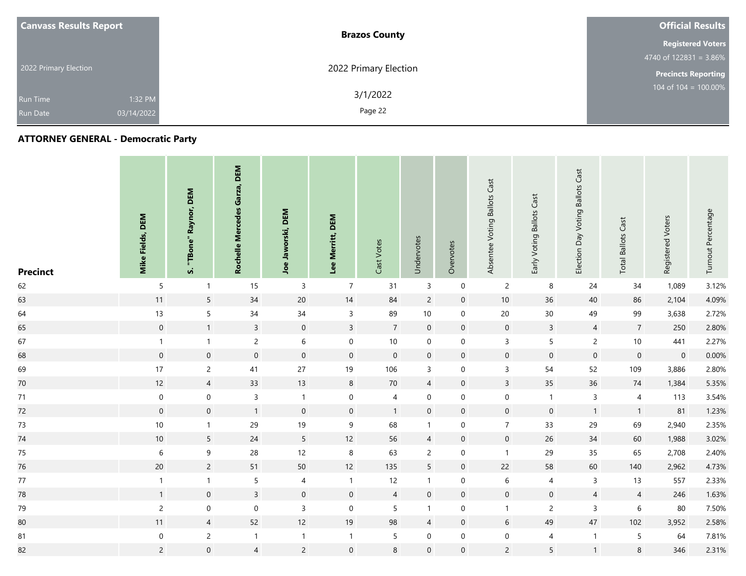Canvass Results Report

2022 Primary Election

Run Time 1:32 PM

Run Date 03/14/2022

**Brazos County**

2022 Primary Election

3/1/2022

**Official Results**

**Registered Voters**

4740 of 122831 = 3.86%

**Precincts Reporting**

104 of 104 = 100.00%

## ATTORNEY GENERAL - Democratic Party

| Precinct | Mike Fields, DEM | S. "TBone" Raynor, DEM | Rochelle Mercedes Garza, DEM | Joe Jaworski, DEM | Lee Merritt, DEM | Cast Votes | Undervotes | Overvotes | Absentee Voting Ballots Cast | Early Voting Ballots Cast | Election Day Voting Ballots Cast | Total Ballots Cast | Registered Voters | Turnout Percentage |
|---|---|---|---|---|---|---|---|---|---|---|---|---|---|---|
| 62 | 5 | 1 | 15 | 3 | 7 | 31 | 3 | 0 | 2 | 8 | 24 | 34 | 1,089 | 3.12% |
| 63 | 11 | 5 | 34 | 20 | 14 | 84 | 2 | 0 | 10 | 36 | 40 | 86 | 2,104 | 4.09% |
| 64 | 13 | 5 | 34 | 34 | 3 | 89 | 10 | 0 | 20 | 30 | 49 | 99 | 3,638 | 2.72% |
| 65 | 0 | 1 | 3 | 0 | 3 | 7 | 0 | 0 | 0 | 3 | 4 | 7 | 250 | 2.80% |
| 67 | 1 | 1 | 2 | 6 | 0 | 10 | 0 | 0 | 3 | 5 | 2 | 10 | 441 | 2.27% |
| 68 | 0 | 0 | 0 | 0 | 0 | 0 | 0 | 0 | 0 | 0 | 0 | 0 | 0 | 0.00% |
| 69 | 17 | 2 | 41 | 27 | 19 | 106 | 3 | 0 | 3 | 54 | 52 | 109 | 3,886 | 2.80% |
| 70 | 12 | 4 | 33 | 13 | 8 | 70 | 4 | 0 | 3 | 35 | 36 | 74 | 1,384 | 5.35% |
| 71 | 0 | 0 | 3 | 1 | 0 | 4 | 0 | 0 | 0 | 1 | 3 | 4 | 113 | 3.54% |
| 72 | 0 | 0 | 1 | 0 | 0 | 1 | 0 | 0 | 0 | 0 | 1 | 1 | 81 | 1.23% |
| 73 | 10 | 1 | 29 | 19 | 9 | 68 | 1 | 0 | 7 | 33 | 29 | 69 | 2,940 | 2.35% |
| 74 | 10 | 5 | 24 | 5 | 12 | 56 | 4 | 0 | 0 | 26 | 34 | 60 | 1,988 | 3.02% |
| 75 | 6 | 9 | 28 | 12 | 8 | 63 | 2 | 0 | 1 | 29 | 35 | 65 | 2,708 | 2.40% |
| 76 | 20 | 2 | 51 | 50 | 12 | 135 | 5 | 0 | 22 | 58 | 60 | 140 | 2,962 | 4.73% |
| 77 | 1 | 1 | 5 | 4 | 1 | 12 | 1 | 0 | 6 | 4 | 3 | 13 | 557 | 2.33% |
| 78 | 1 | 0 | 3 | 0 | 0 | 4 | 0 | 0 | 0 | 0 | 4 | 4 | 246 | 1.63% |
| 79 | 2 | 0 | 0 | 3 | 0 | 5 | 1 | 0 | 1 | 2 | 3 | 6 | 80 | 7.50% |
| 80 | 11 | 4 | 52 | 12 | 19 | 98 | 4 | 0 | 6 | 49 | 47 | 102 | 3,952 | 2.58% |
| 81 | 0 | 2 | 1 | 1 | 1 | 5 | 0 | 0 | 0 | 4 | 1 | 5 | 64 | 7.81% |
| 82 | 2 | 0 | 4 | 2 | 0 | 8 | 0 | 0 | 2 | 5 | 1 | 8 | 346 | 2.31% |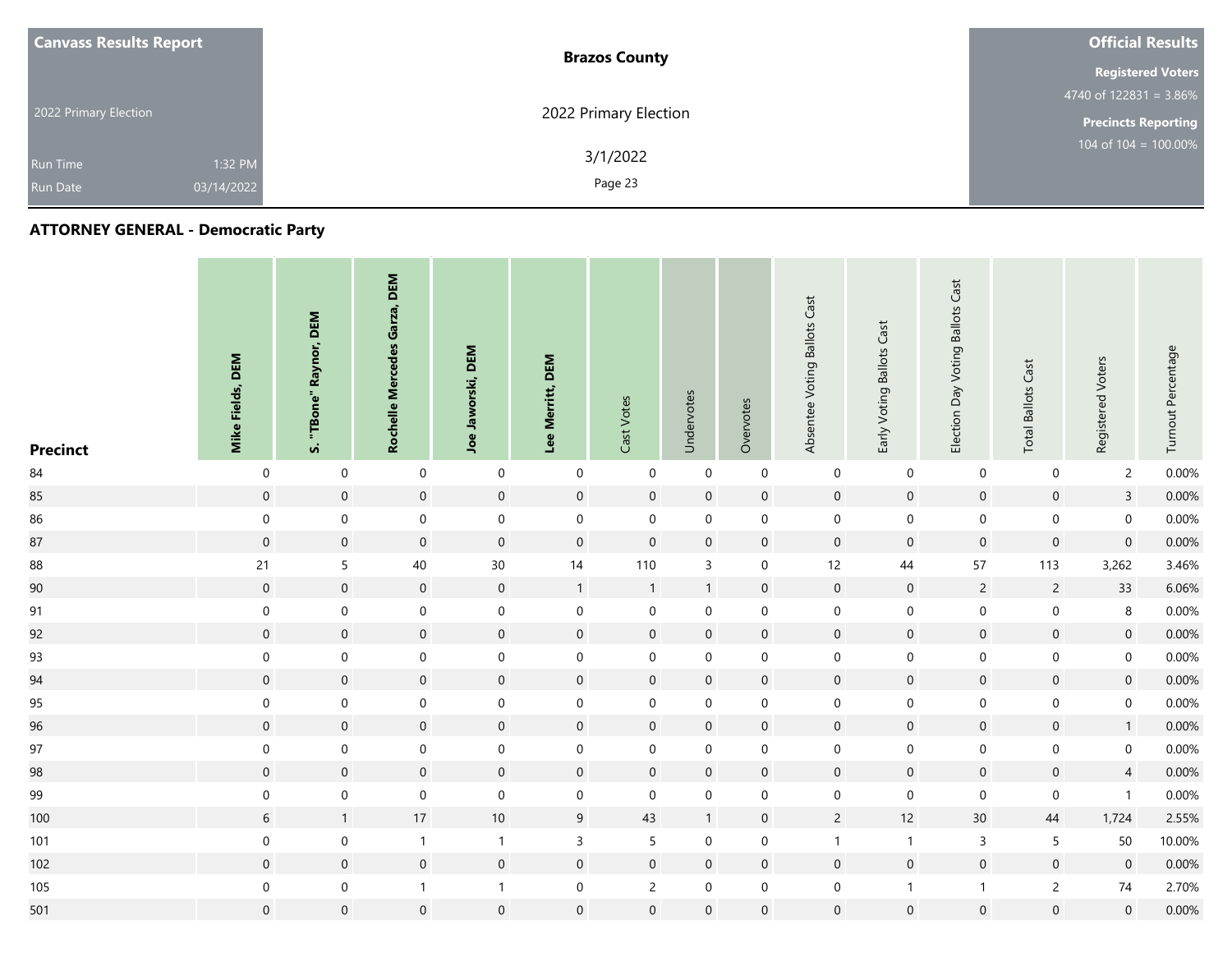**Canvass Results Report**

2022 Primary Election

Run Time 1:32 PM
Run Date 03/14/2022

**Brazos County**

2022 Primary Election

3/1/2022

**Official Results**

**Registered Voters**
4740 of 122831 = 3.86%

**Precincts Reporting**
104 of 104 = 100.00%

## ATTORNEY GENERAL - Democratic Party

| Precinct | Mike Fields, DEM | S. "TBone" Raynor, DEM | Rochelle Mercedes Garza, DEM | Joe Jaworski, DEM | Lee Merritt, DEM | Cast Votes | Undervotes | Overvotes | Absentee Voting Ballots Cast | Early Voting Ballots Cast | Election Day Voting Ballots Cast | Total Ballots Cast | Registered Voters | Turnout Percentage |
|---|---|---|---|---|---|---|---|---|---|---|---|---|---|---|
| 84 | 0 | 0 | 0 | 0 | 0 | 0 | 0 | 0 | 0 | 0 | 0 | 0 | 2 | 0.00% |
| 85 | 0 | 0 | 0 | 0 | 0 | 0 | 0 | 0 | 0 | 0 | 0 | 0 | 3 | 0.00% |
| 86 | 0 | 0 | 0 | 0 | 0 | 0 | 0 | 0 | 0 | 0 | 0 | 0 | 0 | 0.00% |
| 87 | 0 | 0 | 0 | 0 | 0 | 0 | 0 | 0 | 0 | 0 | 0 | 0 | 0 | 0.00% |
| 88 | 21 | 5 | 40 | 30 | 14 | 110 | 3 | 0 | 12 | 44 | 57 | 113 | 3,262 | 3.46% |
| 90 | 0 | 0 | 0 | 0 | 1 | 1 | 1 | 0 | 0 | 0 | 2 | 2 | 33 | 6.06% |
| 91 | 0 | 0 | 0 | 0 | 0 | 0 | 0 | 0 | 0 | 0 | 0 | 0 | 8 | 0.00% |
| 92 | 0 | 0 | 0 | 0 | 0 | 0 | 0 | 0 | 0 | 0 | 0 | 0 | 0 | 0.00% |
| 93 | 0 | 0 | 0 | 0 | 0 | 0 | 0 | 0 | 0 | 0 | 0 | 0 | 0 | 0.00% |
| 94 | 0 | 0 | 0 | 0 | 0 | 0 | 0 | 0 | 0 | 0 | 0 | 0 | 0 | 0.00% |
| 95 | 0 | 0 | 0 | 0 | 0 | 0 | 0 | 0 | 0 | 0 | 0 | 0 | 0 | 0.00% |
| 96 | 0 | 0 | 0 | 0 | 0 | 0 | 0 | 0 | 0 | 0 | 0 | 0 | 1 | 0.00% |
| 97 | 0 | 0 | 0 | 0 | 0 | 0 | 0 | 0 | 0 | 0 | 0 | 0 | 0 | 0.00% |
| 98 | 0 | 0 | 0 | 0 | 0 | 0 | 0 | 0 | 0 | 0 | 0 | 0 | 4 | 0.00% |
| 99 | 0 | 0 | 0 | 0 | 0 | 0 | 0 | 0 | 0 | 0 | 0 | 0 | 1 | 0.00% |
| 100 | 6 | 1 | 17 | 10 | 9 | 43 | 1 | 0 | 2 | 12 | 30 | 44 | 1,724 | 2.55% |
| 101 | 0 | 0 | 1 | 1 | 3 | 5 | 0 | 0 | 1 | 1 | 3 | 5 | 50 | 10.00% |
| 102 | 0 | 0 | 0 | 0 | 0 | 0 | 0 | 0 | 0 | 0 | 0 | 0 | 0 | 0.00% |
| 105 | 0 | 0 | 1 | 1 | 0 | 2 | 0 | 0 | 0 | 1 | 1 | 2 | 74 | 2.70% |
| 501 | 0 | 0 | 0 | 0 | 0 | 0 | 0 | 0 | 0 | 0 | 0 | 0 | 0 | 0.00% |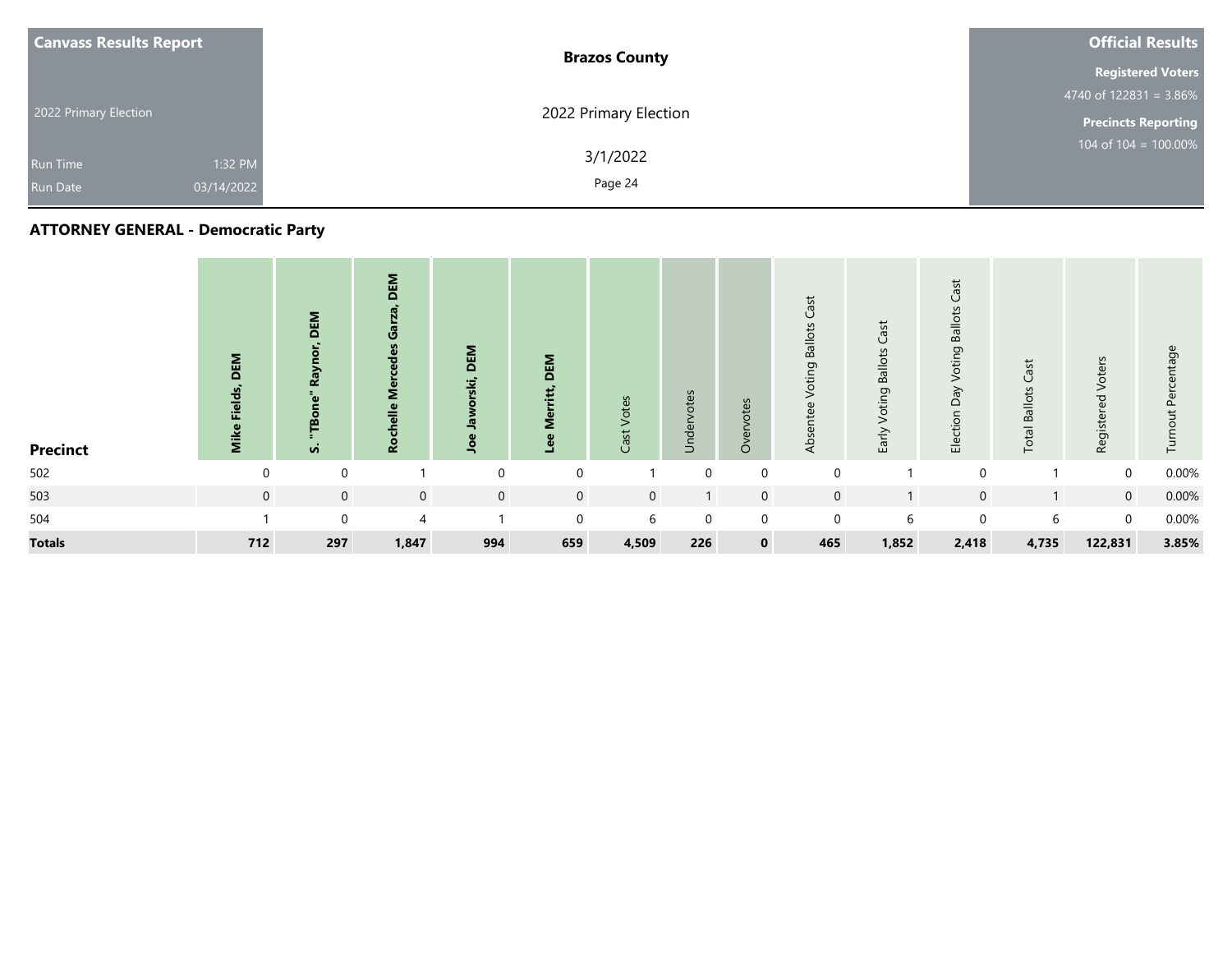| Canvass Results Report | Brazos County | Official Results |
|---|---|---|
| 2022 Primary Election | 2022 Primary Election | Registered Voters 4740 of 122831 = 3.86% |
| Run Time 1:32 PM | 3/1/2022 | Precincts Reporting 104 of 104 = 100.00% |
| Run Date 03/14/2022 | | |

## ATTORNEY GENERAL - Democratic Party

| Precinct | Mike Fields, DEM | S. "TBone" Raynor, DEM | Rochelle Mercedes Garza, DEM | Joe Jaworski, DEM | Lee Merritt, DEM | Cast Votes | Undervotes | Overvotes | Absentee Voting Ballots Cast | Early Voting Ballots Cast | Election Day Voting Ballots Cast | Total Ballots Cast | Registered Voters | Turnout Percentage |
|---|---|---|---|---|---|---|---|---|---|---|---|---|---|---|
| 502 | 0 | 0 | 1 | 0 | 0 | 1 | 0 | 0 | 0 | 1 | 0 | 1 | 0 | 0.00% |
| 503 | 0 | 0 | 0 | 0 | 0 | 0 | 1 | 0 | 0 | 1 | 0 | 1 | 0 | 0.00% |
| 504 | 1 | 0 | 4 | 1 | 0 | 6 | 0 | 0 | 0 | 6 | 0 | 6 | 0 | 0.00% |
| **Totals** | **712** | **297** | **1,847** | **994** | **659** | **4,509** | **226** | **0** | **465** | **1,852** | **2,418** | **4,735** | **122,831** | **3.85%** |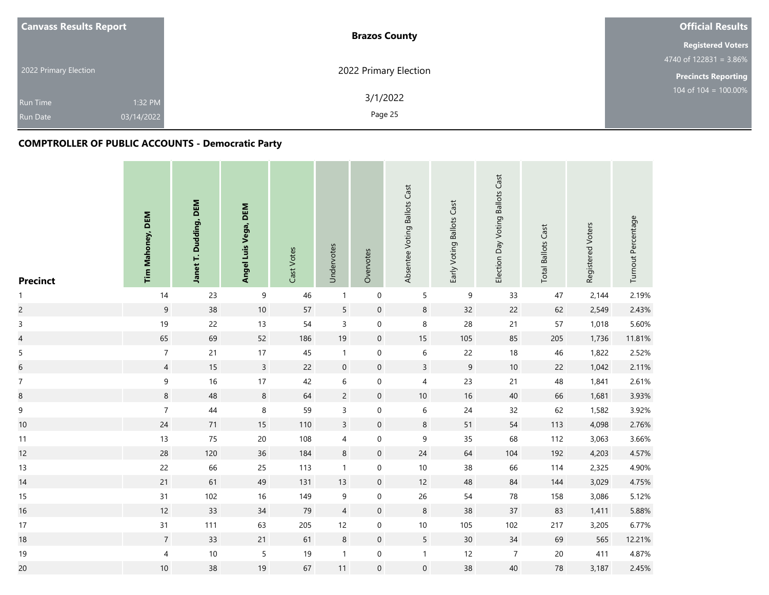# Brazos County

2022 Primary Election

3/1/2022

**Canvass Results Report**

2022 Primary Election

Run Time 1:32 PM

Run Date 03/14/2022

**Official Results**

**Registered Voters**

4740 of 122831 = 3.86%

**Precincts Reporting**

104 of 104 = 100.00%

## COMPTROLLER OF PUBLIC ACCOUNTS - Democratic Party

| Precinct | Tim Mahoney, DEM | Janet T. Dudding, DEM | Angel Luis Vega, DEM | Cast Votes | Undervotes | Overvotes | Absentee Voting Ballots Cast | Early Voting Ballots Cast | Election Day Voting Ballots Cast | Total Ballots Cast | Registered Voters | Turnout Percentage |
|---|---|---|---|---|---|---|---|---|---|---|---|---|
| 1 | 14 | 23 | 9 | 46 | 1 | 0 | 5 | 9 | 33 | 47 | 2,144 | 2.19% |
| 2 | 9 | 38 | 10 | 57 | 5 | 0 | 8 | 32 | 22 | 62 | 2,549 | 2.43% |
| 3 | 19 | 22 | 13 | 54 | 3 | 0 | 8 | 28 | 21 | 57 | 1,018 | 5.60% |
| 4 | 65 | 69 | 52 | 186 | 19 | 0 | 15 | 105 | 85 | 205 | 1,736 | 11.81% |
| 5 | 7 | 21 | 17 | 45 | 1 | 0 | 6 | 22 | 18 | 46 | 1,822 | 2.52% |
| 6 | 4 | 15 | 3 | 22 | 0 | 0 | 3 | 9 | 10 | 22 | 1,042 | 2.11% |
| 7 | 9 | 16 | 17 | 42 | 6 | 0 | 4 | 23 | 21 | 48 | 1,841 | 2.61% |
| 8 | 8 | 48 | 8 | 64 | 2 | 0 | 10 | 16 | 40 | 66 | 1,681 | 3.93% |
| 9 | 7 | 44 | 8 | 59 | 3 | 0 | 6 | 24 | 32 | 62 | 1,582 | 3.92% |
| 10 | 24 | 71 | 15 | 110 | 3 | 0 | 8 | 51 | 54 | 113 | 4,098 | 2.76% |
| 11 | 13 | 75 | 20 | 108 | 4 | 0 | 9 | 35 | 68 | 112 | 3,063 | 3.66% |
| 12 | 28 | 120 | 36 | 184 | 8 | 0 | 24 | 64 | 104 | 192 | 4,203 | 4.57% |
| 13 | 22 | 66 | 25 | 113 | 1 | 0 | 10 | 38 | 66 | 114 | 2,325 | 4.90% |
| 14 | 21 | 61 | 49 | 131 | 13 | 0 | 12 | 48 | 84 | 144 | 3,029 | 4.75% |
| 15 | 31 | 102 | 16 | 149 | 9 | 0 | 26 | 54 | 78 | 158 | 3,086 | 5.12% |
| 16 | 12 | 33 | 34 | 79 | 4 | 0 | 8 | 38 | 37 | 83 | 1,411 | 5.88% |
| 17 | 31 | 111 | 63 | 205 | 12 | 0 | 10 | 105 | 102 | 217 | 3,205 | 6.77% |
| 18 | 7 | 33 | 21 | 61 | 8 | 0 | 5 | 30 | 34 | 69 | 565 | 12.21% |
| 19 | 4 | 10 | 5 | 19 | 1 | 0 | 1 | 12 | 7 | 20 | 411 | 4.87% |
| 20 | 10 | 38 | 19 | 67 | 11 | 0 | 0 | 38 | 40 | 78 | 3,187 | 2.45% |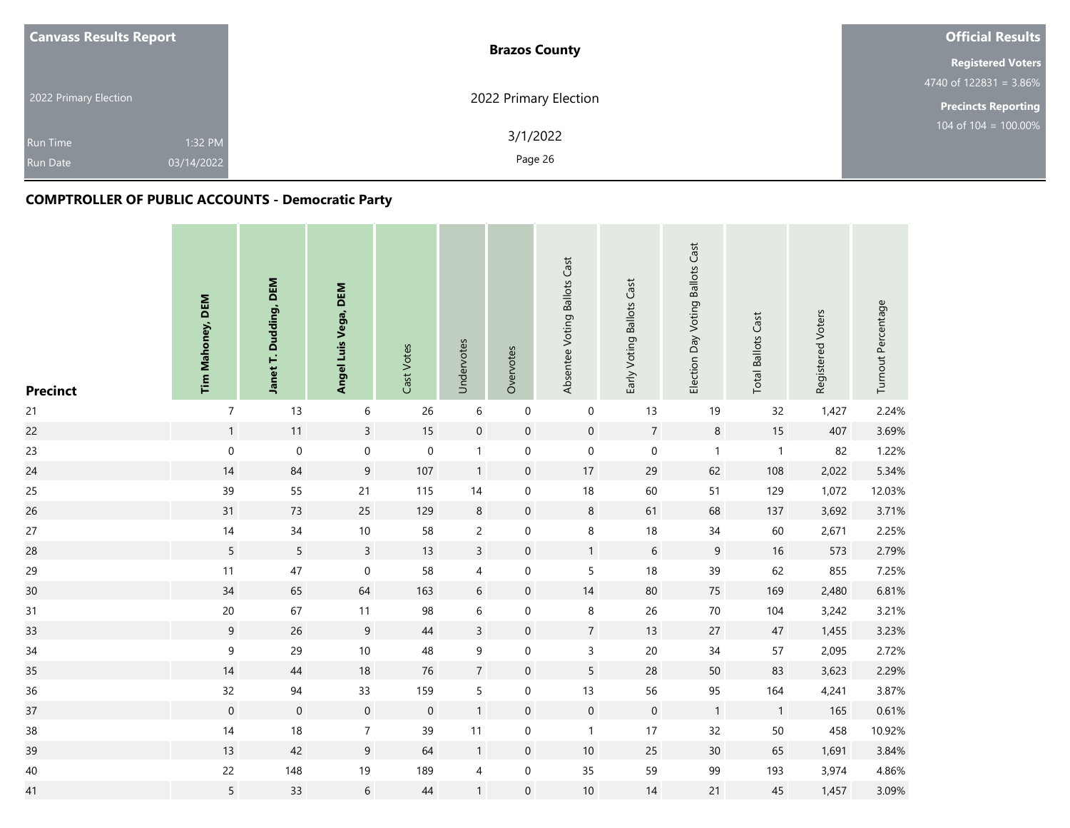| Canvass Results Report | Brazos County | Official Results |
|---|---|---|
| 2022 Primary Election | 2022 Primary Election | Registered Voters 4740 of 122831 = 3.86% |
| Run Time 1:32 PM | 3/1/2022 | Precincts Reporting 104 of 104 = 100.00% |
| Run Date 03/14/2022 | | |

## COMPTROLLER OF PUBLIC ACCOUNTS - Democratic Party

| Precinct | Tim Mahoney, DEM | Janet T. Dudding, DEM | Angel Luis Vega, DEM | Cast Votes | Undervotes | Overvotes | Absentee Voting Ballots Cast | Early Voting Ballots Cast | Election Day Voting Ballots Cast | Total Ballots Cast | Registered Voters | Turnout Percentage |
|---|---|---|---|---|---|---|---|---|---|---|---|---|
| 21 | 7 | 13 | 6 | 26 | 6 | 0 | 0 | 13 | 19 | 32 | 1,427 | 2.24% |
| 22 | 1 | 11 | 3 | 15 | 0 | 0 | 0 | 7 | 8 | 15 | 407 | 3.69% |
| 23 | 0 | 0 | 0 | 0 | 1 | 0 | 0 | 0 | 1 | 1 | 82 | 1.22% |
| 24 | 14 | 84 | 9 | 107 | 1 | 0 | 17 | 29 | 62 | 108 | 2,022 | 5.34% |
| 25 | 39 | 55 | 21 | 115 | 14 | 0 | 18 | 60 | 51 | 129 | 1,072 | 12.03% |
| 26 | 31 | 73 | 25 | 129 | 8 | 0 | 8 | 61 | 68 | 137 | 3,692 | 3.71% |
| 27 | 14 | 34 | 10 | 58 | 2 | 0 | 8 | 18 | 34 | 60 | 2,671 | 2.25% |
| 28 | 5 | 5 | 3 | 13 | 3 | 0 | 1 | 6 | 9 | 16 | 573 | 2.79% |
| 29 | 11 | 47 | 0 | 58 | 4 | 0 | 5 | 18 | 39 | 62 | 855 | 7.25% |
| 30 | 34 | 65 | 64 | 163 | 6 | 0 | 14 | 80 | 75 | 169 | 2,480 | 6.81% |
| 31 | 20 | 67 | 11 | 98 | 6 | 0 | 8 | 26 | 70 | 104 | 3,242 | 3.21% |
| 33 | 9 | 26 | 9 | 44 | 3 | 0 | 7 | 13 | 27 | 47 | 1,455 | 3.23% |
| 34 | 9 | 29 | 10 | 48 | 9 | 0 | 3 | 20 | 34 | 57 | 2,095 | 2.72% |
| 35 | 14 | 44 | 18 | 76 | 7 | 0 | 5 | 28 | 50 | 83 | 3,623 | 2.29% |
| 36 | 32 | 94 | 33 | 159 | 5 | 0 | 13 | 56 | 95 | 164 | 4,241 | 3.87% |
| 37 | 0 | 0 | 0 | 0 | 1 | 0 | 0 | 0 | 1 | 1 | 165 | 0.61% |
| 38 | 14 | 18 | 7 | 39 | 11 | 0 | 1 | 17 | 32 | 50 | 458 | 10.92% |
| 39 | 13 | 42 | 9 | 64 | 1 | 0 | 10 | 25 | 30 | 65 | 1,691 | 3.84% |
| 40 | 22 | 148 | 19 | 189 | 4 | 0 | 35 | 59 | 99 | 193 | 3,974 | 4.86% |
| 41 | 5 | 33 | 6 | 44 | 1 | 0 | 10 | 14 | 21 | 45 | 1,457 | 3.09% |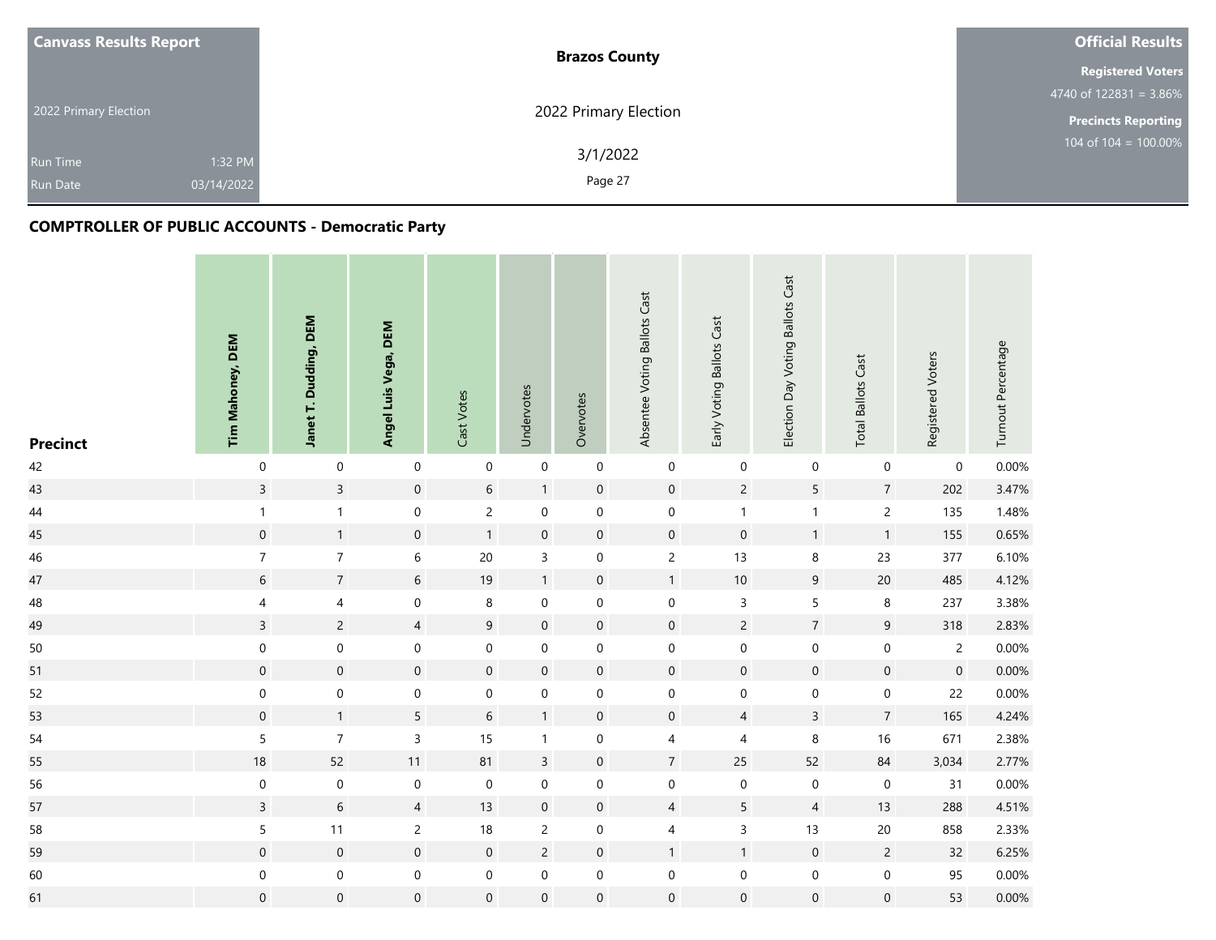**Canvass Results Report**

2022 Primary Election

Run Time 1:32 PM
Run Date 03/14/2022

**Brazos County**

2022 Primary Election

3/1/2022

**Official Results**

**Registered Voters**
4740 of 122831 = 3.86%

**Precincts Reporting**
104 of 104 = 100.00%

## COMPTROLLER OF PUBLIC ACCOUNTS - Democratic Party

| Precinct | Tim Mahoney, DEM | Janet T. Dudding, DEM | Angel Luis Vega, DEM | Cast Votes | Undervotes | Overvotes | Absentee Voting Ballots Cast | Early Voting Ballots Cast | Election Day Voting Ballots Cast | Total Ballots Cast | Registered Voters | Turnout Percentage |
|---|---|---|---|---|---|---|---|---|---|---|---|---|
| 42 | 0 | 0 | 0 | 0 | 0 | 0 | 0 | 0 | 0 | 0 | 0 | 0.00% |
| 43 | 3 | 3 | 0 | 6 | 1 | 0 | 0 | 2 | 5 | 7 | 202 | 3.47% |
| 44 | 1 | 1 | 0 | 2 | 0 | 0 | 0 | 1 | 1 | 2 | 135 | 1.48% |
| 45 | 0 | 1 | 0 | 1 | 0 | 0 | 0 | 0 | 1 | 1 | 155 | 0.65% |
| 46 | 7 | 7 | 6 | 20 | 3 | 0 | 2 | 13 | 8 | 23 | 377 | 6.10% |
| 47 | 6 | 7 | 6 | 19 | 1 | 0 | 1 | 10 | 9 | 20 | 485 | 4.12% |
| 48 | 4 | 4 | 0 | 8 | 0 | 0 | 0 | 3 | 5 | 8 | 237 | 3.38% |
| 49 | 3 | 2 | 4 | 9 | 0 | 0 | 0 | 2 | 7 | 9 | 318 | 2.83% |
| 50 | 0 | 0 | 0 | 0 | 0 | 0 | 0 | 0 | 0 | 0 | 2 | 0.00% |
| 51 | 0 | 0 | 0 | 0 | 0 | 0 | 0 | 0 | 0 | 0 | 0 | 0.00% |
| 52 | 0 | 0 | 0 | 0 | 0 | 0 | 0 | 0 | 0 | 0 | 22 | 0.00% |
| 53 | 0 | 1 | 5 | 6 | 1 | 0 | 0 | 4 | 3 | 7 | 165 | 4.24% |
| 54 | 5 | 7 | 3 | 15 | 1 | 0 | 4 | 4 | 8 | 16 | 671 | 2.38% |
| 55 | 18 | 52 | 11 | 81 | 3 | 0 | 7 | 25 | 52 | 84 | 3,034 | 2.77% |
| 56 | 0 | 0 | 0 | 0 | 0 | 0 | 0 | 0 | 0 | 0 | 31 | 0.00% |
| 57 | 3 | 6 | 4 | 13 | 0 | 0 | 4 | 5 | 4 | 13 | 288 | 4.51% |
| 58 | 5 | 11 | 2 | 18 | 2 | 0 | 4 | 3 | 13 | 20 | 858 | 2.33% |
| 59 | 0 | 0 | 0 | 0 | 2 | 0 | 1 | 1 | 0 | 2 | 32 | 6.25% |
| 60 | 0 | 0 | 0 | 0 | 0 | 0 | 0 | 0 | 0 | 0 | 95 | 0.00% |
| 61 | 0 | 0 | 0 | 0 | 0 | 0 | 0 | 0 | 0 | 0 | 53 | 0.00% |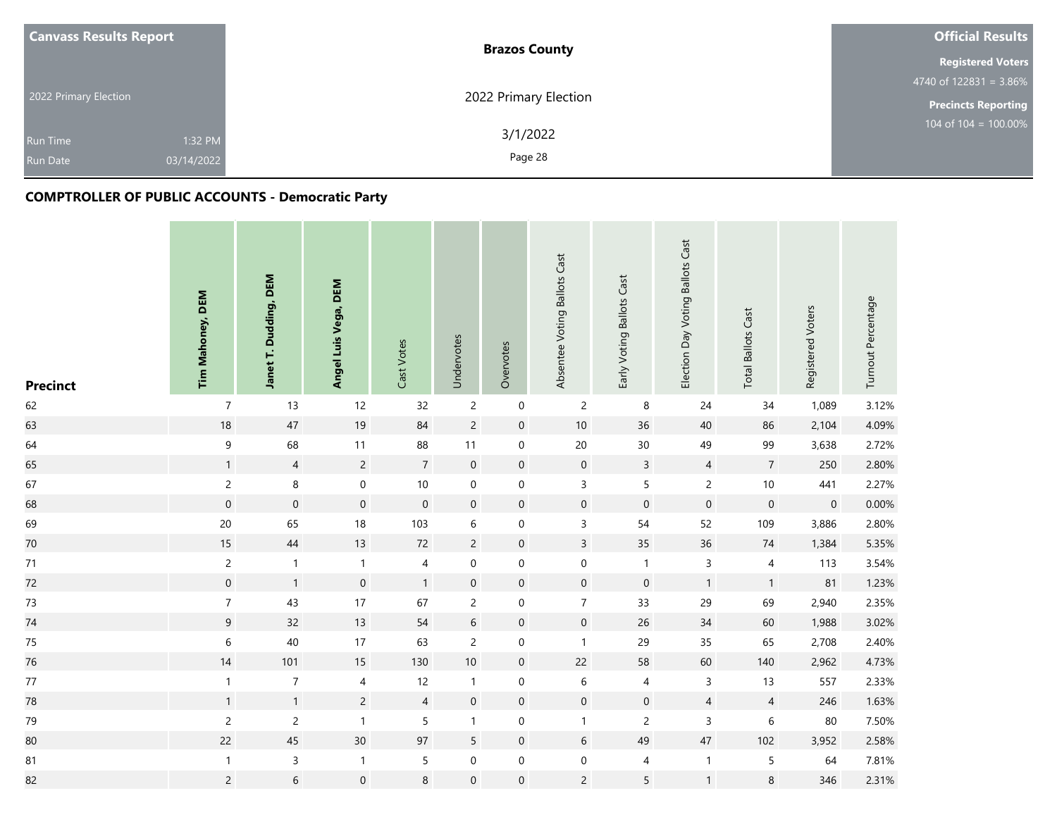Canvass Results Report

2022 Primary Election

Run Time 1:32 PM

Run Date 03/14/2022

**Brazos County**

2022 Primary Election

3/1/2022

**Official Results**

**Registered Voters**

4740 of 122831 = 3.86%

**Precincts Reporting**

104 of 104 = 100.00%

## COMPTROLLER OF PUBLIC ACCOUNTS - Democratic Party

| Precinct | Tim Mahoney, DEM | Janet T. Dudding, DEM | Angel Luis Vega, DEM | Cast Votes | Undervotes | Overvotes | Absentee Voting Ballots Cast | Early Voting Ballots Cast | Election Day Voting Ballots Cast | Total Ballots Cast | Registered Voters | Turnout Percentage |
|---|---|---|---|---|---|---|---|---|---|---|---|---|
| 62 | 7 | 13 | 12 | 32 | 2 | 0 | 2 | 8 | 24 | 34 | 1,089 | 3.12% |
| 63 | 18 | 47 | 19 | 84 | 2 | 0 | 10 | 36 | 40 | 86 | 2,104 | 4.09% |
| 64 | 9 | 68 | 11 | 88 | 11 | 0 | 20 | 30 | 49 | 99 | 3,638 | 2.72% |
| 65 | 1 | 4 | 2 | 7 | 0 | 0 | 0 | 3 | 4 | 7 | 250 | 2.80% |
| 67 | 2 | 8 | 0 | 10 | 0 | 0 | 3 | 5 | 2 | 10 | 441 | 2.27% |
| 68 | 0 | 0 | 0 | 0 | 0 | 0 | 0 | 0 | 0 | 0 | 0 | 0.00% |
| 69 | 20 | 65 | 18 | 103 | 6 | 0 | 3 | 54 | 52 | 109 | 3,886 | 2.80% |
| 70 | 15 | 44 | 13 | 72 | 2 | 0 | 3 | 35 | 36 | 74 | 1,384 | 5.35% |
| 71 | 2 | 1 | 1 | 4 | 0 | 0 | 0 | 1 | 3 | 4 | 113 | 3.54% |
| 72 | 0 | 1 | 0 | 1 | 0 | 0 | 0 | 0 | 1 | 1 | 81 | 1.23% |
| 73 | 7 | 43 | 17 | 67 | 2 | 0 | 7 | 33 | 29 | 69 | 2,940 | 2.35% |
| 74 | 9 | 32 | 13 | 54 | 6 | 0 | 0 | 26 | 34 | 60 | 1,988 | 3.02% |
| 75 | 6 | 40 | 17 | 63 | 2 | 0 | 1 | 29 | 35 | 65 | 2,708 | 2.40% |
| 76 | 14 | 101 | 15 | 130 | 10 | 0 | 22 | 58 | 60 | 140 | 2,962 | 4.73% |
| 77 | 1 | 7 | 4 | 12 | 1 | 0 | 6 | 4 | 3 | 13 | 557 | 2.33% |
| 78 | 1 | 1 | 2 | 4 | 0 | 0 | 0 | 0 | 4 | 4 | 246 | 1.63% |
| 79 | 2 | 2 | 1 | 5 | 1 | 0 | 1 | 2 | 3 | 6 | 80 | 7.50% |
| 80 | 22 | 45 | 30 | 97 | 5 | 0 | 6 | 49 | 47 | 102 | 3,952 | 2.58% |
| 81 | 1 | 3 | 1 | 5 | 0 | 0 | 0 | 4 | 1 | 5 | 64 | 7.81% |
| 82 | 2 | 6 | 0 | 8 | 0 | 0 | 2 | 5 | 1 | 8 | 346 | 2.31% |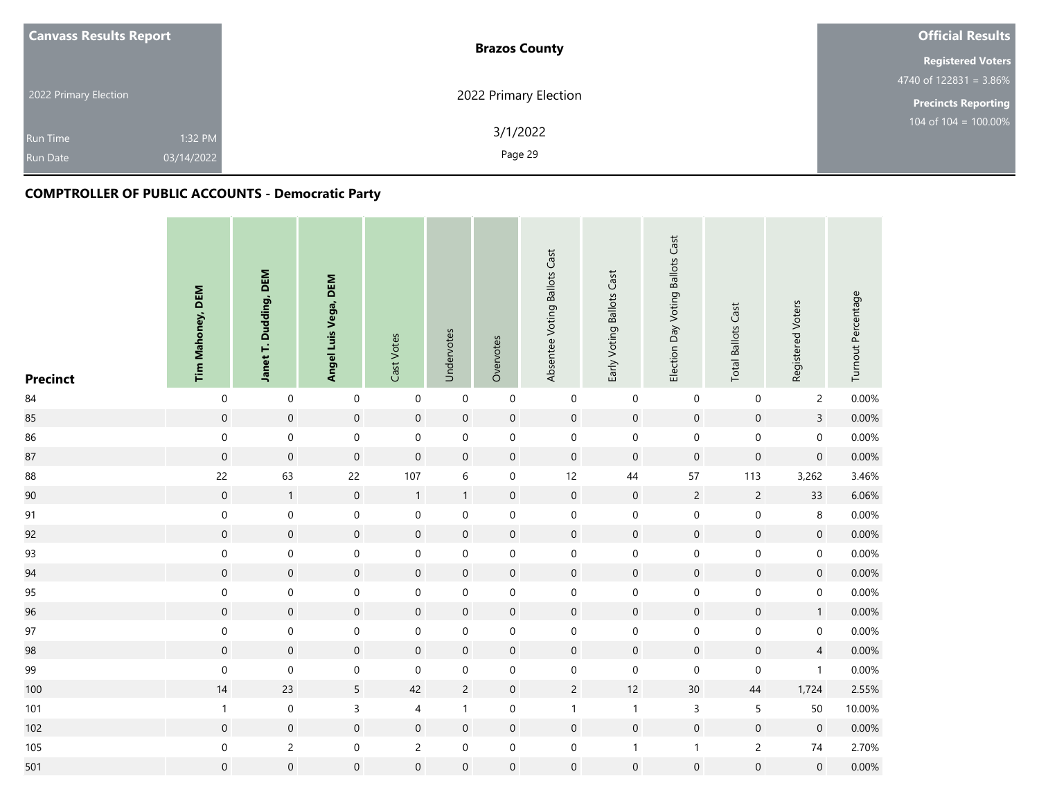**Canvass Results Report**

2022 Primary Election

Run Time 1:32 PM

Run Date 03/14/2022

**Brazos County**

2022 Primary Election

3/1/2022

**Official Results**

**Registered Voters**

4740 of 122831 = 3.86%

**Precincts Reporting**

104 of 104 = 100.00%

## COMPTROLLER OF PUBLIC ACCOUNTS - Democratic Party

| Precinct | Tim Mahoney, DEM | Janet T. Dudding, DEM | Angel Luis Vega, DEM | Cast Votes | Undervotes | Overvotes | Absentee Voting Ballots Cast | Early Voting Ballots Cast | Election Day Voting Ballots Cast | Total Ballots Cast | Registered Voters | Turnout Percentage |
|---|---|---|---|---|---|---|---|---|---|---|---|---|
| 84 | 0 | 0 | 0 | 0 | 0 | 0 | 0 | 0 | 0 | 0 | 2 | 0.00% |
| 85 | 0 | 0 | 0 | 0 | 0 | 0 | 0 | 0 | 0 | 0 | 3 | 0.00% |
| 86 | 0 | 0 | 0 | 0 | 0 | 0 | 0 | 0 | 0 | 0 | 0 | 0.00% |
| 87 | 0 | 0 | 0 | 0 | 0 | 0 | 0 | 0 | 0 | 0 | 0 | 0.00% |
| 88 | 22 | 63 | 22 | 107 | 6 | 0 | 12 | 44 | 57 | 113 | 3,262 | 3.46% |
| 90 | 0 | 1 | 0 | 1 | 1 | 0 | 0 | 0 | 2 | 2 | 33 | 6.06% |
| 91 | 0 | 0 | 0 | 0 | 0 | 0 | 0 | 0 | 0 | 0 | 8 | 0.00% |
| 92 | 0 | 0 | 0 | 0 | 0 | 0 | 0 | 0 | 0 | 0 | 0 | 0.00% |
| 93 | 0 | 0 | 0 | 0 | 0 | 0 | 0 | 0 | 0 | 0 | 0 | 0.00% |
| 94 | 0 | 0 | 0 | 0 | 0 | 0 | 0 | 0 | 0 | 0 | 0 | 0.00% |
| 95 | 0 | 0 | 0 | 0 | 0 | 0 | 0 | 0 | 0 | 0 | 0 | 0.00% |
| 96 | 0 | 0 | 0 | 0 | 0 | 0 | 0 | 0 | 0 | 0 | 1 | 0.00% |
| 97 | 0 | 0 | 0 | 0 | 0 | 0 | 0 | 0 | 0 | 0 | 0 | 0.00% |
| 98 | 0 | 0 | 0 | 0 | 0 | 0 | 0 | 0 | 0 | 0 | 4 | 0.00% |
| 99 | 0 | 0 | 0 | 0 | 0 | 0 | 0 | 0 | 0 | 0 | 1 | 0.00% |
| 100 | 14 | 23 | 5 | 42 | 2 | 0 | 2 | 12 | 30 | 44 | 1,724 | 2.55% |
| 101 | 1 | 0 | 3 | 4 | 1 | 0 | 1 | 1 | 3 | 5 | 50 | 10.00% |
| 102 | 0 | 0 | 0 | 0 | 0 | 0 | 0 | 0 | 0 | 0 | 0 | 0.00% |
| 105 | 0 | 2 | 0 | 2 | 0 | 0 | 0 | 1 | 1 | 2 | 74 | 2.70% |
| 501 | 0 | 0 | 0 | 0 | 0 | 0 | 0 | 0 | 0 | 0 | 0 | 0.00% |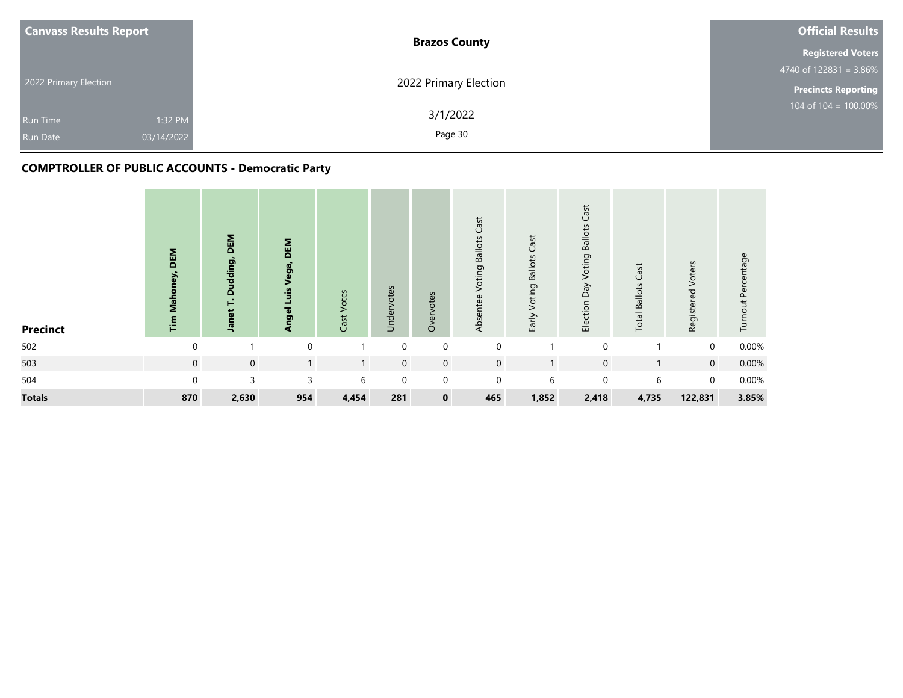| Canvass Results Report | | Brazos County | Official Results |
|---|---|---|---|
| | | | **Registered Voters** |
| | | | 4740 of 122831 = 3.86% |
| 2022 Primary Election | | 2022 Primary Election | **Precincts Reporting** |
| Run Time | 1:32 PM | 3/1/2022 | 104 of 104 = 100.00% |
| Run Date | 03/14/2022 | | |

## COMPTROLLER OF PUBLIC ACCOUNTS - Democratic Party

| Precinct | Tim Mahoney, DEM | Janet T. Dudding, DEM | Angel Luis Vega, DEM | Cast Votes | Undervotes | Overvotes | Absentee Voting Ballots Cast | Early Voting Ballots Cast | Election Day Voting Ballots Cast | Total Ballots Cast | Registered Voters | Turnout Percentage |
|---|---|---|---|---|---|---|---|---|---|---|---|---|
| 502 | 0 | 1 | 0 | 1 | 0 | 0 | 0 | 1 | 0 | 1 | 0 | 0.00% |
| 503 | 0 | 0 | 1 | 1 | 0 | 0 | 0 | 1 | 0 | 1 | 0 | 0.00% |
| 504 | 0 | 3 | 3 | 6 | 0 | 0 | 0 | 6 | 0 | 6 | 0 | 0.00% |
| **Totals** | **870** | **2,630** | **954** | **4,454** | **281** | **0** | **465** | **1,852** | **2,418** | **4,735** | **122,831** | **3.85%** |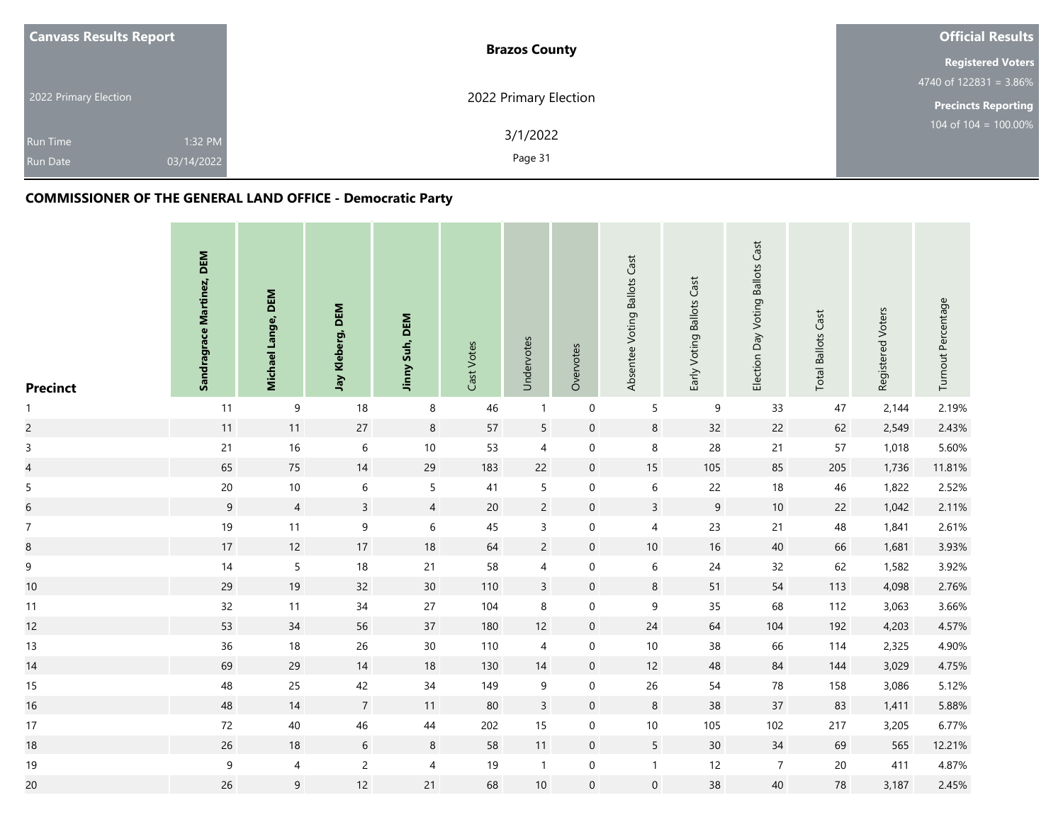| Canvass Results Report | Brazos County | Official Results |
|---|---|---|
| 2022 Primary Election | 2022 Primary Election | Registered Voters 4740 of 122831 = 3.86% |
| Run Time 1:32 PM | 3/1/2022 | Precincts Reporting 104 of 104 = 100.00% |
| Run Date 03/14/2022 | | |

## COMMISSIONER OF THE GENERAL LAND OFFICE - Democratic Party

| Precinct | Sandragrace Martinez, DEM | Michael Lange, DEM | Jay Kleberg, DEM | Jinny Suh, DEM | Cast Votes | Undervotes | Overvotes | Absentee Voting Ballots Cast | Early Voting Ballots Cast | Election Day Voting Ballots Cast | Total Ballots Cast | Registered Voters | Turnout Percentage |
|---|---|---|---|---|---|---|---|---|---|---|---|---|---|
| 1 | 11 | 9 | 18 | 8 | 46 | 1 | 0 | 5 | 9 | 33 | 47 | 2,144 | 2.19% |
| 2 | 11 | 11 | 27 | 8 | 57 | 5 | 0 | 8 | 32 | 22 | 62 | 2,549 | 2.43% |
| 3 | 21 | 16 | 6 | 10 | 53 | 4 | 0 | 8 | 28 | 21 | 57 | 1,018 | 5.60% |
| 4 | 65 | 75 | 14 | 29 | 183 | 22 | 0 | 15 | 105 | 85 | 205 | 1,736 | 11.81% |
| 5 | 20 | 10 | 6 | 5 | 41 | 5 | 0 | 6 | 22 | 18 | 46 | 1,822 | 2.52% |
| 6 | 9 | 4 | 3 | 4 | 20 | 2 | 0 | 3 | 9 | 10 | 22 | 1,042 | 2.11% |
| 7 | 19 | 11 | 9 | 6 | 45 | 3 | 0 | 4 | 23 | 21 | 48 | 1,841 | 2.61% |
| 8 | 17 | 12 | 17 | 18 | 64 | 2 | 0 | 10 | 16 | 40 | 66 | 1,681 | 3.93% |
| 9 | 14 | 5 | 18 | 21 | 58 | 4 | 0 | 6 | 24 | 32 | 62 | 1,582 | 3.92% |
| 10 | 29 | 19 | 32 | 30 | 110 | 3 | 0 | 8 | 51 | 54 | 113 | 4,098 | 2.76% |
| 11 | 32 | 11 | 34 | 27 | 104 | 8 | 0 | 9 | 35 | 68 | 112 | 3,063 | 3.66% |
| 12 | 53 | 34 | 56 | 37 | 180 | 12 | 0 | 24 | 64 | 104 | 192 | 4,203 | 4.57% |
| 13 | 36 | 18 | 26 | 30 | 110 | 4 | 0 | 10 | 38 | 66 | 114 | 2,325 | 4.90% |
| 14 | 69 | 29 | 14 | 18 | 130 | 14 | 0 | 12 | 48 | 84 | 144 | 3,029 | 4.75% |
| 15 | 48 | 25 | 42 | 34 | 149 | 9 | 0 | 26 | 54 | 78 | 158 | 3,086 | 5.12% |
| 16 | 48 | 14 | 7 | 11 | 80 | 3 | 0 | 8 | 38 | 37 | 83 | 1,411 | 5.88% |
| 17 | 72 | 40 | 46 | 44 | 202 | 15 | 0 | 10 | 105 | 102 | 217 | 3,205 | 6.77% |
| 18 | 26 | 18 | 6 | 8 | 58 | 11 | 0 | 5 | 30 | 34 | 69 | 565 | 12.21% |
| 19 | 9 | 4 | 2 | 4 | 19 | 1 | 0 | 1 | 12 | 7 | 20 | 411 | 4.87% |
| 20 | 26 | 9 | 12 | 21 | 68 | 10 | 0 | 0 | 38 | 40 | 78 | 3,187 | 2.45% |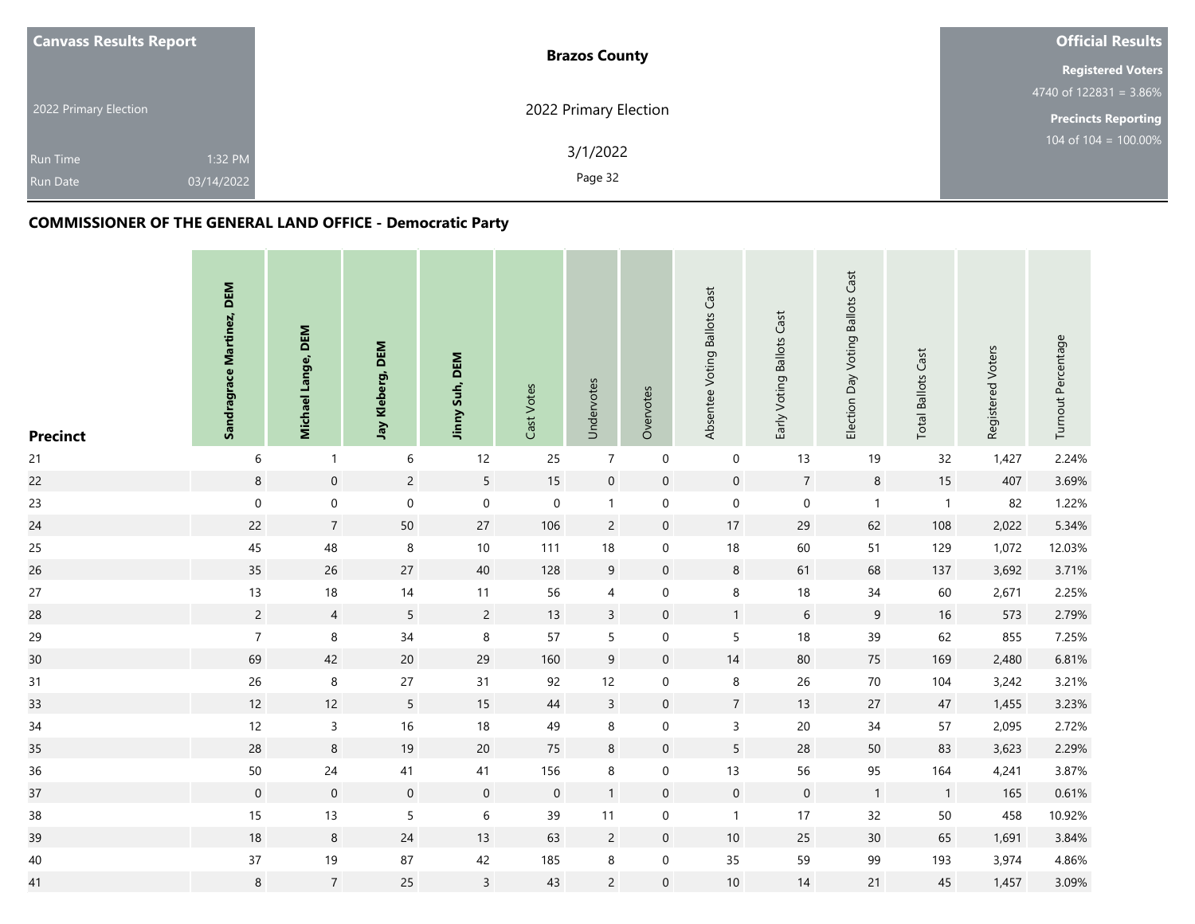**Canvass Results Report**

2022 Primary Election

Run Time 1:32 PM
Run Date 03/14/2022

**Brazos County**

2022 Primary Election

3/1/2022

**Official Results**

**Registered Voters**
4740 of 122831 = 3.86%

**Precincts Reporting**
104 of 104 = 100.00%

## COMMISSIONER OF THE GENERAL LAND OFFICE - Democratic Party

| Precinct | Sandragrace Martinez, DEM | Michael Lange, DEM | Jay Kleberg, DEM | Jinny Suh, DEM | Cast Votes | Undervotes | Overvotes | Absentee Voting Ballots Cast | Early Voting Ballots Cast | Election Day Voting Ballots Cast | Total Ballots Cast | Registered Voters | Turnout Percentage |
|---|---|---|---|---|---|---|---|---|---|---|---|---|---|
| 21 | 6 | 1 | 6 | 12 | 25 | 7 | 0 | 0 | 13 | 19 | 32 | 1,427 | 2.24% |
| 22 | 8 | 0 | 2 | 5 | 15 | 0 | 0 | 0 | 7 | 8 | 15 | 407 | 3.69% |
| 23 | 0 | 0 | 0 | 0 | 0 | 1 | 0 | 0 | 0 | 1 | 1 | 82 | 1.22% |
| 24 | 22 | 7 | 50 | 27 | 106 | 2 | 0 | 17 | 29 | 62 | 108 | 2,022 | 5.34% |
| 25 | 45 | 48 | 8 | 10 | 111 | 18 | 0 | 18 | 60 | 51 | 129 | 1,072 | 12.03% |
| 26 | 35 | 26 | 27 | 40 | 128 | 9 | 0 | 8 | 61 | 68 | 137 | 3,692 | 3.71% |
| 27 | 13 | 18 | 14 | 11 | 56 | 4 | 0 | 8 | 18 | 34 | 60 | 2,671 | 2.25% |
| 28 | 2 | 4 | 5 | 2 | 13 | 3 | 0 | 1 | 6 | 9 | 16 | 573 | 2.79% |
| 29 | 7 | 8 | 34 | 8 | 57 | 5 | 0 | 5 | 18 | 39 | 62 | 855 | 7.25% |
| 30 | 69 | 42 | 20 | 29 | 160 | 9 | 0 | 14 | 80 | 75 | 169 | 2,480 | 6.81% |
| 31 | 26 | 8 | 27 | 31 | 92 | 12 | 0 | 8 | 26 | 70 | 104 | 3,242 | 3.21% |
| 33 | 12 | 12 | 5 | 15 | 44 | 3 | 0 | 7 | 13 | 27 | 47 | 1,455 | 3.23% |
| 34 | 12 | 3 | 16 | 18 | 49 | 8 | 0 | 3 | 20 | 34 | 57 | 2,095 | 2.72% |
| 35 | 28 | 8 | 19 | 20 | 75 | 8 | 0 | 5 | 28 | 50 | 83 | 3,623 | 2.29% |
| 36 | 50 | 24 | 41 | 41 | 156 | 8 | 0 | 13 | 56 | 95 | 164 | 4,241 | 3.87% |
| 37 | 0 | 0 | 0 | 0 | 0 | 1 | 0 | 0 | 0 | 1 | 1 | 165 | 0.61% |
| 38 | 15 | 13 | 5 | 6 | 39 | 11 | 0 | 1 | 17 | 32 | 50 | 458 | 10.92% |
| 39 | 18 | 8 | 24 | 13 | 63 | 2 | 0 | 10 | 25 | 30 | 65 | 1,691 | 3.84% |
| 40 | 37 | 19 | 87 | 42 | 185 | 8 | 0 | 35 | 59 | 99 | 193 | 3,974 | 4.86% |
| 41 | 8 | 7 | 25 | 3 | 43 | 2 | 0 | 10 | 14 | 21 | 45 | 1,457 | 3.09% |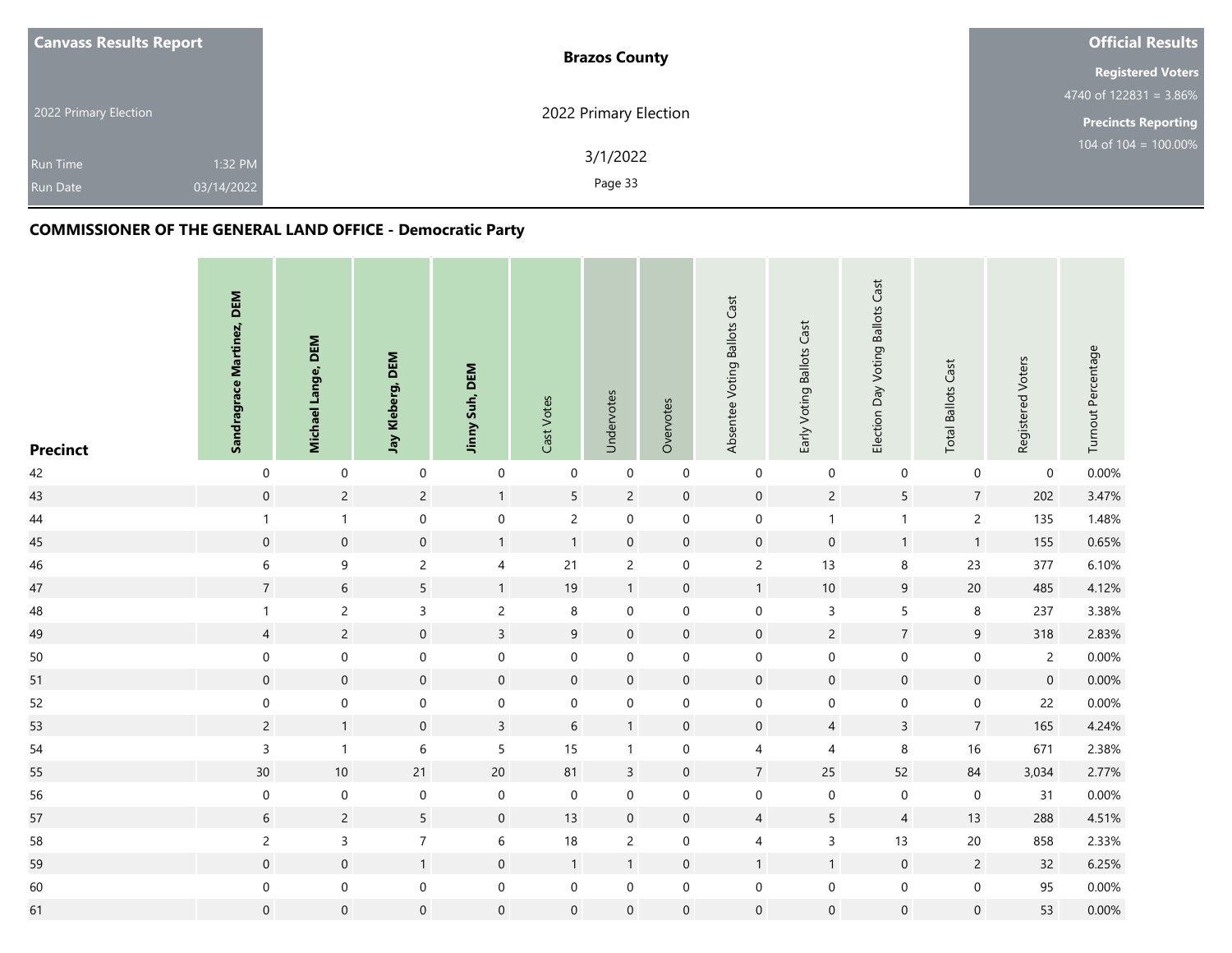**Canvass Results Report**

2022 Primary Election

Run Time 1:32 PM
Run Date 03/14/2022

**Brazos County**

2022 Primary Election

3/1/2022

**Official Results**

**Registered Voters**
4740 of 122831 = 3.86%

**Precincts Reporting**
104 of 104 = 100.00%

## COMMISSIONER OF THE GENERAL LAND OFFICE - Democratic Party

| Precinct | Sandragrace Martinez, DEM | Michael Lange, DEM | Jay Kleberg, DEM | Jinny Suh, DEM | Cast Votes | Undervotes | Overvotes | Absentee Voting Ballots Cast | Early Voting Ballots Cast | Election Day Voting Ballots Cast | Total Ballots Cast | Registered Voters | Turnout Percentage |
|---|---|---|---|---|---|---|---|---|---|---|---|---|---|
| 42 | 0 | 0 | 0 | 0 | 0 | 0 | 0 | 0 | 0 | 0 | 0 | 0 | 0.00% |
| 43 | 0 | 2 | 2 | 1 | 5 | 2 | 0 | 0 | 2 | 5 | 7 | 202 | 3.47% |
| 44 | 1 | 1 | 0 | 0 | 2 | 0 | 0 | 0 | 1 | 1 | 2 | 135 | 1.48% |
| 45 | 0 | 0 | 0 | 1 | 1 | 0 | 0 | 0 | 0 | 1 | 1 | 155 | 0.65% |
| 46 | 6 | 9 | 2 | 4 | 21 | 2 | 0 | 2 | 13 | 8 | 23 | 377 | 6.10% |
| 47 | 7 | 6 | 5 | 1 | 19 | 1 | 0 | 1 | 10 | 9 | 20 | 485 | 4.12% |
| 48 | 1 | 2 | 3 | 2 | 8 | 0 | 0 | 0 | 3 | 5 | 8 | 237 | 3.38% |
| 49 | 4 | 2 | 0 | 3 | 9 | 0 | 0 | 0 | 2 | 7 | 9 | 318 | 2.83% |
| 50 | 0 | 0 | 0 | 0 | 0 | 0 | 0 | 0 | 0 | 0 | 0 | 2 | 0.00% |
| 51 | 0 | 0 | 0 | 0 | 0 | 0 | 0 | 0 | 0 | 0 | 0 | 0 | 0.00% |
| 52 | 0 | 0 | 0 | 0 | 0 | 0 | 0 | 0 | 0 | 0 | 0 | 22 | 0.00% |
| 53 | 2 | 1 | 0 | 3 | 6 | 1 | 0 | 0 | 4 | 3 | 7 | 165 | 4.24% |
| 54 | 3 | 1 | 6 | 5 | 15 | 1 | 0 | 4 | 4 | 8 | 16 | 671 | 2.38% |
| 55 | 30 | 10 | 21 | 20 | 81 | 3 | 0 | 7 | 25 | 52 | 84 | 3,034 | 2.77% |
| 56 | 0 | 0 | 0 | 0 | 0 | 0 | 0 | 0 | 0 | 0 | 0 | 31 | 0.00% |
| 57 | 6 | 2 | 5 | 0 | 13 | 0 | 0 | 4 | 5 | 4 | 13 | 288 | 4.51% |
| 58 | 2 | 3 | 7 | 6 | 18 | 2 | 0 | 4 | 3 | 13 | 20 | 858 | 2.33% |
| 59 | 0 | 0 | 1 | 0 | 1 | 1 | 0 | 1 | 1 | 0 | 2 | 32 | 6.25% |
| 60 | 0 | 0 | 0 | 0 | 0 | 0 | 0 | 0 | 0 | 0 | 0 | 95 | 0.00% |
| 61 | 0 | 0 | 0 | 0 | 0 | 0 | 0 | 0 | 0 | 0 | 0 | 53 | 0.00% |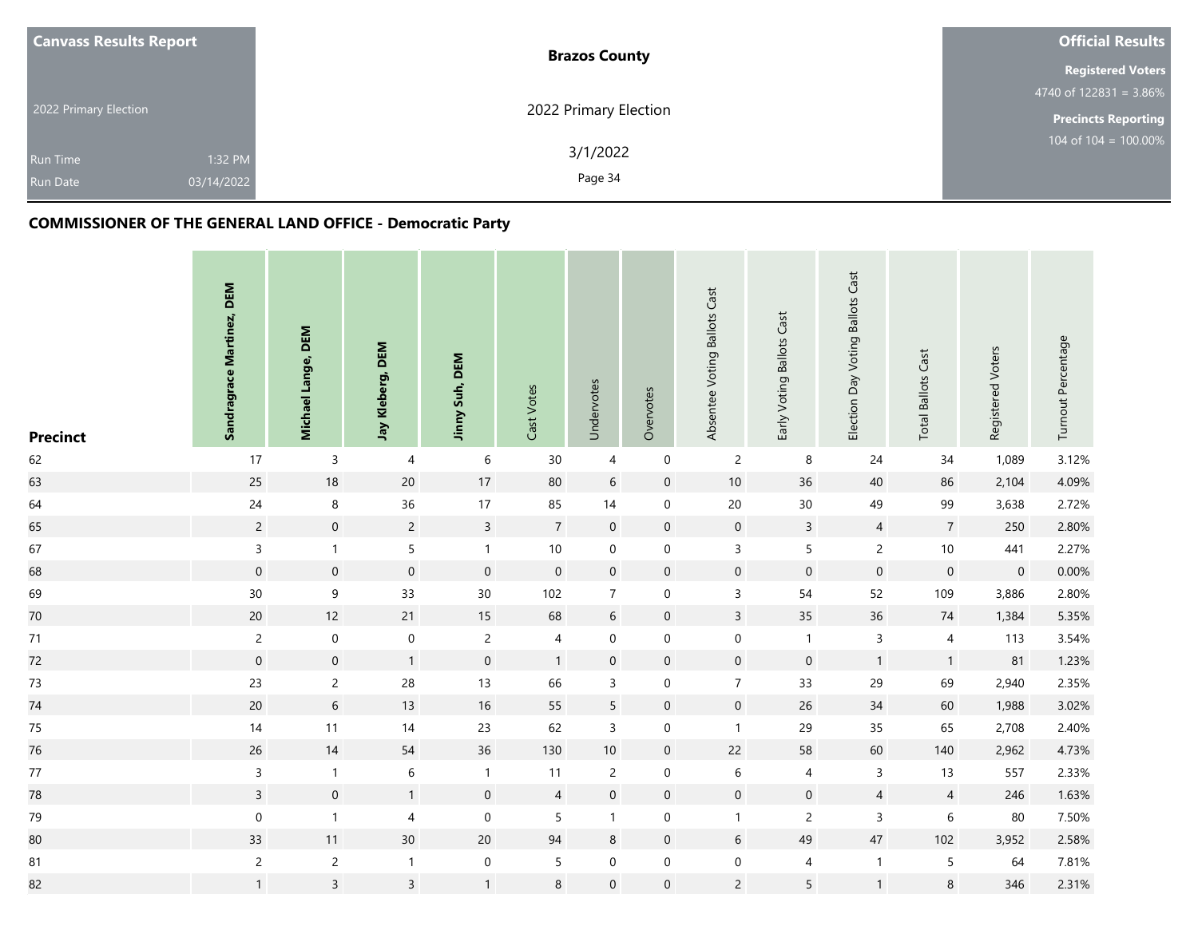| Canvass Results Report | | Brazos County | Official Results |
|---|---|---|---|
| 2022 Primary Election | | 2022 Primary Election | Registered Voters 4740 of 122831 = 3.86% |
| Run Time | 1:32 PM | 3/1/2022 | Precincts Reporting 104 of 104 = 100.00% |
| Run Date | 03/14/2022 | | |

## COMMISSIONER OF THE GENERAL LAND OFFICE - Democratic Party

| Precinct | Sandragrace Martinez, DEM | Michael Lange, DEM | Jay Kleberg, DEM | Jinny Suh, DEM | Cast Votes | Undervotes | Overvotes | Absentee Voting Ballots Cast | Early Voting Ballots Cast | Election Day Voting Ballots Cast | Total Ballots Cast | Registered Voters | Turnout Percentage |
|---|---|---|---|---|---|---|---|---|---|---|---|---|---|
| 62 | 17 | 3 | 4 | 6 | 30 | 4 | 0 | 2 | 8 | 24 | 34 | 1,089 | 3.12% |
| 63 | 25 | 18 | 20 | 17 | 80 | 6 | 0 | 10 | 36 | 40 | 86 | 2,104 | 4.09% |
| 64 | 24 | 8 | 36 | 17 | 85 | 14 | 0 | 20 | 30 | 49 | 99 | 3,638 | 2.72% |
| 65 | 2 | 0 | 2 | 3 | 7 | 0 | 0 | 0 | 3 | 4 | 7 | 250 | 2.80% |
| 67 | 3 | 1 | 5 | 1 | 10 | 0 | 0 | 3 | 5 | 2 | 10 | 441 | 2.27% |
| 68 | 0 | 0 | 0 | 0 | 0 | 0 | 0 | 0 | 0 | 0 | 0 | 0 | 0.00% |
| 69 | 30 | 9 | 33 | 30 | 102 | 7 | 0 | 3 | 54 | 52 | 109 | 3,886 | 2.80% |
| 70 | 20 | 12 | 21 | 15 | 68 | 6 | 0 | 3 | 35 | 36 | 74 | 1,384 | 5.35% |
| 71 | 2 | 0 | 0 | 2 | 4 | 0 | 0 | 0 | 1 | 3 | 4 | 113 | 3.54% |
| 72 | 0 | 0 | 1 | 0 | 1 | 0 | 0 | 0 | 0 | 1 | 1 | 81 | 1.23% |
| 73 | 23 | 2 | 28 | 13 | 66 | 3 | 0 | 7 | 33 | 29 | 69 | 2,940 | 2.35% |
| 74 | 20 | 6 | 13 | 16 | 55 | 5 | 0 | 0 | 26 | 34 | 60 | 1,988 | 3.02% |
| 75 | 14 | 11 | 14 | 23 | 62 | 3 | 0 | 1 | 29 | 35 | 65 | 2,708 | 2.40% |
| 76 | 26 | 14 | 54 | 36 | 130 | 10 | 0 | 22 | 58 | 60 | 140 | 2,962 | 4.73% |
| 77 | 3 | 1 | 6 | 1 | 11 | 2 | 0 | 6 | 4 | 3 | 13 | 557 | 2.33% |
| 78 | 3 | 0 | 1 | 0 | 4 | 0 | 0 | 0 | 0 | 4 | 4 | 246 | 1.63% |
| 79 | 0 | 1 | 4 | 0 | 5 | 1 | 0 | 1 | 2 | 3 | 6 | 80 | 7.50% |
| 80 | 33 | 11 | 30 | 20 | 94 | 8 | 0 | 6 | 49 | 47 | 102 | 3,952 | 2.58% |
| 81 | 2 | 2 | 1 | 0 | 5 | 0 | 0 | 0 | 4 | 1 | 5 | 64 | 7.81% |
| 82 | 1 | 3 | 3 | 1 | 8 | 0 | 0 | 2 | 5 | 1 | 8 | 346 | 2.31% |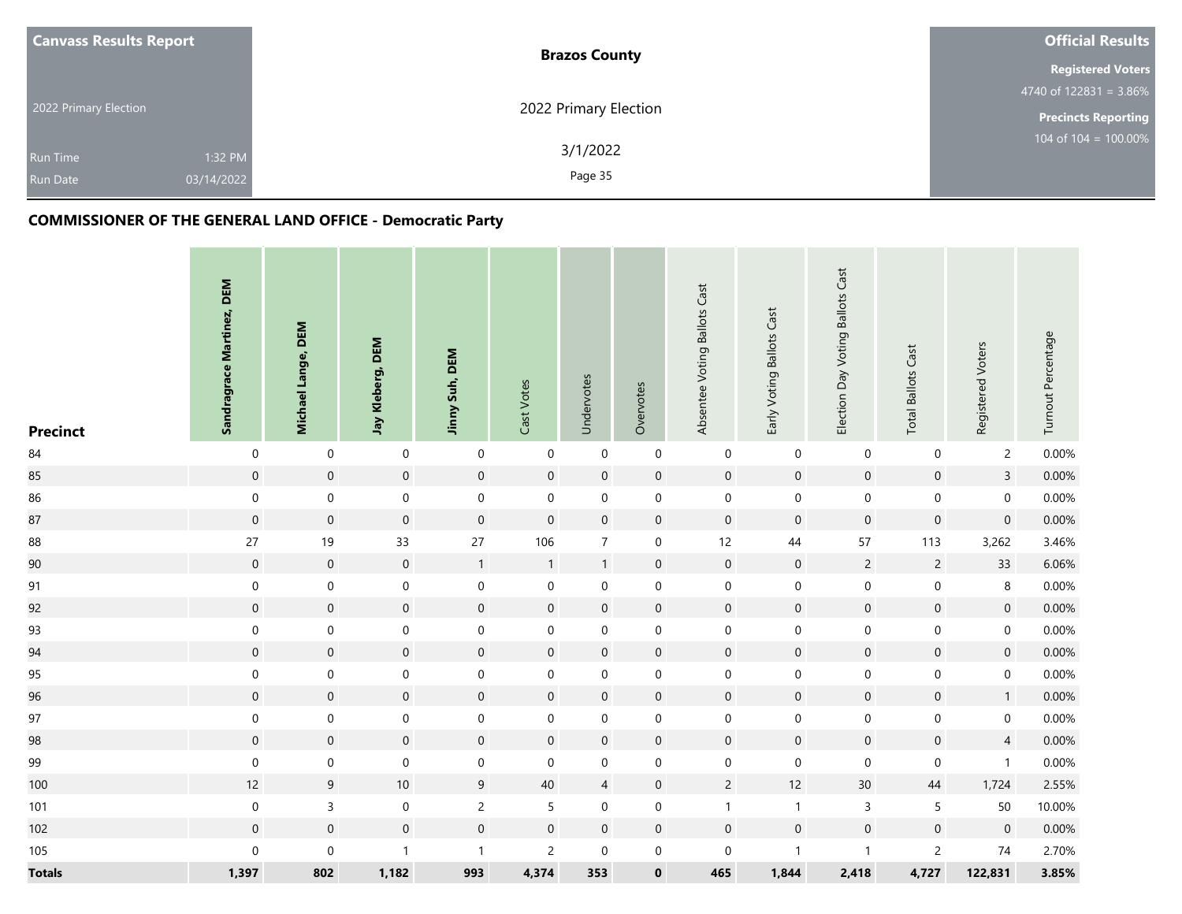**Canvass Results Report**

2022 Primary Election

Run Time 1:32 PM

Run Date 03/14/2022

**Brazos County**

2022 Primary Election

3/1/2022

**Official Results**

**Registered Voters**

4740 of 122831 = 3.86%

**Precincts Reporting**

104 of 104 = 100.00%

## COMMISSIONER OF THE GENERAL LAND OFFICE - Democratic Party

| Precinct | Sandragrace Martinez, DEM | Michael Lange, DEM | Jay Kleberg, DEM | Jinny Suh, DEM | Cast Votes | Undervotes | Overvotes | Absentee Voting Ballots Cast | Early Voting Ballots Cast | Election Day Voting Ballots Cast | Total Ballots Cast | Registered Voters | Turnout Percentage |
|---|---|---|---|---|---|---|---|---|---|---|---|---|---|
| 84 | 0 | 0 | 0 | 0 | 0 | 0 | 0 | 0 | 0 | 0 | 0 | 2 | 0.00% |
| 85 | 0 | 0 | 0 | 0 | 0 | 0 | 0 | 0 | 0 | 0 | 0 | 3 | 0.00% |
| 86 | 0 | 0 | 0 | 0 | 0 | 0 | 0 | 0 | 0 | 0 | 0 | 0 | 0.00% |
| 87 | 0 | 0 | 0 | 0 | 0 | 0 | 0 | 0 | 0 | 0 | 0 | 0 | 0.00% |
| 88 | 27 | 19 | 33 | 27 | 106 | 7 | 0 | 12 | 44 | 57 | 113 | 3,262 | 3.46% |
| 90 | 0 | 0 | 0 | 1 | 1 | 1 | 0 | 0 | 0 | 2 | 2 | 33 | 6.06% |
| 91 | 0 | 0 | 0 | 0 | 0 | 0 | 0 | 0 | 0 | 0 | 0 | 8 | 0.00% |
| 92 | 0 | 0 | 0 | 0 | 0 | 0 | 0 | 0 | 0 | 0 | 0 | 0 | 0.00% |
| 93 | 0 | 0 | 0 | 0 | 0 | 0 | 0 | 0 | 0 | 0 | 0 | 0 | 0.00% |
| 94 | 0 | 0 | 0 | 0 | 0 | 0 | 0 | 0 | 0 | 0 | 0 | 0 | 0.00% |
| 95 | 0 | 0 | 0 | 0 | 0 | 0 | 0 | 0 | 0 | 0 | 0 | 0 | 0.00% |
| 96 | 0 | 0 | 0 | 0 | 0 | 0 | 0 | 0 | 0 | 0 | 0 | 1 | 0.00% |
| 97 | 0 | 0 | 0 | 0 | 0 | 0 | 0 | 0 | 0 | 0 | 0 | 0 | 0.00% |
| 98 | 0 | 0 | 0 | 0 | 0 | 0 | 0 | 0 | 0 | 0 | 0 | 4 | 0.00% |
| 99 | 0 | 0 | 0 | 0 | 0 | 0 | 0 | 0 | 0 | 0 | 0 | 1 | 0.00% |
| 100 | 12 | 9 | 10 | 9 | 40 | 4 | 0 | 2 | 12 | 30 | 44 | 1,724 | 2.55% |
| 101 | 0 | 3 | 0 | 2 | 5 | 0 | 0 | 1 | 1 | 3 | 5 | 50 | 10.00% |
| 102 | 0 | 0 | 0 | 0 | 0 | 0 | 0 | 0 | 0 | 0 | 0 | 0 | 0.00% |
| 105 | 0 | 0 | 1 | 1 | 2 | 0 | 0 | 0 | 1 | 1 | 2 | 74 | 2.70% |
| **Totals** | **1,397** | **802** | **1,182** | **993** | **4,374** | **353** | **0** | **465** | **1,844** | **2,418** | **4,727** | **122,831** | **3.85%** |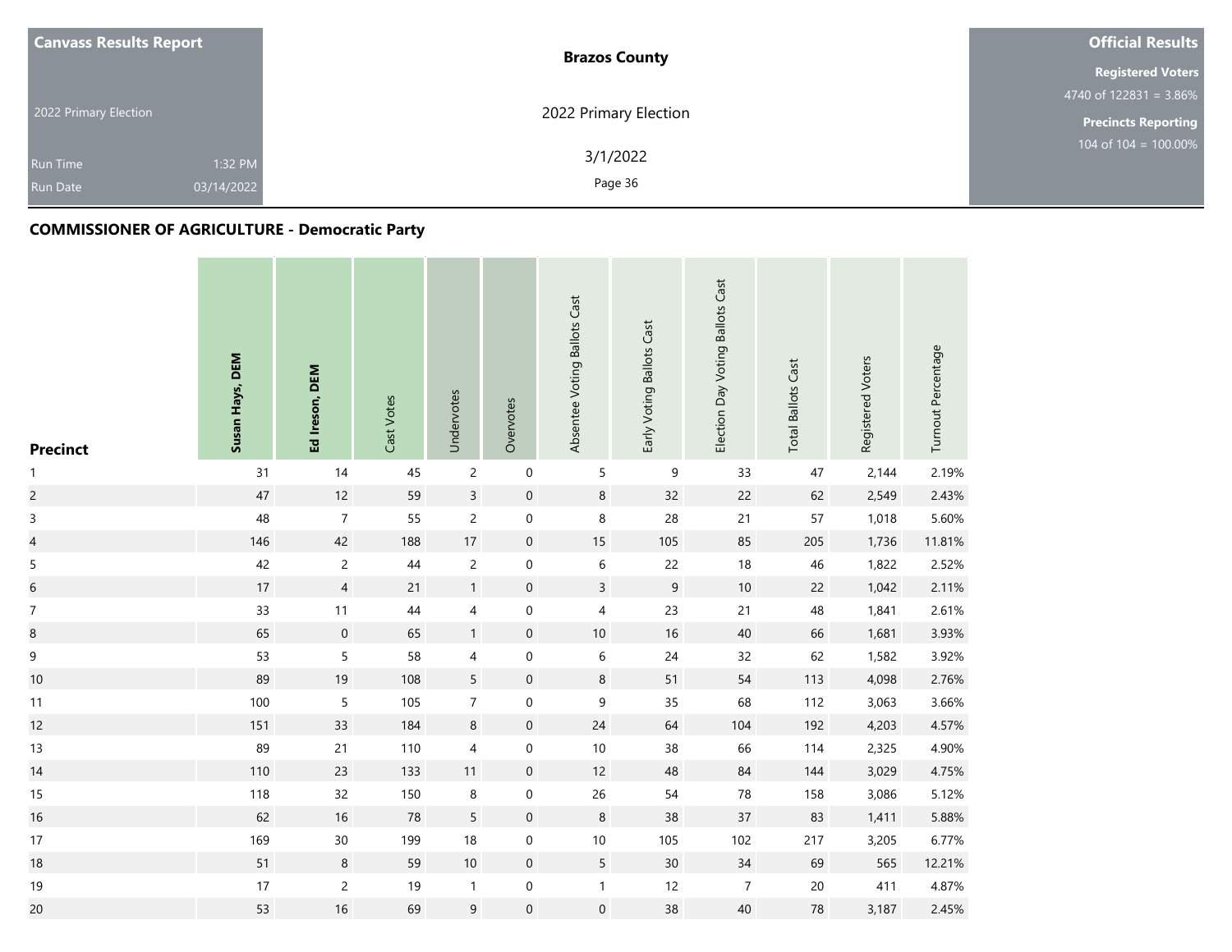**Canvass Results Report**

2022 Primary Election

Run Time 1:32 PM
Run Date 03/14/2022

**Brazos County**

2022 Primary Election

3/1/2022

**Official Results**

**Registered Voters**
4740 of 122831 = 3.86%

**Precincts Reporting**
104 of 104 = 100.00%

## COMMISSIONER OF AGRICULTURE - Democratic Party

| Precinct | Susan Hays, DEM | Ed Ireson, DEM | Cast Votes | Undervotes | Overvotes | Absentee Voting Ballots Cast | Early Voting Ballots Cast | Election Day Voting Ballots Cast | Total Ballots Cast | Registered Voters | Turnout Percentage |
|---|---|---|---|---|---|---|---|---|---|---|---|
| 1 | 31 | 14 | 45 | 2 | 0 | 5 | 9 | 33 | 47 | 2,144 | 2.19% |
| 2 | 47 | 12 | 59 | 3 | 0 | 8 | 32 | 22 | 62 | 2,549 | 2.43% |
| 3 | 48 | 7 | 55 | 2 | 0 | 8 | 28 | 21 | 57 | 1,018 | 5.60% |
| 4 | 146 | 42 | 188 | 17 | 0 | 15 | 105 | 85 | 205 | 1,736 | 11.81% |
| 5 | 42 | 2 | 44 | 2 | 0 | 6 | 22 | 18 | 46 | 1,822 | 2.52% |
| 6 | 17 | 4 | 21 | 1 | 0 | 3 | 9 | 10 | 22 | 1,042 | 2.11% |
| 7 | 33 | 11 | 44 | 4 | 0 | 4 | 23 | 21 | 48 | 1,841 | 2.61% |
| 8 | 65 | 0 | 65 | 1 | 0 | 10 | 16 | 40 | 66 | 1,681 | 3.93% |
| 9 | 53 | 5 | 58 | 4 | 0 | 6 | 24 | 32 | 62 | 1,582 | 3.92% |
| 10 | 89 | 19 | 108 | 5 | 0 | 8 | 51 | 54 | 113 | 4,098 | 2.76% |
| 11 | 100 | 5 | 105 | 7 | 0 | 9 | 35 | 68 | 112 | 3,063 | 3.66% |
| 12 | 151 | 33 | 184 | 8 | 0 | 24 | 64 | 104 | 192 | 4,203 | 4.57% |
| 13 | 89 | 21 | 110 | 4 | 0 | 10 | 38 | 66 | 114 | 2,325 | 4.90% |
| 14 | 110 | 23 | 133 | 11 | 0 | 12 | 48 | 84 | 144 | 3,029 | 4.75% |
| 15 | 118 | 32 | 150 | 8 | 0 | 26 | 54 | 78 | 158 | 3,086 | 5.12% |
| 16 | 62 | 16 | 78 | 5 | 0 | 8 | 38 | 37 | 83 | 1,411 | 5.88% |
| 17 | 169 | 30 | 199 | 18 | 0 | 10 | 105 | 102 | 217 | 3,205 | 6.77% |
| 18 | 51 | 8 | 59 | 10 | 0 | 5 | 30 | 34 | 69 | 565 | 12.21% |
| 19 | 17 | 2 | 19 | 1 | 0 | 1 | 12 | 7 | 20 | 411 | 4.87% |
| 20 | 53 | 16 | 69 | 9 | 0 | 0 | 38 | 40 | 78 | 3,187 | 2.45% |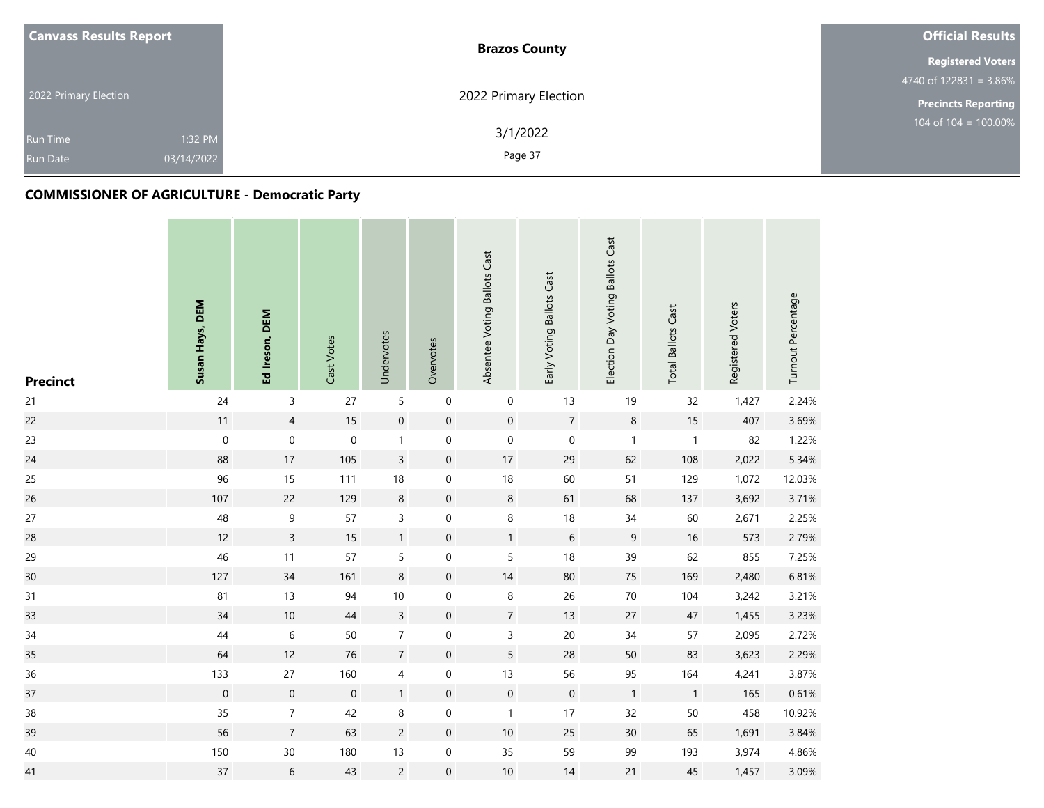**Canvass Results Report**

2022 Primary Election

Run Time 1:32 PM

Run Date 03/14/2022

**Brazos County**

2022 Primary Election

3/1/2022

**Official Results**

**Registered Voters**

4740 of 122831 = 3.86%

**Precincts Reporting**

104 of 104 = 100.00%

## COMMISSIONER OF AGRICULTURE - Democratic Party

| Precinct | Susan Hays, DEM | Ed Ireson, DEM | Cast Votes | Undervotes | Overvotes | Absentee Voting Ballots Cast | Early Voting Ballots Cast | Election Day Voting Ballots Cast | Total Ballots Cast | Registered Voters | Turnout Percentage |
|---|---|---|---|---|---|---|---|---|---|---|---|
| 21 | 24 | 3 | 27 | 5 | 0 | 0 | 13 | 19 | 32 | 1,427 | 2.24% |
| 22 | 11 | 4 | 15 | 0 | 0 | 0 | 7 | 8 | 15 | 407 | 3.69% |
| 23 | 0 | 0 | 0 | 1 | 0 | 0 | 0 | 1 | 1 | 82 | 1.22% |
| 24 | 88 | 17 | 105 | 3 | 0 | 17 | 29 | 62 | 108 | 2,022 | 5.34% |
| 25 | 96 | 15 | 111 | 18 | 0 | 18 | 60 | 51 | 129 | 1,072 | 12.03% |
| 26 | 107 | 22 | 129 | 8 | 0 | 8 | 61 | 68 | 137 | 3,692 | 3.71% |
| 27 | 48 | 9 | 57 | 3 | 0 | 8 | 18 | 34 | 60 | 2,671 | 2.25% |
| 28 | 12 | 3 | 15 | 1 | 0 | 1 | 6 | 9 | 16 | 573 | 2.79% |
| 29 | 46 | 11 | 57 | 5 | 0 | 5 | 18 | 39 | 62 | 855 | 7.25% |
| 30 | 127 | 34 | 161 | 8 | 0 | 14 | 80 | 75 | 169 | 2,480 | 6.81% |
| 31 | 81 | 13 | 94 | 10 | 0 | 8 | 26 | 70 | 104 | 3,242 | 3.21% |
| 33 | 34 | 10 | 44 | 3 | 0 | 7 | 13 | 27 | 47 | 1,455 | 3.23% |
| 34 | 44 | 6 | 50 | 7 | 0 | 3 | 20 | 34 | 57 | 2,095 | 2.72% |
| 35 | 64 | 12 | 76 | 7 | 0 | 5 | 28 | 50 | 83 | 3,623 | 2.29% |
| 36 | 133 | 27 | 160 | 4 | 0 | 13 | 56 | 95 | 164 | 4,241 | 3.87% |
| 37 | 0 | 0 | 0 | 1 | 0 | 0 | 0 | 1 | 1 | 165 | 0.61% |
| 38 | 35 | 7 | 42 | 8 | 0 | 1 | 17 | 32 | 50 | 458 | 10.92% |
| 39 | 56 | 7 | 63 | 2 | 0 | 10 | 25 | 30 | 65 | 1,691 | 3.84% |
| 40 | 150 | 30 | 180 | 13 | 0 | 35 | 59 | 99 | 193 | 3,974 | 4.86% |
| 41 | 37 | 6 | 43 | 2 | 0 | 10 | 14 | 21 | 45 | 1,457 | 3.09% |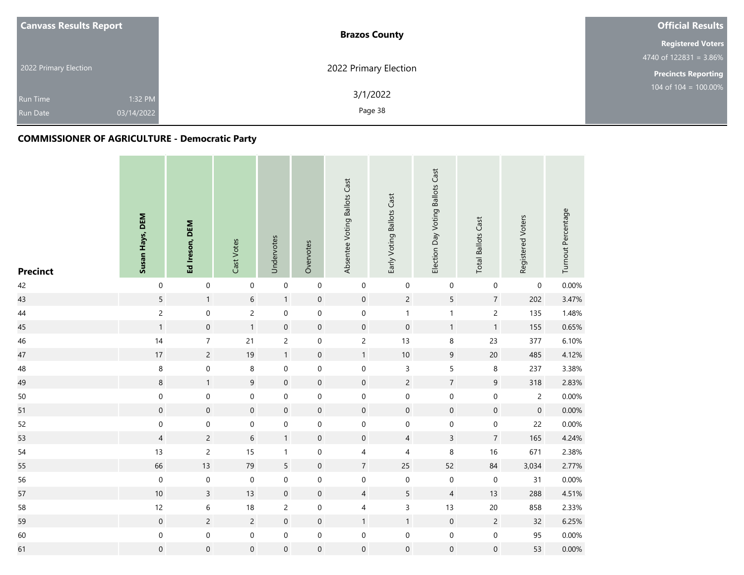**Canvass Results Report**

2022 Primary Election

Run Time 1:32 PM

Run Date 03/14/2022

**Brazos County**

2022 Primary Election

3/1/2022

**Official Results**

**Registered Voters**

4740 of 122831 = 3.86%

**Precincts Reporting**

104 of 104 = 100.00%

## COMMISSIONER OF AGRICULTURE - Democratic Party

| Precinct | Susan Hays, DEM | Ed Ireson, DEM | Cast Votes | Undervotes | Overvotes | Absentee Voting Ballots Cast | Early Voting Ballots Cast | Election Day Voting Ballots Cast | Total Ballots Cast | Registered Voters | Turnout Percentage |
|---|---|---|---|---|---|---|---|---|---|---|---|
| 42 | 0 | 0 | 0 | 0 | 0 | 0 | 0 | 0 | 0 | 0 | 0.00% |
| 43 | 5 | 1 | 6 | 1 | 0 | 0 | 2 | 5 | 7 | 202 | 3.47% |
| 44 | 2 | 0 | 2 | 0 | 0 | 0 | 1 | 1 | 2 | 135 | 1.48% |
| 45 | 1 | 0 | 1 | 0 | 0 | 0 | 0 | 1 | 1 | 155 | 0.65% |
| 46 | 14 | 7 | 21 | 2 | 0 | 2 | 13 | 8 | 23 | 377 | 6.10% |
| 47 | 17 | 2 | 19 | 1 | 0 | 1 | 10 | 9 | 20 | 485 | 4.12% |
| 48 | 8 | 0 | 8 | 0 | 0 | 0 | 3 | 5 | 8 | 237 | 3.38% |
| 49 | 8 | 1 | 9 | 0 | 0 | 0 | 2 | 7 | 9 | 318 | 2.83% |
| 50 | 0 | 0 | 0 | 0 | 0 | 0 | 0 | 0 | 0 | 2 | 0.00% |
| 51 | 0 | 0 | 0 | 0 | 0 | 0 | 0 | 0 | 0 | 0 | 0.00% |
| 52 | 0 | 0 | 0 | 0 | 0 | 0 | 0 | 0 | 0 | 22 | 0.00% |
| 53 | 4 | 2 | 6 | 1 | 0 | 0 | 4 | 3 | 7 | 165 | 4.24% |
| 54 | 13 | 2 | 15 | 1 | 0 | 4 | 4 | 8 | 16 | 671 | 2.38% |
| 55 | 66 | 13 | 79 | 5 | 0 | 7 | 25 | 52 | 84 | 3,034 | 2.77% |
| 56 | 0 | 0 | 0 | 0 | 0 | 0 | 0 | 0 | 0 | 31 | 0.00% |
| 57 | 10 | 3 | 13 | 0 | 0 | 4 | 5 | 4 | 13 | 288 | 4.51% |
| 58 | 12 | 6 | 18 | 2 | 0 | 4 | 3 | 13 | 20 | 858 | 2.33% |
| 59 | 0 | 2 | 2 | 0 | 0 | 1 | 1 | 0 | 2 | 32 | 6.25% |
| 60 | 0 | 0 | 0 | 0 | 0 | 0 | 0 | 0 | 0 | 95 | 0.00% |
| 61 | 0 | 0 | 0 | 0 | 0 | 0 | 0 | 0 | 0 | 53 | 0.00% |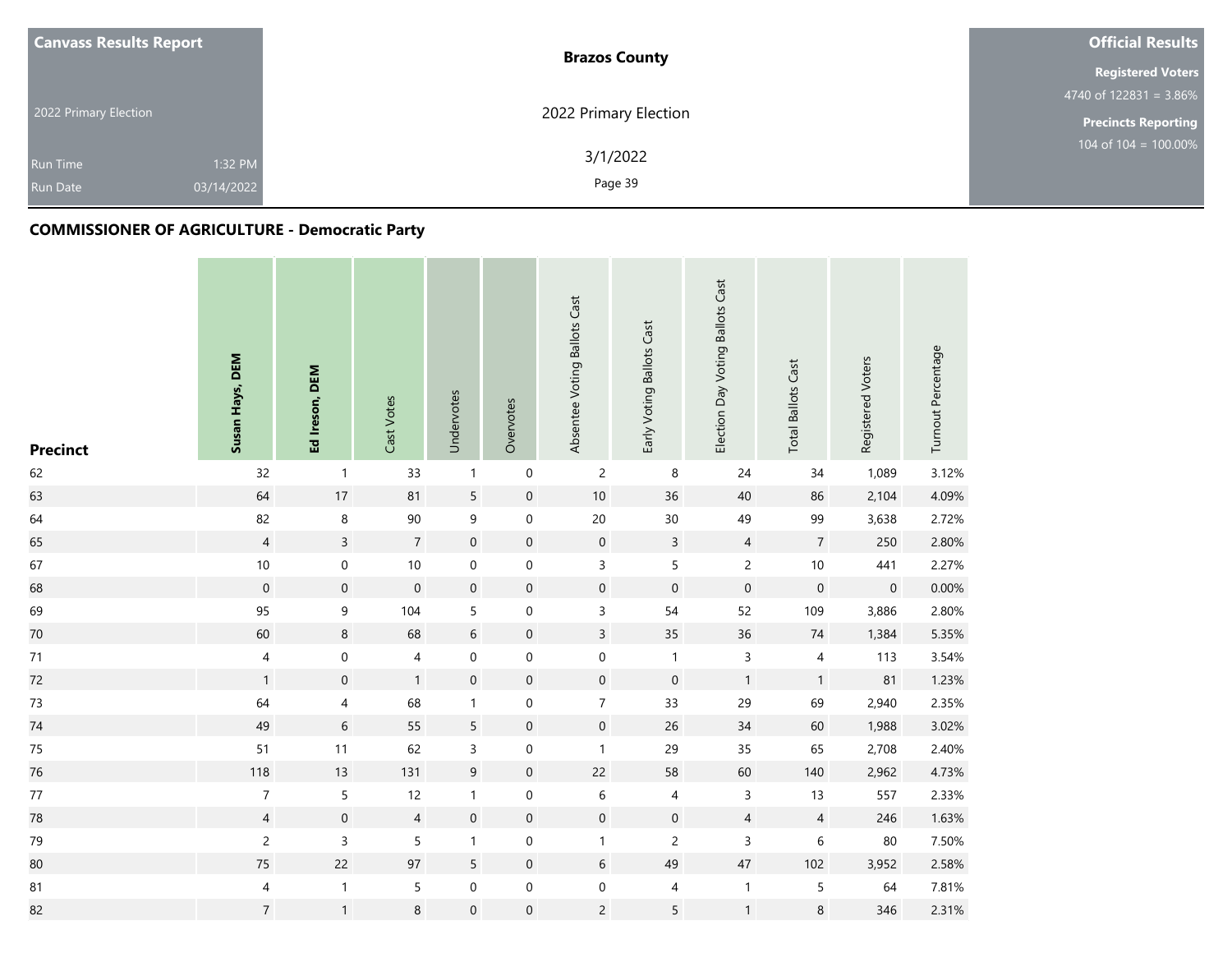**Canvass Results Report**

2022 Primary Election

Run Time 1:32 PM

Run Date 03/14/2022

**Brazos County**

2022 Primary Election

3/1/2022

**Official Results**

**Registered Voters**

4740 of 122831 = 3.86%

**Precincts Reporting**

104 of 104 = 100.00%

## COMMISSIONER OF AGRICULTURE - Democratic Party

| Precinct | Susan Hays, DEM | Ed Ireson, DEM | Cast Votes | Undervotes | Overvotes | Absentee Voting Ballots Cast | Early Voting Ballots Cast | Election Day Voting Ballots Cast | Total Ballots Cast | Registered Voters | Turnout Percentage |
|---|---|---|---|---|---|---|---|---|---|---|---|
| 62 | 32 | 1 | 33 | 1 | 0 | 2 | 8 | 24 | 34 | 1,089 | 3.12% |
| 63 | 64 | 17 | 81 | 5 | 0 | 10 | 36 | 40 | 86 | 2,104 | 4.09% |
| 64 | 82 | 8 | 90 | 9 | 0 | 20 | 30 | 49 | 99 | 3,638 | 2.72% |
| 65 | 4 | 3 | 7 | 0 | 0 | 0 | 3 | 4 | 7 | 250 | 2.80% |
| 67 | 10 | 0 | 10 | 0 | 0 | 3 | 5 | 2 | 10 | 441 | 2.27% |
| 68 | 0 | 0 | 0 | 0 | 0 | 0 | 0 | 0 | 0 | 0 | 0.00% |
| 69 | 95 | 9 | 104 | 5 | 0 | 3 | 54 | 52 | 109 | 3,886 | 2.80% |
| 70 | 60 | 8 | 68 | 6 | 0 | 3 | 35 | 36 | 74 | 1,384 | 5.35% |
| 71 | 4 | 0 | 4 | 0 | 0 | 0 | 1 | 3 | 4 | 113 | 3.54% |
| 72 | 1 | 0 | 1 | 0 | 0 | 0 | 0 | 1 | 1 | 81 | 1.23% |
| 73 | 64 | 4 | 68 | 1 | 0 | 7 | 33 | 29 | 69 | 2,940 | 2.35% |
| 74 | 49 | 6 | 55 | 5 | 0 | 0 | 26 | 34 | 60 | 1,988 | 3.02% |
| 75 | 51 | 11 | 62 | 3 | 0 | 1 | 29 | 35 | 65 | 2,708 | 2.40% |
| 76 | 118 | 13 | 131 | 9 | 0 | 22 | 58 | 60 | 140 | 2,962 | 4.73% |
| 77 | 7 | 5 | 12 | 1 | 0 | 6 | 4 | 3 | 13 | 557 | 2.33% |
| 78 | 4 | 0 | 4 | 0 | 0 | 0 | 0 | 4 | 4 | 246 | 1.63% |
| 79 | 2 | 3 | 5 | 1 | 0 | 1 | 2 | 3 | 6 | 80 | 7.50% |
| 80 | 75 | 22 | 97 | 5 | 0 | 6 | 49 | 47 | 102 | 3,952 | 2.58% |
| 81 | 4 | 1 | 5 | 0 | 0 | 0 | 4 | 1 | 5 | 64 | 7.81% |
| 82 | 7 | 1 | 8 | 0 | 0 | 2 | 5 | 1 | 8 | 346 | 2.31% |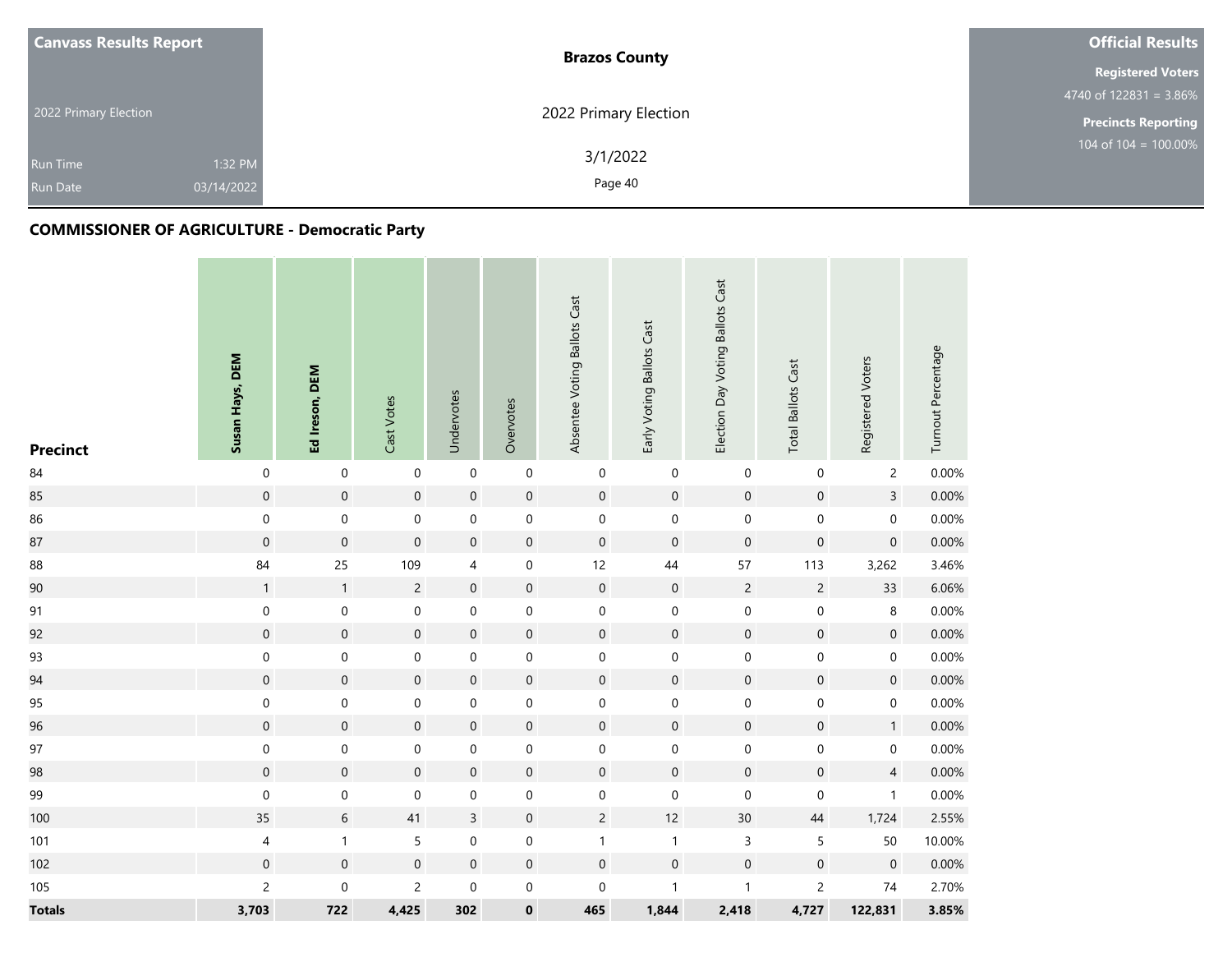**Canvass Results Report**

2022 Primary Election

Run Time 1:32 PM
Run Date 03/14/2022

**Brazos County**

2022 Primary Election

3/1/2022

**Official Results**

**Registered Voters**
4740 of 122831 = 3.86%

**Precincts Reporting**
104 of 104 = 100.00%

## COMMISSIONER OF AGRICULTURE - Democratic Party

| Precinct | Susan Hays, DEM | Ed Ireson, DEM | Cast Votes | Undervotes | Overvotes | Absentee Voting Ballots Cast | Early Voting Ballots Cast | Election Day Voting Ballots Cast | Total Ballots Cast | Registered Voters | Turnout Percentage |
|---|---|---|---|---|---|---|---|---|---|---|---|
| 84 | 0 | 0 | 0 | 0 | 0 | 0 | 0 | 0 | 0 | 2 | 0.00% |
| 85 | 0 | 0 | 0 | 0 | 0 | 0 | 0 | 0 | 0 | 3 | 0.00% |
| 86 | 0 | 0 | 0 | 0 | 0 | 0 | 0 | 0 | 0 | 0 | 0.00% |
| 87 | 0 | 0 | 0 | 0 | 0 | 0 | 0 | 0 | 0 | 0 | 0.00% |
| 88 | 84 | 25 | 109 | 4 | 0 | 12 | 44 | 57 | 113 | 3,262 | 3.46% |
| 90 | 1 | 1 | 2 | 0 | 0 | 0 | 0 | 2 | 2 | 33 | 6.06% |
| 91 | 0 | 0 | 0 | 0 | 0 | 0 | 0 | 0 | 0 | 8 | 0.00% |
| 92 | 0 | 0 | 0 | 0 | 0 | 0 | 0 | 0 | 0 | 0 | 0.00% |
| 93 | 0 | 0 | 0 | 0 | 0 | 0 | 0 | 0 | 0 | 0 | 0.00% |
| 94 | 0 | 0 | 0 | 0 | 0 | 0 | 0 | 0 | 0 | 0 | 0.00% |
| 95 | 0 | 0 | 0 | 0 | 0 | 0 | 0 | 0 | 0 | 0 | 0.00% |
| 96 | 0 | 0 | 0 | 0 | 0 | 0 | 0 | 0 | 0 | 1 | 0.00% |
| 97 | 0 | 0 | 0 | 0 | 0 | 0 | 0 | 0 | 0 | 0 | 0.00% |
| 98 | 0 | 0 | 0 | 0 | 0 | 0 | 0 | 0 | 0 | 4 | 0.00% |
| 99 | 0 | 0 | 0 | 0 | 0 | 0 | 0 | 0 | 0 | 1 | 0.00% |
| 100 | 35 | 6 | 41 | 3 | 0 | 2 | 12 | 30 | 44 | 1,724 | 2.55% |
| 101 | 4 | 1 | 5 | 0 | 0 | 1 | 1 | 3 | 5 | 50 | 10.00% |
| 102 | 0 | 0 | 0 | 0 | 0 | 0 | 0 | 0 | 0 | 0 | 0.00% |
| 105 | 2 | 0 | 2 | 0 | 0 | 0 | 1 | 1 | 2 | 74 | 2.70% |
| **Totals** | **3,703** | **722** | **4,425** | **302** | **0** | **465** | **1,844** | **2,418** | **4,727** | **122,831** | **3.85%** |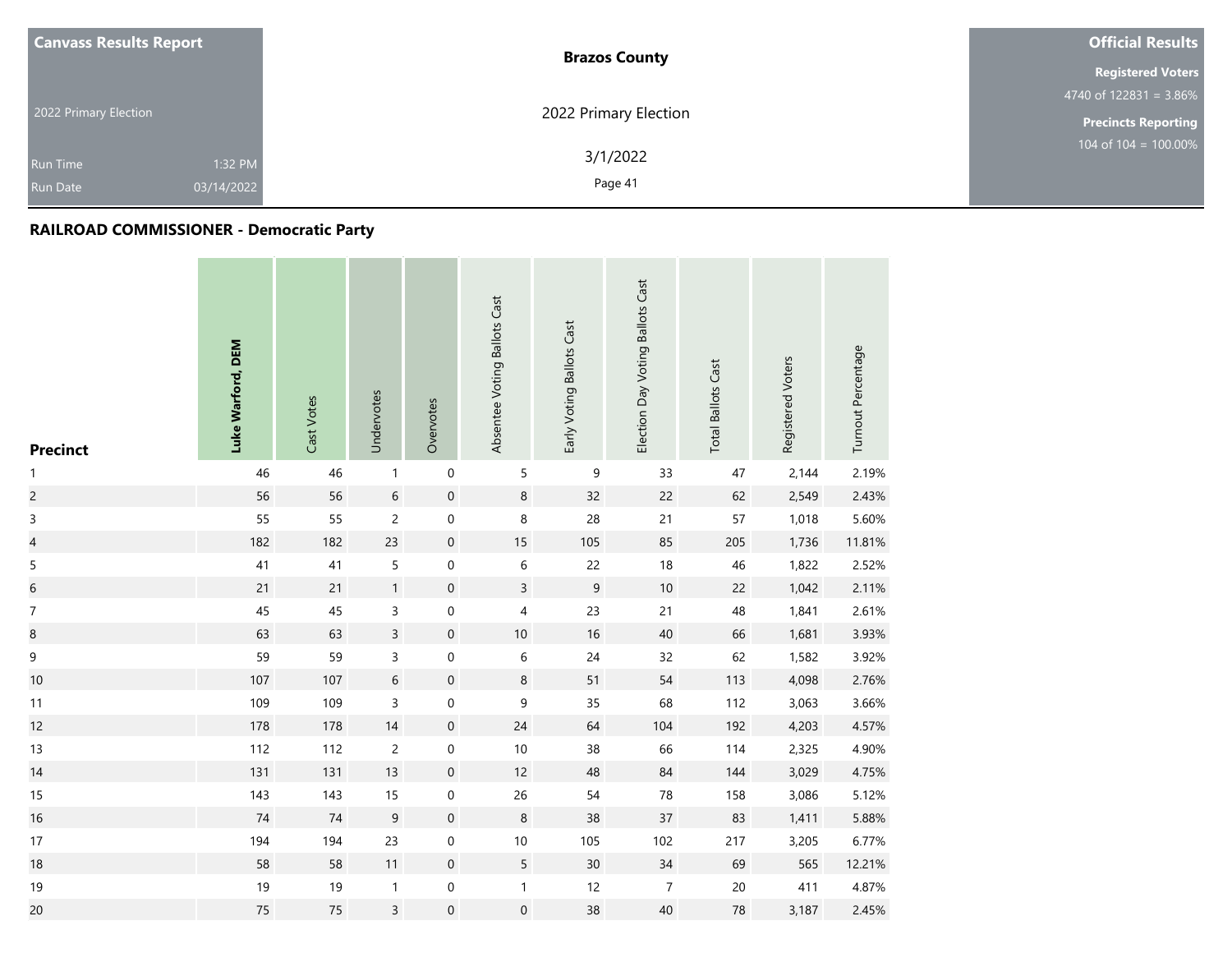**Canvass Results Report**

2022 Primary Election

Run Time 1:32 PM

Run Date 03/14/2022

**Brazos County**

2022 Primary Election

3/1/2022

**Official Results**

**Registered Voters**

4740 of 122831 = 3.86%

**Precincts Reporting**

104 of 104 = 100.00%

## RAILROAD COMMISSIONER - Democratic Party

| Precinct | Luke Warford, DEM | Cast Votes | Undervotes | Overvotes | Absentee Voting Ballots Cast | Early Voting Ballots Cast | Election Day Voting Ballots Cast | Total Ballots Cast | Registered Voters | Turnout Percentage |
|---|---|---|---|---|---|---|---|---|---|---|
| 1 | 46 | 46 | 1 | 0 | 5 | 9 | 33 | 47 | 2,144 | 2.19% |
| 2 | 56 | 56 | 6 | 0 | 8 | 32 | 22 | 62 | 2,549 | 2.43% |
| 3 | 55 | 55 | 2 | 0 | 8 | 28 | 21 | 57 | 1,018 | 5.60% |
| 4 | 182 | 182 | 23 | 0 | 15 | 105 | 85 | 205 | 1,736 | 11.81% |
| 5 | 41 | 41 | 5 | 0 | 6 | 22 | 18 | 46 | 1,822 | 2.52% |
| 6 | 21 | 21 | 1 | 0 | 3 | 9 | 10 | 22 | 1,042 | 2.11% |
| 7 | 45 | 45 | 3 | 0 | 4 | 23 | 21 | 48 | 1,841 | 2.61% |
| 8 | 63 | 63 | 3 | 0 | 10 | 16 | 40 | 66 | 1,681 | 3.93% |
| 9 | 59 | 59 | 3 | 0 | 6 | 24 | 32 | 62 | 1,582 | 3.92% |
| 10 | 107 | 107 | 6 | 0 | 8 | 51 | 54 | 113 | 4,098 | 2.76% |
| 11 | 109 | 109 | 3 | 0 | 9 | 35 | 68 | 112 | 3,063 | 3.66% |
| 12 | 178 | 178 | 14 | 0 | 24 | 64 | 104 | 192 | 4,203 | 4.57% |
| 13 | 112 | 112 | 2 | 0 | 10 | 38 | 66 | 114 | 2,325 | 4.90% |
| 14 | 131 | 131 | 13 | 0 | 12 | 48 | 84 | 144 | 3,029 | 4.75% |
| 15 | 143 | 143 | 15 | 0 | 26 | 54 | 78 | 158 | 3,086 | 5.12% |
| 16 | 74 | 74 | 9 | 0 | 8 | 38 | 37 | 83 | 1,411 | 5.88% |
| 17 | 194 | 194 | 23 | 0 | 10 | 105 | 102 | 217 | 3,205 | 6.77% |
| 18 | 58 | 58 | 11 | 0 | 5 | 30 | 34 | 69 | 565 | 12.21% |
| 19 | 19 | 19 | 1 | 0 | 1 | 12 | 7 | 20 | 411 | 4.87% |
| 20 | 75 | 75 | 3 | 0 | 0 | 38 | 40 | 78 | 3,187 | 2.45% |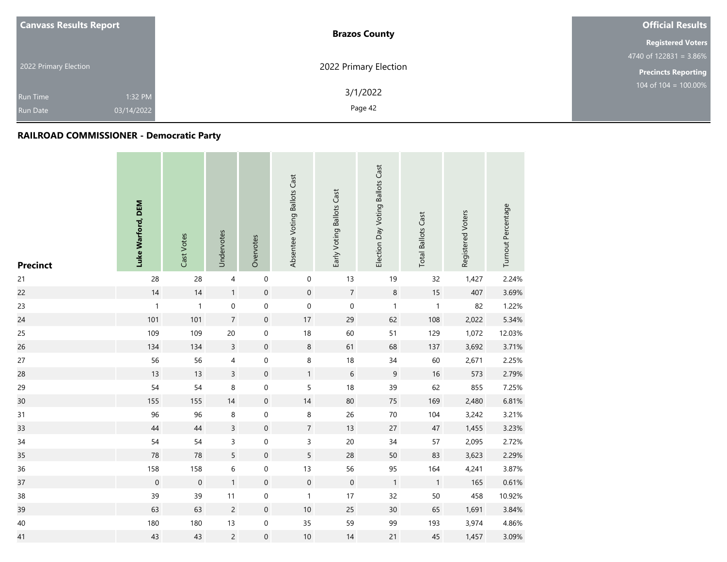| Canvass Results Report | Brazos County | Official Results |
|---|---|---|
| 2022 Primary Election | 2022 Primary Election | Registered Voters 4740 of 122831 = 3.86% |
| Run Time 1:32 PM | 3/1/2022 | Precincts Reporting 104 of 104 = 100.00% |
| Run Date 03/14/2022 | | |

## RAILROAD COMMISSIONER - Democratic Party

| Precinct | **Luke Warford, DEM** | Cast Votes | Undervotes | Overvotes | Absentee Voting Ballots Cast | Early Voting Ballots Cast | Election Day Voting Ballots Cast | Total Ballots Cast | Registered Voters | Turnout Percentage |
|---|---|---|---|---|---|---|---|---|---|---|
| 21 | 28 | 28 | 4 | 0 | 0 | 13 | 19 | 32 | 1,427 | 2.24% |
| 22 | 14 | 14 | 1 | 0 | 0 | 7 | 8 | 15 | 407 | 3.69% |
| 23 | 1 | 1 | 0 | 0 | 0 | 0 | 1 | 1 | 82 | 1.22% |
| 24 | 101 | 101 | 7 | 0 | 17 | 29 | 62 | 108 | 2,022 | 5.34% |
| 25 | 109 | 109 | 20 | 0 | 18 | 60 | 51 | 129 | 1,072 | 12.03% |
| 26 | 134 | 134 | 3 | 0 | 8 | 61 | 68 | 137 | 3,692 | 3.71% |
| 27 | 56 | 56 | 4 | 0 | 8 | 18 | 34 | 60 | 2,671 | 2.25% |
| 28 | 13 | 13 | 3 | 0 | 1 | 6 | 9 | 16 | 573 | 2.79% |
| 29 | 54 | 54 | 8 | 0 | 5 | 18 | 39 | 62 | 855 | 7.25% |
| 30 | 155 | 155 | 14 | 0 | 14 | 80 | 75 | 169 | 2,480 | 6.81% |
| 31 | 96 | 96 | 8 | 0 | 8 | 26 | 70 | 104 | 3,242 | 3.21% |
| 33 | 44 | 44 | 3 | 0 | 7 | 13 | 27 | 47 | 1,455 | 3.23% |
| 34 | 54 | 54 | 3 | 0 | 3 | 20 | 34 | 57 | 2,095 | 2.72% |
| 35 | 78 | 78 | 5 | 0 | 5 | 28 | 50 | 83 | 3,623 | 2.29% |
| 36 | 158 | 158 | 6 | 0 | 13 | 56 | 95 | 164 | 4,241 | 3.87% |
| 37 | 0 | 0 | 1 | 0 | 0 | 0 | 1 | 1 | 165 | 0.61% |
| 38 | 39 | 39 | 11 | 0 | 1 | 17 | 32 | 50 | 458 | 10.92% |
| 39 | 63 | 63 | 2 | 0 | 10 | 25 | 30 | 65 | 1,691 | 3.84% |
| 40 | 180 | 180 | 13 | 0 | 35 | 59 | 99 | 193 | 3,974 | 4.86% |
| 41 | 43 | 43 | 2 | 0 | 10 | 14 | 21 | 45 | 1,457 | 3.09% |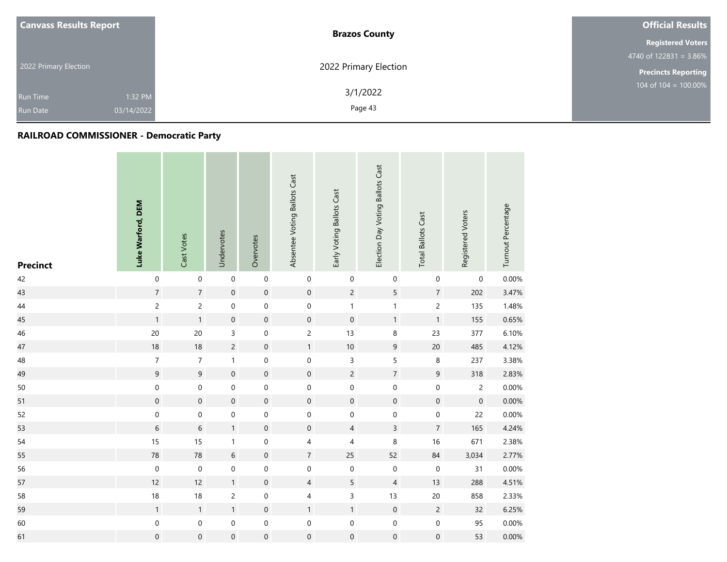| Canvass Results Report | Brazos County | Official Results |
|---|---|---|
| 2022 Primary Election | 2022 Primary Election | Registered Voters 4740 of 122831 = 3.86% |
| Run Time 1:32 PM | 3/1/2022 | Precincts Reporting 104 of 104 = 100.00% |
| Run Date 03/14/2022 | | |

## RAILROAD COMMISSIONER - Democratic Party

| Precinct | Luke Warford, DEM | Cast Votes | Undervotes | Overvotes | Absentee Voting Ballots Cast | Early Voting Ballots Cast | Election Day Voting Ballots Cast | Total Ballots Cast | Registered Voters | Turnout Percentage |
|---|---|---|---|---|---|---|---|---|---|---|
| 42 | 0 | 0 | 0 | 0 | 0 | 0 | 0 | 0 | 0 | 0.00% |
| 43 | 7 | 7 | 0 | 0 | 0 | 2 | 5 | 7 | 202 | 3.47% |
| 44 | 2 | 2 | 0 | 0 | 0 | 1 | 1 | 2 | 135 | 1.48% |
| 45 | 1 | 1 | 0 | 0 | 0 | 0 | 1 | 1 | 155 | 0.65% |
| 46 | 20 | 20 | 3 | 0 | 2 | 13 | 8 | 23 | 377 | 6.10% |
| 47 | 18 | 18 | 2 | 0 | 1 | 10 | 9 | 20 | 485 | 4.12% |
| 48 | 7 | 7 | 1 | 0 | 0 | 3 | 5 | 8 | 237 | 3.38% |
| 49 | 9 | 9 | 0 | 0 | 0 | 2 | 7 | 9 | 318 | 2.83% |
| 50 | 0 | 0 | 0 | 0 | 0 | 0 | 0 | 0 | 2 | 0.00% |
| 51 | 0 | 0 | 0 | 0 | 0 | 0 | 0 | 0 | 0 | 0.00% |
| 52 | 0 | 0 | 0 | 0 | 0 | 0 | 0 | 0 | 22 | 0.00% |
| 53 | 6 | 6 | 1 | 0 | 0 | 4 | 3 | 7 | 165 | 4.24% |
| 54 | 15 | 15 | 1 | 0 | 4 | 4 | 8 | 16 | 671 | 2.38% |
| 55 | 78 | 78 | 6 | 0 | 7 | 25 | 52 | 84 | 3,034 | 2.77% |
| 56 | 0 | 0 | 0 | 0 | 0 | 0 | 0 | 0 | 31 | 0.00% |
| 57 | 12 | 12 | 1 | 0 | 4 | 5 | 4 | 13 | 288 | 4.51% |
| 58 | 18 | 18 | 2 | 0 | 4 | 3 | 13 | 20 | 858 | 2.33% |
| 59 | 1 | 1 | 1 | 0 | 1 | 1 | 0 | 2 | 32 | 6.25% |
| 60 | 0 | 0 | 0 | 0 | 0 | 0 | 0 | 0 | 95 | 0.00% |
| 61 | 0 | 0 | 0 | 0 | 0 | 0 | 0 | 0 | 53 | 0.00% |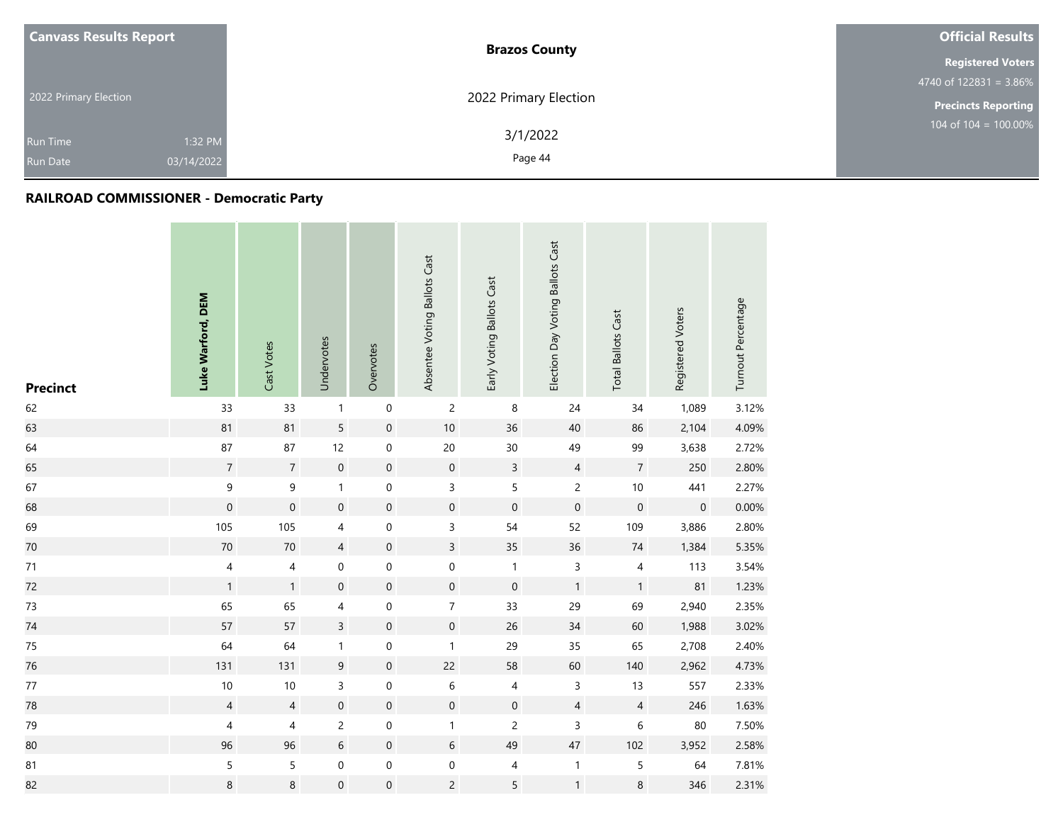**Canvass Results Report**

2022 Primary Election

Run Time 1:32 PM
Run Date 03/14/2022

**Brazos County**

2022 Primary Election

3/1/2022

**Official Results**

**Registered Voters**
4740 of 122831 = 3.86%

**Precincts Reporting**
104 of 104 = 100.00%

## RAILROAD COMMISSIONER - Democratic Party

| Precinct | Luke Warford, DEM | Cast Votes | Undervotes | Overvotes | Absentee Voting Ballots Cast | Early Voting Ballots Cast | Election Day Voting Ballots Cast | Total Ballots Cast | Registered Voters | Turnout Percentage |
|---|---|---|---|---|---|---|---|---|---|---|
| 62 | 33 | 33 | 1 | 0 | 2 | 8 | 24 | 34 | 1,089 | 3.12% |
| 63 | 81 | 81 | 5 | 0 | 10 | 36 | 40 | 86 | 2,104 | 4.09% |
| 64 | 87 | 87 | 12 | 0 | 20 | 30 | 49 | 99 | 3,638 | 2.72% |
| 65 | 7 | 7 | 0 | 0 | 0 | 3 | 4 | 7 | 250 | 2.80% |
| 67 | 9 | 9 | 1 | 0 | 3 | 5 | 2 | 10 | 441 | 2.27% |
| 68 | 0 | 0 | 0 | 0 | 0 | 0 | 0 | 0 | 0 | 0.00% |
| 69 | 105 | 105 | 4 | 0 | 3 | 54 | 52 | 109 | 3,886 | 2.80% |
| 70 | 70 | 70 | 4 | 0 | 3 | 35 | 36 | 74 | 1,384 | 5.35% |
| 71 | 4 | 4 | 0 | 0 | 0 | 1 | 3 | 4 | 113 | 3.54% |
| 72 | 1 | 1 | 0 | 0 | 0 | 0 | 1 | 1 | 81 | 1.23% |
| 73 | 65 | 65 | 4 | 0 | 7 | 33 | 29 | 69 | 2,940 | 2.35% |
| 74 | 57 | 57 | 3 | 0 | 0 | 26 | 34 | 60 | 1,988 | 3.02% |
| 75 | 64 | 64 | 1 | 0 | 1 | 29 | 35 | 65 | 2,708 | 2.40% |
| 76 | 131 | 131 | 9 | 0 | 22 | 58 | 60 | 140 | 2,962 | 4.73% |
| 77 | 10 | 10 | 3 | 0 | 6 | 4 | 3 | 13 | 557 | 2.33% |
| 78 | 4 | 4 | 0 | 0 | 0 | 0 | 4 | 4 | 246 | 1.63% |
| 79 | 4 | 4 | 2 | 0 | 1 | 2 | 3 | 6 | 80 | 7.50% |
| 80 | 96 | 96 | 6 | 0 | 6 | 49 | 47 | 102 | 3,952 | 2.58% |
| 81 | 5 | 5 | 0 | 0 | 0 | 4 | 1 | 5 | 64 | 7.81% |
| 82 | 8 | 8 | 0 | 0 | 2 | 5 | 1 | 8 | 346 | 2.31% |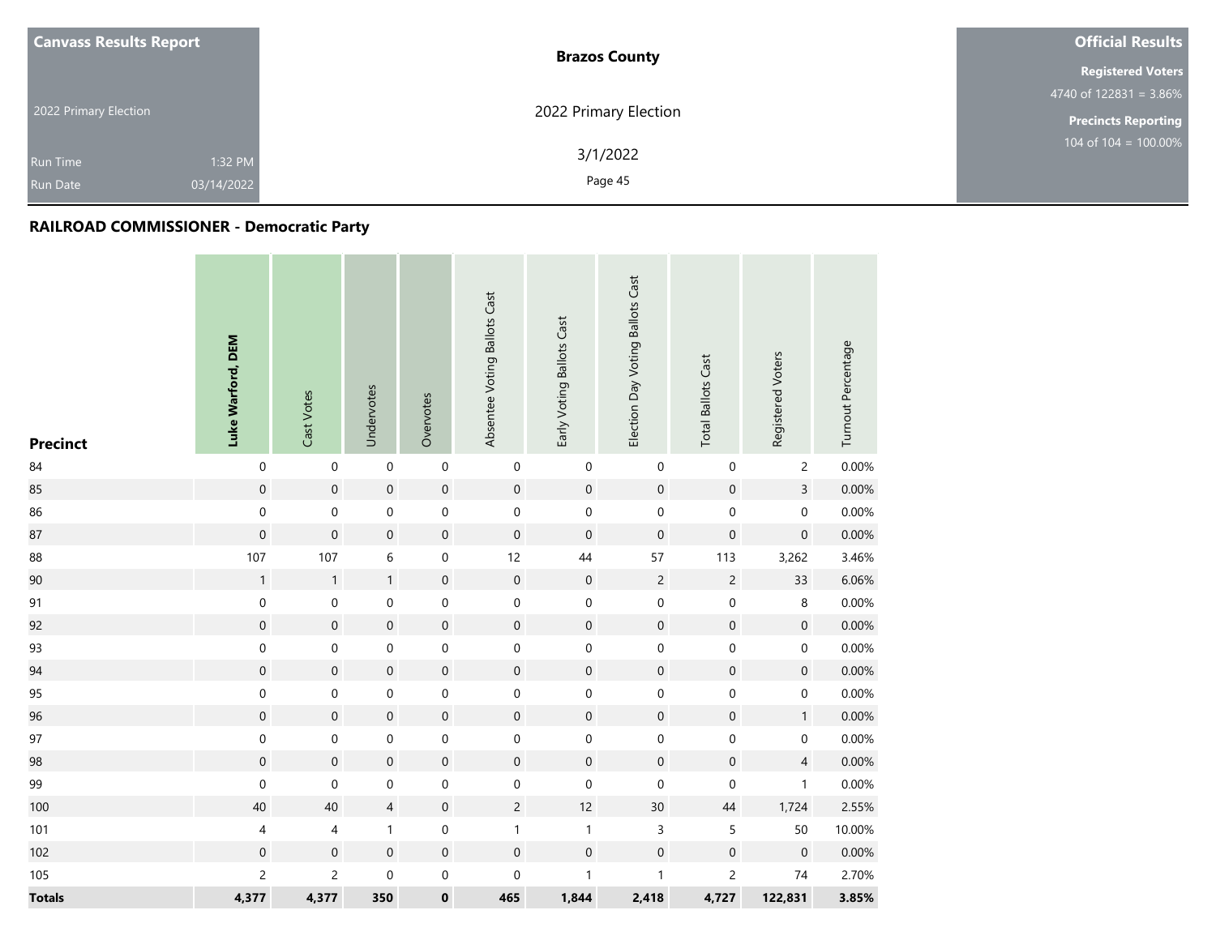**Canvass Results Report**

2022 Primary Election

Run Time 1:32 PM

Run Date 03/14/2022

**Brazos County**

2022 Primary Election

3/1/2022

**Official Results**

**Registered Voters**

4740 of 122831 = 3.86%

**Precincts Reporting**

104 of 104 = 100.00%

## RAILROAD COMMISSIONER - Democratic Party

| Precinct | Luke Warford, DEM | Cast Votes | Undervotes | Overvotes | Absentee Voting Ballots Cast | Early Voting Ballots Cast | Election Day Voting Ballots Cast | Total Ballots Cast | Registered Voters | Turnout Percentage |
|---|---|---|---|---|---|---|---|---|---|---|
| 84 | 0 | 0 | 0 | 0 | 0 | 0 | 0 | 0 | 2 | 0.00% |
| 85 | 0 | 0 | 0 | 0 | 0 | 0 | 0 | 0 | 3 | 0.00% |
| 86 | 0 | 0 | 0 | 0 | 0 | 0 | 0 | 0 | 0 | 0.00% |
| 87 | 0 | 0 | 0 | 0 | 0 | 0 | 0 | 0 | 0 | 0.00% |
| 88 | 107 | 107 | 6 | 0 | 12 | 44 | 57 | 113 | 3,262 | 3.46% |
| 90 | 1 | 1 | 1 | 0 | 0 | 0 | 2 | 2 | 33 | 6.06% |
| 91 | 0 | 0 | 0 | 0 | 0 | 0 | 0 | 0 | 8 | 0.00% |
| 92 | 0 | 0 | 0 | 0 | 0 | 0 | 0 | 0 | 0 | 0.00% |
| 93 | 0 | 0 | 0 | 0 | 0 | 0 | 0 | 0 | 0 | 0.00% |
| 94 | 0 | 0 | 0 | 0 | 0 | 0 | 0 | 0 | 0 | 0.00% |
| 95 | 0 | 0 | 0 | 0 | 0 | 0 | 0 | 0 | 0 | 0.00% |
| 96 | 0 | 0 | 0 | 0 | 0 | 0 | 0 | 0 | 1 | 0.00% |
| 97 | 0 | 0 | 0 | 0 | 0 | 0 | 0 | 0 | 0 | 0.00% |
| 98 | 0 | 0 | 0 | 0 | 0 | 0 | 0 | 0 | 4 | 0.00% |
| 99 | 0 | 0 | 0 | 0 | 0 | 0 | 0 | 0 | 1 | 0.00% |
| 100 | 40 | 40 | 4 | 0 | 2 | 12 | 30 | 44 | 1,724 | 2.55% |
| 101 | 4 | 4 | 1 | 0 | 1 | 1 | 3 | 5 | 50 | 10.00% |
| 102 | 0 | 0 | 0 | 0 | 0 | 0 | 0 | 0 | 0 | 0.00% |
| 105 | 2 | 2 | 0 | 0 | 0 | 1 | 1 | 2 | 74 | 2.70% |
| **Totals** | **4,377** | **4,377** | **350** | **0** | **465** | **1,844** | **2,418** | **4,727** | **122,831** | **3.85%** |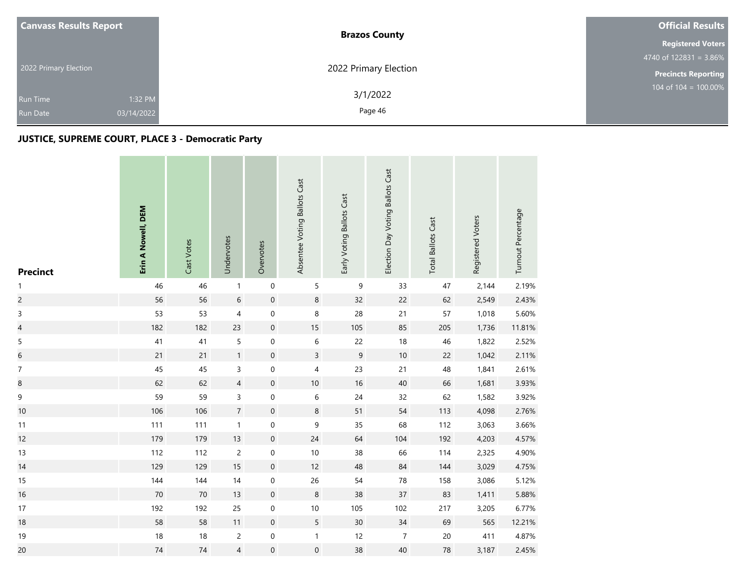Canvass Results Report

2022 Primary Election

Run Time 1:32 PM
Run Date 03/14/2022

**Brazos County**

2022 Primary Election

3/1/2022

**Official Results**

**Registered Voters**
4740 of 122831 = 3.86%

**Precincts Reporting**
104 of 104 = 100.00%

## JUSTICE, SUPREME COURT, PLACE 3 - Democratic Party

| Precinct | Erin A Nowell, DEM | Cast Votes | Undervotes | Overvotes | Absentee Voting Ballots Cast | Early Voting Ballots Cast | Election Day Voting Ballots Cast | Total Ballots Cast | Registered Voters | Turnout Percentage |
|---|---|---|---|---|---|---|---|---|---|---|
| 1 | 46 | 46 | 1 | 0 | 5 | 9 | 33 | 47 | 2,144 | 2.19% |
| 2 | 56 | 56 | 6 | 0 | 8 | 32 | 22 | 62 | 2,549 | 2.43% |
| 3 | 53 | 53 | 4 | 0 | 8 | 28 | 21 | 57 | 1,018 | 5.60% |
| 4 | 182 | 182 | 23 | 0 | 15 | 105 | 85 | 205 | 1,736 | 11.81% |
| 5 | 41 | 41 | 5 | 0 | 6 | 22 | 18 | 46 | 1,822 | 2.52% |
| 6 | 21 | 21 | 1 | 0 | 3 | 9 | 10 | 22 | 1,042 | 2.11% |
| 7 | 45 | 45 | 3 | 0 | 4 | 23 | 21 | 48 | 1,841 | 2.61% |
| 8 | 62 | 62 | 4 | 0 | 10 | 16 | 40 | 66 | 1,681 | 3.93% |
| 9 | 59 | 59 | 3 | 0 | 6 | 24 | 32 | 62 | 1,582 | 3.92% |
| 10 | 106 | 106 | 7 | 0 | 8 | 51 | 54 | 113 | 4,098 | 2.76% |
| 11 | 111 | 111 | 1 | 0 | 9 | 35 | 68 | 112 | 3,063 | 3.66% |
| 12 | 179 | 179 | 13 | 0 | 24 | 64 | 104 | 192 | 4,203 | 4.57% |
| 13 | 112 | 112 | 2 | 0 | 10 | 38 | 66 | 114 | 2,325 | 4.90% |
| 14 | 129 | 129 | 15 | 0 | 12 | 48 | 84 | 144 | 3,029 | 4.75% |
| 15 | 144 | 144 | 14 | 0 | 26 | 54 | 78 | 158 | 3,086 | 5.12% |
| 16 | 70 | 70 | 13 | 0 | 8 | 38 | 37 | 83 | 1,411 | 5.88% |
| 17 | 192 | 192 | 25 | 0 | 10 | 105 | 102 | 217 | 3,205 | 6.77% |
| 18 | 58 | 58 | 11 | 0 | 5 | 30 | 34 | 69 | 565 | 12.21% |
| 19 | 18 | 18 | 2 | 0 | 1 | 12 | 7 | 20 | 411 | 4.87% |
| 20 | 74 | 74 | 4 | 0 | 0 | 38 | 40 | 78 | 3,187 | 2.45% |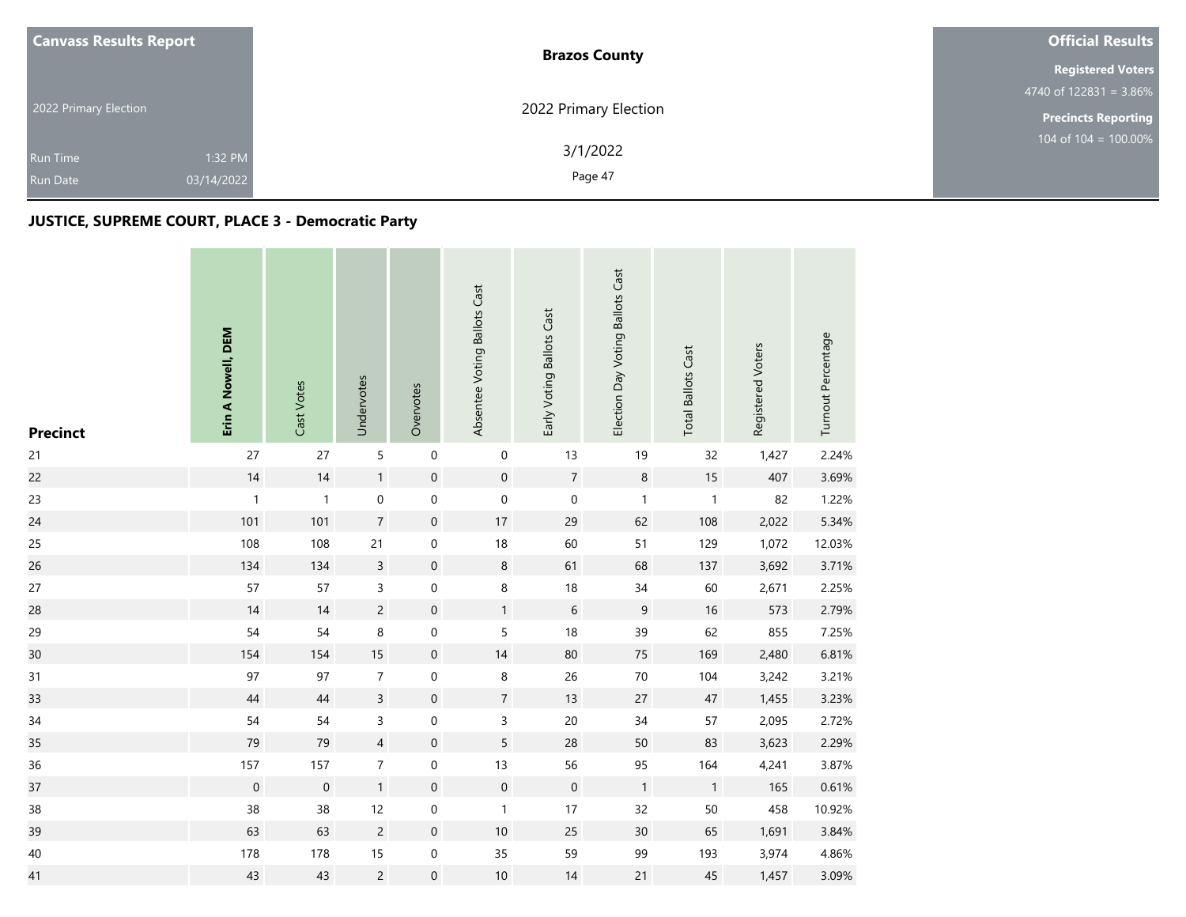## JUSTICE, SUPREME COURT, PLACE 3 - Democratic Party

| Precinct | Erin A Nowell, DEM | Cast Votes | Undervotes | Overvotes | Absentee Voting Ballots Cast | Early Voting Ballots Cast | Election Day Voting Ballots Cast | Total Ballots Cast | Registered Voters | Turnout Percentage |
|---|---|---|---|---|---|---|---|---|---|---|
| 21 | 27 | 27 | 5 | 0 | 0 | 13 | 19 | 32 | 1,427 | 2.24% |
| 22 | 14 | 14 | 1 | 0 | 0 | 7 | 8 | 15 | 407 | 3.69% |
| 23 | 1 | 1 | 0 | 0 | 0 | 0 | 1 | 1 | 82 | 1.22% |
| 24 | 101 | 101 | 7 | 0 | 17 | 29 | 62 | 108 | 2,022 | 5.34% |
| 25 | 108 | 108 | 21 | 0 | 18 | 60 | 51 | 129 | 1,072 | 12.03% |
| 26 | 134 | 134 | 3 | 0 | 8 | 61 | 68 | 137 | 3,692 | 3.71% |
| 27 | 57 | 57 | 3 | 0 | 8 | 18 | 34 | 60 | 2,671 | 2.25% |
| 28 | 14 | 14 | 2 | 0 | 1 | 6 | 9 | 16 | 573 | 2.79% |
| 29 | 54 | 54 | 8 | 0 | 5 | 18 | 39 | 62 | 855 | 7.25% |
| 30 | 154 | 154 | 15 | 0 | 14 | 80 | 75 | 169 | 2,480 | 6.81% |
| 31 | 97 | 97 | 7 | 0 | 8 | 26 | 70 | 104 | 3,242 | 3.21% |
| 33 | 44 | 44 | 3 | 0 | 7 | 13 | 27 | 47 | 1,455 | 3.23% |
| 34 | 54 | 54 | 3 | 0 | 3 | 20 | 34 | 57 | 2,095 | 2.72% |
| 35 | 79 | 79 | 4 | 0 | 5 | 28 | 50 | 83 | 3,623 | 2.29% |
| 36 | 157 | 157 | 7 | 0 | 13 | 56 | 95 | 164 | 4,241 | 3.87% |
| 37 | 0 | 0 | 1 | 0 | 0 | 0 | 1 | 1 | 165 | 0.61% |
| 38 | 38 | 38 | 12 | 0 | 1 | 17 | 32 | 50 | 458 | 10.92% |
| 39 | 63 | 63 | 2 | 0 | 10 | 25 | 30 | 65 | 1,691 | 3.84% |
| 40 | 178 | 178 | 15 | 0 | 35 | 59 | 99 | 193 | 3,974 | 4.86% |
| 41 | 43 | 43 | 2 | 0 | 10 | 14 | 21 | 45 | 1,457 | 3.09% |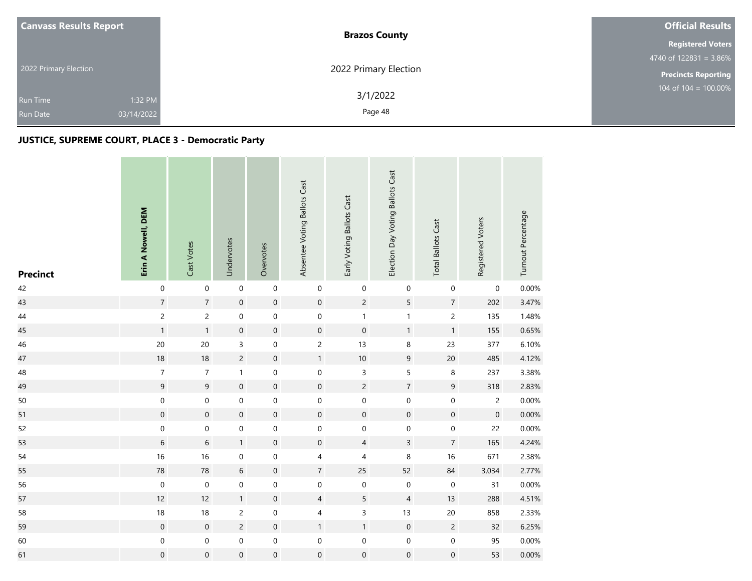| Canvass Results Report | Brazos County | Official Results |
|---|---|---|
| 2022 Primary Election | 2022 Primary Election | Registered Voters 4740 of 122831 = 3.86% |
| Run Time 1:32 PM | 3/1/2022 | Precincts Reporting 104 of 104 = 100.00% |
| Run Date 03/14/2022 | | |

## JUSTICE, SUPREME COURT, PLACE 3 - Democratic Party

| Precinct | **Erin A Nowell, DEM** | Cast Votes | Undervotes | Overvotes | Absentee Voting Ballots Cast | Early Voting Ballots Cast | Election Day Voting Ballots Cast | Total Ballots Cast | Registered Voters | Turnout Percentage |
|---|---|---|---|---|---|---|---|---|---|---|
| 42 | 0 | 0 | 0 | 0 | 0 | 0 | 0 | 0 | 0 | 0.00% |
| 43 | 7 | 7 | 0 | 0 | 0 | 2 | 5 | 7 | 202 | 3.47% |
| 44 | 2 | 2 | 0 | 0 | 0 | 1 | 1 | 2 | 135 | 1.48% |
| 45 | 1 | 1 | 0 | 0 | 0 | 0 | 1 | 1 | 155 | 0.65% |
| 46 | 20 | 20 | 3 | 0 | 2 | 13 | 8 | 23 | 377 | 6.10% |
| 47 | 18 | 18 | 2 | 0 | 1 | 10 | 9 | 20 | 485 | 4.12% |
| 48 | 7 | 7 | 1 | 0 | 0 | 3 | 5 | 8 | 237 | 3.38% |
| 49 | 9 | 9 | 0 | 0 | 0 | 2 | 7 | 9 | 318 | 2.83% |
| 50 | 0 | 0 | 0 | 0 | 0 | 0 | 0 | 0 | 2 | 0.00% |
| 51 | 0 | 0 | 0 | 0 | 0 | 0 | 0 | 0 | 0 | 0.00% |
| 52 | 0 | 0 | 0 | 0 | 0 | 0 | 0 | 0 | 22 | 0.00% |
| 53 | 6 | 6 | 1 | 0 | 0 | 4 | 3 | 7 | 165 | 4.24% |
| 54 | 16 | 16 | 0 | 0 | 4 | 4 | 8 | 16 | 671 | 2.38% |
| 55 | 78 | 78 | 6 | 0 | 7 | 25 | 52 | 84 | 3,034 | 2.77% |
| 56 | 0 | 0 | 0 | 0 | 0 | 0 | 0 | 0 | 31 | 0.00% |
| 57 | 12 | 12 | 1 | 0 | 4 | 5 | 4 | 13 | 288 | 4.51% |
| 58 | 18 | 18 | 2 | 0 | 4 | 3 | 13 | 20 | 858 | 2.33% |
| 59 | 0 | 0 | 2 | 0 | 1 | 1 | 0 | 2 | 32 | 6.25% |
| 60 | 0 | 0 | 0 | 0 | 0 | 0 | 0 | 0 | 95 | 0.00% |
| 61 | 0 | 0 | 0 | 0 | 0 | 0 | 0 | 0 | 53 | 0.00% |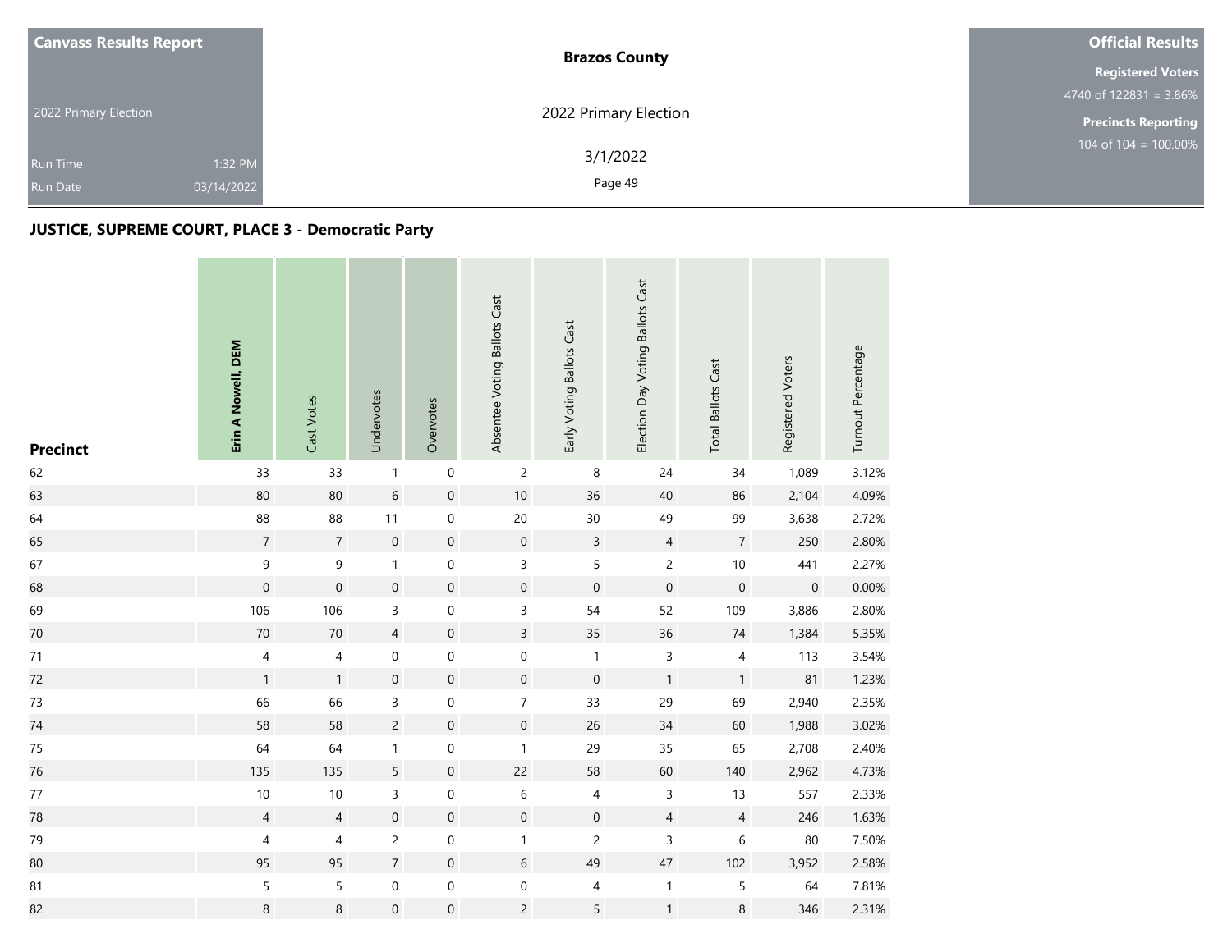| Canvass Results Report | Brazos County | Official Results |
|---|---|---|
| 2022 Primary Election | 2022 Primary Election | Registered Voters 4740 of 122831 = 3.86% |
| Run Time 1:32 PM | 3/1/2022 | Precincts Reporting 104 of 104 = 100.00% |
| Run Date 03/14/2022 | | |

## JUSTICE, SUPREME COURT, PLACE 3 - Democratic Party

| Precinct | Erin A Nowell, DEM | Cast Votes | Undervotes | Overvotes | Absentee Voting Ballots Cast | Early Voting Ballots Cast | Election Day Voting Ballots Cast | Total Ballots Cast | Registered Voters | Turnout Percentage |
|---|---|---|---|---|---|---|---|---|---|---|
| 62 | 33 | 33 | 1 | 0 | 2 | 8 | 24 | 34 | 1,089 | 3.12% |
| 63 | 80 | 80 | 6 | 0 | 10 | 36 | 40 | 86 | 2,104 | 4.09% |
| 64 | 88 | 88 | 11 | 0 | 20 | 30 | 49 | 99 | 3,638 | 2.72% |
| 65 | 7 | 7 | 0 | 0 | 0 | 3 | 4 | 7 | 250 | 2.80% |
| 67 | 9 | 9 | 1 | 0 | 3 | 5 | 2 | 10 | 441 | 2.27% |
| 68 | 0 | 0 | 0 | 0 | 0 | 0 | 0 | 0 | 0 | 0.00% |
| 69 | 106 | 106 | 3 | 0 | 3 | 54 | 52 | 109 | 3,886 | 2.80% |
| 70 | 70 | 70 | 4 | 0 | 3 | 35 | 36 | 74 | 1,384 | 5.35% |
| 71 | 4 | 4 | 0 | 0 | 0 | 1 | 3 | 4 | 113 | 3.54% |
| 72 | 1 | 1 | 0 | 0 | 0 | 0 | 1 | 1 | 81 | 1.23% |
| 73 | 66 | 66 | 3 | 0 | 7 | 33 | 29 | 69 | 2,940 | 2.35% |
| 74 | 58 | 58 | 2 | 0 | 0 | 26 | 34 | 60 | 1,988 | 3.02% |
| 75 | 64 | 64 | 1 | 0 | 1 | 29 | 35 | 65 | 2,708 | 2.40% |
| 76 | 135 | 135 | 5 | 0 | 22 | 58 | 60 | 140 | 2,962 | 4.73% |
| 77 | 10 | 10 | 3 | 0 | 6 | 4 | 3 | 13 | 557 | 2.33% |
| 78 | 4 | 4 | 0 | 0 | 0 | 0 | 4 | 4 | 246 | 1.63% |
| 79 | 4 | 4 | 2 | 0 | 1 | 2 | 3 | 6 | 80 | 7.50% |
| 80 | 95 | 95 | 7 | 0 | 6 | 49 | 47 | 102 | 3,952 | 2.58% |
| 81 | 5 | 5 | 0 | 0 | 0 | 4 | 1 | 5 | 64 | 7.81% |
| 82 | 8 | 8 | 0 | 0 | 2 | 5 | 1 | 8 | 346 | 2.31% |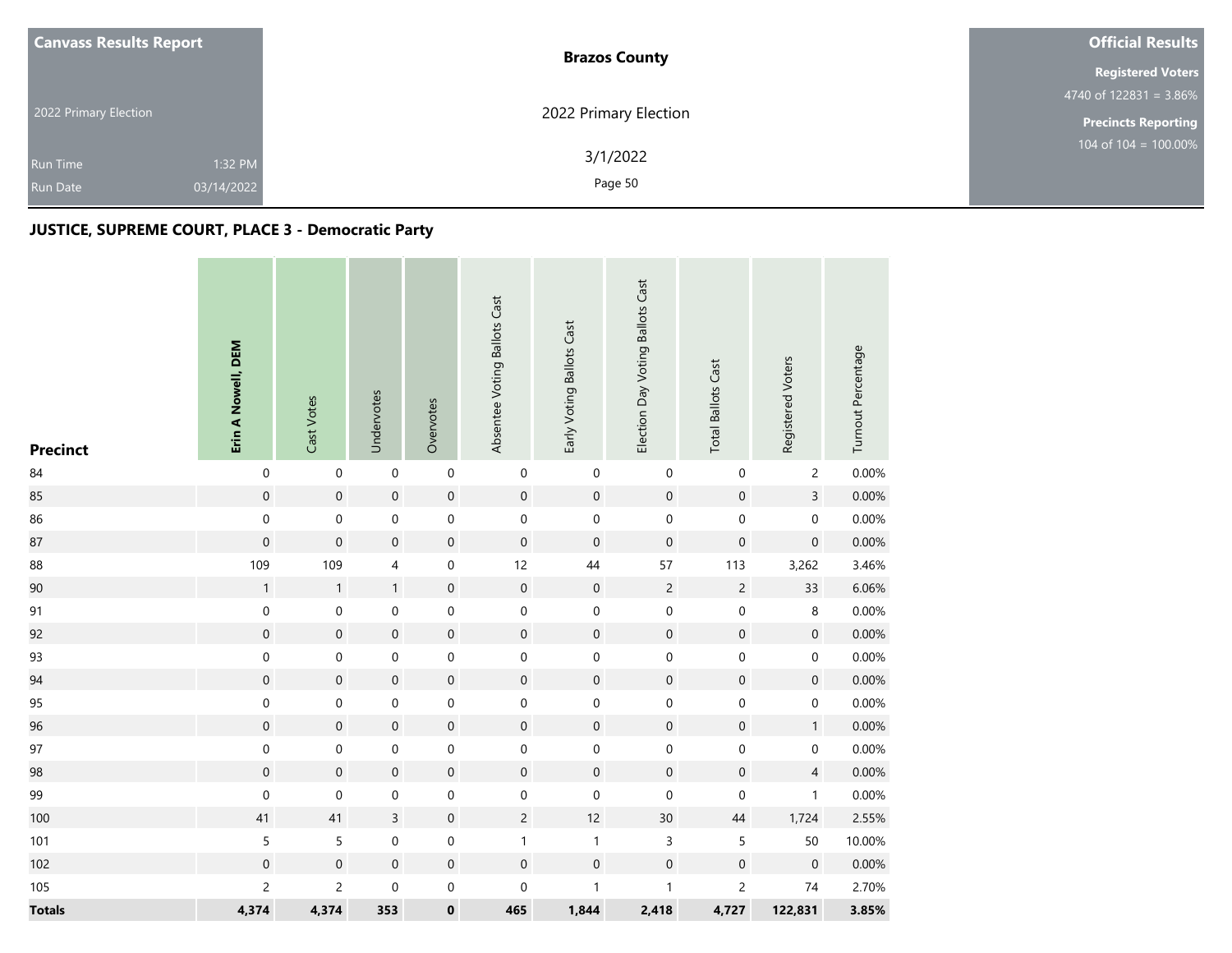**Canvass Results Report**

2022 Primary Election

Run Time 1:32 PM
Run Date 03/14/2022

**Brazos County**

2022 Primary Election

3/1/2022

**Official Results**

**Registered Voters**
4740 of 122831 = 3.86%

**Precincts Reporting**
104 of 104 = 100.00%

## JUSTICE, SUPREME COURT, PLACE 3 - Democratic Party

| Precinct | Erin A Nowell, DEM | Cast Votes | Undervotes | Overvotes | Absentee Voting Ballots Cast | Early Voting Ballots Cast | Election Day Voting Ballots Cast | Total Ballots Cast | Registered Voters | Turnout Percentage |
|---|---|---|---|---|---|---|---|---|---|---|
| 84 | 0 | 0 | 0 | 0 | 0 | 0 | 0 | 0 | 2 | 0.00% |
| 85 | 0 | 0 | 0 | 0 | 0 | 0 | 0 | 0 | 3 | 0.00% |
| 86 | 0 | 0 | 0 | 0 | 0 | 0 | 0 | 0 | 0 | 0.00% |
| 87 | 0 | 0 | 0 | 0 | 0 | 0 | 0 | 0 | 0 | 0.00% |
| 88 | 109 | 109 | 4 | 0 | 12 | 44 | 57 | 113 | 3,262 | 3.46% |
| 90 | 1 | 1 | 1 | 0 | 0 | 0 | 2 | 2 | 33 | 6.06% |
| 91 | 0 | 0 | 0 | 0 | 0 | 0 | 0 | 0 | 8 | 0.00% |
| 92 | 0 | 0 | 0 | 0 | 0 | 0 | 0 | 0 | 0 | 0.00% |
| 93 | 0 | 0 | 0 | 0 | 0 | 0 | 0 | 0 | 0 | 0.00% |
| 94 | 0 | 0 | 0 | 0 | 0 | 0 | 0 | 0 | 0 | 0.00% |
| 95 | 0 | 0 | 0 | 0 | 0 | 0 | 0 | 0 | 0 | 0.00% |
| 96 | 0 | 0 | 0 | 0 | 0 | 0 | 0 | 0 | 1 | 0.00% |
| 97 | 0 | 0 | 0 | 0 | 0 | 0 | 0 | 0 | 0 | 0.00% |
| 98 | 0 | 0 | 0 | 0 | 0 | 0 | 0 | 0 | 4 | 0.00% |
| 99 | 0 | 0 | 0 | 0 | 0 | 0 | 0 | 0 | 1 | 0.00% |
| 100 | 41 | 41 | 3 | 0 | 2 | 12 | 30 | 44 | 1,724 | 2.55% |
| 101 | 5 | 5 | 0 | 0 | 1 | 1 | 3 | 5 | 50 | 10.00% |
| 102 | 0 | 0 | 0 | 0 | 0 | 0 | 0 | 0 | 0 | 0.00% |
| 105 | 2 | 2 | 0 | 0 | 0 | 1 | 1 | 2 | 74 | 2.70% |
| **Totals** | **4,374** | **4,374** | **353** | **0** | **465** | **1,844** | **2,418** | **4,727** | **122,831** | **3.85%** |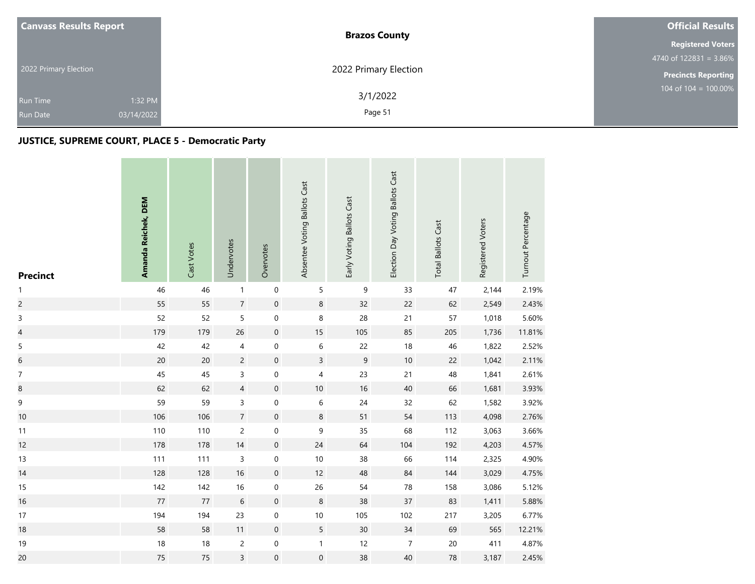**Canvass Results Report**

2022 Primary Election

Run Time 1:32 PM
Run Date 03/14/2022

**Brazos County**

2022 Primary Election

3/1/2022

**Official Results**

**Registered Voters**
4740 of 122831 = 3.86%

**Precincts Reporting**
104 of 104 = 100.00%

### JUSTICE, SUPREME COURT, PLACE 5 - Democratic Party

| Precinct | Amanda Reichek, DEM | Cast Votes | Undervotes | Overvotes | Absentee Voting Ballots Cast | Early Voting Ballots Cast | Election Day Voting Ballots Cast | Total Ballots Cast | Registered Voters | Turnout Percentage |
|---|---|---|---|---|---|---|---|---|---|---|
| 1 | 46 | 46 | 1 | 0 | 5 | 9 | 33 | 47 | 2,144 | 2.19% |
| 2 | 55 | 55 | 7 | 0 | 8 | 32 | 22 | 62 | 2,549 | 2.43% |
| 3 | 52 | 52 | 5 | 0 | 8 | 28 | 21 | 57 | 1,018 | 5.60% |
| 4 | 179 | 179 | 26 | 0 | 15 | 105 | 85 | 205 | 1,736 | 11.81% |
| 5 | 42 | 42 | 4 | 0 | 6 | 22 | 18 | 46 | 1,822 | 2.52% |
| 6 | 20 | 20 | 2 | 0 | 3 | 9 | 10 | 22 | 1,042 | 2.11% |
| 7 | 45 | 45 | 3 | 0 | 4 | 23 | 21 | 48 | 1,841 | 2.61% |
| 8 | 62 | 62 | 4 | 0 | 10 | 16 | 40 | 66 | 1,681 | 3.93% |
| 9 | 59 | 59 | 3 | 0 | 6 | 24 | 32 | 62 | 1,582 | 3.92% |
| 10 | 106 | 106 | 7 | 0 | 8 | 51 | 54 | 113 | 4,098 | 2.76% |
| 11 | 110 | 110 | 2 | 0 | 9 | 35 | 68 | 112 | 3,063 | 3.66% |
| 12 | 178 | 178 | 14 | 0 | 24 | 64 | 104 | 192 | 4,203 | 4.57% |
| 13 | 111 | 111 | 3 | 0 | 10 | 38 | 66 | 114 | 2,325 | 4.90% |
| 14 | 128 | 128 | 16 | 0 | 12 | 48 | 84 | 144 | 3,029 | 4.75% |
| 15 | 142 | 142 | 16 | 0 | 26 | 54 | 78 | 158 | 3,086 | 5.12% |
| 16 | 77 | 77 | 6 | 0 | 8 | 38 | 37 | 83 | 1,411 | 5.88% |
| 17 | 194 | 194 | 23 | 0 | 10 | 105 | 102 | 217 | 3,205 | 6.77% |
| 18 | 58 | 58 | 11 | 0 | 5 | 30 | 34 | 69 | 565 | 12.21% |
| 19 | 18 | 18 | 2 | 0 | 1 | 12 | 7 | 20 | 411 | 4.87% |
| 20 | 75 | 75 | 3 | 0 | 0 | 38 | 40 | 78 | 3,187 | 2.45% |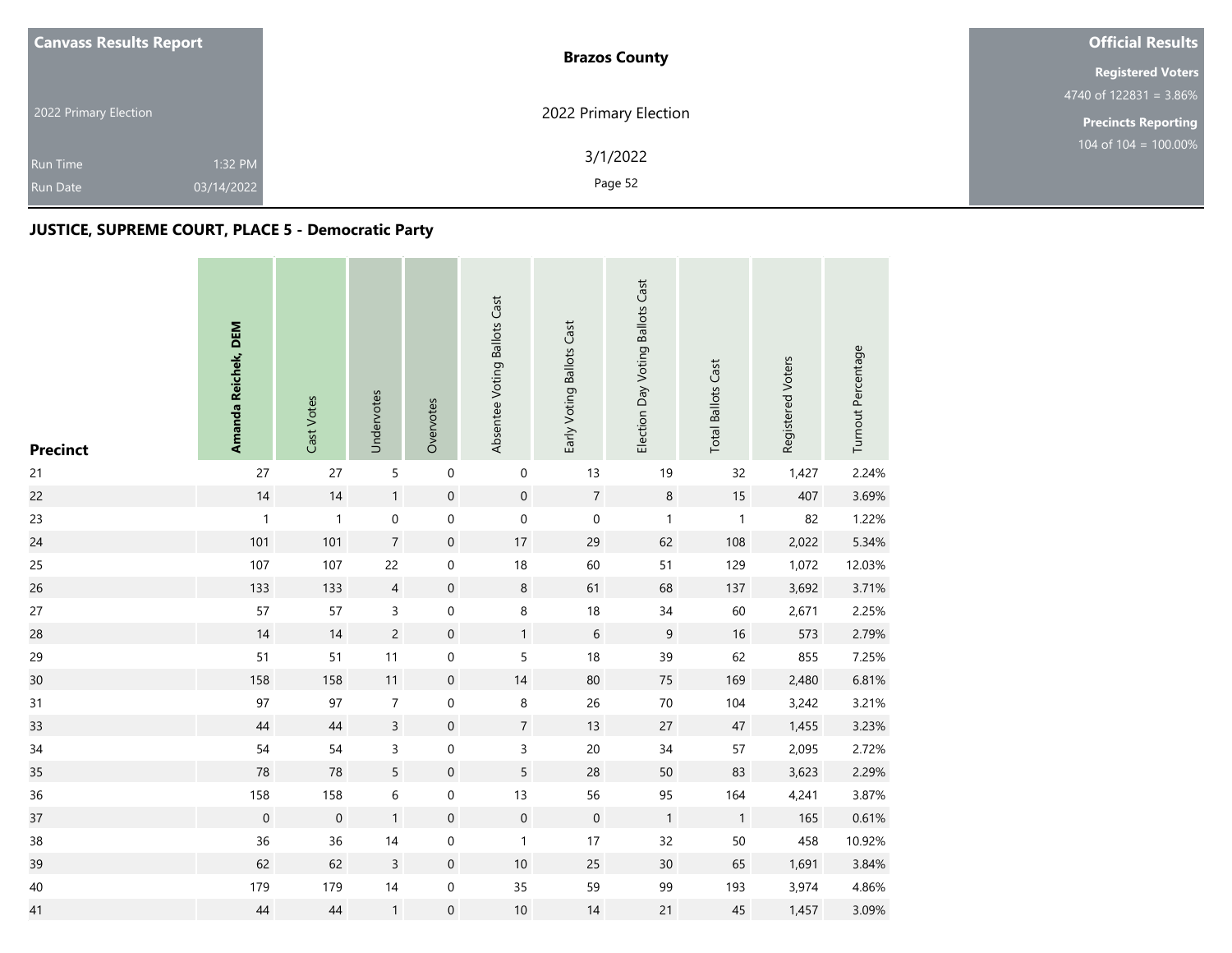| Canvass Results Report | Brazos County | Official Results |
|---|---|---|
| 2022 Primary Election | 2022 Primary Election | Registered Voters 4740 of 122831 = 3.86% |
| Run Time 1:32 PM | 3/1/2022 | Precincts Reporting 104 of 104 = 100.00% |
| Run Date 03/14/2022 | | |

## JUSTICE, SUPREME COURT, PLACE 5 - Democratic Party

| Precinct | Amanda Reichek, DEM | Cast Votes | Undervotes | Overvotes | Absentee Voting Ballots Cast | Early Voting Ballots Cast | Election Day Voting Ballots Cast | Total Ballots Cast | Registered Voters | Turnout Percentage |
|---|---|---|---|---|---|---|---|---|---|---|
| 21 | 27 | 27 | 5 | 0 | 0 | 13 | 19 | 32 | 1,427 | 2.24% |
| 22 | 14 | 14 | 1 | 0 | 0 | 7 | 8 | 15 | 407 | 3.69% |
| 23 | 1 | 1 | 0 | 0 | 0 | 0 | 1 | 1 | 82 | 1.22% |
| 24 | 101 | 101 | 7 | 0 | 17 | 29 | 62 | 108 | 2,022 | 5.34% |
| 25 | 107 | 107 | 22 | 0 | 18 | 60 | 51 | 129 | 1,072 | 12.03% |
| 26 | 133 | 133 | 4 | 0 | 8 | 61 | 68 | 137 | 3,692 | 3.71% |
| 27 | 57 | 57 | 3 | 0 | 8 | 18 | 34 | 60 | 2,671 | 2.25% |
| 28 | 14 | 14 | 2 | 0 | 1 | 6 | 9 | 16 | 573 | 2.79% |
| 29 | 51 | 51 | 11 | 0 | 5 | 18 | 39 | 62 | 855 | 7.25% |
| 30 | 158 | 158 | 11 | 0 | 14 | 80 | 75 | 169 | 2,480 | 6.81% |
| 31 | 97 | 97 | 7 | 0 | 8 | 26 | 70 | 104 | 3,242 | 3.21% |
| 33 | 44 | 44 | 3 | 0 | 7 | 13 | 27 | 47 | 1,455 | 3.23% |
| 34 | 54 | 54 | 3 | 0 | 3 | 20 | 34 | 57 | 2,095 | 2.72% |
| 35 | 78 | 78 | 5 | 0 | 5 | 28 | 50 | 83 | 3,623 | 2.29% |
| 36 | 158 | 158 | 6 | 0 | 13 | 56 | 95 | 164 | 4,241 | 3.87% |
| 37 | 0 | 0 | 1 | 0 | 0 | 0 | 1 | 1 | 165 | 0.61% |
| 38 | 36 | 36 | 14 | 0 | 1 | 17 | 32 | 50 | 458 | 10.92% |
| 39 | 62 | 62 | 3 | 0 | 10 | 25 | 30 | 65 | 1,691 | 3.84% |
| 40 | 179 | 179 | 14 | 0 | 35 | 59 | 99 | 193 | 3,974 | 4.86% |
| 41 | 44 | 44 | 1 | 0 | 10 | 14 | 21 | 45 | 1,457 | 3.09% |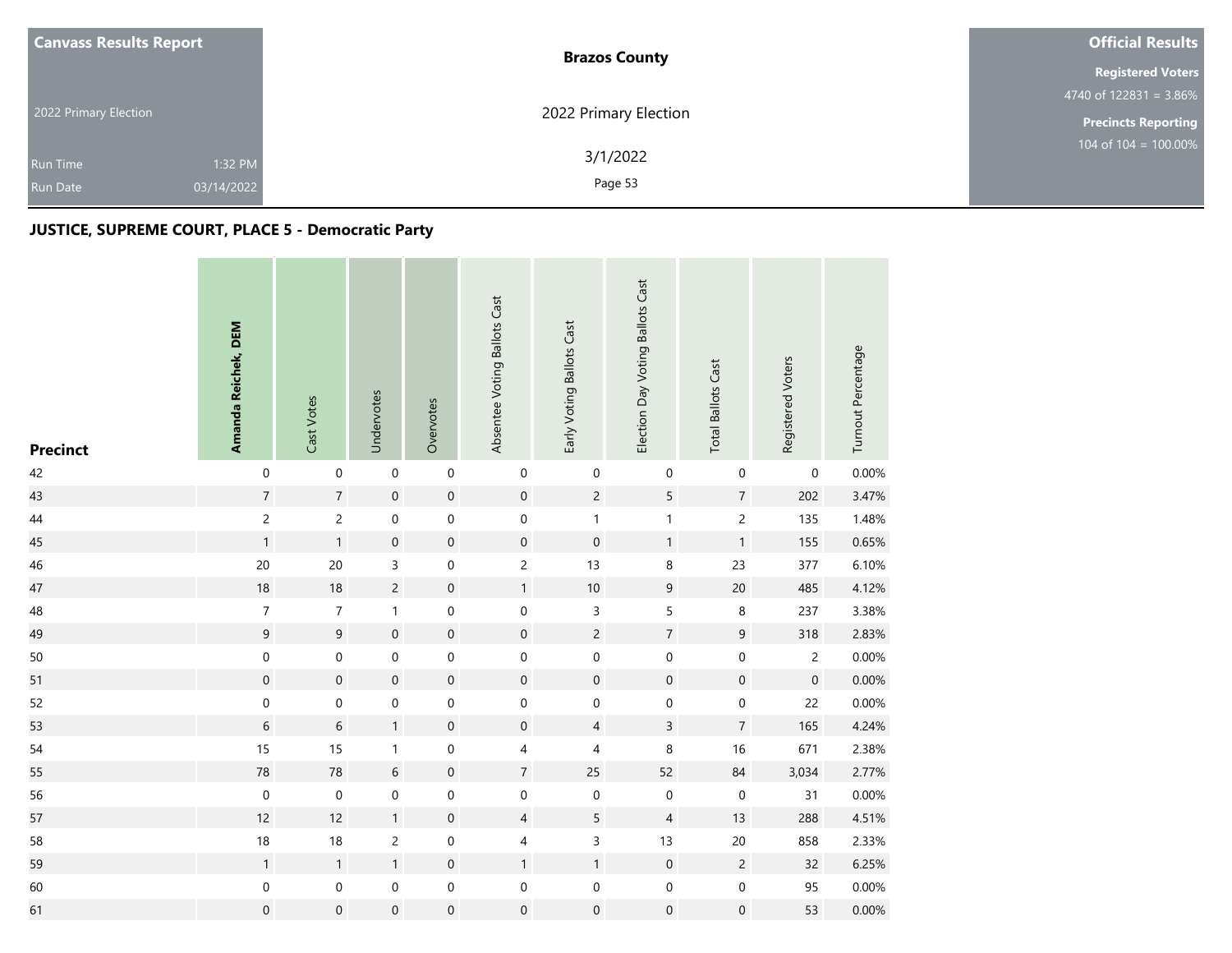**Canvass Results Report**

2022 Primary Election

Run Time 1:32 PM

Run Date 03/14/2022

**Brazos County**

2022 Primary Election

3/1/2022

**Official Results**

**Registered Voters**

4740 of 122831 = 3.86%

**Precincts Reporting**

104 of 104 = 100.00%

## JUSTICE, SUPREME COURT, PLACE 5 - Democratic Party

| Precinct | **Amanda Reichek, DEM** | Cast Votes | Undervotes | Overvotes | Absentee Voting Ballots Cast | Early Voting Ballots Cast | Election Day Voting Ballots Cast | Total Ballots Cast | Registered Voters | Turnout Percentage |
|---|---|---|---|---|---|---|---|---|---|---|
| 42 | 0 | 0 | 0 | 0 | 0 | 0 | 0 | 0 | 0 | 0.00% |
| 43 | 7 | 7 | 0 | 0 | 0 | 2 | 5 | 7 | 202 | 3.47% |
| 44 | 2 | 2 | 0 | 0 | 0 | 1 | 1 | 2 | 135 | 1.48% |
| 45 | 1 | 1 | 0 | 0 | 0 | 0 | 1 | 1 | 155 | 0.65% |
| 46 | 20 | 20 | 3 | 0 | 2 | 13 | 8 | 23 | 377 | 6.10% |
| 47 | 18 | 18 | 2 | 0 | 1 | 10 | 9 | 20 | 485 | 4.12% |
| 48 | 7 | 7 | 1 | 0 | 0 | 3 | 5 | 8 | 237 | 3.38% |
| 49 | 9 | 9 | 0 | 0 | 0 | 2 | 7 | 9 | 318 | 2.83% |
| 50 | 0 | 0 | 0 | 0 | 0 | 0 | 0 | 0 | 2 | 0.00% |
| 51 | 0 | 0 | 0 | 0 | 0 | 0 | 0 | 0 | 0 | 0.00% |
| 52 | 0 | 0 | 0 | 0 | 0 | 0 | 0 | 0 | 22 | 0.00% |
| 53 | 6 | 6 | 1 | 0 | 0 | 4 | 3 | 7 | 165 | 4.24% |
| 54 | 15 | 15 | 1 | 0 | 4 | 4 | 8 | 16 | 671 | 2.38% |
| 55 | 78 | 78 | 6 | 0 | 7 | 25 | 52 | 84 | 3,034 | 2.77% |
| 56 | 0 | 0 | 0 | 0 | 0 | 0 | 0 | 0 | 31 | 0.00% |
| 57 | 12 | 12 | 1 | 0 | 4 | 5 | 4 | 13 | 288 | 4.51% |
| 58 | 18 | 18 | 2 | 0 | 4 | 3 | 13 | 20 | 858 | 2.33% |
| 59 | 1 | 1 | 1 | 0 | 1 | 1 | 0 | 2 | 32 | 6.25% |
| 60 | 0 | 0 | 0 | 0 | 0 | 0 | 0 | 0 | 95 | 0.00% |
| 61 | 0 | 0 | 0 | 0 | 0 | 0 | 0 | 0 | 53 | 0.00% |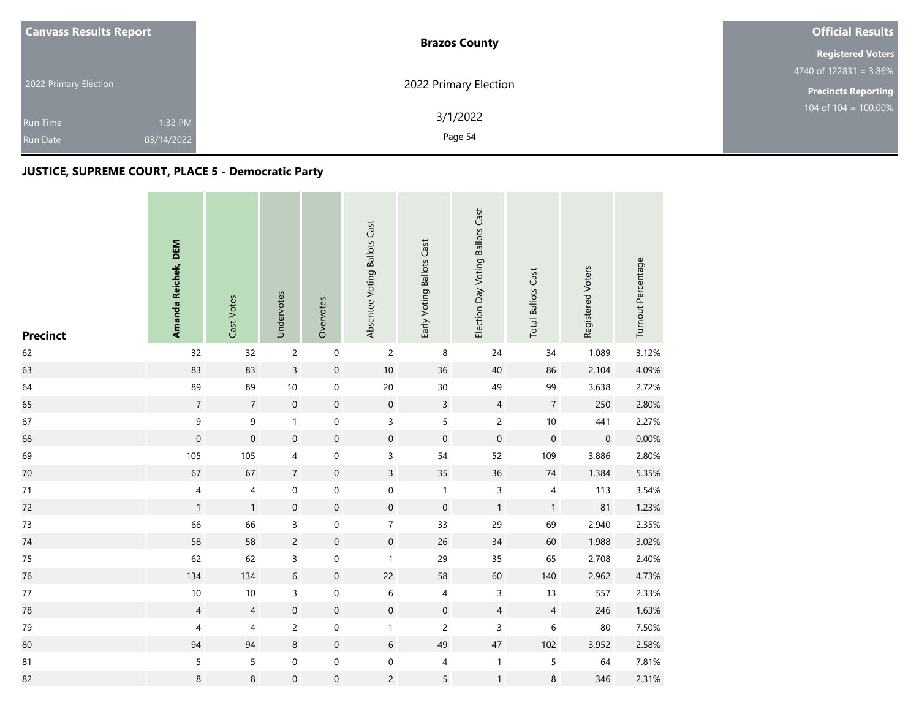**Canvass Results Report**

2022 Primary Election

Run Time 1:32 PM
Run Date 03/14/2022

**Brazos County**

2022 Primary Election

3/1/2022

**Official Results**

**Registered Voters**
4740 of 122831 = 3.86%

**Precincts Reporting**
104 of 104 = 100.00%

## JUSTICE, SUPREME COURT, PLACE 5 - Democratic Party

| Precinct | **Amanda Reichek, DEM** | Cast Votes | Undervotes | Overvotes | Absentee Voting Ballots Cast | Early Voting Ballots Cast | Election Day Voting Ballots Cast | Total Ballots Cast | Registered Voters | Turnout Percentage |
|---|---|---|---|---|---|---|---|---|---|---|
| 62 | 32 | 32 | 2 | 0 | 2 | 8 | 24 | 34 | 1,089 | 3.12% |
| 63 | 83 | 83 | 3 | 0 | 10 | 36 | 40 | 86 | 2,104 | 4.09% |
| 64 | 89 | 89 | 10 | 0 | 20 | 30 | 49 | 99 | 3,638 | 2.72% |
| 65 | 7 | 7 | 0 | 0 | 0 | 3 | 4 | 7 | 250 | 2.80% |
| 67 | 9 | 9 | 1 | 0 | 3 | 5 | 2 | 10 | 441 | 2.27% |
| 68 | 0 | 0 | 0 | 0 | 0 | 0 | 0 | 0 | 0 | 0.00% |
| 69 | 105 | 105 | 4 | 0 | 3 | 54 | 52 | 109 | 3,886 | 2.80% |
| 70 | 67 | 67 | 7 | 0 | 3 | 35 | 36 | 74 | 1,384 | 5.35% |
| 71 | 4 | 4 | 0 | 0 | 0 | 1 | 3 | 4 | 113 | 3.54% |
| 72 | 1 | 1 | 0 | 0 | 0 | 0 | 1 | 1 | 81 | 1.23% |
| 73 | 66 | 66 | 3 | 0 | 7 | 33 | 29 | 69 | 2,940 | 2.35% |
| 74 | 58 | 58 | 2 | 0 | 0 | 26 | 34 | 60 | 1,988 | 3.02% |
| 75 | 62 | 62 | 3 | 0 | 1 | 29 | 35 | 65 | 2,708 | 2.40% |
| 76 | 134 | 134 | 6 | 0 | 22 | 58 | 60 | 140 | 2,962 | 4.73% |
| 77 | 10 | 10 | 3 | 0 | 6 | 4 | 3 | 13 | 557 | 2.33% |
| 78 | 4 | 4 | 0 | 0 | 0 | 0 | 4 | 4 | 246 | 1.63% |
| 79 | 4 | 4 | 2 | 0 | 1 | 2 | 3 | 6 | 80 | 7.50% |
| 80 | 94 | 94 | 8 | 0 | 6 | 49 | 47 | 102 | 3,952 | 2.58% |
| 81 | 5 | 5 | 0 | 0 | 0 | 4 | 1 | 5 | 64 | 7.81% |
| 82 | 8 | 8 | 0 | 0 | 2 | 5 | 1 | 8 | 346 | 2.31% |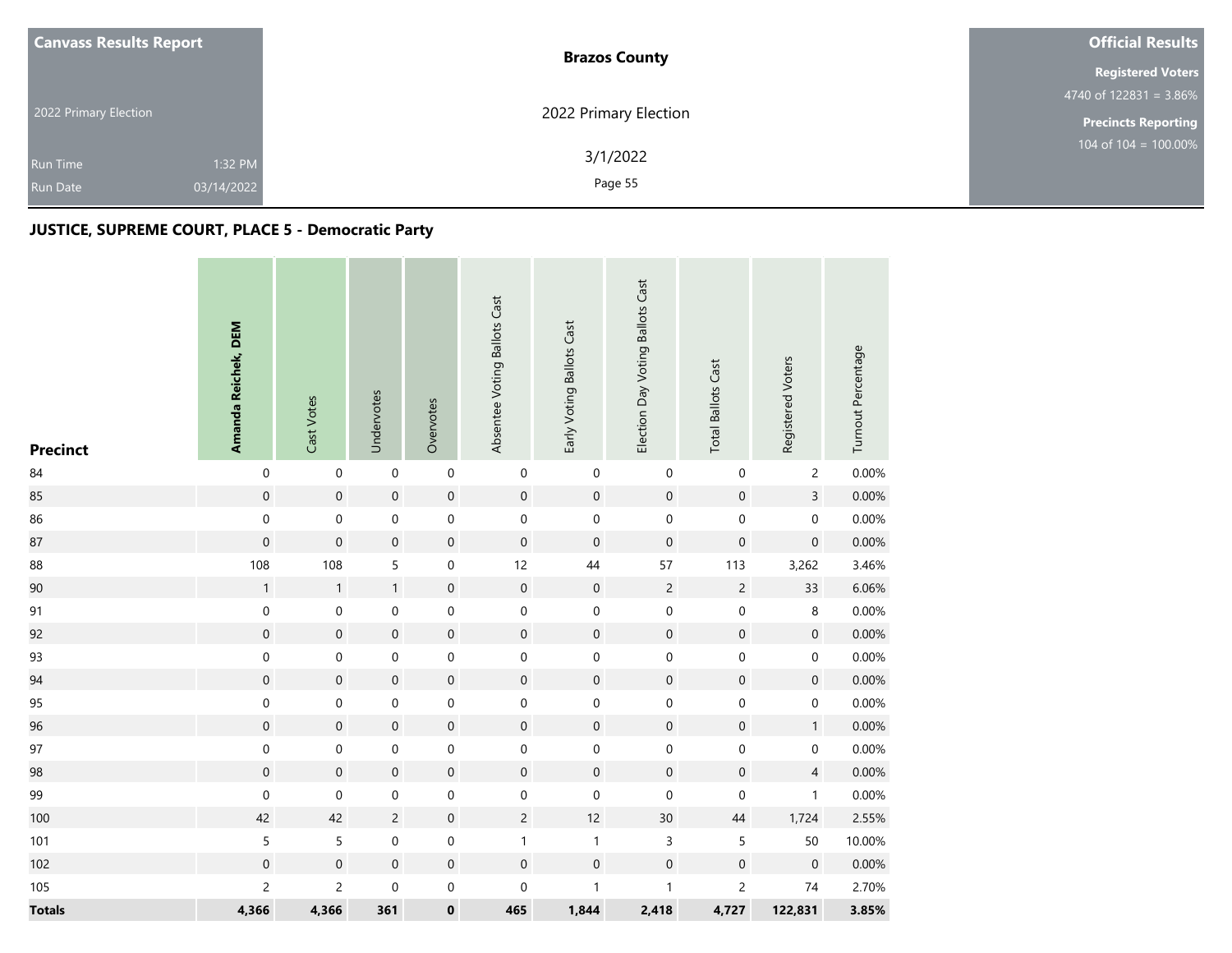**Canvass Results Report**

2022 Primary Election

Run Time 1:32 PM

Run Date 03/14/2022

**Brazos County**

2022 Primary Election

3/1/2022

**Official Results**

**Registered Voters**

4740 of 122831 = 3.86%

**Precincts Reporting**

104 of 104 = 100.00%

## JUSTICE, SUPREME COURT, PLACE 5 - Democratic Party

| Precinct | Amanda Reichek, DEM | Cast Votes | Undervotes | Overvotes | Absentee Voting Ballots Cast | Early Voting Ballots Cast | Election Day Voting Ballots Cast | Total Ballots Cast | Registered Voters | Turnout Percentage |
|---|---|---|---|---|---|---|---|---|---|---|
| 84 | 0 | 0 | 0 | 0 | 0 | 0 | 0 | 0 | 2 | 0.00% |
| 85 | 0 | 0 | 0 | 0 | 0 | 0 | 0 | 0 | 3 | 0.00% |
| 86 | 0 | 0 | 0 | 0 | 0 | 0 | 0 | 0 | 0 | 0.00% |
| 87 | 0 | 0 | 0 | 0 | 0 | 0 | 0 | 0 | 0 | 0.00% |
| 88 | 108 | 108 | 5 | 0 | 12 | 44 | 57 | 113 | 3,262 | 3.46% |
| 90 | 1 | 1 | 1 | 0 | 0 | 0 | 2 | 2 | 33 | 6.06% |
| 91 | 0 | 0 | 0 | 0 | 0 | 0 | 0 | 0 | 8 | 0.00% |
| 92 | 0 | 0 | 0 | 0 | 0 | 0 | 0 | 0 | 0 | 0.00% |
| 93 | 0 | 0 | 0 | 0 | 0 | 0 | 0 | 0 | 0 | 0.00% |
| 94 | 0 | 0 | 0 | 0 | 0 | 0 | 0 | 0 | 0 | 0.00% |
| 95 | 0 | 0 | 0 | 0 | 0 | 0 | 0 | 0 | 0 | 0.00% |
| 96 | 0 | 0 | 0 | 0 | 0 | 0 | 0 | 0 | 1 | 0.00% |
| 97 | 0 | 0 | 0 | 0 | 0 | 0 | 0 | 0 | 0 | 0.00% |
| 98 | 0 | 0 | 0 | 0 | 0 | 0 | 0 | 0 | 4 | 0.00% |
| 99 | 0 | 0 | 0 | 0 | 0 | 0 | 0 | 0 | 1 | 0.00% |
| 100 | 42 | 42 | 2 | 0 | 2 | 12 | 30 | 44 | 1,724 | 2.55% |
| 101 | 5 | 5 | 0 | 0 | 1 | 1 | 3 | 5 | 50 | 10.00% |
| 102 | 0 | 0 | 0 | 0 | 0 | 0 | 0 | 0 | 0 | 0.00% |
| 105 | 2 | 2 | 0 | 0 | 0 | 1 | 1 | 2 | 74 | 2.70% |
| **Totals** | **4,366** | **4,366** | **361** | **0** | **465** | **1,844** | **2,418** | **4,727** | **122,831** | **3.85%** |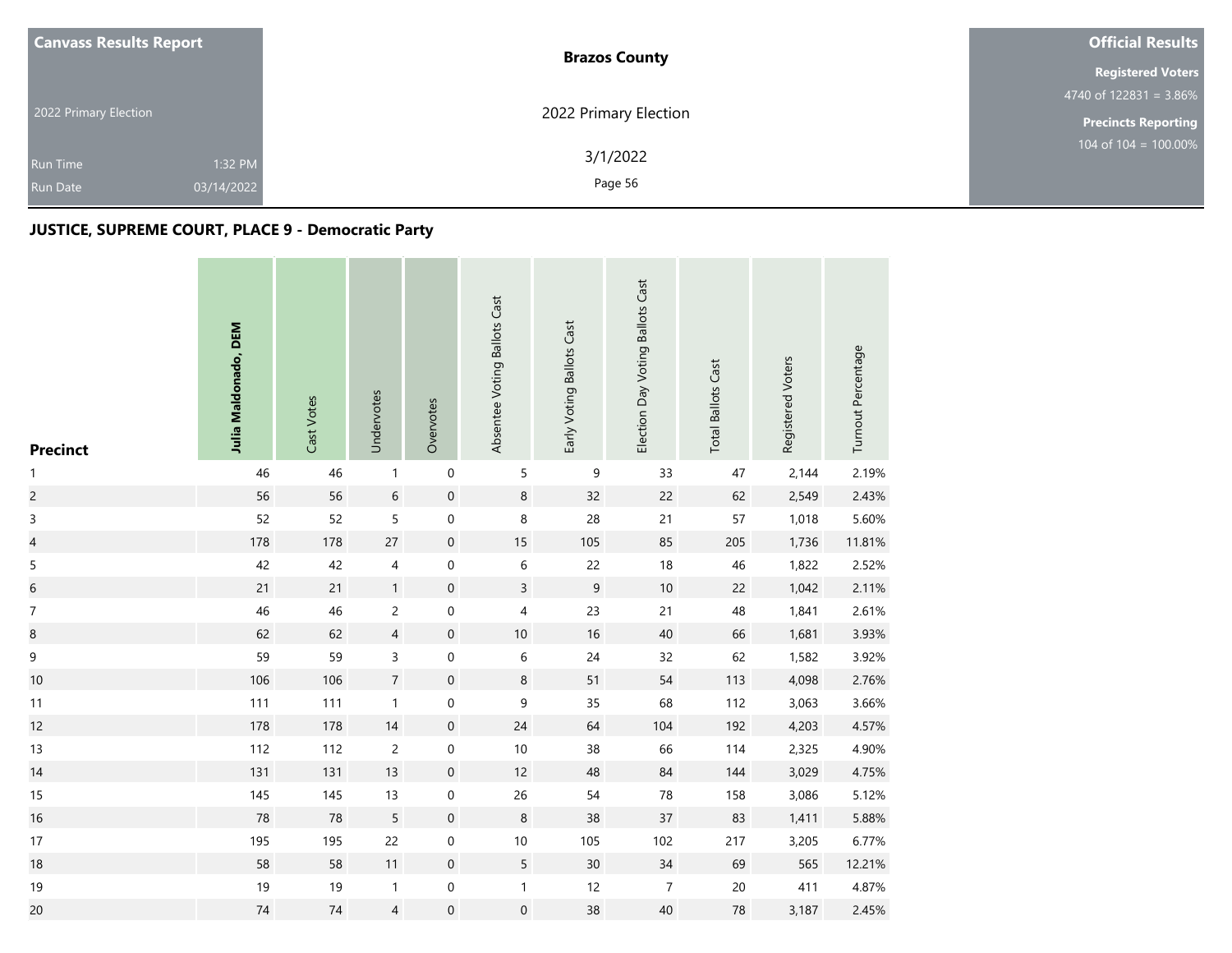**Canvass Results Report**

2022 Primary Election

Run Time 1:32 PM

Run Date 03/14/2022

**Brazos County**

2022 Primary Election

3/1/2022

**Official Results**

**Registered Voters**

4740 of 122831 = 3.86%

**Precincts Reporting**

104 of 104 = 100.00%

## JUSTICE, SUPREME COURT, PLACE 9 - Democratic Party

| Precinct | **Julia Maldonado, DEM** | Cast Votes | Undervotes | Overvotes | Absentee Voting Ballots Cast | Early Voting Ballots Cast | Election Day Voting Ballots Cast | Total Ballots Cast | Registered Voters | Turnout Percentage |
|---|---|---|---|---|---|---|---|---|---|---|
| 1 | 46 | 46 | 1 | 0 | 5 | 9 | 33 | 47 | 2,144 | 2.19% |
| 2 | 56 | 56 | 6 | 0 | 8 | 32 | 22 | 62 | 2,549 | 2.43% |
| 3 | 52 | 52 | 5 | 0 | 8 | 28 | 21 | 57 | 1,018 | 5.60% |
| 4 | 178 | 178 | 27 | 0 | 15 | 105 | 85 | 205 | 1,736 | 11.81% |
| 5 | 42 | 42 | 4 | 0 | 6 | 22 | 18 | 46 | 1,822 | 2.52% |
| 6 | 21 | 21 | 1 | 0 | 3 | 9 | 10 | 22 | 1,042 | 2.11% |
| 7 | 46 | 46 | 2 | 0 | 4 | 23 | 21 | 48 | 1,841 | 2.61% |
| 8 | 62 | 62 | 4 | 0 | 10 | 16 | 40 | 66 | 1,681 | 3.93% |
| 9 | 59 | 59 | 3 | 0 | 6 | 24 | 32 | 62 | 1,582 | 3.92% |
| 10 | 106 | 106 | 7 | 0 | 8 | 51 | 54 | 113 | 4,098 | 2.76% |
| 11 | 111 | 111 | 1 | 0 | 9 | 35 | 68 | 112 | 3,063 | 3.66% |
| 12 | 178 | 178 | 14 | 0 | 24 | 64 | 104 | 192 | 4,203 | 4.57% |
| 13 | 112 | 112 | 2 | 0 | 10 | 38 | 66 | 114 | 2,325 | 4.90% |
| 14 | 131 | 131 | 13 | 0 | 12 | 48 | 84 | 144 | 3,029 | 4.75% |
| 15 | 145 | 145 | 13 | 0 | 26 | 54 | 78 | 158 | 3,086 | 5.12% |
| 16 | 78 | 78 | 5 | 0 | 8 | 38 | 37 | 83 | 1,411 | 5.88% |
| 17 | 195 | 195 | 22 | 0 | 10 | 105 | 102 | 217 | 3,205 | 6.77% |
| 18 | 58 | 58 | 11 | 0 | 5 | 30 | 34 | 69 | 565 | 12.21% |
| 19 | 19 | 19 | 1 | 0 | 1 | 12 | 7 | 20 | 411 | 4.87% |
| 20 | 74 | 74 | 4 | 0 | 0 | 38 | 40 | 78 | 3,187 | 2.45% |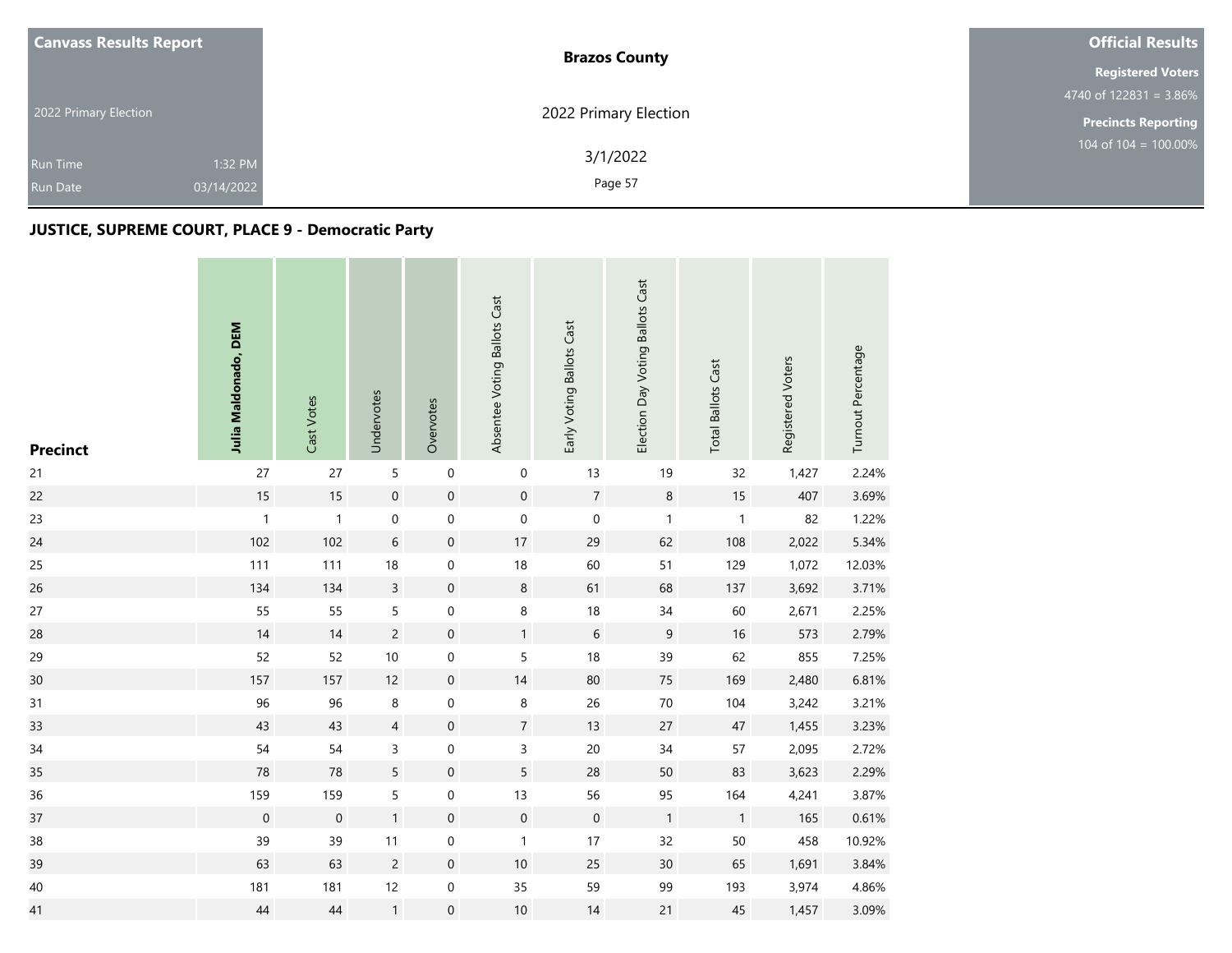**Canvass Results Report**

2022 Primary Election

Run Time 1:32 PM

Run Date 03/14/2022

**Brazos County**

2022 Primary Election

3/1/2022

**Official Results**

**Registered Voters**

4740 of 122831 = 3.86%

**Precincts Reporting**

104 of 104 = 100.00%

## JUSTICE, SUPREME COURT, PLACE 9 - Democratic Party

| Precinct | **Julia Maldonado, DEM** | Cast Votes | Undervotes | Overvotes | Absentee Voting Ballots Cast | Early Voting Ballots Cast | Election Day Voting Ballots Cast | Total Ballots Cast | Registered Voters | Turnout Percentage |
|---|---|---|---|---|---|---|---|---|---|---|
| 21 | 27 | 27 | 5 | 0 | 0 | 13 | 19 | 32 | 1,427 | 2.24% |
| 22 | 15 | 15 | 0 | 0 | 0 | 7 | 8 | 15 | 407 | 3.69% |
| 23 | 1 | 1 | 0 | 0 | 0 | 0 | 1 | 1 | 82 | 1.22% |
| 24 | 102 | 102 | 6 | 0 | 17 | 29 | 62 | 108 | 2,022 | 5.34% |
| 25 | 111 | 111 | 18 | 0 | 18 | 60 | 51 | 129 | 1,072 | 12.03% |
| 26 | 134 | 134 | 3 | 0 | 8 | 61 | 68 | 137 | 3,692 | 3.71% |
| 27 | 55 | 55 | 5 | 0 | 8 | 18 | 34 | 60 | 2,671 | 2.25% |
| 28 | 14 | 14 | 2 | 0 | 1 | 6 | 9 | 16 | 573 | 2.79% |
| 29 | 52 | 52 | 10 | 0 | 5 | 18 | 39 | 62 | 855 | 7.25% |
| 30 | 157 | 157 | 12 | 0 | 14 | 80 | 75 | 169 | 2,480 | 6.81% |
| 31 | 96 | 96 | 8 | 0 | 8 | 26 | 70 | 104 | 3,242 | 3.21% |
| 33 | 43 | 43 | 4 | 0 | 7 | 13 | 27 | 47 | 1,455 | 3.23% |
| 34 | 54 | 54 | 3 | 0 | 3 | 20 | 34 | 57 | 2,095 | 2.72% |
| 35 | 78 | 78 | 5 | 0 | 5 | 28 | 50 | 83 | 3,623 | 2.29% |
| 36 | 159 | 159 | 5 | 0 | 13 | 56 | 95 | 164 | 4,241 | 3.87% |
| 37 | 0 | 0 | 1 | 0 | 0 | 0 | 1 | 1 | 165 | 0.61% |
| 38 | 39 | 39 | 11 | 0 | 1 | 17 | 32 | 50 | 458 | 10.92% |
| 39 | 63 | 63 | 2 | 0 | 10 | 25 | 30 | 65 | 1,691 | 3.84% |
| 40 | 181 | 181 | 12 | 0 | 35 | 59 | 99 | 193 | 3,974 | 4.86% |
| 41 | 44 | 44 | 1 | 0 | 10 | 14 | 21 | 45 | 1,457 | 3.09% |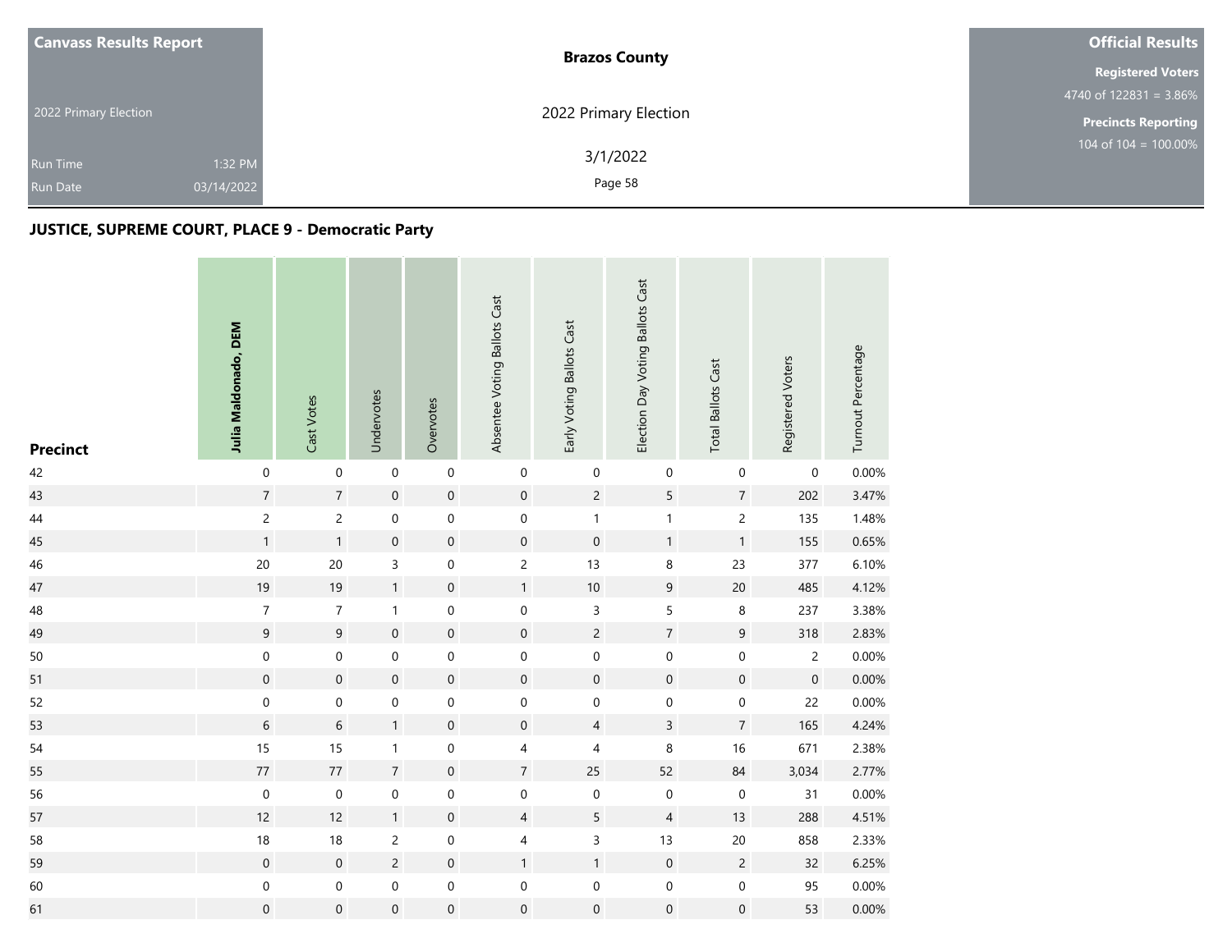## JUSTICE, SUPREME COURT, PLACE 9 - Democratic Party

| Precinct | Julia Maldonado, DEM | Cast Votes | Undervotes | Overvotes | Absentee Voting Ballots Cast | Early Voting Ballots Cast | Election Day Voting Ballots Cast | Total Ballots Cast | Registered Voters | Turnout Percentage |
|---|---|---|---|---|---|---|---|---|---|---|
| 42 | 0 | 0 | 0 | 0 | 0 | 0 | 0 | 0 | 0 | 0.00% |
| 43 | 7 | 7 | 0 | 0 | 0 | 2 | 5 | 7 | 202 | 3.47% |
| 44 | 2 | 2 | 0 | 0 | 0 | 1 | 1 | 2 | 135 | 1.48% |
| 45 | 1 | 1 | 0 | 0 | 0 | 0 | 1 | 1 | 155 | 0.65% |
| 46 | 20 | 20 | 3 | 0 | 2 | 13 | 8 | 23 | 377 | 6.10% |
| 47 | 19 | 19 | 1 | 0 | 1 | 10 | 9 | 20 | 485 | 4.12% |
| 48 | 7 | 7 | 1 | 0 | 0 | 3 | 5 | 8 | 237 | 3.38% |
| 49 | 9 | 9 | 0 | 0 | 0 | 2 | 7 | 9 | 318 | 2.83% |
| 50 | 0 | 0 | 0 | 0 | 0 | 0 | 0 | 0 | 2 | 0.00% |
| 51 | 0 | 0 | 0 | 0 | 0 | 0 | 0 | 0 | 0 | 0.00% |
| 52 | 0 | 0 | 0 | 0 | 0 | 0 | 0 | 0 | 22 | 0.00% |
| 53 | 6 | 6 | 1 | 0 | 0 | 4 | 3 | 7 | 165 | 4.24% |
| 54 | 15 | 15 | 1 | 0 | 4 | 4 | 8 | 16 | 671 | 2.38% |
| 55 | 77 | 77 | 7 | 0 | 7 | 25 | 52 | 84 | 3,034 | 2.77% |
| 56 | 0 | 0 | 0 | 0 | 0 | 0 | 0 | 0 | 31 | 0.00% |
| 57 | 12 | 12 | 1 | 0 | 4 | 5 | 4 | 13 | 288 | 4.51% |
| 58 | 18 | 18 | 2 | 0 | 4 | 3 | 13 | 20 | 858 | 2.33% |
| 59 | 0 | 0 | 2 | 0 | 1 | 1 | 0 | 2 | 32 | 6.25% |
| 60 | 0 | 0 | 0 | 0 | 0 | 0 | 0 | 0 | 95 | 0.00% |
| 61 | 0 | 0 | 0 | 0 | 0 | 0 | 0 | 0 | 53 | 0.00% |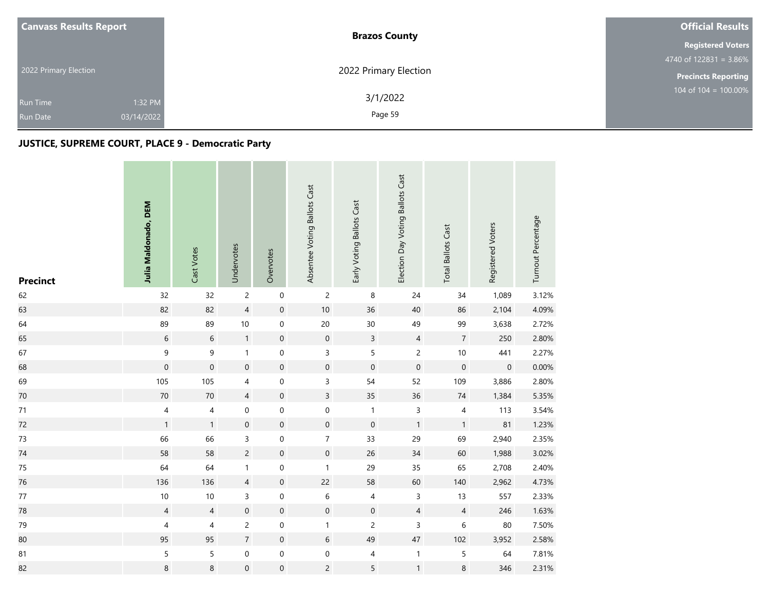| Canvass Results Report | Brazos County | Official Results |
|---|---|---|
| 2022 Primary Election | 2022 Primary Election | Registered Voters 4740 of 122831 = 3.86% |
| Run Time 1:32 PM | 3/1/2022 | Precincts Reporting 104 of 104 = 100.00% |
| Run Date 03/14/2022 | | |

## JUSTICE, SUPREME COURT, PLACE 9 - Democratic Party

| Precinct | **Julia Maldonado, DEM** | Cast Votes | Undervotes | Overvotes | Absentee Voting Ballots Cast | Early Voting Ballots Cast | Election Day Voting Ballots Cast | Total Ballots Cast | Registered Voters | Turnout Percentage |
|---|---|---|---|---|---|---|---|---|---|---|
| 62 | 32 | 32 | 2 | 0 | 2 | 8 | 24 | 34 | 1,089 | 3.12% |
| 63 | 82 | 82 | 4 | 0 | 10 | 36 | 40 | 86 | 2,104 | 4.09% |
| 64 | 89 | 89 | 10 | 0 | 20 | 30 | 49 | 99 | 3,638 | 2.72% |
| 65 | 6 | 6 | 1 | 0 | 0 | 3 | 4 | 7 | 250 | 2.80% |
| 67 | 9 | 9 | 1 | 0 | 3 | 5 | 2 | 10 | 441 | 2.27% |
| 68 | 0 | 0 | 0 | 0 | 0 | 0 | 0 | 0 | 0 | 0.00% |
| 69 | 105 | 105 | 4 | 0 | 3 | 54 | 52 | 109 | 3,886 | 2.80% |
| 70 | 70 | 70 | 4 | 0 | 3 | 35 | 36 | 74 | 1,384 | 5.35% |
| 71 | 4 | 4 | 0 | 0 | 0 | 1 | 3 | 4 | 113 | 3.54% |
| 72 | 1 | 1 | 0 | 0 | 0 | 0 | 1 | 1 | 81 | 1.23% |
| 73 | 66 | 66 | 3 | 0 | 7 | 33 | 29 | 69 | 2,940 | 2.35% |
| 74 | 58 | 58 | 2 | 0 | 0 | 26 | 34 | 60 | 1,988 | 3.02% |
| 75 | 64 | 64 | 1 | 0 | 1 | 29 | 35 | 65 | 2,708 | 2.40% |
| 76 | 136 | 136 | 4 | 0 | 22 | 58 | 60 | 140 | 2,962 | 4.73% |
| 77 | 10 | 10 | 3 | 0 | 6 | 4 | 3 | 13 | 557 | 2.33% |
| 78 | 4 | 4 | 0 | 0 | 0 | 0 | 4 | 4 | 246 | 1.63% |
| 79 | 4 | 4 | 2 | 0 | 1 | 2 | 3 | 6 | 80 | 7.50% |
| 80 | 95 | 95 | 7 | 0 | 6 | 49 | 47 | 102 | 3,952 | 2.58% |
| 81 | 5 | 5 | 0 | 0 | 0 | 4 | 1 | 5 | 64 | 7.81% |
| 82 | 8 | 8 | 0 | 0 | 2 | 5 | 1 | 8 | 346 | 2.31% |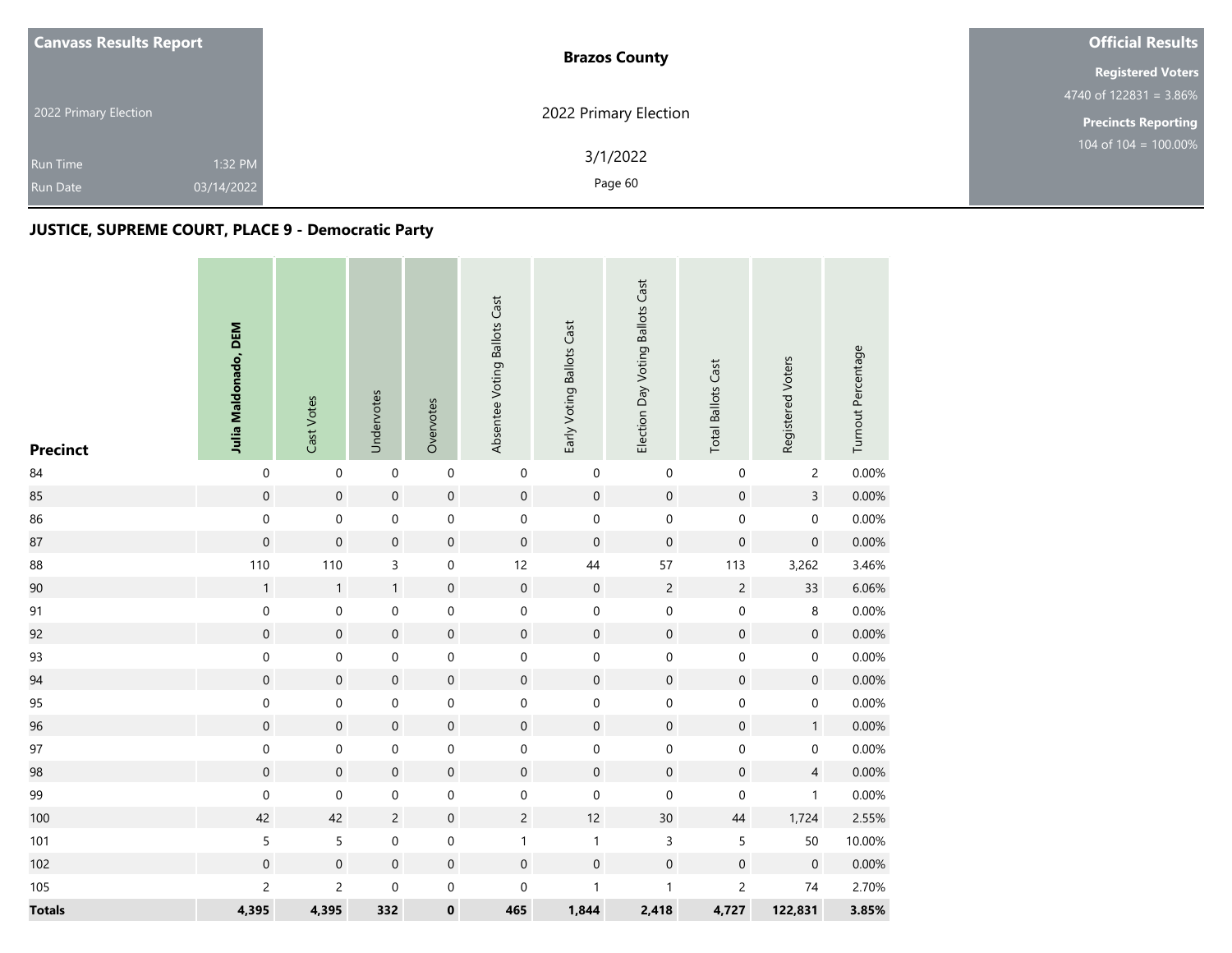**Canvass Results Report**

2022 Primary Election

Run Time 1:32 PM
Run Date 03/14/2022

**Brazos County**

2022 Primary Election

3/1/2022

**Official Results**

**Registered Voters**
4740 of 122831 = 3.86%

**Precincts Reporting**
104 of 104 = 100.00%

### JUSTICE, SUPREME COURT, PLACE 9 - Democratic Party

| Precinct | Julia Maldonado, DEM | Cast Votes | Undervotes | Overvotes | Absentee Voting Ballots Cast | Early Voting Ballots Cast | Election Day Voting Ballots Cast | Total Ballots Cast | Registered Voters | Turnout Percentage |
|---|---|---|---|---|---|---|---|---|---|---|
| 84 | 0 | 0 | 0 | 0 | 0 | 0 | 0 | 0 | 2 | 0.00% |
| 85 | 0 | 0 | 0 | 0 | 0 | 0 | 0 | 0 | 3 | 0.00% |
| 86 | 0 | 0 | 0 | 0 | 0 | 0 | 0 | 0 | 0 | 0.00% |
| 87 | 0 | 0 | 0 | 0 | 0 | 0 | 0 | 0 | 0 | 0.00% |
| 88 | 110 | 110 | 3 | 0 | 12 | 44 | 57 | 113 | 3,262 | 3.46% |
| 90 | 1 | 1 | 1 | 0 | 0 | 0 | 2 | 2 | 33 | 6.06% |
| 91 | 0 | 0 | 0 | 0 | 0 | 0 | 0 | 0 | 8 | 0.00% |
| 92 | 0 | 0 | 0 | 0 | 0 | 0 | 0 | 0 | 0 | 0.00% |
| 93 | 0 | 0 | 0 | 0 | 0 | 0 | 0 | 0 | 0 | 0.00% |
| 94 | 0 | 0 | 0 | 0 | 0 | 0 | 0 | 0 | 0 | 0.00% |
| 95 | 0 | 0 | 0 | 0 | 0 | 0 | 0 | 0 | 0 | 0.00% |
| 96 | 0 | 0 | 0 | 0 | 0 | 0 | 0 | 0 | 1 | 0.00% |
| 97 | 0 | 0 | 0 | 0 | 0 | 0 | 0 | 0 | 0 | 0.00% |
| 98 | 0 | 0 | 0 | 0 | 0 | 0 | 0 | 0 | 4 | 0.00% |
| 99 | 0 | 0 | 0 | 0 | 0 | 0 | 0 | 0 | 1 | 0.00% |
| 100 | 42 | 42 | 2 | 0 | 2 | 12 | 30 | 44 | 1,724 | 2.55% |
| 101 | 5 | 5 | 0 | 0 | 1 | 1 | 3 | 5 | 50 | 10.00% |
| 102 | 0 | 0 | 0 | 0 | 0 | 0 | 0 | 0 | 0 | 0.00% |
| 105 | 2 | 2 | 0 | 0 | 0 | 1 | 1 | 2 | 74 | 2.70% |
| **Totals** | **4,395** | **4,395** | **332** | **0** | **465** | **1,844** | **2,418** | **4,727** | **122,831** | **3.85%** |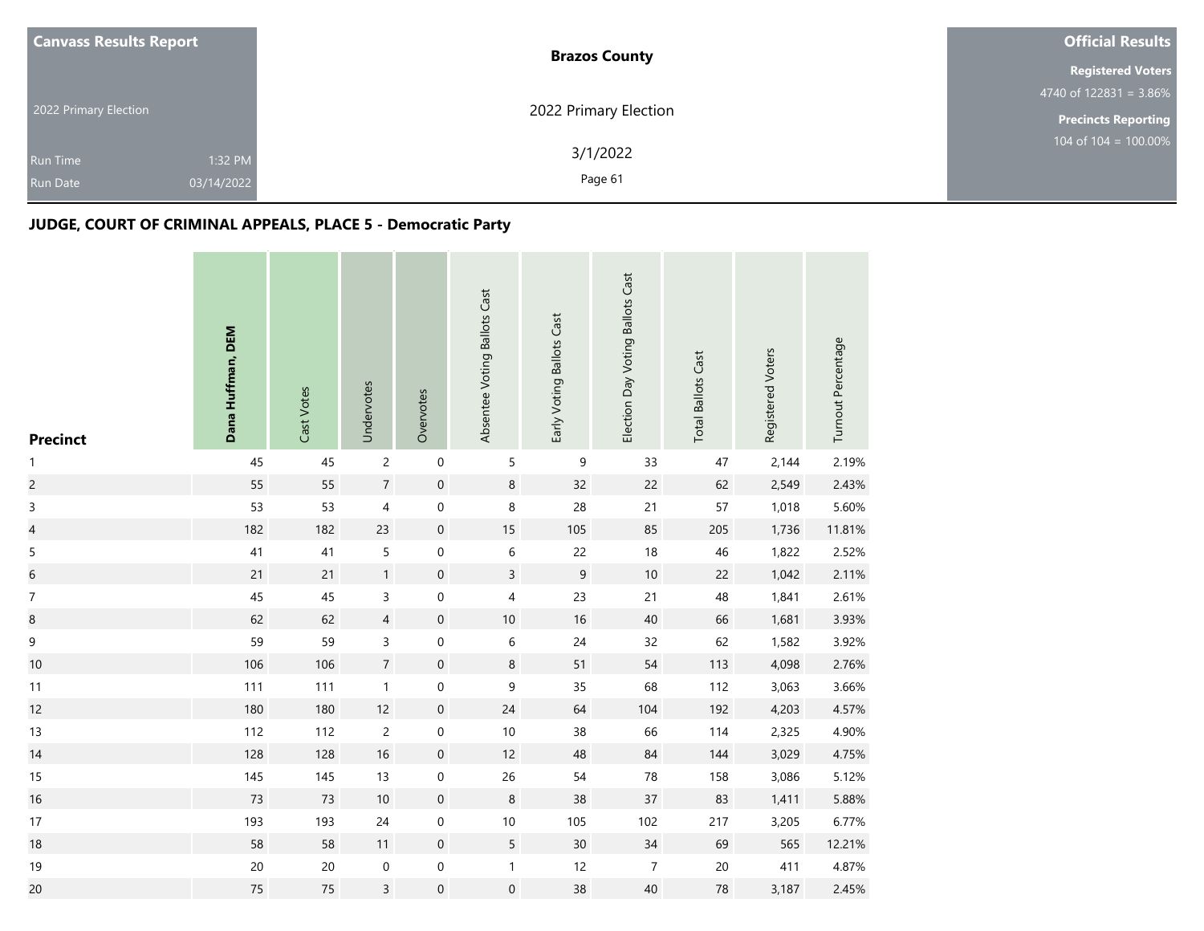**Canvass Results Report**

2022 Primary Election

Run Time 1:32 PM

Run Date 03/14/2022

**Brazos County**

2022 Primary Election

3/1/2022

**Official Results**

**Registered Voters**

4740 of 122831 = 3.86%

**Precincts Reporting**

104 of 104 = 100.00%

## JUDGE, COURT OF CRIMINAL APPEALS, PLACE 5 - Democratic Party

| Precinct | Dana Huffman, DEM | Cast Votes | Undervotes | Overvotes | Absentee Voting Ballots Cast | Early Voting Ballots Cast | Election Day Voting Ballots Cast | Total Ballots Cast | Registered Voters | Turnout Percentage |
|---|---|---|---|---|---|---|---|---|---|---|
| 1 | 45 | 45 | 2 | 0 | 5 | 9 | 33 | 47 | 2,144 | 2.19% |
| 2 | 55 | 55 | 7 | 0 | 8 | 32 | 22 | 62 | 2,549 | 2.43% |
| 3 | 53 | 53 | 4 | 0 | 8 | 28 | 21 | 57 | 1,018 | 5.60% |
| 4 | 182 | 182 | 23 | 0 | 15 | 105 | 85 | 205 | 1,736 | 11.81% |
| 5 | 41 | 41 | 5 | 0 | 6 | 22 | 18 | 46 | 1,822 | 2.52% |
| 6 | 21 | 21 | 1 | 0 | 3 | 9 | 10 | 22 | 1,042 | 2.11% |
| 7 | 45 | 45 | 3 | 0 | 4 | 23 | 21 | 48 | 1,841 | 2.61% |
| 8 | 62 | 62 | 4 | 0 | 10 | 16 | 40 | 66 | 1,681 | 3.93% |
| 9 | 59 | 59 | 3 | 0 | 6 | 24 | 32 | 62 | 1,582 | 3.92% |
| 10 | 106 | 106 | 7 | 0 | 8 | 51 | 54 | 113 | 4,098 | 2.76% |
| 11 | 111 | 111 | 1 | 0 | 9 | 35 | 68 | 112 | 3,063 | 3.66% |
| 12 | 180 | 180 | 12 | 0 | 24 | 64 | 104 | 192 | 4,203 | 4.57% |
| 13 | 112 | 112 | 2 | 0 | 10 | 38 | 66 | 114 | 2,325 | 4.90% |
| 14 | 128 | 128 | 16 | 0 | 12 | 48 | 84 | 144 | 3,029 | 4.75% |
| 15 | 145 | 145 | 13 | 0 | 26 | 54 | 78 | 158 | 3,086 | 5.12% |
| 16 | 73 | 73 | 10 | 0 | 8 | 38 | 37 | 83 | 1,411 | 5.88% |
| 17 | 193 | 193 | 24 | 0 | 10 | 105 | 102 | 217 | 3,205 | 6.77% |
| 18 | 58 | 58 | 11 | 0 | 5 | 30 | 34 | 69 | 565 | 12.21% |
| 19 | 20 | 20 | 0 | 0 | 1 | 12 | 7 | 20 | 411 | 4.87% |
| 20 | 75 | 75 | 3 | 0 | 0 | 38 | 40 | 78 | 3,187 | 2.45% |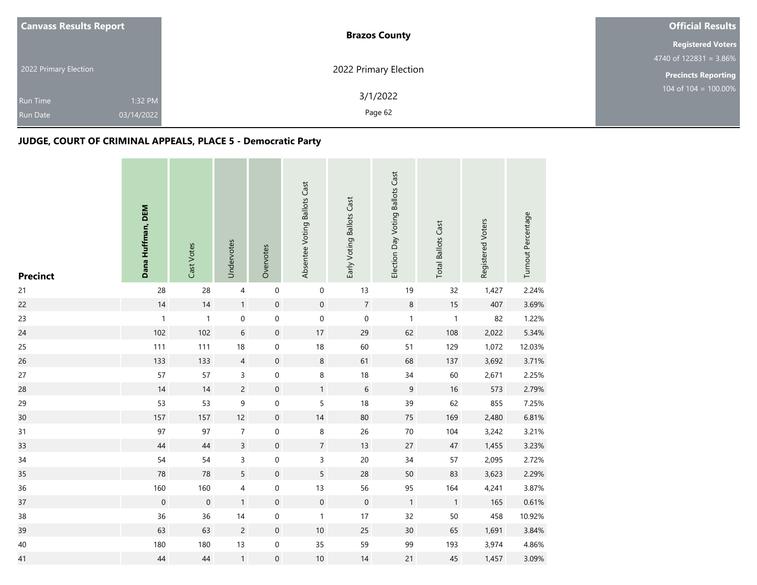| Canvass Results Report | Brazos County | Official Results |
|---|---|---|
| 2022 Primary Election | 2022 Primary Election | Registered Voters 4740 of 122831 = 3.86% |
| Run Time 1:32 PM | 3/1/2022 | Precincts Reporting 104 of 104 = 100.00% |
| Run Date 03/14/2022 | | |

## JUDGE, COURT OF CRIMINAL APPEALS, PLACE 5 - Democratic Party

| Precinct | **Dana Huffman, DEM** | Cast Votes | Undervotes | Overvotes | Absentee Voting Ballots Cast | Early Voting Ballots Cast | Election Day Voting Ballots Cast | Total Ballots Cast | Registered Voters | Turnout Percentage |
|---|---|---|---|---|---|---|---|---|---|---|
| 21 | 28 | 28 | 4 | 0 | 0 | 13 | 19 | 32 | 1,427 | 2.24% |
| 22 | 14 | 14 | 1 | 0 | 0 | 7 | 8 | 15 | 407 | 3.69% |
| 23 | 1 | 1 | 0 | 0 | 0 | 0 | 1 | 1 | 82 | 1.22% |
| 24 | 102 | 102 | 6 | 0 | 17 | 29 | 62 | 108 | 2,022 | 5.34% |
| 25 | 111 | 111 | 18 | 0 | 18 | 60 | 51 | 129 | 1,072 | 12.03% |
| 26 | 133 | 133 | 4 | 0 | 8 | 61 | 68 | 137 | 3,692 | 3.71% |
| 27 | 57 | 57 | 3 | 0 | 8 | 18 | 34 | 60 | 2,671 | 2.25% |
| 28 | 14 | 14 | 2 | 0 | 1 | 6 | 9 | 16 | 573 | 2.79% |
| 29 | 53 | 53 | 9 | 0 | 5 | 18 | 39 | 62 | 855 | 7.25% |
| 30 | 157 | 157 | 12 | 0 | 14 | 80 | 75 | 169 | 2,480 | 6.81% |
| 31 | 97 | 97 | 7 | 0 | 8 | 26 | 70 | 104 | 3,242 | 3.21% |
| 33 | 44 | 44 | 3 | 0 | 7 | 13 | 27 | 47 | 1,455 | 3.23% |
| 34 | 54 | 54 | 3 | 0 | 3 | 20 | 34 | 57 | 2,095 | 2.72% |
| 35 | 78 | 78 | 5 | 0 | 5 | 28 | 50 | 83 | 3,623 | 2.29% |
| 36 | 160 | 160 | 4 | 0 | 13 | 56 | 95 | 164 | 4,241 | 3.87% |
| 37 | 0 | 0 | 1 | 0 | 0 | 0 | 1 | 1 | 165 | 0.61% |
| 38 | 36 | 36 | 14 | 0 | 1 | 17 | 32 | 50 | 458 | 10.92% |
| 39 | 63 | 63 | 2 | 0 | 10 | 25 | 30 | 65 | 1,691 | 3.84% |
| 40 | 180 | 180 | 13 | 0 | 35 | 59 | 99 | 193 | 3,974 | 4.86% |
| 41 | 44 | 44 | 1 | 0 | 10 | 14 | 21 | 45 | 1,457 | 3.09% |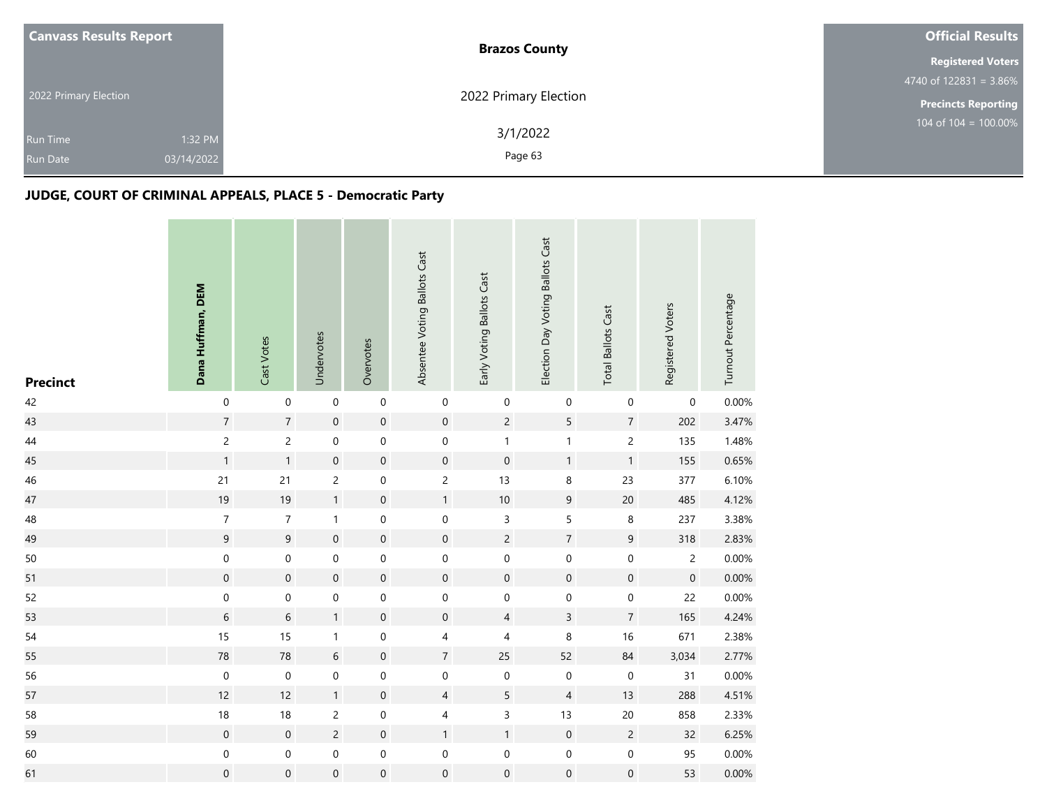**Canvass Results Report**

2022 Primary Election

Run Time 1:32 PM
Run Date 03/14/2022

**Brazos County**

2022 Primary Election

3/1/2022

**Official Results**

**Registered Voters**
4740 of 122831 = 3.86%

**Precincts Reporting**
104 of 104 = 100.00%

## JUDGE, COURT OF CRIMINAL APPEALS, PLACE 5 - Democratic Party

| Precinct | Dana Huffman, DEM | Cast Votes | Undervotes | Overvotes | Absentee Voting Ballots Cast | Early Voting Ballots Cast | Election Day Voting Ballots Cast | Total Ballots Cast | Registered Voters | Turnout Percentage |
|---|---|---|---|---|---|---|---|---|---|---|
| 42 | 0 | 0 | 0 | 0 | 0 | 0 | 0 | 0 | 0 | 0.00% |
| 43 | 7 | 7 | 0 | 0 | 0 | 2 | 5 | 7 | 202 | 3.47% |
| 44 | 2 | 2 | 0 | 0 | 0 | 1 | 1 | 2 | 135 | 1.48% |
| 45 | 1 | 1 | 0 | 0 | 0 | 0 | 1 | 1 | 155 | 0.65% |
| 46 | 21 | 21 | 2 | 0 | 2 | 13 | 8 | 23 | 377 | 6.10% |
| 47 | 19 | 19 | 1 | 0 | 1 | 10 | 9 | 20 | 485 | 4.12% |
| 48 | 7 | 7 | 1 | 0 | 0 | 3 | 5 | 8 | 237 | 3.38% |
| 49 | 9 | 9 | 0 | 0 | 0 | 2 | 7 | 9 | 318 | 2.83% |
| 50 | 0 | 0 | 0 | 0 | 0 | 0 | 0 | 0 | 2 | 0.00% |
| 51 | 0 | 0 | 0 | 0 | 0 | 0 | 0 | 0 | 0 | 0.00% |
| 52 | 0 | 0 | 0 | 0 | 0 | 0 | 0 | 0 | 22 | 0.00% |
| 53 | 6 | 6 | 1 | 0 | 0 | 4 | 3 | 7 | 165 | 4.24% |
| 54 | 15 | 15 | 1 | 0 | 4 | 4 | 8 | 16 | 671 | 2.38% |
| 55 | 78 | 78 | 6 | 0 | 7 | 25 | 52 | 84 | 3,034 | 2.77% |
| 56 | 0 | 0 | 0 | 0 | 0 | 0 | 0 | 0 | 31 | 0.00% |
| 57 | 12 | 12 | 1 | 0 | 4 | 5 | 4 | 13 | 288 | 4.51% |
| 58 | 18 | 18 | 2 | 0 | 4 | 3 | 13 | 20 | 858 | 2.33% |
| 59 | 0 | 0 | 2 | 0 | 1 | 1 | 0 | 2 | 32 | 6.25% |
| 60 | 0 | 0 | 0 | 0 | 0 | 0 | 0 | 0 | 95 | 0.00% |
| 61 | 0 | 0 | 0 | 0 | 0 | 0 | 0 | 0 | 53 | 0.00% |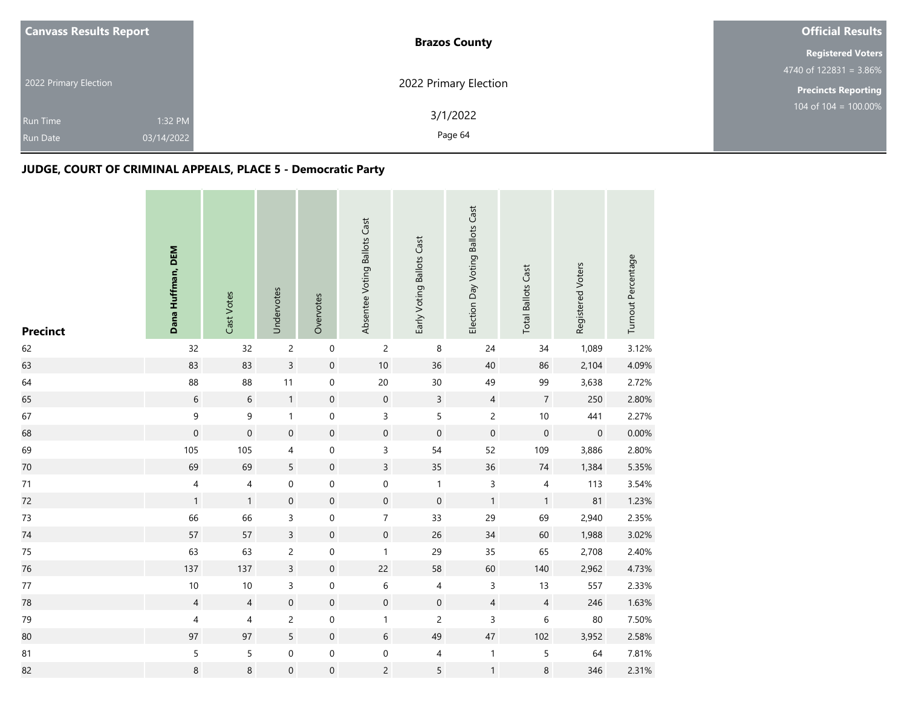**Canvass Results Report**

2022 Primary Election

Run Time 1:32 PM
Run Date 03/14/2022

**Brazos County**

2022 Primary Election

3/1/2022

**Official Results**

**Registered Voters**
4740 of 122831 = 3.86%

**Precincts Reporting**
104 of 104 = 100.00%

## JUDGE, COURT OF CRIMINAL APPEALS, PLACE 5 - Democratic Party

| Precinct | Dana Huffman, DEM | Cast Votes | Undervotes | Overvotes | Absentee Voting Ballots Cast | Early Voting Ballots Cast | Election Day Voting Ballots Cast | Total Ballots Cast | Registered Voters | Turnout Percentage |
|---|---|---|---|---|---|---|---|---|---|---|
| 62 | 32 | 32 | 2 | 0 | 2 | 8 | 24 | 34 | 1,089 | 3.12% |
| 63 | 83 | 83 | 3 | 0 | 10 | 36 | 40 | 86 | 2,104 | 4.09% |
| 64 | 88 | 88 | 11 | 0 | 20 | 30 | 49 | 99 | 3,638 | 2.72% |
| 65 | 6 | 6 | 1 | 0 | 0 | 3 | 4 | 7 | 250 | 2.80% |
| 67 | 9 | 9 | 1 | 0 | 3 | 5 | 2 | 10 | 441 | 2.27% |
| 68 | 0 | 0 | 0 | 0 | 0 | 0 | 0 | 0 | 0 | 0.00% |
| 69 | 105 | 105 | 4 | 0 | 3 | 54 | 52 | 109 | 3,886 | 2.80% |
| 70 | 69 | 69 | 5 | 0 | 3 | 35 | 36 | 74 | 1,384 | 5.35% |
| 71 | 4 | 4 | 0 | 0 | 0 | 1 | 3 | 4 | 113 | 3.54% |
| 72 | 1 | 1 | 0 | 0 | 0 | 0 | 1 | 1 | 81 | 1.23% |
| 73 | 66 | 66 | 3 | 0 | 7 | 33 | 29 | 69 | 2,940 | 2.35% |
| 74 | 57 | 57 | 3 | 0 | 0 | 26 | 34 | 60 | 1,988 | 3.02% |
| 75 | 63 | 63 | 2 | 0 | 1 | 29 | 35 | 65 | 2,708 | 2.40% |
| 76 | 137 | 137 | 3 | 0 | 22 | 58 | 60 | 140 | 2,962 | 4.73% |
| 77 | 10 | 10 | 3 | 0 | 6 | 4 | 3 | 13 | 557 | 2.33% |
| 78 | 4 | 4 | 0 | 0 | 0 | 0 | 4 | 4 | 246 | 1.63% |
| 79 | 4 | 4 | 2 | 0 | 1 | 2 | 3 | 6 | 80 | 7.50% |
| 80 | 97 | 97 | 5 | 0 | 6 | 49 | 47 | 102 | 3,952 | 2.58% |
| 81 | 5 | 5 | 0 | 0 | 0 | 4 | 1 | 5 | 64 | 7.81% |
| 82 | 8 | 8 | 0 | 0 | 2 | 5 | 1 | 8 | 346 | 2.31% |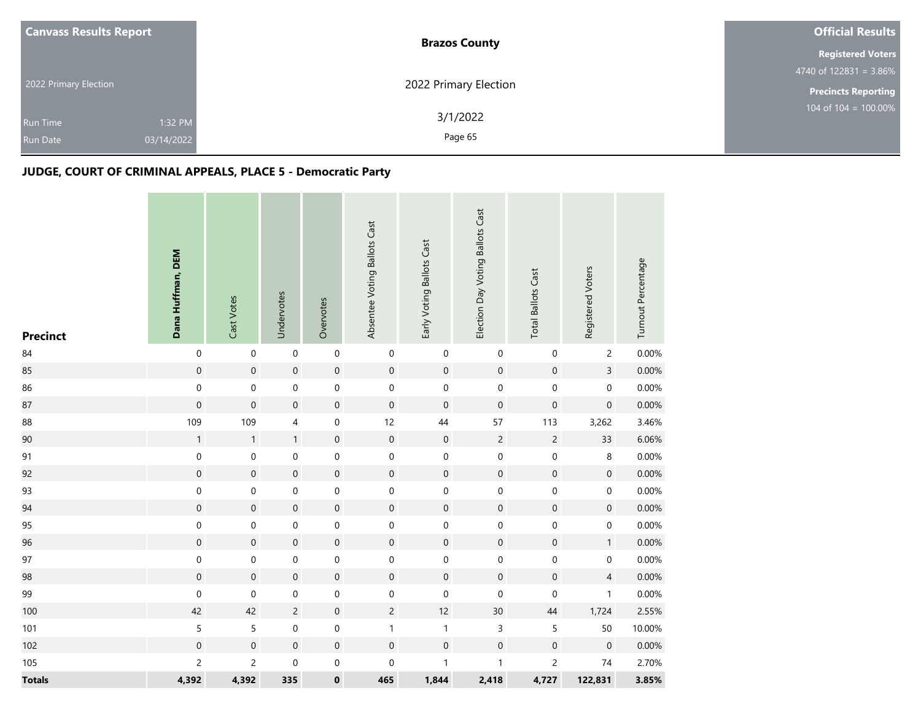**Canvass Results Report**

2022 Primary Election

Run Time 1:32 PM

Run Date 03/14/2022

**Brazos County**

2022 Primary Election

3/1/2022

**Official Results**

**Registered Voters**

4740 of 122831 = 3.86%

**Precincts Reporting**

104 of 104 = 100.00%

## JUDGE, COURT OF CRIMINAL APPEALS, PLACE 5 - Democratic Party

| Precinct | Dana Huffman, DEM | Cast Votes | Undervotes | Overvotes | Absentee Voting Ballots Cast | Early Voting Ballots Cast | Election Day Voting Ballots Cast | Total Ballots Cast | Registered Voters | Turnout Percentage |
|---|---|---|---|---|---|---|---|---|---|---|
| 84 | 0 | 0 | 0 | 0 | 0 | 0 | 0 | 0 | 2 | 0.00% |
| 85 | 0 | 0 | 0 | 0 | 0 | 0 | 0 | 0 | 3 | 0.00% |
| 86 | 0 | 0 | 0 | 0 | 0 | 0 | 0 | 0 | 0 | 0.00% |
| 87 | 0 | 0 | 0 | 0 | 0 | 0 | 0 | 0 | 0 | 0.00% |
| 88 | 109 | 109 | 4 | 0 | 12 | 44 | 57 | 113 | 3,262 | 3.46% |
| 90 | 1 | 1 | 1 | 0 | 0 | 0 | 2 | 2 | 33 | 6.06% |
| 91 | 0 | 0 | 0 | 0 | 0 | 0 | 0 | 0 | 8 | 0.00% |
| 92 | 0 | 0 | 0 | 0 | 0 | 0 | 0 | 0 | 0 | 0.00% |
| 93 | 0 | 0 | 0 | 0 | 0 | 0 | 0 | 0 | 0 | 0.00% |
| 94 | 0 | 0 | 0 | 0 | 0 | 0 | 0 | 0 | 0 | 0.00% |
| 95 | 0 | 0 | 0 | 0 | 0 | 0 | 0 | 0 | 0 | 0.00% |
| 96 | 0 | 0 | 0 | 0 | 0 | 0 | 0 | 0 | 1 | 0.00% |
| 97 | 0 | 0 | 0 | 0 | 0 | 0 | 0 | 0 | 0 | 0.00% |
| 98 | 0 | 0 | 0 | 0 | 0 | 0 | 0 | 0 | 4 | 0.00% |
| 99 | 0 | 0 | 0 | 0 | 0 | 0 | 0 | 0 | 1 | 0.00% |
| 100 | 42 | 42 | 2 | 0 | 2 | 12 | 30 | 44 | 1,724 | 2.55% |
| 101 | 5 | 5 | 0 | 0 | 1 | 1 | 3 | 5 | 50 | 10.00% |
| 102 | 0 | 0 | 0 | 0 | 0 | 0 | 0 | 0 | 0 | 0.00% |
| 105 | 2 | 2 | 0 | 0 | 0 | 1 | 1 | 2 | 74 | 2.70% |
| **Totals** | **4,392** | **4,392** | **335** | **0** | **465** | **1,844** | **2,418** | **4,727** | **122,831** | **3.85%** |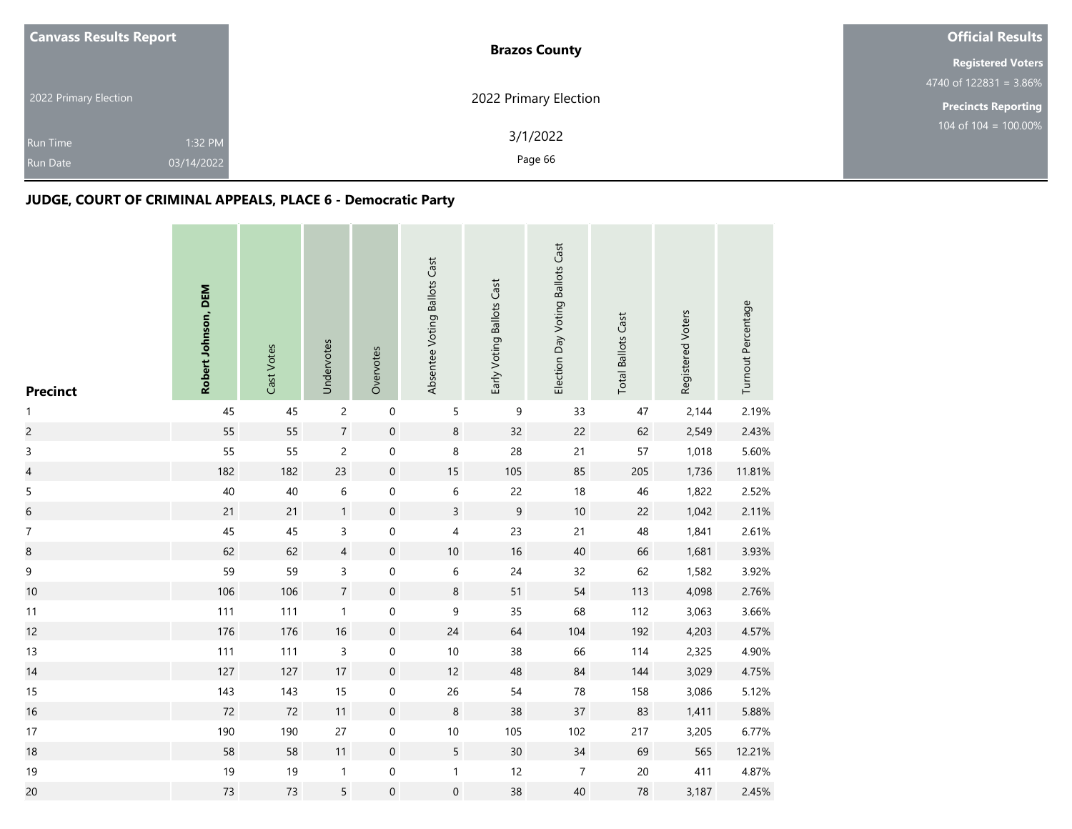**Canvass Results Report**

2022 Primary Election

Run Time 1:32 PM
Run Date 03/14/2022

**Brazos County**

2022 Primary Election

3/1/2022

**Official Results**

**Registered Voters**
4740 of 122831 = 3.86%

**Precincts Reporting**
104 of 104 = 100.00%

## JUDGE, COURT OF CRIMINAL APPEALS, PLACE 6 - Democratic Party

| Precinct | **Robert Johnson, DEM** | Cast Votes | Undervotes | Overvotes | Absentee Voting Ballots Cast | Early Voting Ballots Cast | Election Day Voting Ballots Cast | Total Ballots Cast | Registered Voters | Turnout Percentage |
|---|---|---|---|---|---|---|---|---|---|---|
| 1 | 45 | 45 | 2 | 0 | 5 | 9 | 33 | 47 | 2,144 | 2.19% |
| 2 | 55 | 55 | 7 | 0 | 8 | 32 | 22 | 62 | 2,549 | 2.43% |
| 3 | 55 | 55 | 2 | 0 | 8 | 28 | 21 | 57 | 1,018 | 5.60% |
| 4 | 182 | 182 | 23 | 0 | 15 | 105 | 85 | 205 | 1,736 | 11.81% |
| 5 | 40 | 40 | 6 | 0 | 6 | 22 | 18 | 46 | 1,822 | 2.52% |
| 6 | 21 | 21 | 1 | 0 | 3 | 9 | 10 | 22 | 1,042 | 2.11% |
| 7 | 45 | 45 | 3 | 0 | 4 | 23 | 21 | 48 | 1,841 | 2.61% |
| 8 | 62 | 62 | 4 | 0 | 10 | 16 | 40 | 66 | 1,681 | 3.93% |
| 9 | 59 | 59 | 3 | 0 | 6 | 24 | 32 | 62 | 1,582 | 3.92% |
| 10 | 106 | 106 | 7 | 0 | 8 | 51 | 54 | 113 | 4,098 | 2.76% |
| 11 | 111 | 111 | 1 | 0 | 9 | 35 | 68 | 112 | 3,063 | 3.66% |
| 12 | 176 | 176 | 16 | 0 | 24 | 64 | 104 | 192 | 4,203 | 4.57% |
| 13 | 111 | 111 | 3 | 0 | 10 | 38 | 66 | 114 | 2,325 | 4.90% |
| 14 | 127 | 127 | 17 | 0 | 12 | 48 | 84 | 144 | 3,029 | 4.75% |
| 15 | 143 | 143 | 15 | 0 | 26 | 54 | 78 | 158 | 3,086 | 5.12% |
| 16 | 72 | 72 | 11 | 0 | 8 | 38 | 37 | 83 | 1,411 | 5.88% |
| 17 | 190 | 190 | 27 | 0 | 10 | 105 | 102 | 217 | 3,205 | 6.77% |
| 18 | 58 | 58 | 11 | 0 | 5 | 30 | 34 | 69 | 565 | 12.21% |
| 19 | 19 | 19 | 1 | 0 | 1 | 12 | 7 | 20 | 411 | 4.87% |
| 20 | 73 | 73 | 5 | 0 | 0 | 38 | 40 | 78 | 3,187 | 2.45% |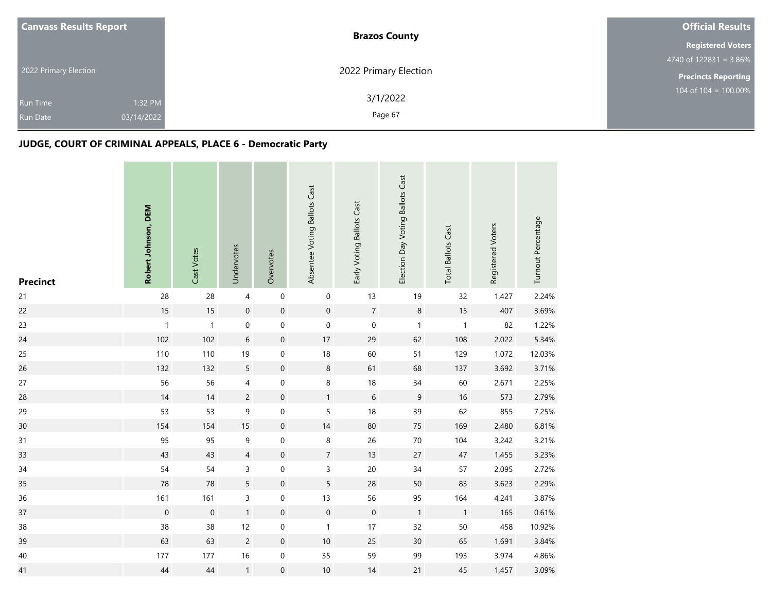| Canvass Results Report | Brazos County | Official Results |
|---|---|---|
| 2022 Primary Election | 2022 Primary Election | Registered Voters 4740 of 122831 = 3.86% |
| Run Time 1:32 PM | 3/1/2022 | Precincts Reporting 104 of 104 = 100.00% |
| Run Date 03/14/2022 | | |

## JUDGE, COURT OF CRIMINAL APPEALS, PLACE 6 - Democratic Party

| Precinct | **Robert Johnson, DEM** | Cast Votes | Undervotes | Overvotes | Absentee Voting Ballots Cast | Early Voting Ballots Cast | Election Day Voting Ballots Cast | Total Ballots Cast | Registered Voters | Turnout Percentage |
|---|---|---|---|---|---|---|---|---|---|---|
| 21 | 28 | 28 | 4 | 0 | 0 | 13 | 19 | 32 | 1,427 | 2.24% |
| 22 | 15 | 15 | 0 | 0 | 0 | 7 | 8 | 15 | 407 | 3.69% |
| 23 | 1 | 1 | 0 | 0 | 0 | 0 | 1 | 1 | 82 | 1.22% |
| 24 | 102 | 102 | 6 | 0 | 17 | 29 | 62 | 108 | 2,022 | 5.34% |
| 25 | 110 | 110 | 19 | 0 | 18 | 60 | 51 | 129 | 1,072 | 12.03% |
| 26 | 132 | 132 | 5 | 0 | 8 | 61 | 68 | 137 | 3,692 | 3.71% |
| 27 | 56 | 56 | 4 | 0 | 8 | 18 | 34 | 60 | 2,671 | 2.25% |
| 28 | 14 | 14 | 2 | 0 | 1 | 6 | 9 | 16 | 573 | 2.79% |
| 29 | 53 | 53 | 9 | 0 | 5 | 18 | 39 | 62 | 855 | 7.25% |
| 30 | 154 | 154 | 15 | 0 | 14 | 80 | 75 | 169 | 2,480 | 6.81% |
| 31 | 95 | 95 | 9 | 0 | 8 | 26 | 70 | 104 | 3,242 | 3.21% |
| 33 | 43 | 43 | 4 | 0 | 7 | 13 | 27 | 47 | 1,455 | 3.23% |
| 34 | 54 | 54 | 3 | 0 | 3 | 20 | 34 | 57 | 2,095 | 2.72% |
| 35 | 78 | 78 | 5 | 0 | 5 | 28 | 50 | 83 | 3,623 | 2.29% |
| 36 | 161 | 161 | 3 | 0 | 13 | 56 | 95 | 164 | 4,241 | 3.87% |
| 37 | 0 | 0 | 1 | 0 | 0 | 0 | 1 | 1 | 165 | 0.61% |
| 38 | 38 | 38 | 12 | 0 | 1 | 17 | 32 | 50 | 458 | 10.92% |
| 39 | 63 | 63 | 2 | 0 | 10 | 25 | 30 | 65 | 1,691 | 3.84% |
| 40 | 177 | 177 | 16 | 0 | 35 | 59 | 99 | 193 | 3,974 | 4.86% |
| 41 | 44 | 44 | 1 | 0 | 10 | 14 | 21 | 45 | 1,457 | 3.09% |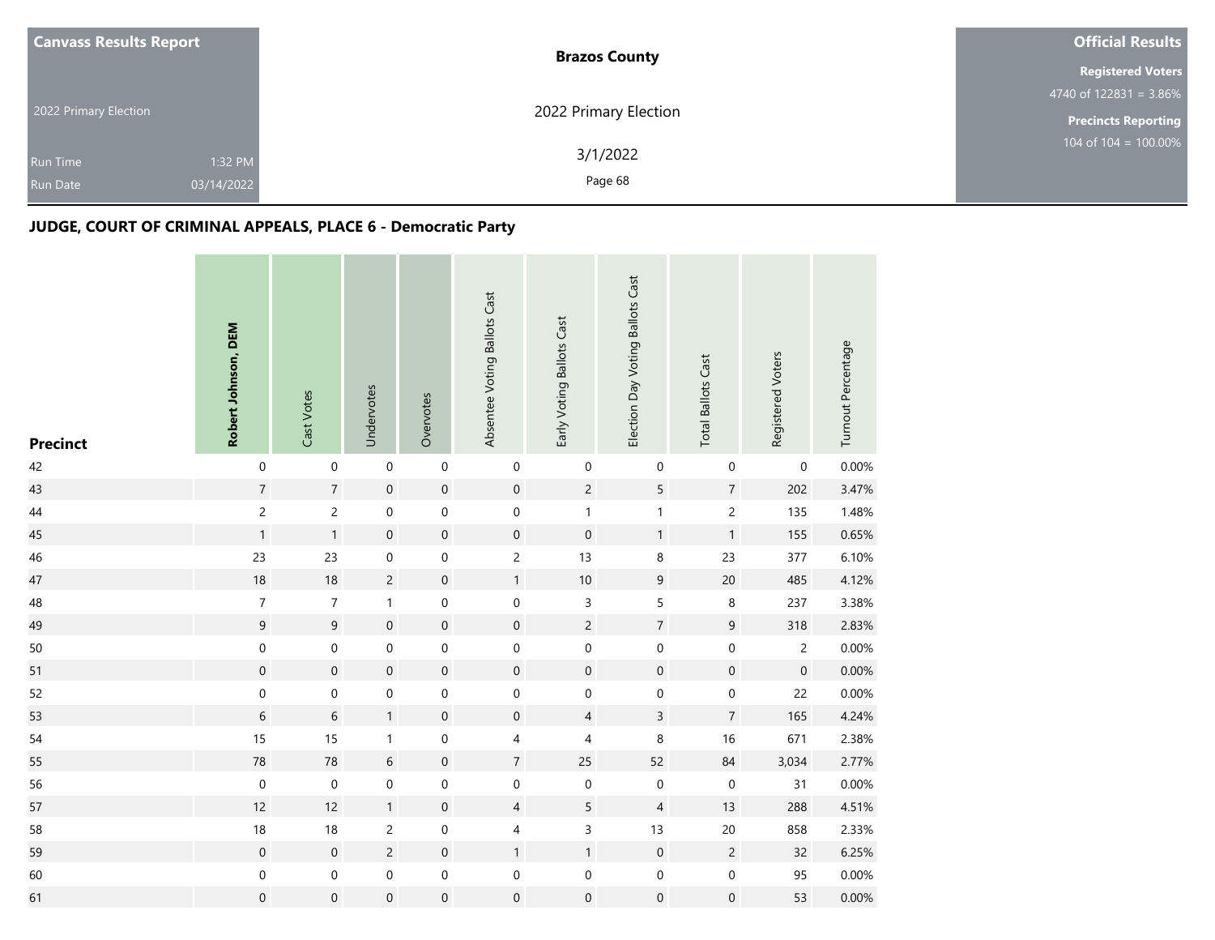| Canvass Results Report | Brazos County | Official Results |
|---|---|---|
| 2022 Primary Election | 2022 Primary Election | Registered Voters 4740 of 122831 = 3.86% |
| Run Time 1:32 PM | 3/1/2022 | Precincts Reporting 104 of 104 = 100.00% |
| Run Date 03/14/2022 | | |

## JUDGE, COURT OF CRIMINAL APPEALS, PLACE 6 - Democratic Party

| Precinct | **Robert Johnson, DEM** | Cast Votes | Undervotes | Overvotes | Absentee Voting Ballots Cast | Early Voting Ballots Cast | Election Day Voting Ballots Cast | Total Ballots Cast | Registered Voters | Turnout Percentage |
|---|---|---|---|---|---|---|---|---|---|---|
| 42 | 0 | 0 | 0 | 0 | 0 | 0 | 0 | 0 | 0 | 0.00% |
| 43 | 7 | 7 | 0 | 0 | 0 | 2 | 5 | 7 | 202 | 3.47% |
| 44 | 2 | 2 | 0 | 0 | 0 | 1 | 1 | 2 | 135 | 1.48% |
| 45 | 1 | 1 | 0 | 0 | 0 | 0 | 1 | 1 | 155 | 0.65% |
| 46 | 23 | 23 | 0 | 0 | 2 | 13 | 8 | 23 | 377 | 6.10% |
| 47 | 18 | 18 | 2 | 0 | 1 | 10 | 9 | 20 | 485 | 4.12% |
| 48 | 7 | 7 | 1 | 0 | 0 | 3 | 5 | 8 | 237 | 3.38% |
| 49 | 9 | 9 | 0 | 0 | 0 | 2 | 7 | 9 | 318 | 2.83% |
| 50 | 0 | 0 | 0 | 0 | 0 | 0 | 0 | 0 | 2 | 0.00% |
| 51 | 0 | 0 | 0 | 0 | 0 | 0 | 0 | 0 | 0 | 0.00% |
| 52 | 0 | 0 | 0 | 0 | 0 | 0 | 0 | 0 | 22 | 0.00% |
| 53 | 6 | 6 | 1 | 0 | 0 | 4 | 3 | 7 | 165 | 4.24% |
| 54 | 15 | 15 | 1 | 0 | 4 | 4 | 8 | 16 | 671 | 2.38% |
| 55 | 78 | 78 | 6 | 0 | 7 | 25 | 52 | 84 | 3,034 | 2.77% |
| 56 | 0 | 0 | 0 | 0 | 0 | 0 | 0 | 0 | 31 | 0.00% |
| 57 | 12 | 12 | 1 | 0 | 4 | 5 | 4 | 13 | 288 | 4.51% |
| 58 | 18 | 18 | 2 | 0 | 4 | 3 | 13 | 20 | 858 | 2.33% |
| 59 | 0 | 0 | 2 | 0 | 1 | 1 | 0 | 2 | 32 | 6.25% |
| 60 | 0 | 0 | 0 | 0 | 0 | 0 | 0 | 0 | 95 | 0.00% |
| 61 | 0 | 0 | 0 | 0 | 0 | 0 | 0 | 0 | 53 | 0.00% |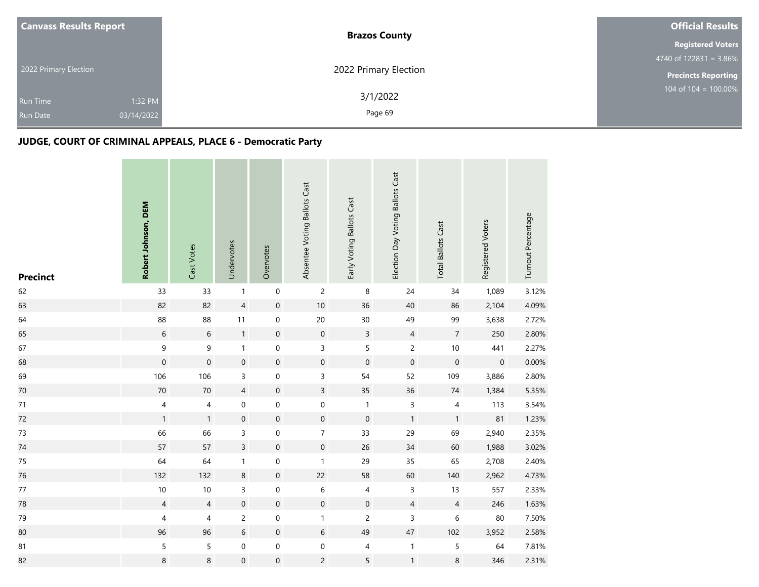| Canvass Results Report | Brazos County | Official Results |
| --- | --- | --- |
| 2022 Primary Election | 2022 Primary Election | Registered Voters 4740 of 122831 = 3.86% |
| Run Time 1:32 PM | 3/1/2022 | Precincts Reporting 104 of 104 = 100.00% |
| Run Date 03/14/2022 | | |

## JUDGE, COURT OF CRIMINAL APPEALS, PLACE 6 - Democratic Party

| Precinct | **Robert Johnson, DEM** | Cast Votes | Undervotes | Overvotes | Absentee Voting Ballots Cast | Early Voting Ballots Cast | Election Day Voting Ballots Cast | Total Ballots Cast | Registered Voters | Turnout Percentage |
| --- | --- | --- | --- | --- | --- | --- | --- | --- | --- | --- |
| 62 | 33 | 33 | 1 | 0 | 2 | 8 | 24 | 34 | 1,089 | 3.12% |
| 63 | 82 | 82 | 4 | 0 | 10 | 36 | 40 | 86 | 2,104 | 4.09% |
| 64 | 88 | 88 | 11 | 0 | 20 | 30 | 49 | 99 | 3,638 | 2.72% |
| 65 | 6 | 6 | 1 | 0 | 0 | 3 | 4 | 7 | 250 | 2.80% |
| 67 | 9 | 9 | 1 | 0 | 3 | 5 | 2 | 10 | 441 | 2.27% |
| 68 | 0 | 0 | 0 | 0 | 0 | 0 | 0 | 0 | 0 | 0.00% |
| 69 | 106 | 106 | 3 | 0 | 3 | 54 | 52 | 109 | 3,886 | 2.80% |
| 70 | 70 | 70 | 4 | 0 | 3 | 35 | 36 | 74 | 1,384 | 5.35% |
| 71 | 4 | 4 | 0 | 0 | 0 | 1 | 3 | 4 | 113 | 3.54% |
| 72 | 1 | 1 | 0 | 0 | 0 | 0 | 1 | 1 | 81 | 1.23% |
| 73 | 66 | 66 | 3 | 0 | 7 | 33 | 29 | 69 | 2,940 | 2.35% |
| 74 | 57 | 57 | 3 | 0 | 0 | 26 | 34 | 60 | 1,988 | 3.02% |
| 75 | 64 | 64 | 1 | 0 | 1 | 29 | 35 | 65 | 2,708 | 2.40% |
| 76 | 132 | 132 | 8 | 0 | 22 | 58 | 60 | 140 | 2,962 | 4.73% |
| 77 | 10 | 10 | 3 | 0 | 6 | 4 | 3 | 13 | 557 | 2.33% |
| 78 | 4 | 4 | 0 | 0 | 0 | 0 | 4 | 4 | 246 | 1.63% |
| 79 | 4 | 4 | 2 | 0 | 1 | 2 | 3 | 6 | 80 | 7.50% |
| 80 | 96 | 96 | 6 | 0 | 6 | 49 | 47 | 102 | 3,952 | 2.58% |
| 81 | 5 | 5 | 0 | 0 | 0 | 4 | 1 | 5 | 64 | 7.81% |
| 82 | 8 | 8 | 0 | 0 | 2 | 5 | 1 | 8 | 346 | 2.31% |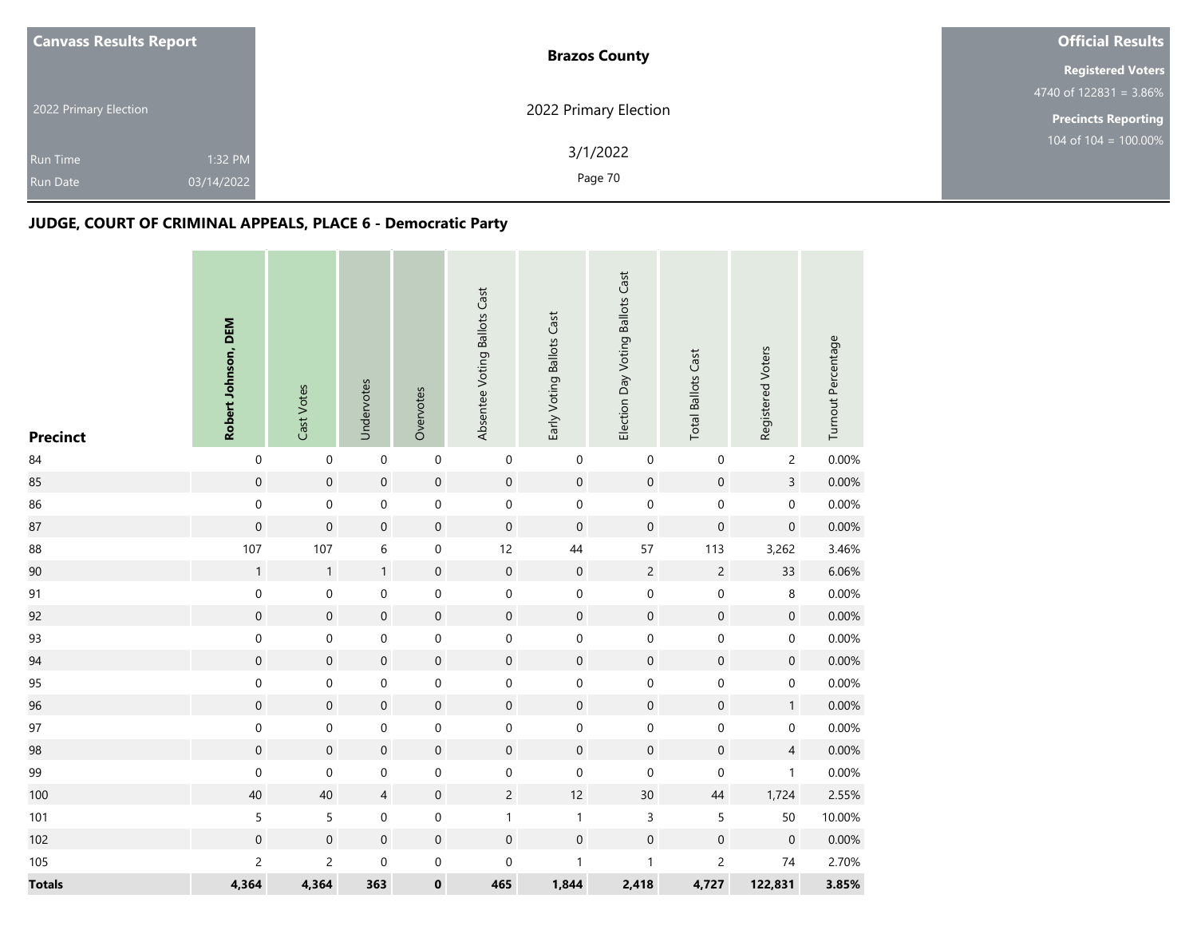**Canvass Results Report**

2022 Primary Election

Run Time 1:32 PM

Run Date 03/14/2022

**Brazos County**

2022 Primary Election

3/1/2022

**Official Results**

**Registered Voters**

4740 of 122831 = 3.86%

**Precincts Reporting**

104 of 104 = 100.00%

## JUDGE, COURT OF CRIMINAL APPEALS, PLACE 6 - Democratic Party

| Precinct | Robert Johnson, DEM | Cast Votes | Undervotes | Overvotes | Absentee Voting Ballots Cast | Early Voting Ballots Cast | Election Day Voting Ballots Cast | Total Ballots Cast | Registered Voters | Turnout Percentage |
|---|---|---|---|---|---|---|---|---|---|---|
| 84 | 0 | 0 | 0 | 0 | 0 | 0 | 0 | 0 | 2 | 0.00% |
| 85 | 0 | 0 | 0 | 0 | 0 | 0 | 0 | 0 | 3 | 0.00% |
| 86 | 0 | 0 | 0 | 0 | 0 | 0 | 0 | 0 | 0 | 0.00% |
| 87 | 0 | 0 | 0 | 0 | 0 | 0 | 0 | 0 | 0 | 0.00% |
| 88 | 107 | 107 | 6 | 0 | 12 | 44 | 57 | 113 | 3,262 | 3.46% |
| 90 | 1 | 1 | 1 | 0 | 0 | 0 | 2 | 2 | 33 | 6.06% |
| 91 | 0 | 0 | 0 | 0 | 0 | 0 | 0 | 0 | 8 | 0.00% |
| 92 | 0 | 0 | 0 | 0 | 0 | 0 | 0 | 0 | 0 | 0.00% |
| 93 | 0 | 0 | 0 | 0 | 0 | 0 | 0 | 0 | 0 | 0.00% |
| 94 | 0 | 0 | 0 | 0 | 0 | 0 | 0 | 0 | 0 | 0.00% |
| 95 | 0 | 0 | 0 | 0 | 0 | 0 | 0 | 0 | 0 | 0.00% |
| 96 | 0 | 0 | 0 | 0 | 0 | 0 | 0 | 0 | 1 | 0.00% |
| 97 | 0 | 0 | 0 | 0 | 0 | 0 | 0 | 0 | 0 | 0.00% |
| 98 | 0 | 0 | 0 | 0 | 0 | 0 | 0 | 0 | 4 | 0.00% |
| 99 | 0 | 0 | 0 | 0 | 0 | 0 | 0 | 0 | 1 | 0.00% |
| 100 | 40 | 40 | 4 | 0 | 2 | 12 | 30 | 44 | 1,724 | 2.55% |
| 101 | 5 | 5 | 0 | 0 | 1 | 1 | 3 | 5 | 50 | 10.00% |
| 102 | 0 | 0 | 0 | 0 | 0 | 0 | 0 | 0 | 0 | 0.00% |
| 105 | 2 | 2 | 0 | 0 | 0 | 1 | 1 | 2 | 74 | 2.70% |
| **Totals** | **4,364** | **4,364** | **363** | **0** | **465** | **1,844** | **2,418** | **4,727** | **122,831** | **3.85%** |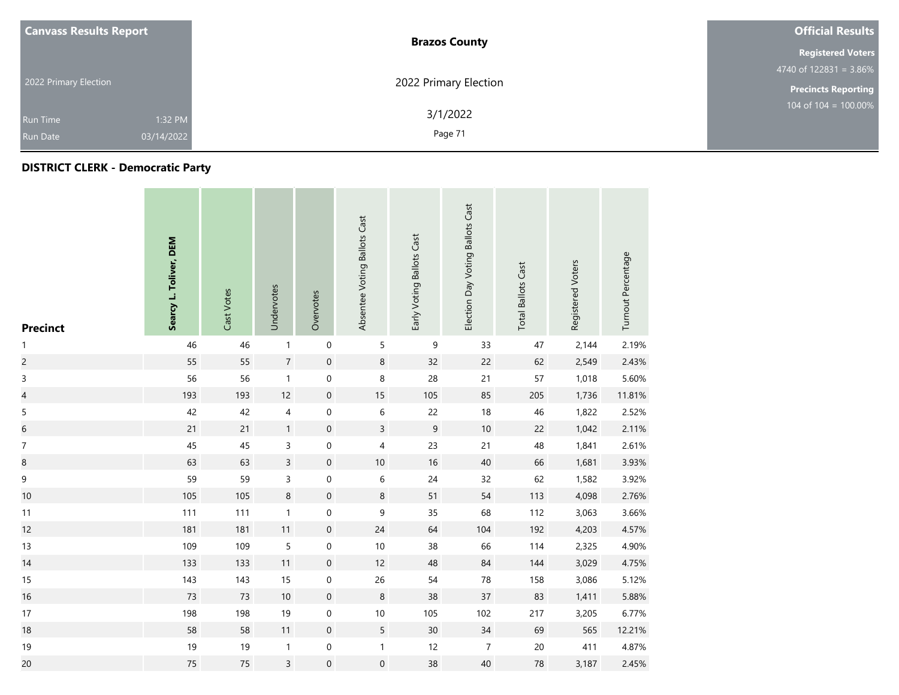**Canvass Results Report**

2022 Primary Election

Run Time 1:32 PM

Run Date 03/14/2022

**Brazos County**

2022 Primary Election

3/1/2022

**Official Results**

**Registered Voters**

4740 of 122831 = 3.86%

**Precincts Reporting**

104 of 104 = 100.00%

## DISTRICT CLERK - Democratic Party

| Precinct | Searcy L. Toliver, DEM | Cast Votes | Undervotes | Overvotes | Absentee Voting Ballots Cast | Early Voting Ballots Cast | Election Day Voting Ballots Cast | Total Ballots Cast | Registered Voters | Turnout Percentage |
|---|---|---|---|---|---|---|---|---|---|---|
| 1 | 46 | 46 | 1 | 0 | 5 | 9 | 33 | 47 | 2,144 | 2.19% |
| 2 | 55 | 55 | 7 | 0 | 8 | 32 | 22 | 62 | 2,549 | 2.43% |
| 3 | 56 | 56 | 1 | 0 | 8 | 28 | 21 | 57 | 1,018 | 5.60% |
| 4 | 193 | 193 | 12 | 0 | 15 | 105 | 85 | 205 | 1,736 | 11.81% |
| 5 | 42 | 42 | 4 | 0 | 6 | 22 | 18 | 46 | 1,822 | 2.52% |
| 6 | 21 | 21 | 1 | 0 | 3 | 9 | 10 | 22 | 1,042 | 2.11% |
| 7 | 45 | 45 | 3 | 0 | 4 | 23 | 21 | 48 | 1,841 | 2.61% |
| 8 | 63 | 63 | 3 | 0 | 10 | 16 | 40 | 66 | 1,681 | 3.93% |
| 9 | 59 | 59 | 3 | 0 | 6 | 24 | 32 | 62 | 1,582 | 3.92% |
| 10 | 105 | 105 | 8 | 0 | 8 | 51 | 54 | 113 | 4,098 | 2.76% |
| 11 | 111 | 111 | 1 | 0 | 9 | 35 | 68 | 112 | 3,063 | 3.66% |
| 12 | 181 | 181 | 11 | 0 | 24 | 64 | 104 | 192 | 4,203 | 4.57% |
| 13 | 109 | 109 | 5 | 0 | 10 | 38 | 66 | 114 | 2,325 | 4.90% |
| 14 | 133 | 133 | 11 | 0 | 12 | 48 | 84 | 144 | 3,029 | 4.75% |
| 15 | 143 | 143 | 15 | 0 | 26 | 54 | 78 | 158 | 3,086 | 5.12% |
| 16 | 73 | 73 | 10 | 0 | 8 | 38 | 37 | 83 | 1,411 | 5.88% |
| 17 | 198 | 198 | 19 | 0 | 10 | 105 | 102 | 217 | 3,205 | 6.77% |
| 18 | 58 | 58 | 11 | 0 | 5 | 30 | 34 | 69 | 565 | 12.21% |
| 19 | 19 | 19 | 1 | 0 | 1 | 12 | 7 | 20 | 411 | 4.87% |
| 20 | 75 | 75 | 3 | 0 | 0 | 38 | 40 | 78 | 3,187 | 2.45% |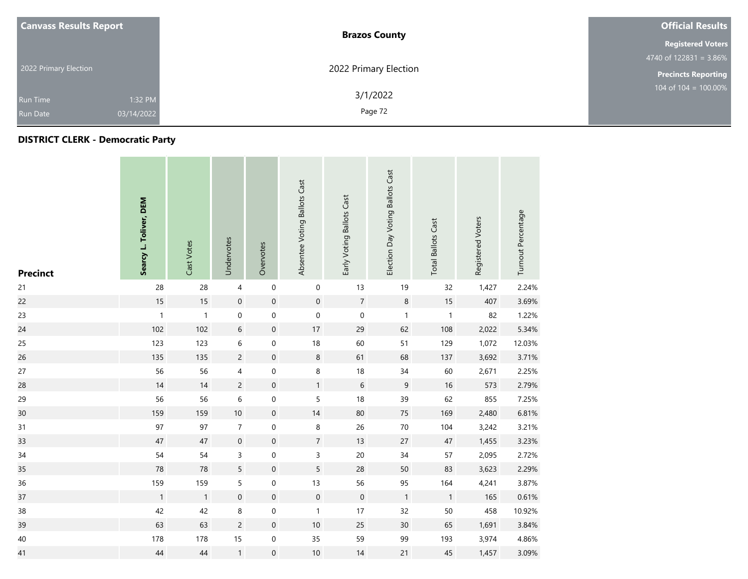| Canvass Results Report | Brazos County | Official Results |
|---|---|---|
| 2022 Primary Election | 2022 Primary Election | Registered Voters 4740 of 122831 = 3.86% |
| Run Time 1:32 PM | 3/1/2022 | Precincts Reporting 104 of 104 = 100.00% |
| Run Date 03/14/2022 | | |

## DISTRICT CLERK - Democratic Party

| Precinct | Searcy L. Toliver, DEM | Cast Votes | Undervotes | Overvotes | Absentee Voting Ballots Cast | Early Voting Ballots Cast | Election Day Voting Ballots Cast | Total Ballots Cast | Registered Voters | Turnout Percentage |
|---|---|---|---|---|---|---|---|---|---|---|
| 21 | 28 | 28 | 4 | 0 | 0 | 13 | 19 | 32 | 1,427 | 2.24% |
| 22 | 15 | 15 | 0 | 0 | 0 | 7 | 8 | 15 | 407 | 3.69% |
| 23 | 1 | 1 | 0 | 0 | 0 | 0 | 1 | 1 | 82 | 1.22% |
| 24 | 102 | 102 | 6 | 0 | 17 | 29 | 62 | 108 | 2,022 | 5.34% |
| 25 | 123 | 123 | 6 | 0 | 18 | 60 | 51 | 129 | 1,072 | 12.03% |
| 26 | 135 | 135 | 2 | 0 | 8 | 61 | 68 | 137 | 3,692 | 3.71% |
| 27 | 56 | 56 | 4 | 0 | 8 | 18 | 34 | 60 | 2,671 | 2.25% |
| 28 | 14 | 14 | 2 | 0 | 1 | 6 | 9 | 16 | 573 | 2.79% |
| 29 | 56 | 56 | 6 | 0 | 5 | 18 | 39 | 62 | 855 | 7.25% |
| 30 | 159 | 159 | 10 | 0 | 14 | 80 | 75 | 169 | 2,480 | 6.81% |
| 31 | 97 | 97 | 7 | 0 | 8 | 26 | 70 | 104 | 3,242 | 3.21% |
| 33 | 47 | 47 | 0 | 0 | 7 | 13 | 27 | 47 | 1,455 | 3.23% |
| 34 | 54 | 54 | 3 | 0 | 3 | 20 | 34 | 57 | 2,095 | 2.72% |
| 35 | 78 | 78 | 5 | 0 | 5 | 28 | 50 | 83 | 3,623 | 2.29% |
| 36 | 159 | 159 | 5 | 0 | 13 | 56 | 95 | 164 | 4,241 | 3.87% |
| 37 | 1 | 1 | 0 | 0 | 0 | 0 | 1 | 1 | 165 | 0.61% |
| 38 | 42 | 42 | 8 | 0 | 1 | 17 | 32 | 50 | 458 | 10.92% |
| 39 | 63 | 63 | 2 | 0 | 10 | 25 | 30 | 65 | 1,691 | 3.84% |
| 40 | 178 | 178 | 15 | 0 | 35 | 59 | 99 | 193 | 3,974 | 4.86% |
| 41 | 44 | 44 | 1 | 0 | 10 | 14 | 21 | 45 | 1,457 | 3.09% |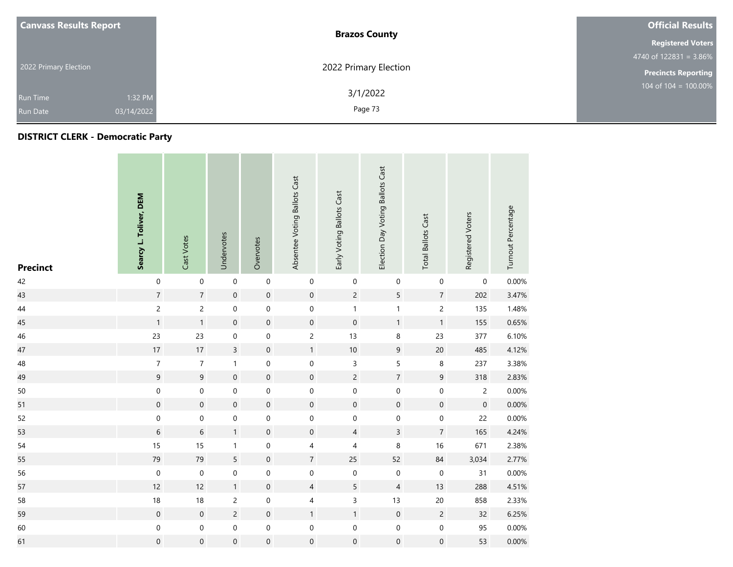| Canvass Results Report | Brazos County | Official Results |
|---|---|---|
| 2022 Primary Election | 2022 Primary Election | Registered Voters 4740 of 122831 = 3.86% |
| Run Time 1:32 PM | 3/1/2022 | Precincts Reporting 104 of 104 = 100.00% |
| Run Date 03/14/2022 | | |

## DISTRICT CLERK - Democratic Party

| Precinct | Searcy L. Toliver, DEM | Cast Votes | Undervotes | Overvotes | Absentee Voting Ballots Cast | Early Voting Ballots Cast | Election Day Voting Ballots Cast | Total Ballots Cast | Registered Voters | Turnout Percentage |
|---|---|---|---|---|---|---|---|---|---|---|
| 42 | 0 | 0 | 0 | 0 | 0 | 0 | 0 | 0 | 0 | 0.00% |
| 43 | 7 | 7 | 0 | 0 | 0 | 2 | 5 | 7 | 202 | 3.47% |
| 44 | 2 | 2 | 0 | 0 | 0 | 1 | 1 | 2 | 135 | 1.48% |
| 45 | 1 | 1 | 0 | 0 | 0 | 0 | 1 | 1 | 155 | 0.65% |
| 46 | 23 | 23 | 0 | 0 | 2 | 13 | 8 | 23 | 377 | 6.10% |
| 47 | 17 | 17 | 3 | 0 | 1 | 10 | 9 | 20 | 485 | 4.12% |
| 48 | 7 | 7 | 1 | 0 | 0 | 3 | 5 | 8 | 237 | 3.38% |
| 49 | 9 | 9 | 0 | 0 | 0 | 2 | 7 | 9 | 318 | 2.83% |
| 50 | 0 | 0 | 0 | 0 | 0 | 0 | 0 | 0 | 2 | 0.00% |
| 51 | 0 | 0 | 0 | 0 | 0 | 0 | 0 | 0 | 0 | 0.00% |
| 52 | 0 | 0 | 0 | 0 | 0 | 0 | 0 | 0 | 22 | 0.00% |
| 53 | 6 | 6 | 1 | 0 | 0 | 4 | 3 | 7 | 165 | 4.24% |
| 54 | 15 | 15 | 1 | 0 | 4 | 4 | 8 | 16 | 671 | 2.38% |
| 55 | 79 | 79 | 5 | 0 | 7 | 25 | 52 | 84 | 3,034 | 2.77% |
| 56 | 0 | 0 | 0 | 0 | 0 | 0 | 0 | 0 | 31 | 0.00% |
| 57 | 12 | 12 | 1 | 0 | 4 | 5 | 4 | 13 | 288 | 4.51% |
| 58 | 18 | 18 | 2 | 0 | 4 | 3 | 13 | 20 | 858 | 2.33% |
| 59 | 0 | 0 | 2 | 0 | 1 | 1 | 0 | 2 | 32 | 6.25% |
| 60 | 0 | 0 | 0 | 0 | 0 | 0 | 0 | 0 | 95 | 0.00% |
| 61 | 0 | 0 | 0 | 0 | 0 | 0 | 0 | 0 | 53 | 0.00% |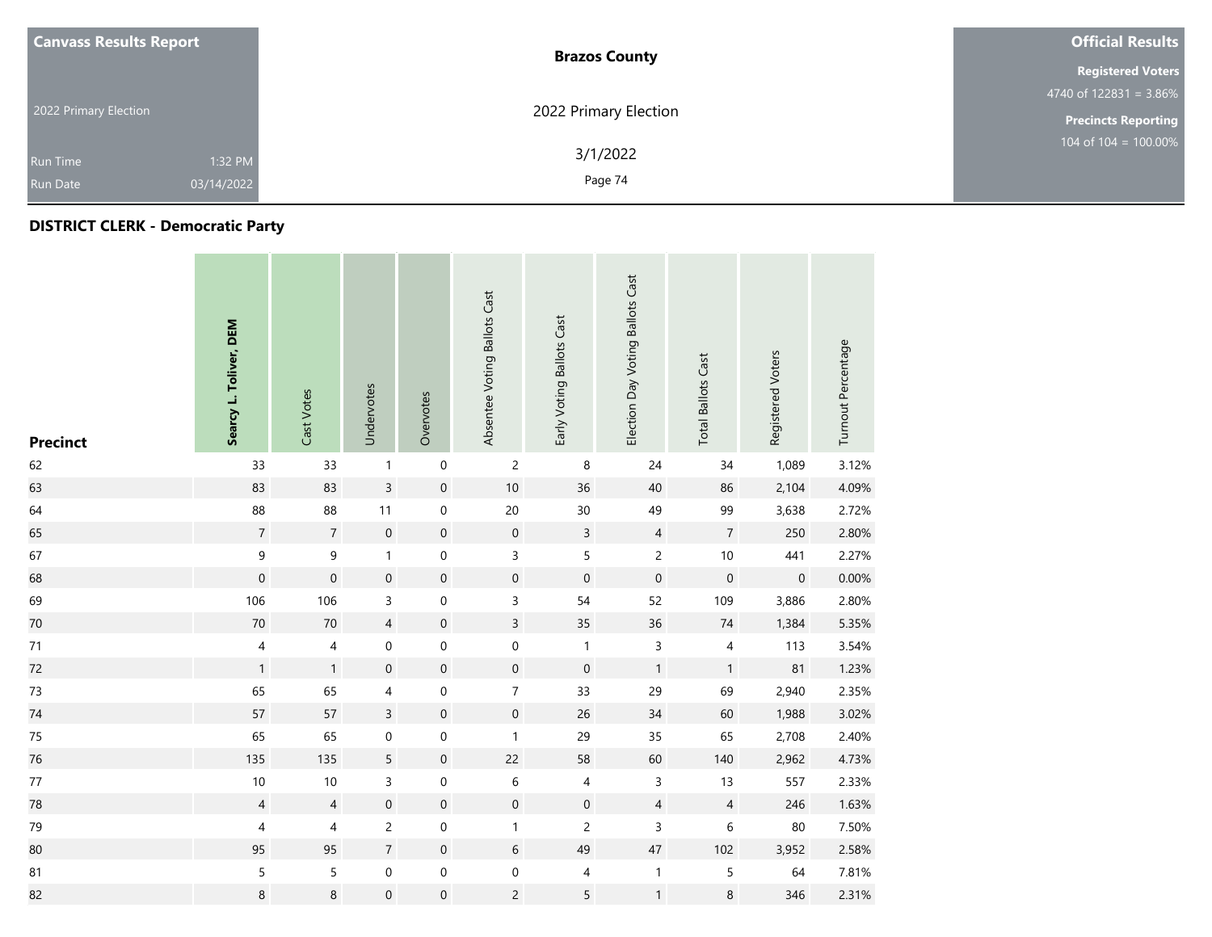**Canvass Results Report**

2022 Primary Election

Run Time 1:32 PM
Run Date 03/14/2022

**Brazos County**

2022 Primary Election

3/1/2022

**Official Results**

**Registered Voters**
4740 of 122831 = 3.86%

**Precincts Reporting**
104 of 104 = 100.00%

## DISTRICT CLERK - Democratic Party

| Precinct | Searcy L. Toliver, DEM | Cast Votes | Undervotes | Overvotes | Absentee Voting Ballots Cast | Early Voting Ballots Cast | Election Day Voting Ballots Cast | Total Ballots Cast | Registered Voters | Turnout Percentage |
|---|---|---|---|---|---|---|---|---|---|---|
| 62 | 33 | 33 | 1 | 0 | 2 | 8 | 24 | 34 | 1,089 | 3.12% |
| 63 | 83 | 83 | 3 | 0 | 10 | 36 | 40 | 86 | 2,104 | 4.09% |
| 64 | 88 | 88 | 11 | 0 | 20 | 30 | 49 | 99 | 3,638 | 2.72% |
| 65 | 7 | 7 | 0 | 0 | 0 | 3 | 4 | 7 | 250 | 2.80% |
| 67 | 9 | 9 | 1 | 0 | 3 | 5 | 2 | 10 | 441 | 2.27% |
| 68 | 0 | 0 | 0 | 0 | 0 | 0 | 0 | 0 | 0 | 0.00% |
| 69 | 106 | 106 | 3 | 0 | 3 | 54 | 52 | 109 | 3,886 | 2.80% |
| 70 | 70 | 70 | 4 | 0 | 3 | 35 | 36 | 74 | 1,384 | 5.35% |
| 71 | 4 | 4 | 0 | 0 | 0 | 1 | 3 | 4 | 113 | 3.54% |
| 72 | 1 | 1 | 0 | 0 | 0 | 0 | 1 | 1 | 81 | 1.23% |
| 73 | 65 | 65 | 4 | 0 | 7 | 33 | 29 | 69 | 2,940 | 2.35% |
| 74 | 57 | 57 | 3 | 0 | 0 | 26 | 34 | 60 | 1,988 | 3.02% |
| 75 | 65 | 65 | 0 | 0 | 1 | 29 | 35 | 65 | 2,708 | 2.40% |
| 76 | 135 | 135 | 5 | 0 | 22 | 58 | 60 | 140 | 2,962 | 4.73% |
| 77 | 10 | 10 | 3 | 0 | 6 | 4 | 3 | 13 | 557 | 2.33% |
| 78 | 4 | 4 | 0 | 0 | 0 | 0 | 4 | 4 | 246 | 1.63% |
| 79 | 4 | 4 | 2 | 0 | 1 | 2 | 3 | 6 | 80 | 7.50% |
| 80 | 95 | 95 | 7 | 0 | 6 | 49 | 47 | 102 | 3,952 | 2.58% |
| 81 | 5 | 5 | 0 | 0 | 0 | 4 | 1 | 5 | 64 | 7.81% |
| 82 | 8 | 8 | 0 | 0 | 2 | 5 | 1 | 8 | 346 | 2.31% |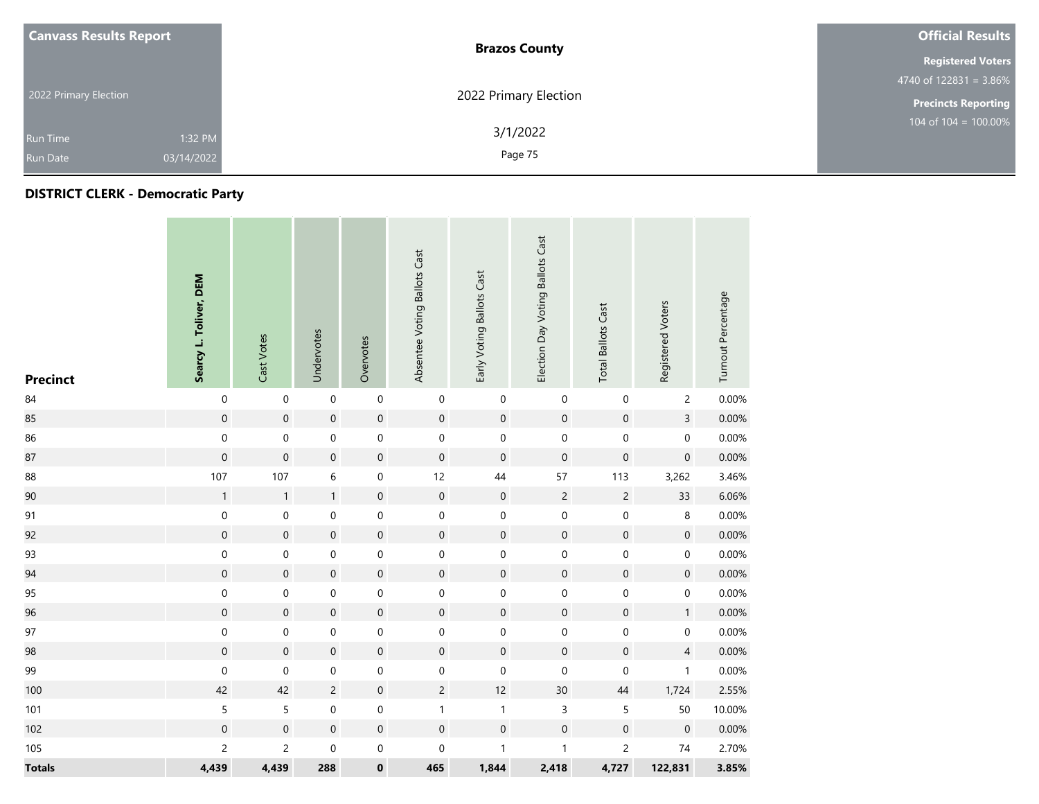Canvass Results Report

2022 Primary Election

Run Time 1:32 PM
Run Date 03/14/2022

**Brazos County**

2022 Primary Election

3/1/2022

**Official Results**

**Registered Voters**
4740 of 122831 = 3.86%

**Precincts Reporting**
104 of 104 = 100.00%

## DISTRICT CLERK - Democratic Party

| Precinct | Searcy L. Toliver, DEM | Cast Votes | Undervotes | Overvotes | Absentee Voting Ballots Cast | Early Voting Ballots Cast | Election Day Voting Ballots Cast | Total Ballots Cast | Registered Voters | Turnout Percentage |
|---|---|---|---|---|---|---|---|---|---|---|
| 84 | 0 | 0 | 0 | 0 | 0 | 0 | 0 | 0 | 2 | 0.00% |
| 85 | 0 | 0 | 0 | 0 | 0 | 0 | 0 | 0 | 3 | 0.00% |
| 86 | 0 | 0 | 0 | 0 | 0 | 0 | 0 | 0 | 0 | 0.00% |
| 87 | 0 | 0 | 0 | 0 | 0 | 0 | 0 | 0 | 0 | 0.00% |
| 88 | 107 | 107 | 6 | 0 | 12 | 44 | 57 | 113 | 3,262 | 3.46% |
| 90 | 1 | 1 | 1 | 0 | 0 | 0 | 2 | 2 | 33 | 6.06% |
| 91 | 0 | 0 | 0 | 0 | 0 | 0 | 0 | 0 | 8 | 0.00% |
| 92 | 0 | 0 | 0 | 0 | 0 | 0 | 0 | 0 | 0 | 0.00% |
| 93 | 0 | 0 | 0 | 0 | 0 | 0 | 0 | 0 | 0 | 0.00% |
| 94 | 0 | 0 | 0 | 0 | 0 | 0 | 0 | 0 | 0 | 0.00% |
| 95 | 0 | 0 | 0 | 0 | 0 | 0 | 0 | 0 | 0 | 0.00% |
| 96 | 0 | 0 | 0 | 0 | 0 | 0 | 0 | 0 | 1 | 0.00% |
| 97 | 0 | 0 | 0 | 0 | 0 | 0 | 0 | 0 | 0 | 0.00% |
| 98 | 0 | 0 | 0 | 0 | 0 | 0 | 0 | 0 | 4 | 0.00% |
| 99 | 0 | 0 | 0 | 0 | 0 | 0 | 0 | 0 | 1 | 0.00% |
| 100 | 42 | 42 | 2 | 0 | 2 | 12 | 30 | 44 | 1,724 | 2.55% |
| 101 | 5 | 5 | 0 | 0 | 1 | 1 | 3 | 5 | 50 | 10.00% |
| 102 | 0 | 0 | 0 | 0 | 0 | 0 | 0 | 0 | 0 | 0.00% |
| 105 | 2 | 2 | 0 | 0 | 0 | 1 | 1 | 2 | 74 | 2.70% |
| **Totals** | **4,439** | **4,439** | **288** | **0** | **465** | **1,844** | **2,418** | **4,727** | **122,831** | **3.85%** |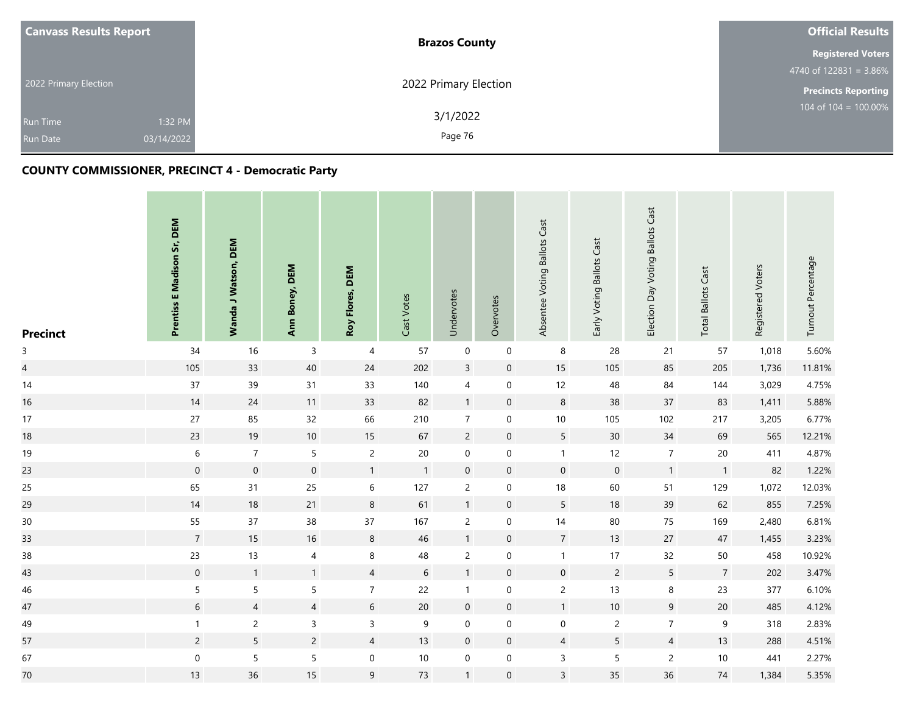## COUNTY COMMISSIONER, PRECINCT 4 - Democratic Party

| Precinct | Prentiss E Madison Sr, DEM | Wanda J Watson, DEM | Ann Boney, DEM | Roy Flores, DEM | Cast Votes | Undervotes | Overvotes | Absentee Voting Ballots Cast | Early Voting Ballots Cast | Election Day Voting Ballots Cast | Total Ballots Cast | Registered Voters | Turnout Percentage |
|---|---|---|---|---|---|---|---|---|---|---|---|---|---|
| 3 | 34 | 16 | 3 | 4 | 57 | 0 | 0 | 8 | 28 | 21 | 57 | 1,018 | 5.60% |
| 4 | 105 | 33 | 40 | 24 | 202 | 3 | 0 | 15 | 105 | 85 | 205 | 1,736 | 11.81% |
| 14 | 37 | 39 | 31 | 33 | 140 | 4 | 0 | 12 | 48 | 84 | 144 | 3,029 | 4.75% |
| 16 | 14 | 24 | 11 | 33 | 82 | 1 | 0 | 8 | 38 | 37 | 83 | 1,411 | 5.88% |
| 17 | 27 | 85 | 32 | 66 | 210 | 7 | 0 | 10 | 105 | 102 | 217 | 3,205 | 6.77% |
| 18 | 23 | 19 | 10 | 15 | 67 | 2 | 0 | 5 | 30 | 34 | 69 | 565 | 12.21% |
| 19 | 6 | 7 | 5 | 2 | 20 | 0 | 0 | 1 | 12 | 7 | 20 | 411 | 4.87% |
| 23 | 0 | 0 | 0 | 1 | 1 | 0 | 0 | 0 | 0 | 1 | 1 | 82 | 1.22% |
| 25 | 65 | 31 | 25 | 6 | 127 | 2 | 0 | 18 | 60 | 51 | 129 | 1,072 | 12.03% |
| 29 | 14 | 18 | 21 | 8 | 61 | 1 | 0 | 5 | 18 | 39 | 62 | 855 | 7.25% |
| 30 | 55 | 37 | 38 | 37 | 167 | 2 | 0 | 14 | 80 | 75 | 169 | 2,480 | 6.81% |
| 33 | 7 | 15 | 16 | 8 | 46 | 1 | 0 | 7 | 13 | 27 | 47 | 1,455 | 3.23% |
| 38 | 23 | 13 | 4 | 8 | 48 | 2 | 0 | 1 | 17 | 32 | 50 | 458 | 10.92% |
| 43 | 0 | 1 | 1 | 4 | 6 | 1 | 0 | 0 | 2 | 5 | 7 | 202 | 3.47% |
| 46 | 5 | 5 | 5 | 7 | 22 | 1 | 0 | 2 | 13 | 8 | 23 | 377 | 6.10% |
| 47 | 6 | 4 | 4 | 6 | 20 | 0 | 0 | 1 | 10 | 9 | 20 | 485 | 4.12% |
| 49 | 1 | 2 | 3 | 3 | 9 | 0 | 0 | 0 | 2 | 7 | 9 | 318 | 2.83% |
| 57 | 2 | 5 | 2 | 4 | 13 | 0 | 0 | 4 | 5 | 4 | 13 | 288 | 4.51% |
| 67 | 0 | 5 | 5 | 0 | 10 | 0 | 0 | 3 | 5 | 2 | 10 | 441 | 2.27% |
| 70 | 13 | 36 | 15 | 9 | 73 | 1 | 0 | 3 | 35 | 36 | 74 | 1,384 | 5.35% |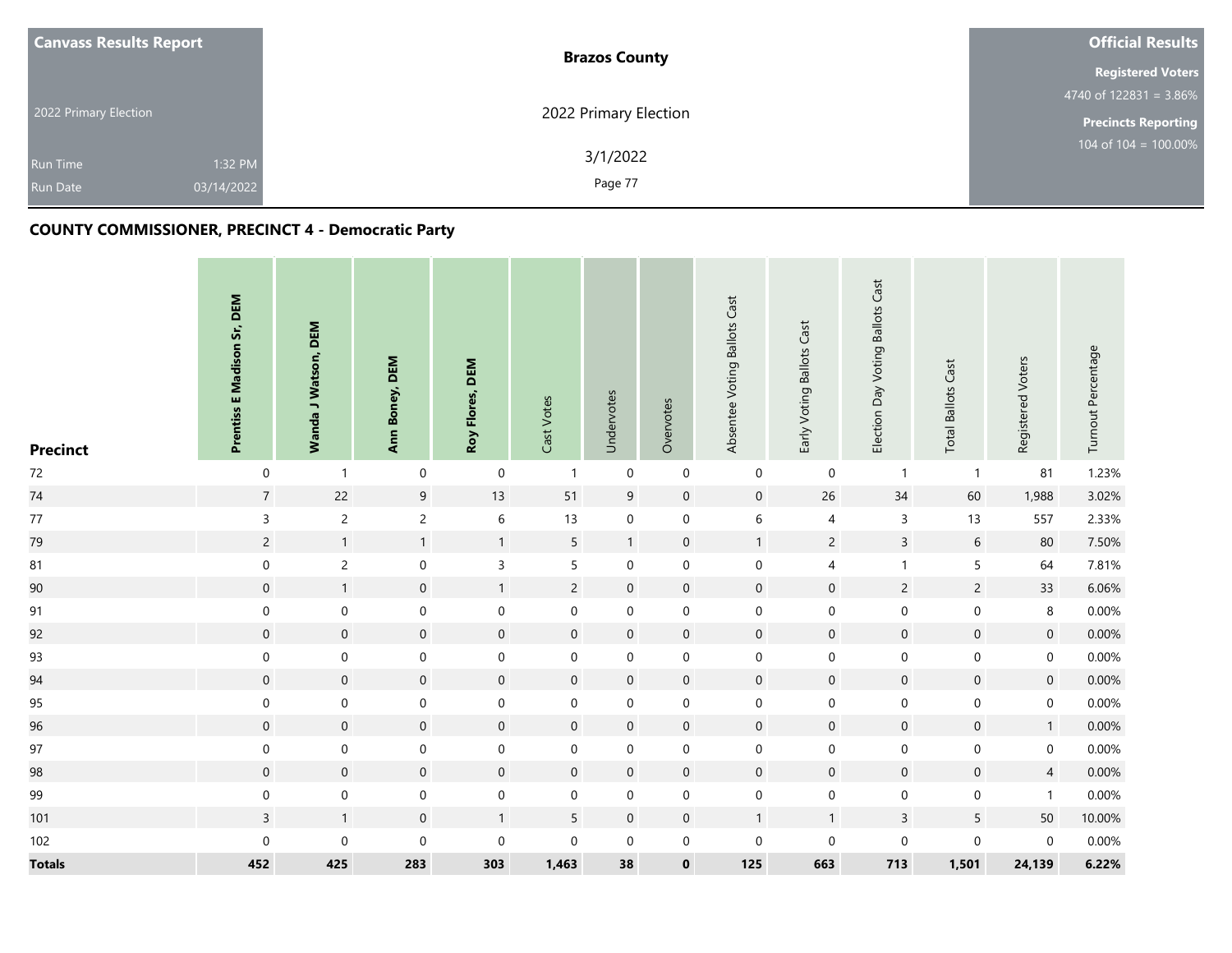| Canvass Results Report | Brazos County | Official Results |
|---|---|---|
| 2022 Primary Election | 2022 Primary Election | Registered Voters 4740 of 122831 = 3.86% |
| Run Time 1:32 PM | 3/1/2022 | Precincts Reporting 104 of 104 = 100.00% |
| Run Date 03/14/2022 | | |

## COUNTY COMMISSIONER, PRECINCT 4 - Democratic Party

| Precinct | Prentiss E Madison Sr, DEM | Wanda J Watson, DEM | Ann Boney, DEM | Roy Flores, DEM | Cast Votes | Undervotes | Overvotes | Absentee Voting Ballots Cast | Early Voting Ballots Cast | Election Day Voting Ballots Cast | Total Ballots Cast | Registered Voters | Turnout Percentage |
|---|---|---|---|---|---|---|---|---|---|---|---|---|---|
| 72 | 0 | 1 | 0 | 0 | 1 | 0 | 0 | 0 | 0 | 1 | 1 | 81 | 1.23% |
| 74 | 7 | 22 | 9 | 13 | 51 | 9 | 0 | 0 | 26 | 34 | 60 | 1,988 | 3.02% |
| 77 | 3 | 2 | 2 | 6 | 13 | 0 | 0 | 6 | 4 | 3 | 13 | 557 | 2.33% |
| 79 | 2 | 1 | 1 | 1 | 5 | 1 | 0 | 1 | 2 | 3 | 6 | 80 | 7.50% |
| 81 | 0 | 2 | 0 | 3 | 5 | 0 | 0 | 0 | 4 | 1 | 5 | 64 | 7.81% |
| 90 | 0 | 1 | 0 | 1 | 2 | 0 | 0 | 0 | 0 | 2 | 2 | 33 | 6.06% |
| 91 | 0 | 0 | 0 | 0 | 0 | 0 | 0 | 0 | 0 | 0 | 0 | 8 | 0.00% |
| 92 | 0 | 0 | 0 | 0 | 0 | 0 | 0 | 0 | 0 | 0 | 0 | 0 | 0.00% |
| 93 | 0 | 0 | 0 | 0 | 0 | 0 | 0 | 0 | 0 | 0 | 0 | 0 | 0.00% |
| 94 | 0 | 0 | 0 | 0 | 0 | 0 | 0 | 0 | 0 | 0 | 0 | 0 | 0.00% |
| 95 | 0 | 0 | 0 | 0 | 0 | 0 | 0 | 0 | 0 | 0 | 0 | 0 | 0.00% |
| 96 | 0 | 0 | 0 | 0 | 0 | 0 | 0 | 0 | 0 | 0 | 0 | 1 | 0.00% |
| 97 | 0 | 0 | 0 | 0 | 0 | 0 | 0 | 0 | 0 | 0 | 0 | 0 | 0.00% |
| 98 | 0 | 0 | 0 | 0 | 0 | 0 | 0 | 0 | 0 | 0 | 0 | 4 | 0.00% |
| 99 | 0 | 0 | 0 | 0 | 0 | 0 | 0 | 0 | 0 | 0 | 0 | 1 | 0.00% |
| 101 | 3 | 1 | 0 | 1 | 5 | 0 | 0 | 1 | 1 | 3 | 5 | 50 | 10.00% |
| 102 | 0 | 0 | 0 | 0 | 0 | 0 | 0 | 0 | 0 | 0 | 0 | 0 | 0.00% |
| **Totals** | **452** | **425** | **283** | **303** | **1,463** | **38** | **0** | **125** | **663** | **713** | **1,501** | **24,139** | **6.22%** |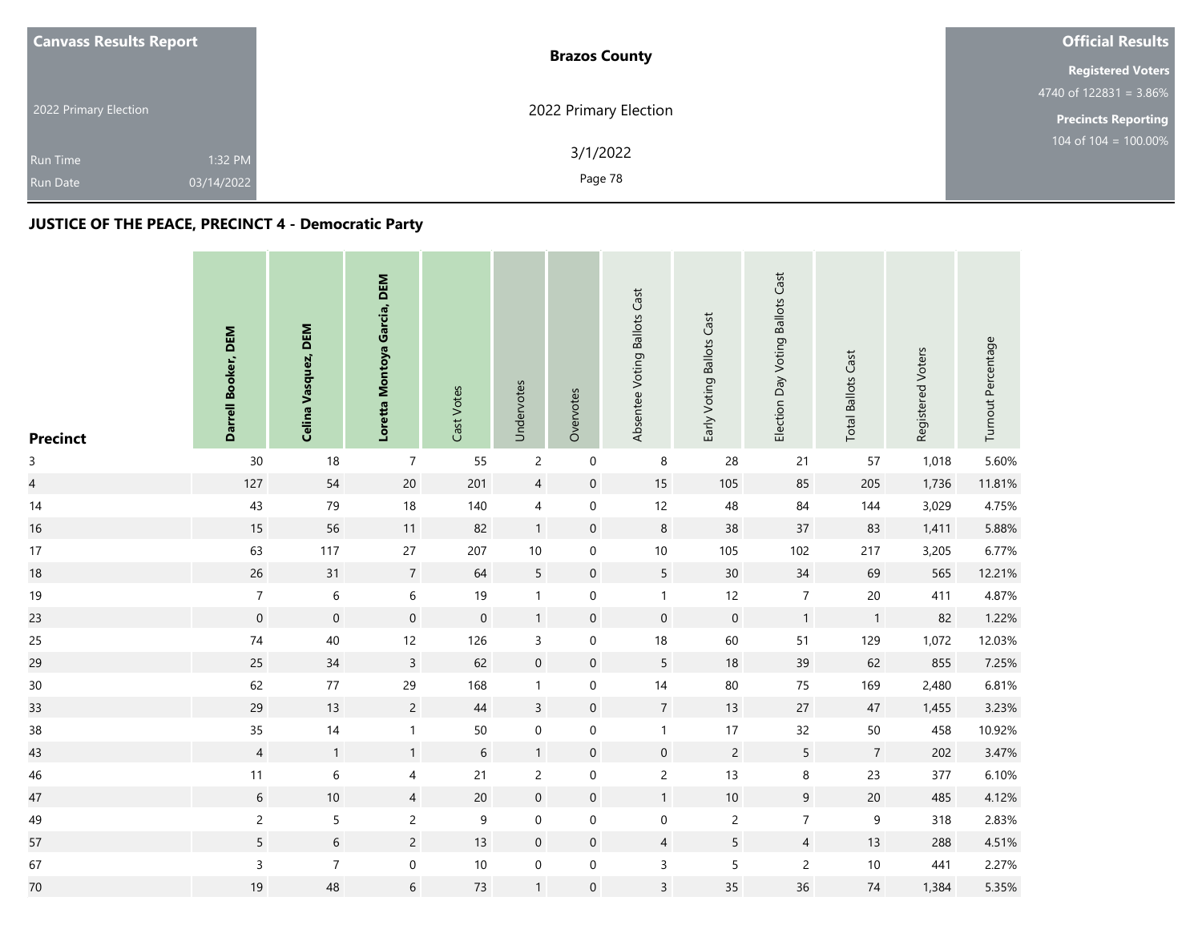## JUSTICE OF THE PEACE, PRECINCT 4 - Democratic Party

| Precinct | Darrell Booker, DEM | Celina Vasquez, DEM | Loretta Montoya Garcia, DEM | Cast Votes | Undervotes | Overvotes | Absentee Voting Ballots Cast | Early Voting Ballots Cast | Election Day Voting Ballots Cast | Total Ballots Cast | Registered Voters | Turnout Percentage |
|---|---|---|---|---|---|---|---|---|---|---|---|---|
| 3 | 30 | 18 | 7 | 55 | 2 | 0 | 8 | 28 | 21 | 57 | 1,018 | 5.60% |
| 4 | 127 | 54 | 20 | 201 | 4 | 0 | 15 | 105 | 85 | 205 | 1,736 | 11.81% |
| 14 | 43 | 79 | 18 | 140 | 4 | 0 | 12 | 48 | 84 | 144 | 3,029 | 4.75% |
| 16 | 15 | 56 | 11 | 82 | 1 | 0 | 8 | 38 | 37 | 83 | 1,411 | 5.88% |
| 17 | 63 | 117 | 27 | 207 | 10 | 0 | 10 | 105 | 102 | 217 | 3,205 | 6.77% |
| 18 | 26 | 31 | 7 | 64 | 5 | 0 | 5 | 30 | 34 | 69 | 565 | 12.21% |
| 19 | 7 | 6 | 6 | 19 | 1 | 0 | 1 | 12 | 7 | 20 | 411 | 4.87% |
| 23 | 0 | 0 | 0 | 0 | 1 | 0 | 0 | 0 | 1 | 1 | 82 | 1.22% |
| 25 | 74 | 40 | 12 | 126 | 3 | 0 | 18 | 60 | 51 | 129 | 1,072 | 12.03% |
| 29 | 25 | 34 | 3 | 62 | 0 | 0 | 5 | 18 | 39 | 62 | 855 | 7.25% |
| 30 | 62 | 77 | 29 | 168 | 1 | 0 | 14 | 80 | 75 | 169 | 2,480 | 6.81% |
| 33 | 29 | 13 | 2 | 44 | 3 | 0 | 7 | 13 | 27 | 47 | 1,455 | 3.23% |
| 38 | 35 | 14 | 1 | 50 | 0 | 0 | 1 | 17 | 32 | 50 | 458 | 10.92% |
| 43 | 4 | 1 | 1 | 6 | 1 | 0 | 0 | 2 | 5 | 7 | 202 | 3.47% |
| 46 | 11 | 6 | 4 | 21 | 2 | 0 | 2 | 13 | 8 | 23 | 377 | 6.10% |
| 47 | 6 | 10 | 4 | 20 | 0 | 0 | 1 | 10 | 9 | 20 | 485 | 4.12% |
| 49 | 2 | 5 | 2 | 9 | 0 | 0 | 0 | 2 | 7 | 9 | 318 | 2.83% |
| 57 | 5 | 6 | 2 | 13 | 0 | 0 | 4 | 5 | 4 | 13 | 288 | 4.51% |
| 67 | 3 | 7 | 0 | 10 | 0 | 0 | 3 | 5 | 2 | 10 | 441 | 2.27% |
| 70 | 19 | 48 | 6 | 73 | 1 | 0 | 3 | 35 | 36 | 74 | 1,384 | 5.35% |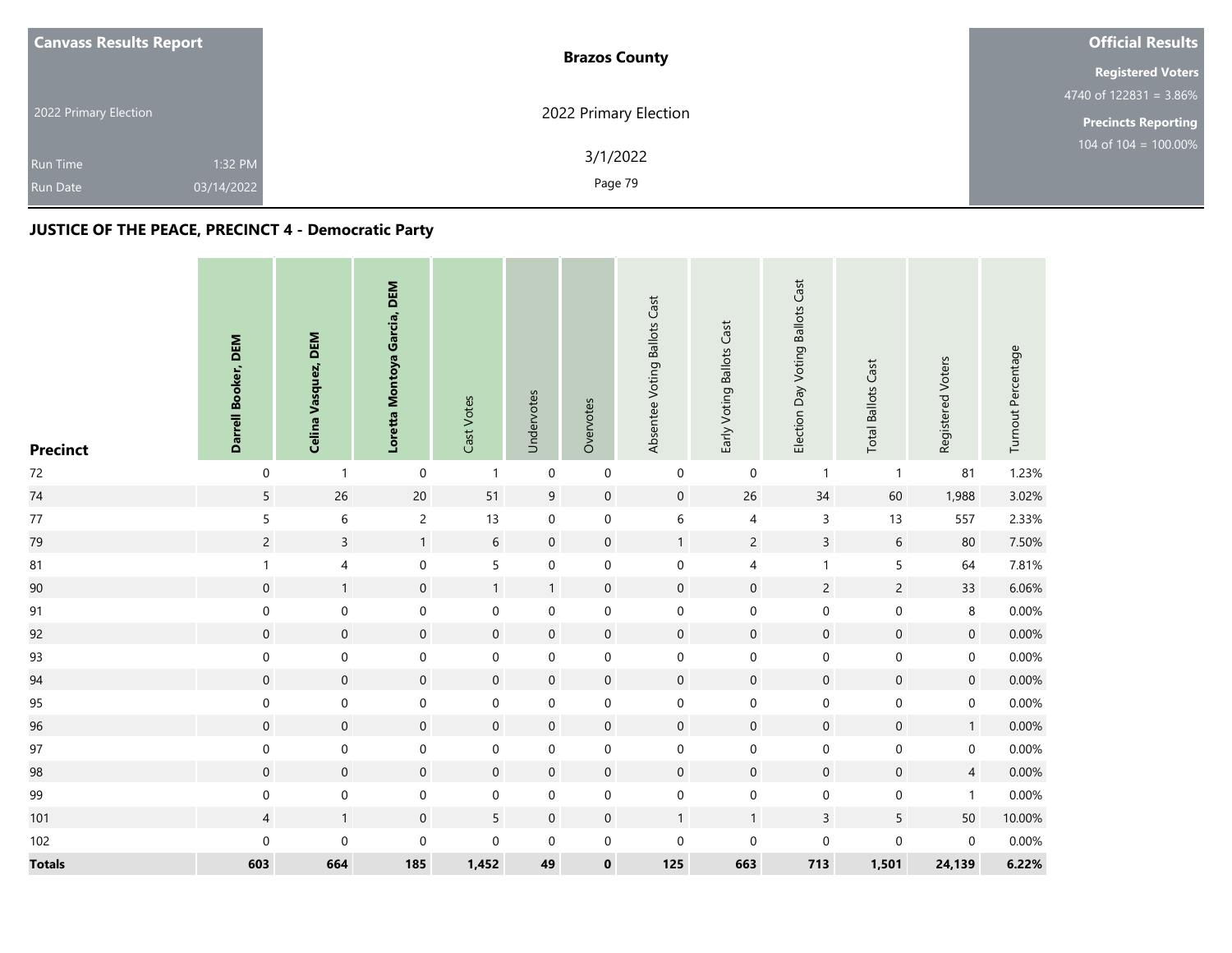| Canvass Results Report | Brazos County | Official Results |
|---|---|---|
| 2022 Primary Election | 2022 Primary Election | Registered Voters 4740 of 122831 = 3.86% |
| Run Time 1:32 PM | 3/1/2022 | Precincts Reporting 104 of 104 = 100.00% |
| Run Date 03/14/2022 | | |

## JUSTICE OF THE PEACE, PRECINCT 4 - Democratic Party

| Precinct | Darrell Booker, DEM | Celina Vasquez, DEM | Loretta Montoya Garcia, DEM | Cast Votes | Undervotes | Overvotes | Absentee Voting Ballots Cast | Early Voting Ballots Cast | Election Day Voting Ballots Cast | Total Ballots Cast | Registered Voters | Turnout Percentage |
|---|---|---|---|---|---|---|---|---|---|---|---|---|
| 72 | 0 | 1 | 0 | 1 | 0 | 0 | 0 | 0 | 1 | 1 | 81 | 1.23% |
| 74 | 5 | 26 | 20 | 51 | 9 | 0 | 0 | 26 | 34 | 60 | 1,988 | 3.02% |
| 77 | 5 | 6 | 2 | 13 | 0 | 0 | 6 | 4 | 3 | 13 | 557 | 2.33% |
| 79 | 2 | 3 | 1 | 6 | 0 | 0 | 1 | 2 | 3 | 6 | 80 | 7.50% |
| 81 | 1 | 4 | 0 | 5 | 0 | 0 | 0 | 4 | 1 | 5 | 64 | 7.81% |
| 90 | 0 | 1 | 0 | 1 | 1 | 0 | 0 | 0 | 2 | 2 | 33 | 6.06% |
| 91 | 0 | 0 | 0 | 0 | 0 | 0 | 0 | 0 | 0 | 0 | 8 | 0.00% |
| 92 | 0 | 0 | 0 | 0 | 0 | 0 | 0 | 0 | 0 | 0 | 0 | 0.00% |
| 93 | 0 | 0 | 0 | 0 | 0 | 0 | 0 | 0 | 0 | 0 | 0 | 0.00% |
| 94 | 0 | 0 | 0 | 0 | 0 | 0 | 0 | 0 | 0 | 0 | 0 | 0.00% |
| 95 | 0 | 0 | 0 | 0 | 0 | 0 | 0 | 0 | 0 | 0 | 0 | 0.00% |
| 96 | 0 | 0 | 0 | 0 | 0 | 0 | 0 | 0 | 0 | 0 | 1 | 0.00% |
| 97 | 0 | 0 | 0 | 0 | 0 | 0 | 0 | 0 | 0 | 0 | 0 | 0.00% |
| 98 | 0 | 0 | 0 | 0 | 0 | 0 | 0 | 0 | 0 | 0 | 4 | 0.00% |
| 99 | 0 | 0 | 0 | 0 | 0 | 0 | 0 | 0 | 0 | 0 | 1 | 0.00% |
| 101 | 4 | 1 | 0 | 5 | 0 | 0 | 1 | 1 | 3 | 5 | 50 | 10.00% |
| 102 | 0 | 0 | 0 | 0 | 0 | 0 | 0 | 0 | 0 | 0 | 0 | 0.00% |
| **Totals** | **603** | **664** | **185** | **1,452** | **49** | **0** | **125** | **663** | **713** | **1,501** | **24,139** | **6.22%** |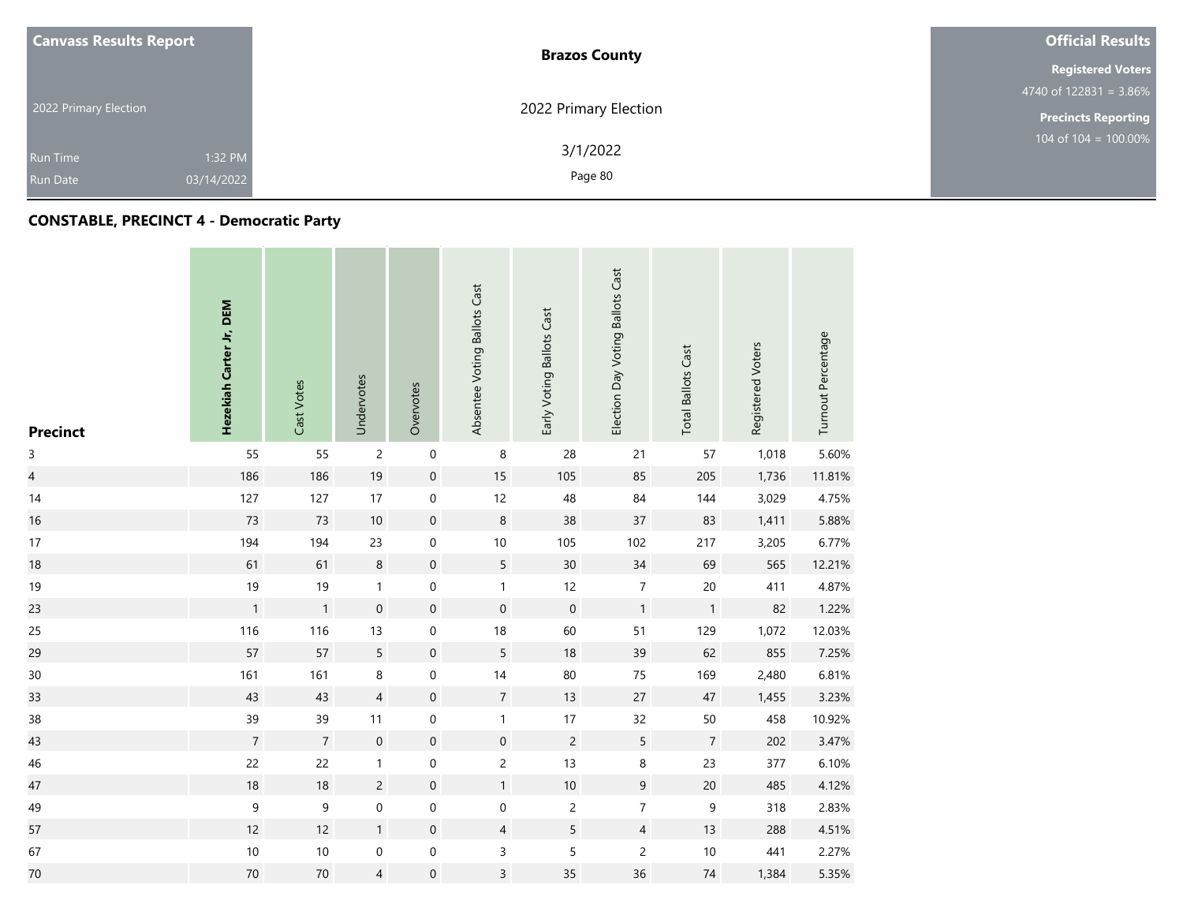**Canvass Results Report**

2022 Primary Election

Run Time 1:32 PM
Run Date 03/14/2022

**Brazos County**

2022 Primary Election

3/1/2022

**Official Results**

**Registered Voters**
4740 of 122831 = 3.86%

**Precincts Reporting**
104 of 104 = 100.00%

## CONSTABLE, PRECINCT 4 - Democratic Party

| Precinct | **Hezekiah Carter Jr, DEM** | Cast Votes | Undervotes | Overvotes | Absentee Voting Ballots Cast | Early Voting Ballots Cast | Election Day Voting Ballots Cast | Total Ballots Cast | Registered Voters | Turnout Percentage |
|---|---|---|---|---|---|---|---|---|---|---|
| 3 | 55 | 55 | 2 | 0 | 8 | 28 | 21 | 57 | 1,018 | 5.60% |
| 4 | 186 | 186 | 19 | 0 | 15 | 105 | 85 | 205 | 1,736 | 11.81% |
| 14 | 127 | 127 | 17 | 0 | 12 | 48 | 84 | 144 | 3,029 | 4.75% |
| 16 | 73 | 73 | 10 | 0 | 8 | 38 | 37 | 83 | 1,411 | 5.88% |
| 17 | 194 | 194 | 23 | 0 | 10 | 105 | 102 | 217 | 3,205 | 6.77% |
| 18 | 61 | 61 | 8 | 0 | 5 | 30 | 34 | 69 | 565 | 12.21% |
| 19 | 19 | 19 | 1 | 0 | 1 | 12 | 7 | 20 | 411 | 4.87% |
| 23 | 1 | 1 | 0 | 0 | 0 | 0 | 1 | 1 | 82 | 1.22% |
| 25 | 116 | 116 | 13 | 0 | 18 | 60 | 51 | 129 | 1,072 | 12.03% |
| 29 | 57 | 57 | 5 | 0 | 5 | 18 | 39 | 62 | 855 | 7.25% |
| 30 | 161 | 161 | 8 | 0 | 14 | 80 | 75 | 169 | 2,480 | 6.81% |
| 33 | 43 | 43 | 4 | 0 | 7 | 13 | 27 | 47 | 1,455 | 3.23% |
| 38 | 39 | 39 | 11 | 0 | 1 | 17 | 32 | 50 | 458 | 10.92% |
| 43 | 7 | 7 | 0 | 0 | 0 | 2 | 5 | 7 | 202 | 3.47% |
| 46 | 22 | 22 | 1 | 0 | 2 | 13 | 8 | 23 | 377 | 6.10% |
| 47 | 18 | 18 | 2 | 0 | 1 | 10 | 9 | 20 | 485 | 4.12% |
| 49 | 9 | 9 | 0 | 0 | 0 | 2 | 7 | 9 | 318 | 2.83% |
| 57 | 12 | 12 | 1 | 0 | 4 | 5 | 4 | 13 | 288 | 4.51% |
| 67 | 10 | 10 | 0 | 0 | 3 | 5 | 2 | 10 | 441 | 2.27% |
| 70 | 70 | 70 | 4 | 0 | 3 | 35 | 36 | 74 | 1,384 | 5.35% |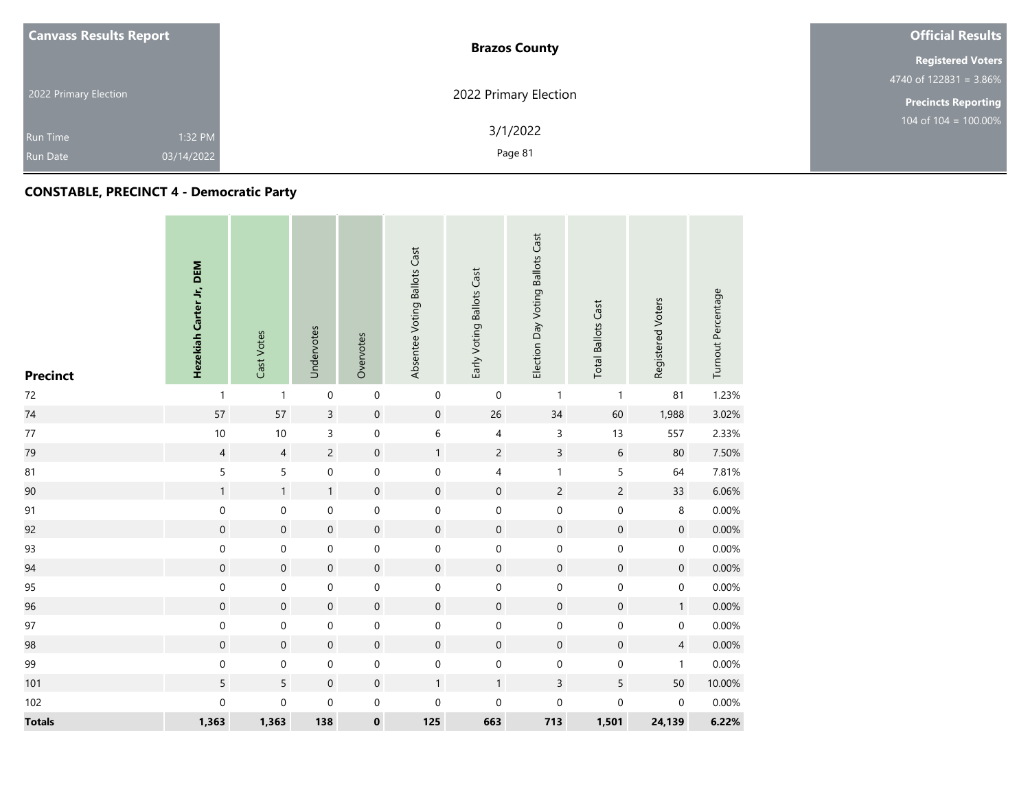| Canvass Results Report | Brazos County | Official Results |
| --- | --- | --- |
| 2022 Primary Election | 2022 Primary Election | Registered Voters 4740 of 122831 = 3.86% |
| Run Time 1:32 PM | 3/1/2022 | Precincts Reporting 104 of 104 = 100.00% |
| Run Date 03/14/2022 | | |

## CONSTABLE, PRECINCT 4 - Democratic Party

| Precinct | Hezekiah Carter Jr, DEM | Cast Votes | Undervotes | Overvotes | Absentee Voting Ballots Cast | Early Voting Ballots Cast | Election Day Voting Ballots Cast | Total Ballots Cast | Registered Voters | Turnout Percentage |
| --- | --- | --- | --- | --- | --- | --- | --- | --- | --- | --- |
| 72 | 1 | 1 | 0 | 0 | 0 | 0 | 1 | 1 | 81 | 1.23% |
| 74 | 57 | 57 | 3 | 0 | 0 | 26 | 34 | 60 | 1,988 | 3.02% |
| 77 | 10 | 10 | 3 | 0 | 6 | 4 | 3 | 13 | 557 | 2.33% |
| 79 | 4 | 4 | 2 | 0 | 1 | 2 | 3 | 6 | 80 | 7.50% |
| 81 | 5 | 5 | 0 | 0 | 0 | 4 | 1 | 5 | 64 | 7.81% |
| 90 | 1 | 1 | 1 | 0 | 0 | 0 | 2 | 2 | 33 | 6.06% |
| 91 | 0 | 0 | 0 | 0 | 0 | 0 | 0 | 0 | 8 | 0.00% |
| 92 | 0 | 0 | 0 | 0 | 0 | 0 | 0 | 0 | 0 | 0.00% |
| 93 | 0 | 0 | 0 | 0 | 0 | 0 | 0 | 0 | 0 | 0.00% |
| 94 | 0 | 0 | 0 | 0 | 0 | 0 | 0 | 0 | 0 | 0.00% |
| 95 | 0 | 0 | 0 | 0 | 0 | 0 | 0 | 0 | 0 | 0.00% |
| 96 | 0 | 0 | 0 | 0 | 0 | 0 | 0 | 0 | 1 | 0.00% |
| 97 | 0 | 0 | 0 | 0 | 0 | 0 | 0 | 0 | 0 | 0.00% |
| 98 | 0 | 0 | 0 | 0 | 0 | 0 | 0 | 0 | 4 | 0.00% |
| 99 | 0 | 0 | 0 | 0 | 0 | 0 | 0 | 0 | 1 | 0.00% |
| 101 | 5 | 5 | 0 | 0 | 1 | 1 | 3 | 5 | 50 | 10.00% |
| 102 | 0 | 0 | 0 | 0 | 0 | 0 | 0 | 0 | 0 | 0.00% |
| **Totals** | **1,363** | **1,363** | **138** | **0** | **125** | **663** | **713** | **1,501** | **24,139** | **6.22%** |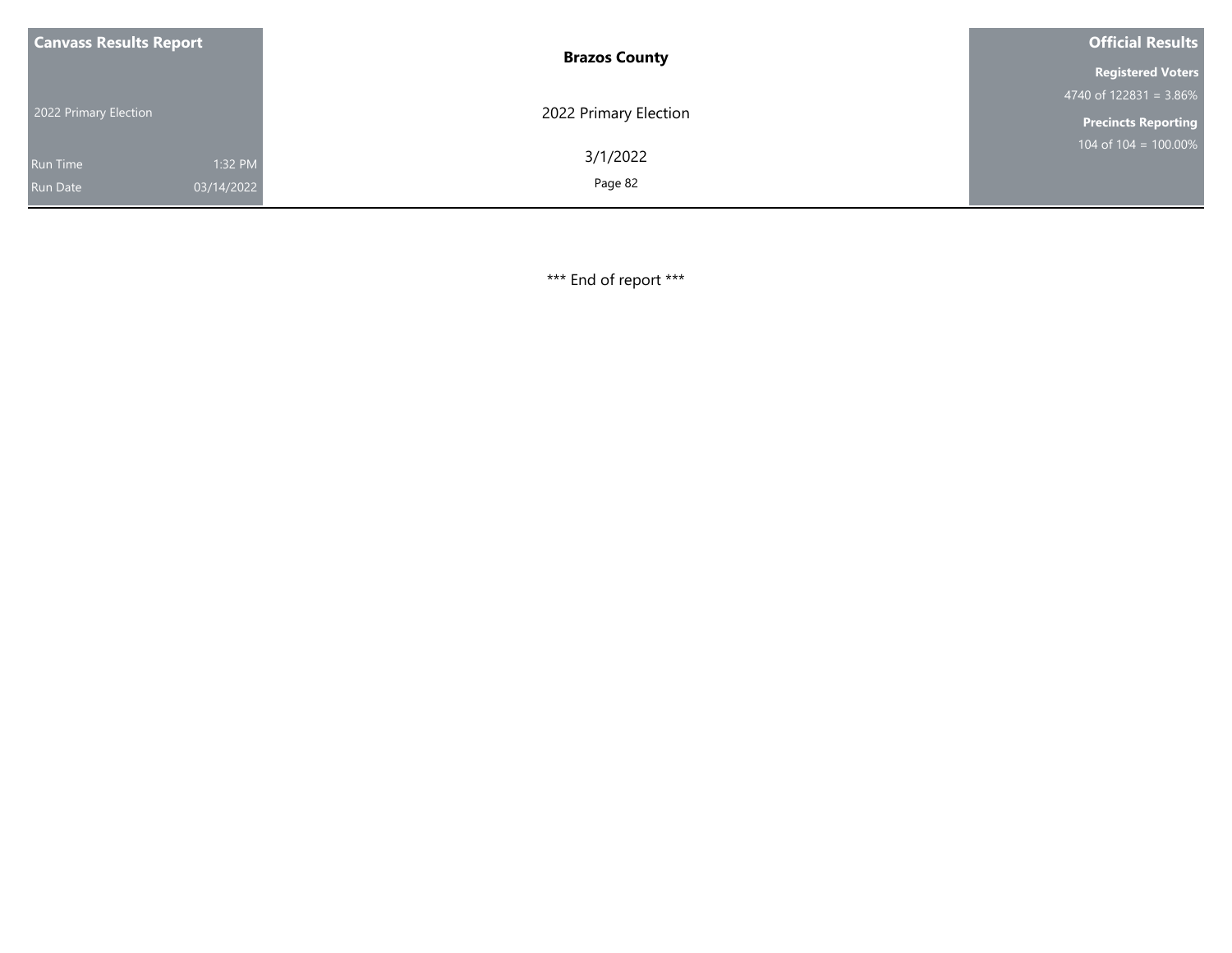*** End of report ***